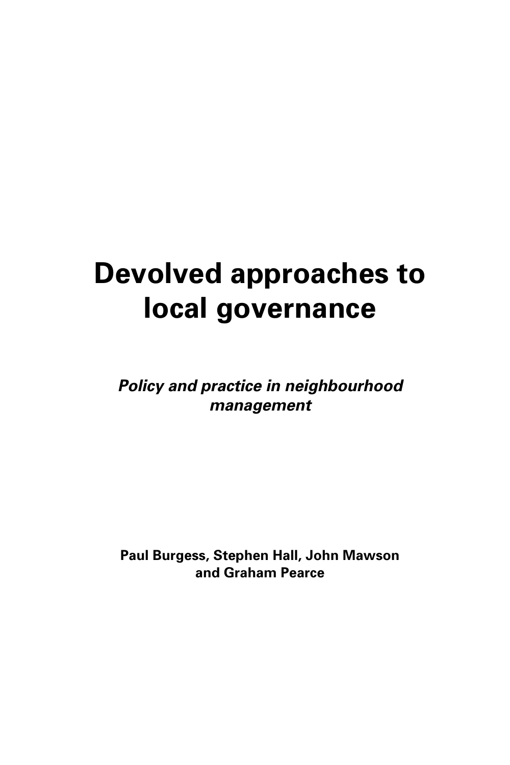# Devolved approaches to local governance

***Policy and practice in neighbourhood management***

**Paul Burgess, Stephen Hall, John Mawson and Graham Pearce**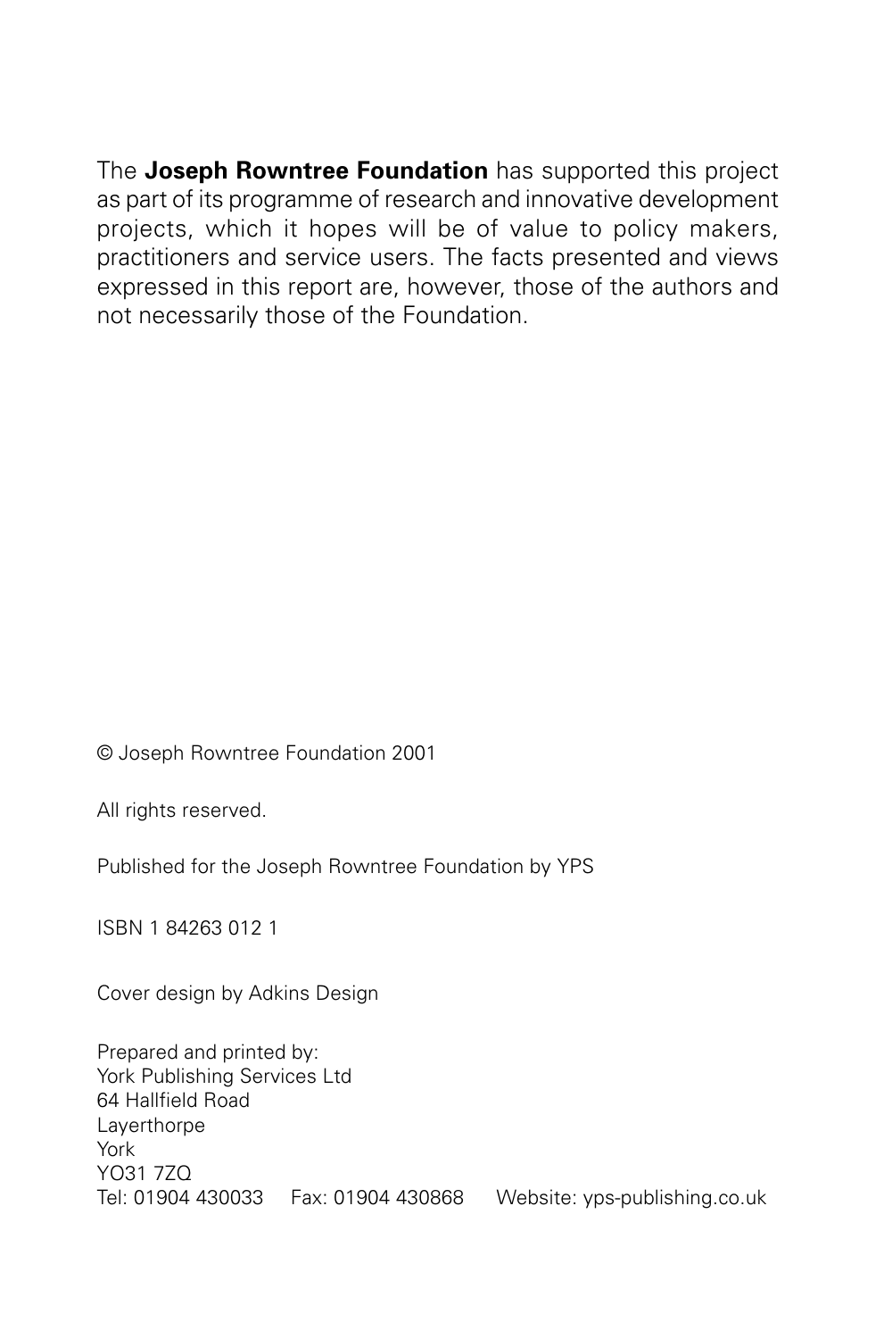The **Joseph Rowntree Foundation** has supported this project as part of its programme of research and innovative development projects, which it hopes will be of value to policy makers, practitioners and service users. The facts presented and views expressed in this report are, however, those of the authors and not necessarily those of the Foundation.

© Joseph Rowntree Foundation 2001

All rights reserved.

Published for the Joseph Rowntree Foundation by YPS

ISBN 1 84263 012 1

Cover design by Adkins Design

Prepared and printed by:
York Publishing Services Ltd
64 Hallfield Road
Layerthorpe
York
YO31 7ZQ
Tel: 01904 430033 Fax: 01904 430868 Website: yps-publishing.co.uk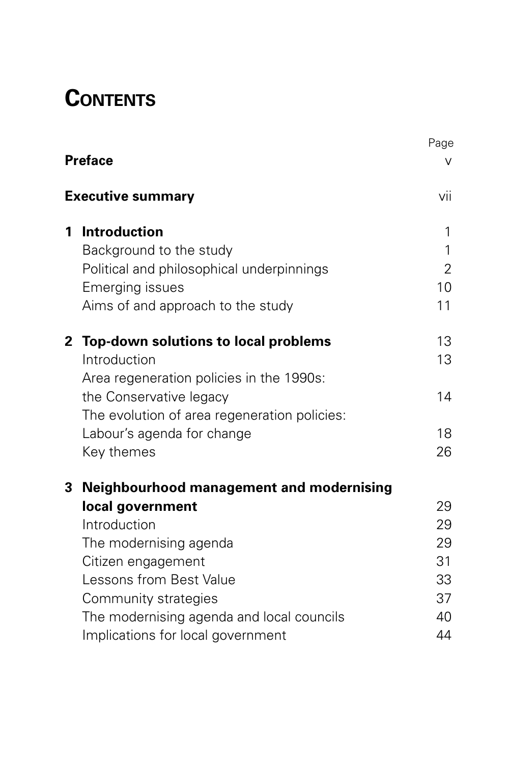# Contents

| | Page |
|---|---|
| **Preface** | v |
| **Executive summary** | vii |
| **1 Introduction** | 1 |
| Background to the study | 1 |
| Political and philosophical underpinnings | 2 |
| Emerging issues | 10 |
| Aims of and approach to the study | 11 |
| **2 Top-down solutions to local problems** | 13 |
| Introduction | 13 |
| Area regeneration policies in the 1990s: the Conservative legacy | 14 |
| The evolution of area regeneration policies: Labour's agenda for change | 18 |
| Key themes | 26 |
| **3 Neighbourhood management and modernising local government** | 29 |
| Introduction | 29 |
| The modernising agenda | 29 |
| Citizen engagement | 31 |
| Lessons from Best Value | 33 |
| Community strategies | 37 |
| The modernising agenda and local councils | 40 |
| Implications for local government | 44 |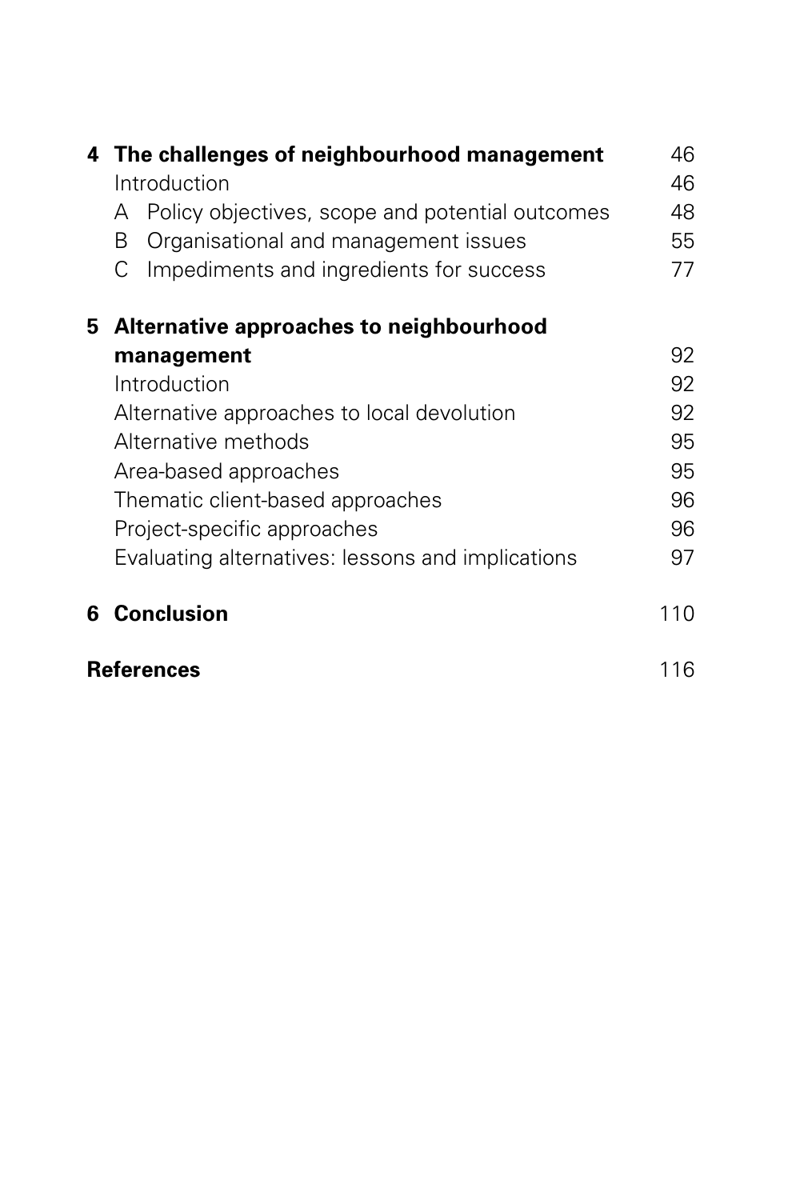| | | |
|---|---|---|
| **4** | **The challenges of neighbourhood management** | 46 |
| | Introduction | 46 |
| | A Policy objectives, scope and potential outcomes | 48 |
| | B Organisational and management issues | 55 |
| | C Impediments and ingredients for success | 77 |
| **5** | **Alternative approaches to neighbourhood management** | 92 |
| | Introduction | 92 |
| | Alternative approaches to local devolution | 92 |
| | Alternative methods | 95 |
| | Area-based approaches | 95 |
| | Thematic client-based approaches | 96 |
| | Project-specific approaches | 96 |
| | Evaluating alternatives: lessons and implications | 97 |
| **6** | **Conclusion** | 110 |
| **References** | | 116 |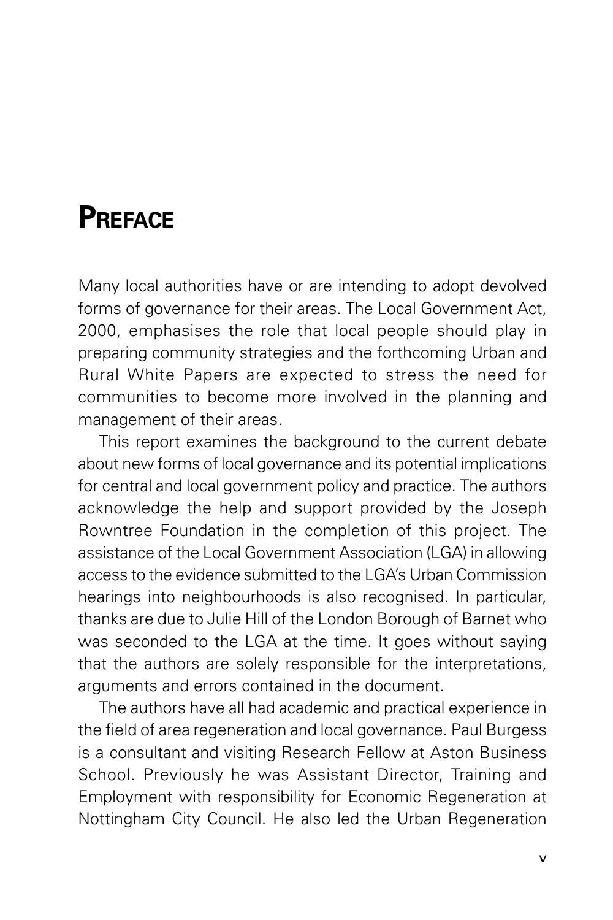# Preface

Many local authorities have or are intending to adopt devolved forms of governance for their areas. The Local Government Act, 2000, emphasises the role that local people should play in preparing community strategies and the forthcoming Urban and Rural White Papers are expected to stress the need for communities to become more involved in the planning and management of their areas.

This report examines the background to the current debate about new forms of local governance and its potential implications for central and local government policy and practice. The authors acknowledge the help and support provided by the Joseph Rowntree Foundation in the completion of this project. The assistance of the Local Government Association (LGA) in allowing access to the evidence submitted to the LGA's Urban Commission hearings into neighbourhoods is also recognised. In particular, thanks are due to Julie Hill of the London Borough of Barnet who was seconded to the LGA at the time. It goes without saying that the authors are solely responsible for the interpretations, arguments and errors contained in the document.

The authors have all had academic and practical experience in the field of area regeneration and local governance. Paul Burgess is a consultant and visiting Research Fellow at Aston Business School. Previously he was Assistant Director, Training and Employment with responsibility for Economic Regeneration at Nottingham City Council. He also led the Urban Regeneration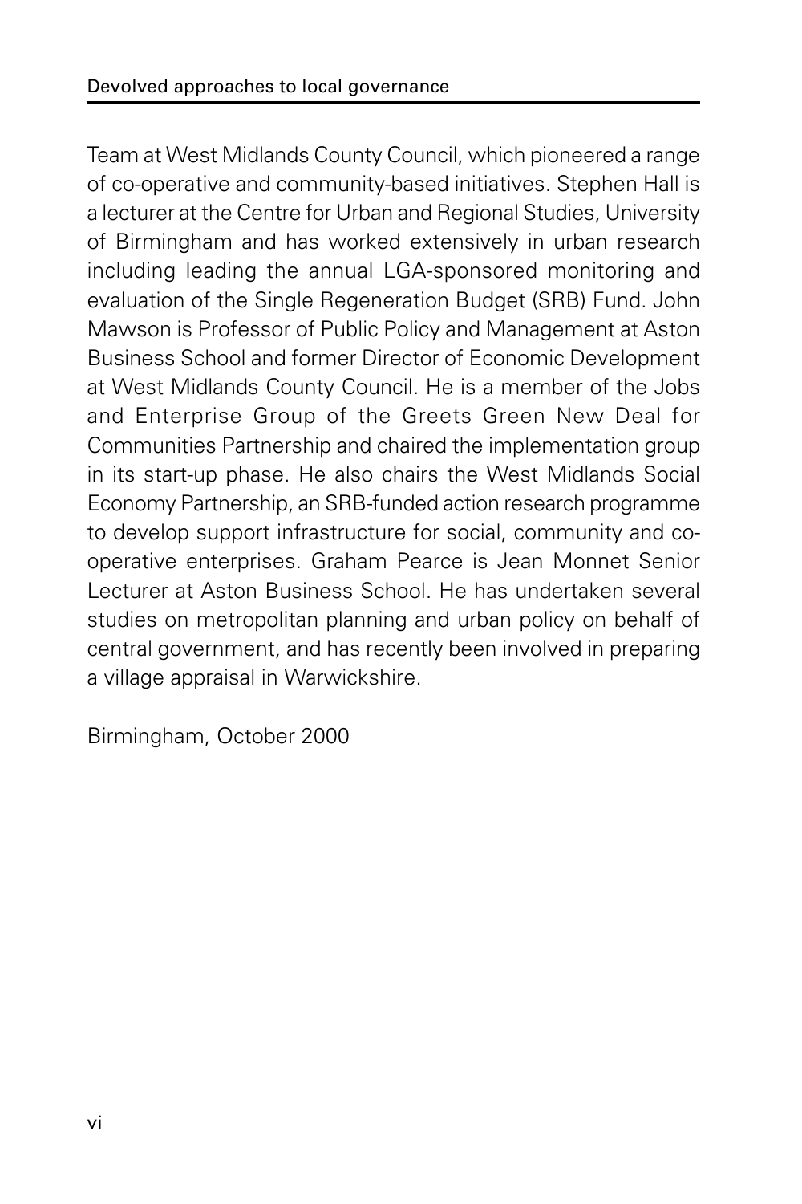Team at West Midlands County Council, which pioneered a range of co-operative and community-based initiatives. Stephen Hall is a lecturer at the Centre for Urban and Regional Studies, University of Birmingham and has worked extensively in urban research including leading the annual LGA-sponsored monitoring and evaluation of the Single Regeneration Budget (SRB) Fund. John Mawson is Professor of Public Policy and Management at Aston Business School and former Director of Economic Development at West Midlands County Council. He is a member of the Jobs and Enterprise Group of the Greets Green New Deal for Communities Partnership and chaired the implementation group in its start-up phase. He also chairs the West Midlands Social Economy Partnership, an SRB-funded action research programme to develop support infrastructure for social, community and co-operative enterprises. Graham Pearce is Jean Monnet Senior Lecturer at Aston Business School. He has undertaken several studies on metropolitan planning and urban policy on behalf of central government, and has recently been involved in preparing a village appraisal in Warwickshire.

Birmingham, October 2000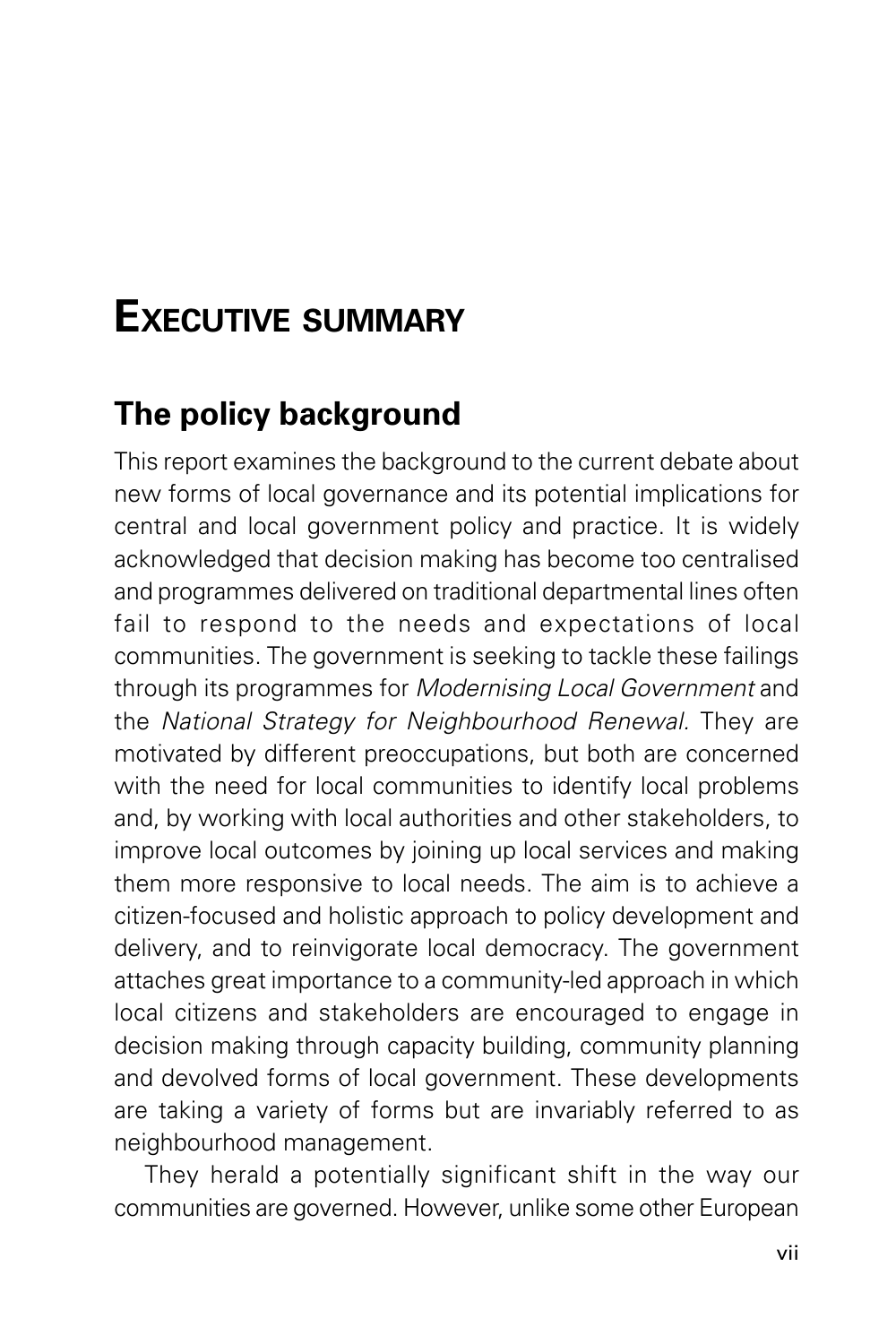# Executive summary

## The policy background

This report examines the background to the current debate about new forms of local governance and its potential implications for central and local government policy and practice. It is widely acknowledged that decision making has become too centralised and programmes delivered on traditional departmental lines often fail to respond to the needs and expectations of local communities. The government is seeking to tackle these failings through its programmes for *Modernising Local Government* and the *National Strategy for Neighbourhood Renewal*. They are motivated by different preoccupations, but both are concerned with the need for local communities to identify local problems and, by working with local authorities and other stakeholders, to improve local outcomes by joining up local services and making them more responsive to local needs. The aim is to achieve a citizen-focused and holistic approach to policy development and delivery, and to reinvigorate local democracy. The government attaches great importance to a community-led approach in which local citizens and stakeholders are encouraged to engage in decision making through capacity building, community planning and devolved forms of local government. These developments are taking a variety of forms but are invariably referred to as neighbourhood management.

They herald a potentially significant shift in the way our communities are governed. However, unlike some other European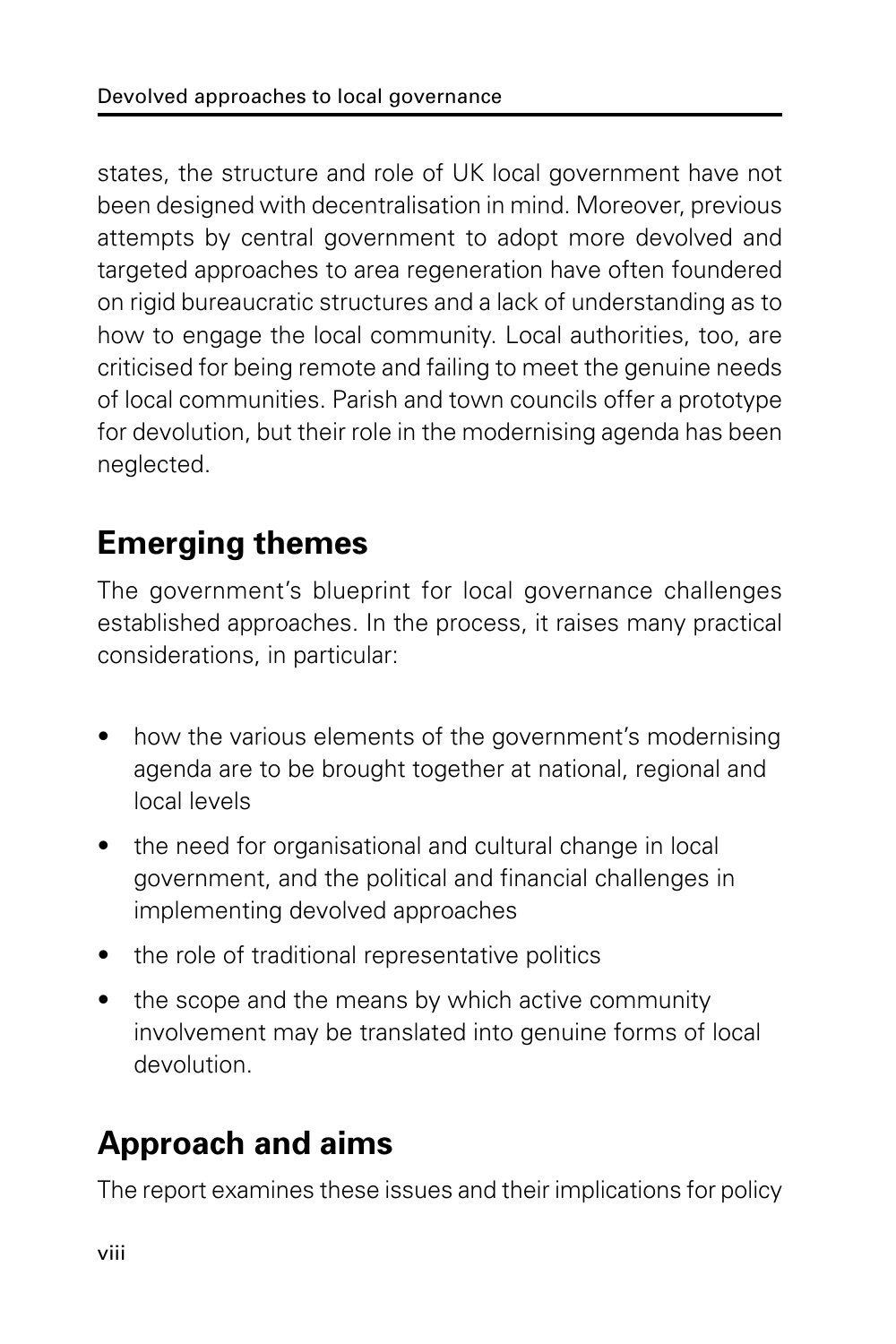states, the structure and role of UK local government have not been designed with decentralisation in mind. Moreover, previous attempts by central government to adopt more devolved and targeted approaches to area regeneration have often foundered on rigid bureaucratic structures and a lack of understanding as to how to engage the local community. Local authorities, too, are criticised for being remote and failing to meet the genuine needs of local communities. Parish and town councils offer a prototype for devolution, but their role in the modernising agenda has been neglected.

## Emerging themes

The government's blueprint for local governance challenges established approaches. In the process, it raises many practical considerations, in particular:

- how the various elements of the government's modernising agenda are to be brought together at national, regional and local levels
- the need for organisational and cultural change in local government, and the political and financial challenges in implementing devolved approaches
- the role of traditional representative politics
- the scope and the means by which active community involvement may be translated into genuine forms of local devolution.

## Approach and aims

The report examines these issues and their implications for policy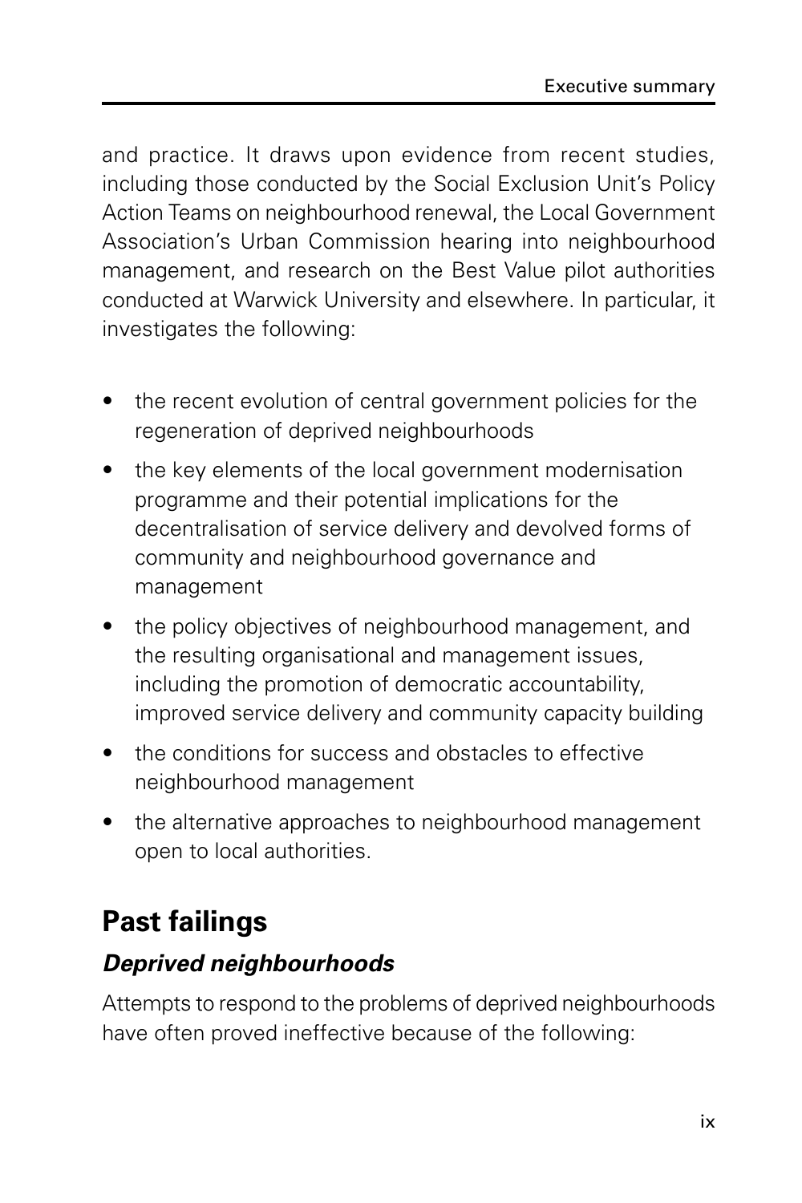and practice. It draws upon evidence from recent studies, including those conducted by the Social Exclusion Unit's Policy Action Teams on neighbourhood renewal, the Local Government Association's Urban Commission hearing into neighbourhood management, and research on the Best Value pilot authorities conducted at Warwick University and elsewhere. In particular, it investigates the following:

- the recent evolution of central government policies for the regeneration of deprived neighbourhoods
- the key elements of the local government modernisation programme and their potential implications for the decentralisation of service delivery and devolved forms of community and neighbourhood governance and management
- the policy objectives of neighbourhood management, and the resulting organisational and management issues, including the promotion of democratic accountability, improved service delivery and community capacity building
- the conditions for success and obstacles to effective neighbourhood management
- the alternative approaches to neighbourhood management open to local authorities.

## Past failings

### *Deprived neighbourhoods*

Attempts to respond to the problems of deprived neighbourhoods have often proved ineffective because of the following: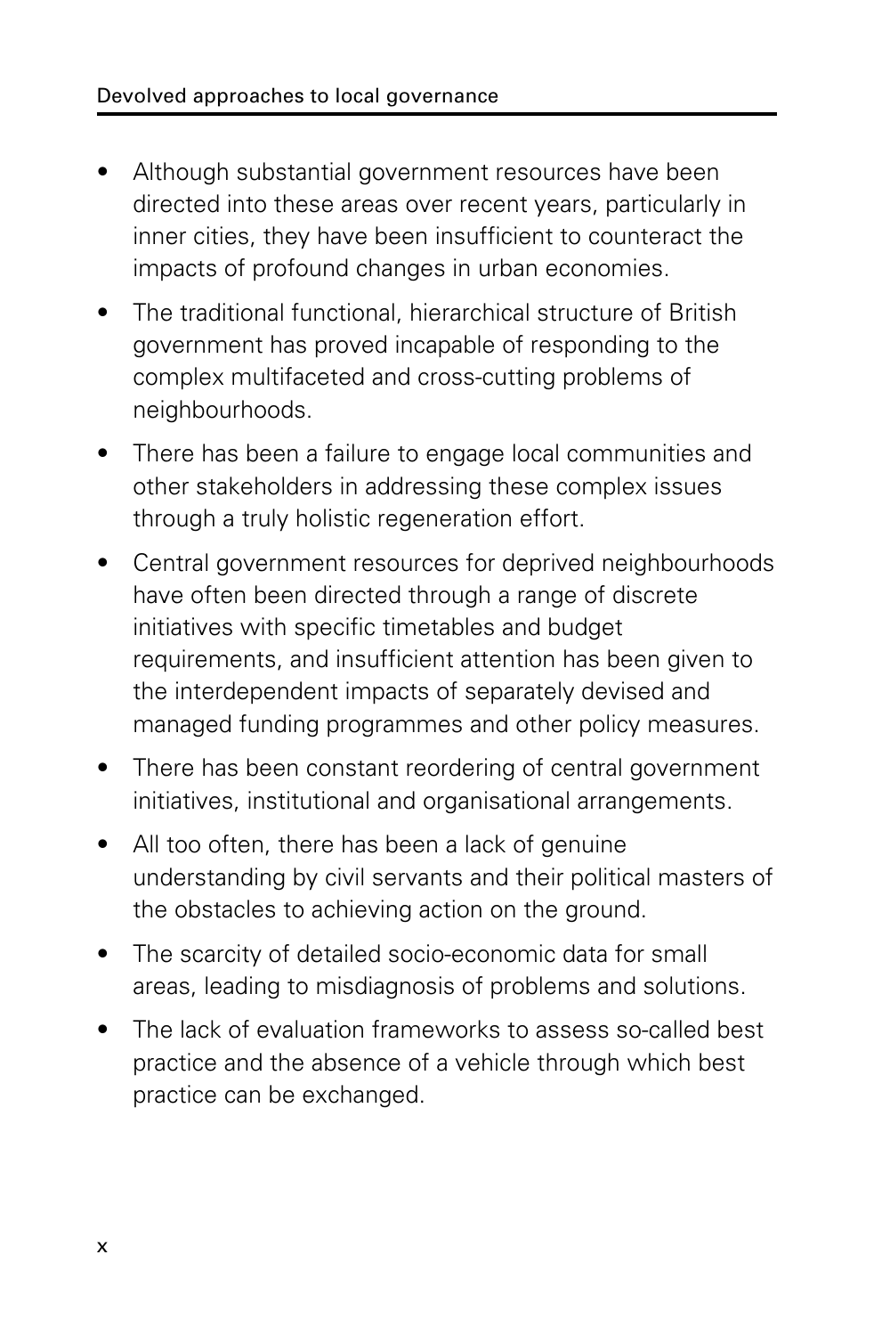- Although substantial government resources have been directed into these areas over recent years, particularly in inner cities, they have been insufficient to counteract the impacts of profound changes in urban economies.
- The traditional functional, hierarchical structure of British government has proved incapable of responding to the complex multifaceted and cross-cutting problems of neighbourhoods.
- There has been a failure to engage local communities and other stakeholders in addressing these complex issues through a truly holistic regeneration effort.
- Central government resources for deprived neighbourhoods have often been directed through a range of discrete initiatives with specific timetables and budget requirements, and insufficient attention has been given to the interdependent impacts of separately devised and managed funding programmes and other policy measures.
- There has been constant reordering of central government initiatives, institutional and organisational arrangements.
- All too often, there has been a lack of genuine understanding by civil servants and their political masters of the obstacles to achieving action on the ground.
- The scarcity of detailed socio-economic data for small areas, leading to misdiagnosis of problems and solutions.
- The lack of evaluation frameworks to assess so-called best practice and the absence of a vehicle through which best practice can be exchanged.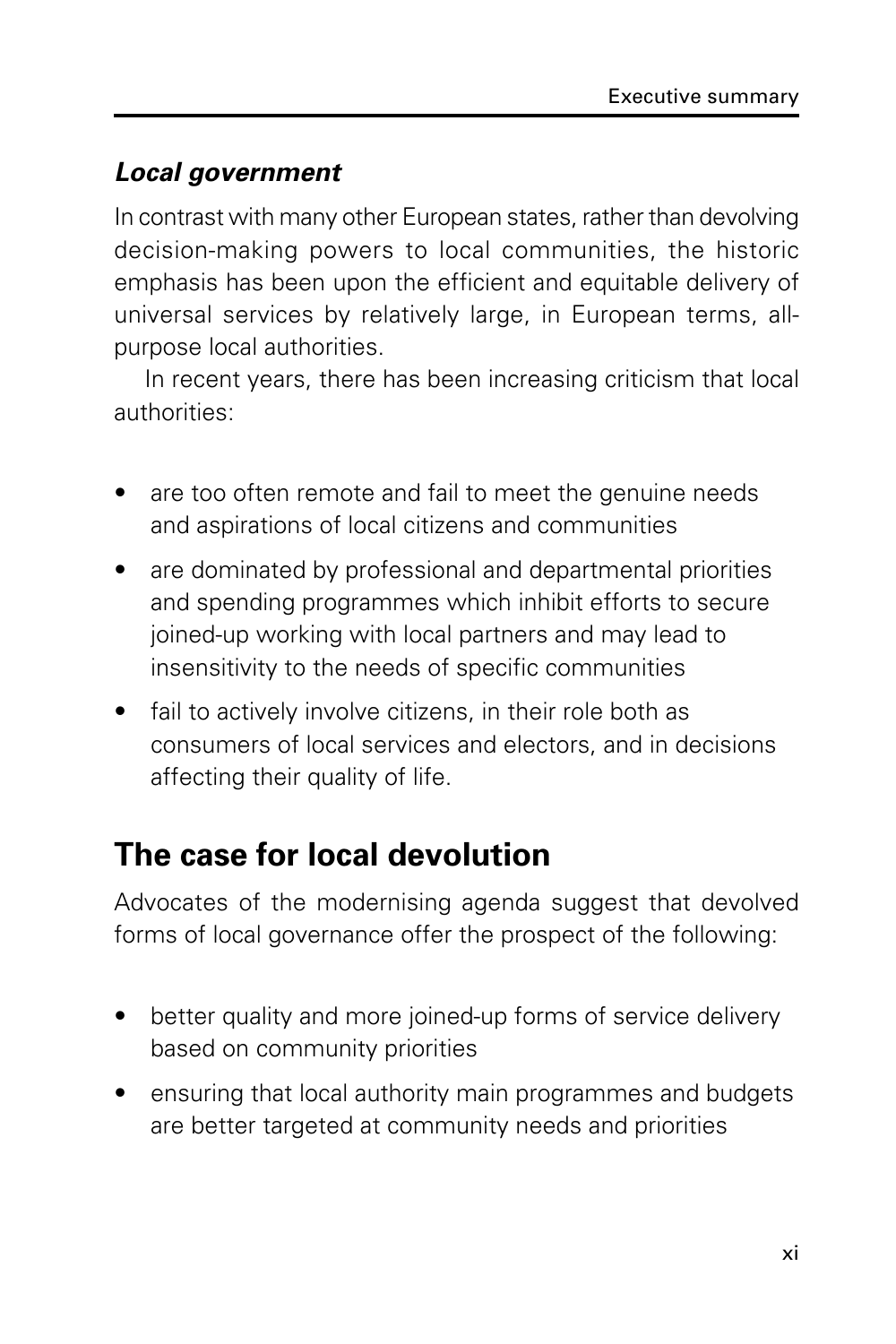### *Local government*

In contrast with many other European states, rather than devolving decision-making powers to local communities, the historic emphasis has been upon the efficient and equitable delivery of universal services by relatively large, in European terms, all-purpose local authorities.

In recent years, there has been increasing criticism that local authorities:

- are too often remote and fail to meet the genuine needs and aspirations of local citizens and communities
- are dominated by professional and departmental priorities and spending programmes which inhibit efforts to secure joined-up working with local partners and may lead to insensitivity to the needs of specific communities
- fail to actively involve citizens, in their role both as consumers of local services and electors, and in decisions affecting their quality of life.

## The case for local devolution

Advocates of the modernising agenda suggest that devolved forms of local governance offer the prospect of the following:

- better quality and more joined-up forms of service delivery based on community priorities
- ensuring that local authority main programmes and budgets are better targeted at community needs and priorities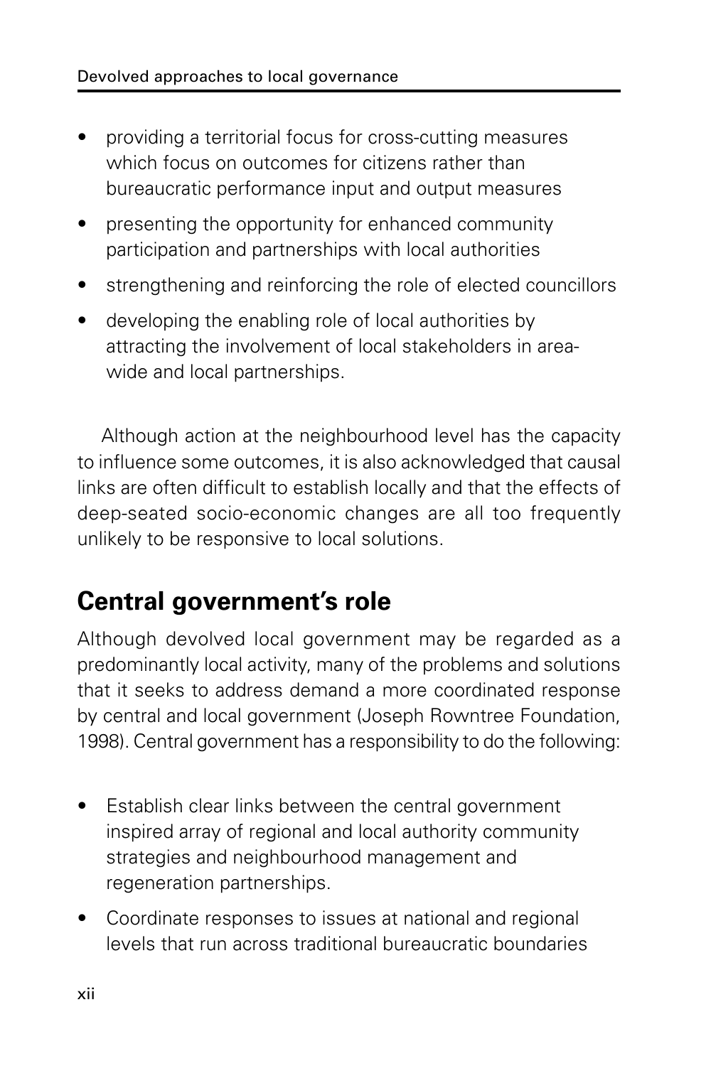- providing a territorial focus for cross-cutting measures which focus on outcomes for citizens rather than bureaucratic performance input and output measures
- presenting the opportunity for enhanced community participation and partnerships with local authorities
- strengthening and reinforcing the role of elected councillors
- developing the enabling role of local authorities by attracting the involvement of local stakeholders in area-wide and local partnerships.

Although action at the neighbourhood level has the capacity to influence some outcomes, it is also acknowledged that causal links are often difficult to establish locally and that the effects of deep-seated socio-economic changes are all too frequently unlikely to be responsive to local solutions.

## Central government's role

Although devolved local government may be regarded as a predominantly local activity, many of the problems and solutions that it seeks to address demand a more coordinated response by central and local government (Joseph Rowntree Foundation, 1998). Central government has a responsibility to do the following:

- Establish clear links between the central government inspired array of regional and local authority community strategies and neighbourhood management and regeneration partnerships.
- Coordinate responses to issues at national and regional levels that run across traditional bureaucratic boundaries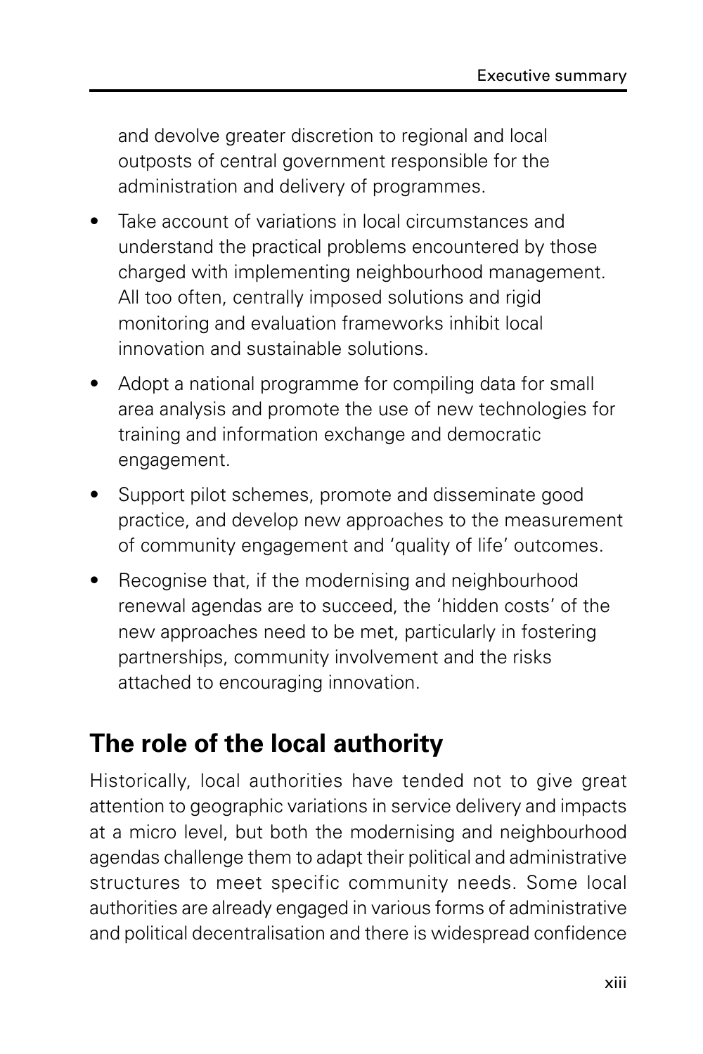and devolve greater discretion to regional and local outposts of central government responsible for the administration and delivery of programmes.

- Take account of variations in local circumstances and understand the practical problems encountered by those charged with implementing neighbourhood management. All too often, centrally imposed solutions and rigid monitoring and evaluation frameworks inhibit local innovation and sustainable solutions.
- Adopt a national programme for compiling data for small area analysis and promote the use of new technologies for training and information exchange and democratic engagement.
- Support pilot schemes, promote and disseminate good practice, and develop new approaches to the measurement of community engagement and 'quality of life' outcomes.
- Recognise that, if the modernising and neighbourhood renewal agendas are to succeed, the 'hidden costs' of the new approaches need to be met, particularly in fostering partnerships, community involvement and the risks attached to encouraging innovation.

## The role of the local authority

Historically, local authorities have tended not to give great attention to geographic variations in service delivery and impacts at a micro level, but both the modernising and neighbourhood agendas challenge them to adapt their political and administrative structures to meet specific community needs. Some local authorities are already engaged in various forms of administrative and political decentralisation and there is widespread confidence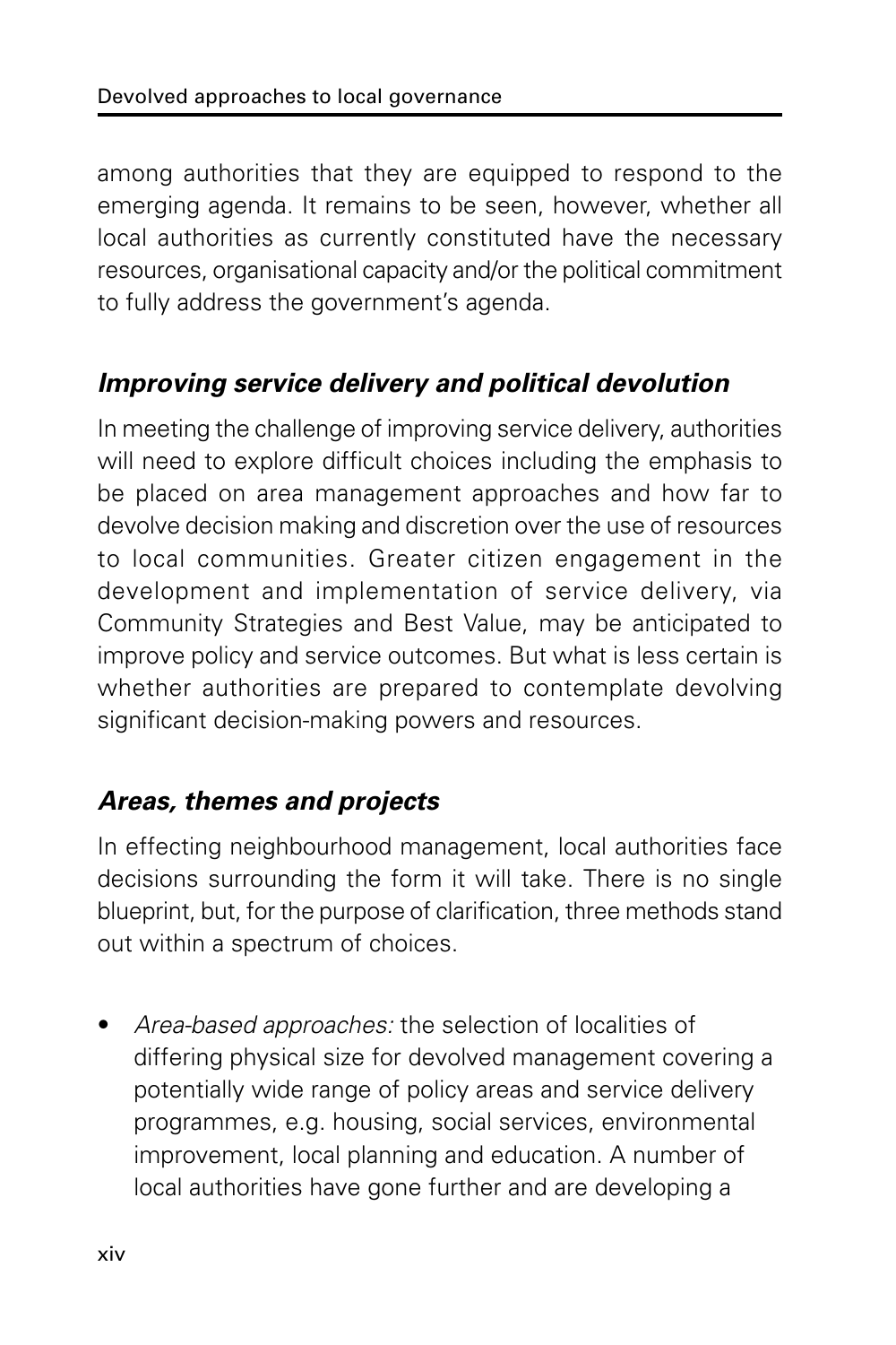among authorities that they are equipped to respond to the emerging agenda. It remains to be seen, however, whether all local authorities as currently constituted have the necessary resources, organisational capacity and/or the political commitment to fully address the government's agenda.

### *Improving service delivery and political devolution*

In meeting the challenge of improving service delivery, authorities will need to explore difficult choices including the emphasis to be placed on area management approaches and how far to devolve decision making and discretion over the use of resources to local communities. Greater citizen engagement in the development and implementation of service delivery, via Community Strategies and Best Value, may be anticipated to improve policy and service outcomes. But what is less certain is whether authorities are prepared to contemplate devolving significant decision-making powers and resources.

### *Areas, themes and projects*

In effecting neighbourhood management, local authorities face decisions surrounding the form it will take. There is no single blueprint, but, for the purpose of clarification, three methods stand out within a spectrum of choices.

- *Area-based approaches:* the selection of localities of differing physical size for devolved management covering a potentially wide range of policy areas and service delivery programmes, e.g. housing, social services, environmental improvement, local planning and education. A number of local authorities have gone further and are developing a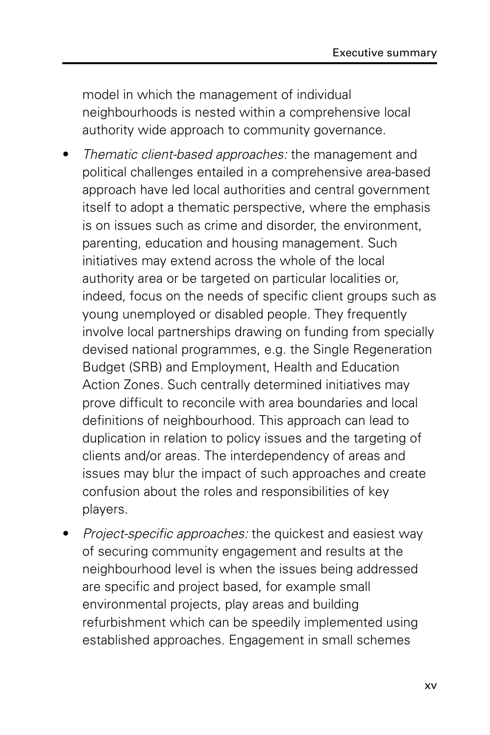model in which the management of individual neighbourhoods is nested within a comprehensive local authority wide approach to community governance.

- *Thematic client-based approaches:* the management and political challenges entailed in a comprehensive area-based approach have led local authorities and central government itself to adopt a thematic perspective, where the emphasis is on issues such as crime and disorder, the environment, parenting, education and housing management. Such initiatives may extend across the whole of the local authority area or be targeted on particular localities or, indeed, focus on the needs of specific client groups such as young unemployed or disabled people. They frequently involve local partnerships drawing on funding from specially devised national programmes, e.g. the Single Regeneration Budget (SRB) and Employment, Health and Education Action Zones. Such centrally determined initiatives may prove difficult to reconcile with area boundaries and local definitions of neighbourhood. This approach can lead to duplication in relation to policy issues and the targeting of clients and/or areas. The interdependency of areas and issues may blur the impact of such approaches and create confusion about the roles and responsibilities of key players.
- *Project-specific approaches:* the quickest and easiest way of securing community engagement and results at the neighbourhood level is when the issues being addressed are specific and project based, for example small environmental projects, play areas and building refurbishment which can be speedily implemented using established approaches. Engagement in small schemes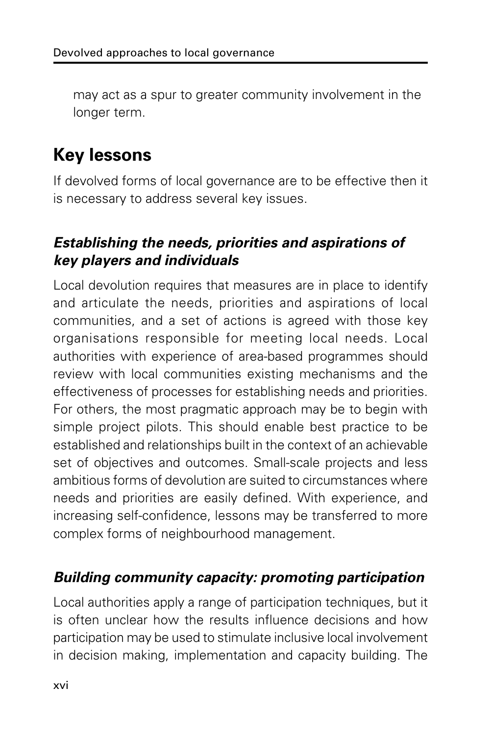may act as a spur to greater community involvement in the longer term.

## Key lessons

If devolved forms of local governance are to be effective then it is necessary to address several key issues.

### *Establishing the needs, priorities and aspirations of key players and individuals*

Local devolution requires that measures are in place to identify and articulate the needs, priorities and aspirations of local communities, and a set of actions is agreed with those key organisations responsible for meeting local needs. Local authorities with experience of area-based programmes should review with local communities existing mechanisms and the effectiveness of processes for establishing needs and priorities. For others, the most pragmatic approach may be to begin with simple project pilots. This should enable best practice to be established and relationships built in the context of an achievable set of objectives and outcomes. Small-scale projects and less ambitious forms of devolution are suited to circumstances where needs and priorities are easily defined. With experience, and increasing self-confidence, lessons may be transferred to more complex forms of neighbourhood management.

### *Building community capacity: promoting participation*

Local authorities apply a range of participation techniques, but it is often unclear how the results influence decisions and how participation may be used to stimulate inclusive local involvement in decision making, implementation and capacity building. The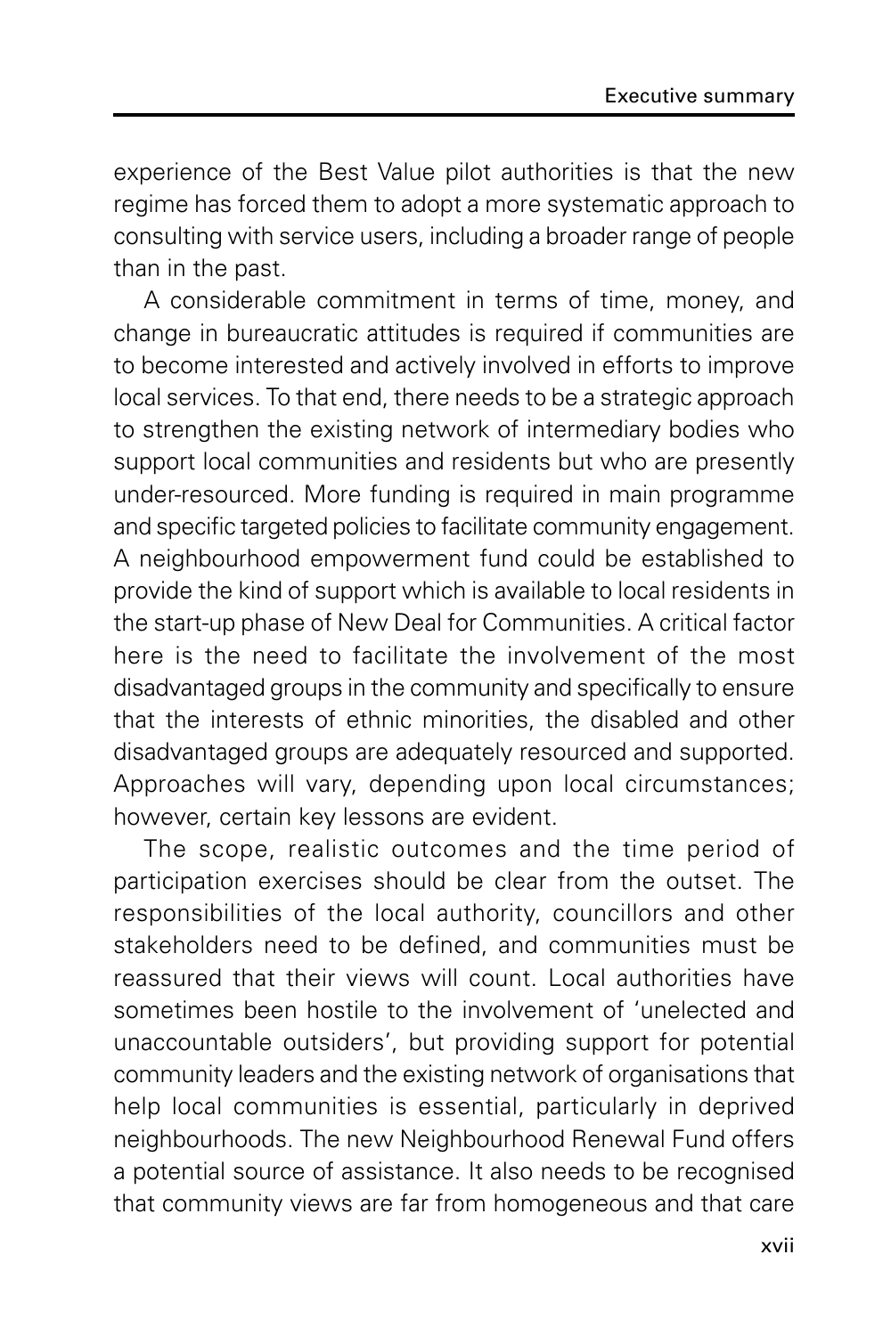experience of the Best Value pilot authorities is that the new regime has forced them to adopt a more systematic approach to consulting with service users, including a broader range of people than in the past.

A considerable commitment in terms of time, money, and change in bureaucratic attitudes is required if communities are to become interested and actively involved in efforts to improve local services. To that end, there needs to be a strategic approach to strengthen the existing network of intermediary bodies who support local communities and residents but who are presently under-resourced. More funding is required in main programme and specific targeted policies to facilitate community engagement. A neighbourhood empowerment fund could be established to provide the kind of support which is available to local residents in the start-up phase of New Deal for Communities. A critical factor here is the need to facilitate the involvement of the most disadvantaged groups in the community and specifically to ensure that the interests of ethnic minorities, the disabled and other disadvantaged groups are adequately resourced and supported. Approaches will vary, depending upon local circumstances; however, certain key lessons are evident.

The scope, realistic outcomes and the time period of participation exercises should be clear from the outset. The responsibilities of the local authority, councillors and other stakeholders need to be defined, and communities must be reassured that their views will count. Local authorities have sometimes been hostile to the involvement of 'unelected and unaccountable outsiders', but providing support for potential community leaders and the existing network of organisations that help local communities is essential, particularly in deprived neighbourhoods. The new Neighbourhood Renewal Fund offers a potential source of assistance. It also needs to be recognised that community views are far from homogeneous and that care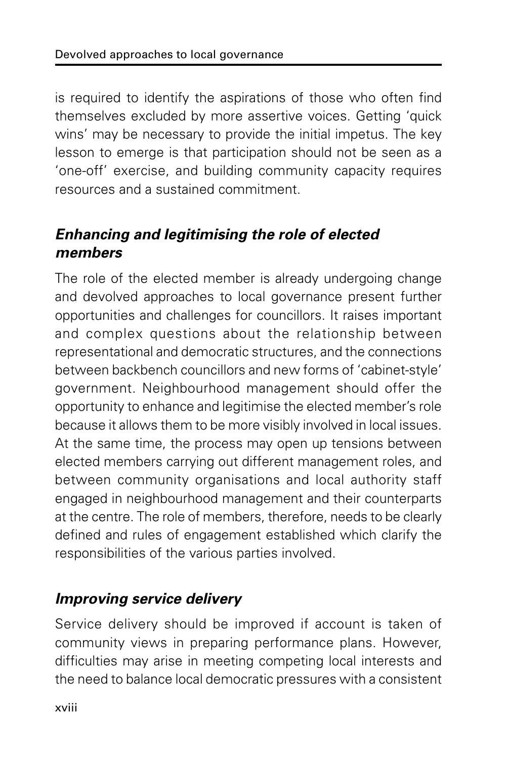is required to identify the aspirations of those who often find themselves excluded by more assertive voices. Getting 'quick wins' may be necessary to provide the initial impetus. The key lesson to emerge is that participation should not be seen as a 'one-off' exercise, and building community capacity requires resources and a sustained commitment.

### *Enhancing and legitimising the role of elected members*

The role of the elected member is already undergoing change and devolved approaches to local governance present further opportunities and challenges for councillors. It raises important and complex questions about the relationship between representational and democratic structures, and the connections between backbench councillors and new forms of 'cabinet-style' government. Neighbourhood management should offer the opportunity to enhance and legitimise the elected member's role because it allows them to be more visibly involved in local issues. At the same time, the process may open up tensions between elected members carrying out different management roles, and between community organisations and local authority staff engaged in neighbourhood management and their counterparts at the centre. The role of members, therefore, needs to be clearly defined and rules of engagement established which clarify the responsibilities of the various parties involved.

### *Improving service delivery*

Service delivery should be improved if account is taken of community views in preparing performance plans. However, difficulties may arise in meeting competing local interests and the need to balance local democratic pressures with a consistent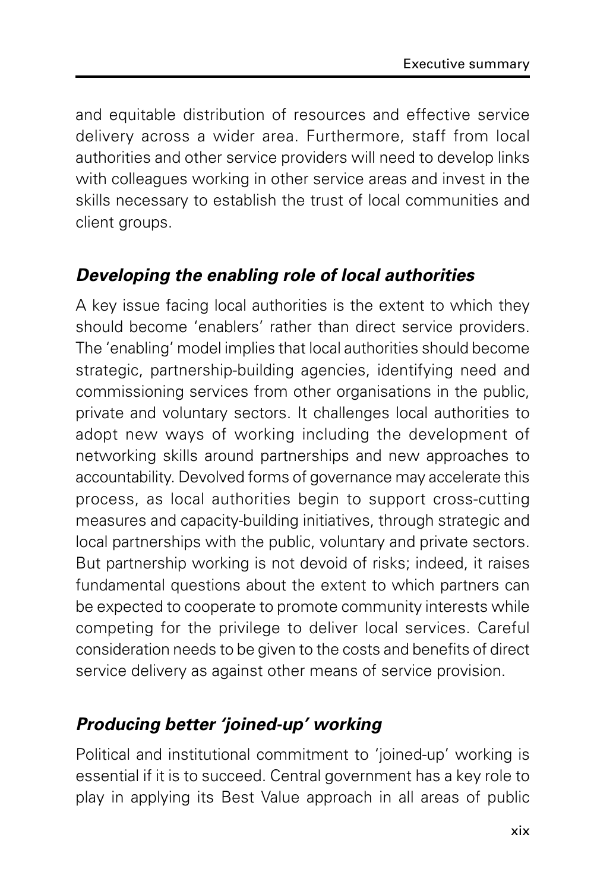and equitable distribution of resources and effective service delivery across a wider area. Furthermore, staff from local authorities and other service providers will need to develop links with colleagues working in other service areas and invest in the skills necessary to establish the trust of local communities and client groups.

### *Developing the enabling role of local authorities*

A key issue facing local authorities is the extent to which they should become 'enablers' rather than direct service providers. The 'enabling' model implies that local authorities should become strategic, partnership-building agencies, identifying need and commissioning services from other organisations in the public, private and voluntary sectors. It challenges local authorities to adopt new ways of working including the development of networking skills around partnerships and new approaches to accountability. Devolved forms of governance may accelerate this process, as local authorities begin to support cross-cutting measures and capacity-building initiatives, through strategic and local partnerships with the public, voluntary and private sectors. But partnership working is not devoid of risks; indeed, it raises fundamental questions about the extent to which partners can be expected to cooperate to promote community interests while competing for the privilege to deliver local services. Careful consideration needs to be given to the costs and benefits of direct service delivery as against other means of service provision.

### *Producing better 'joined-up' working*

Political and institutional commitment to 'joined-up' working is essential if it is to succeed. Central government has a key role to play in applying its Best Value approach in all areas of public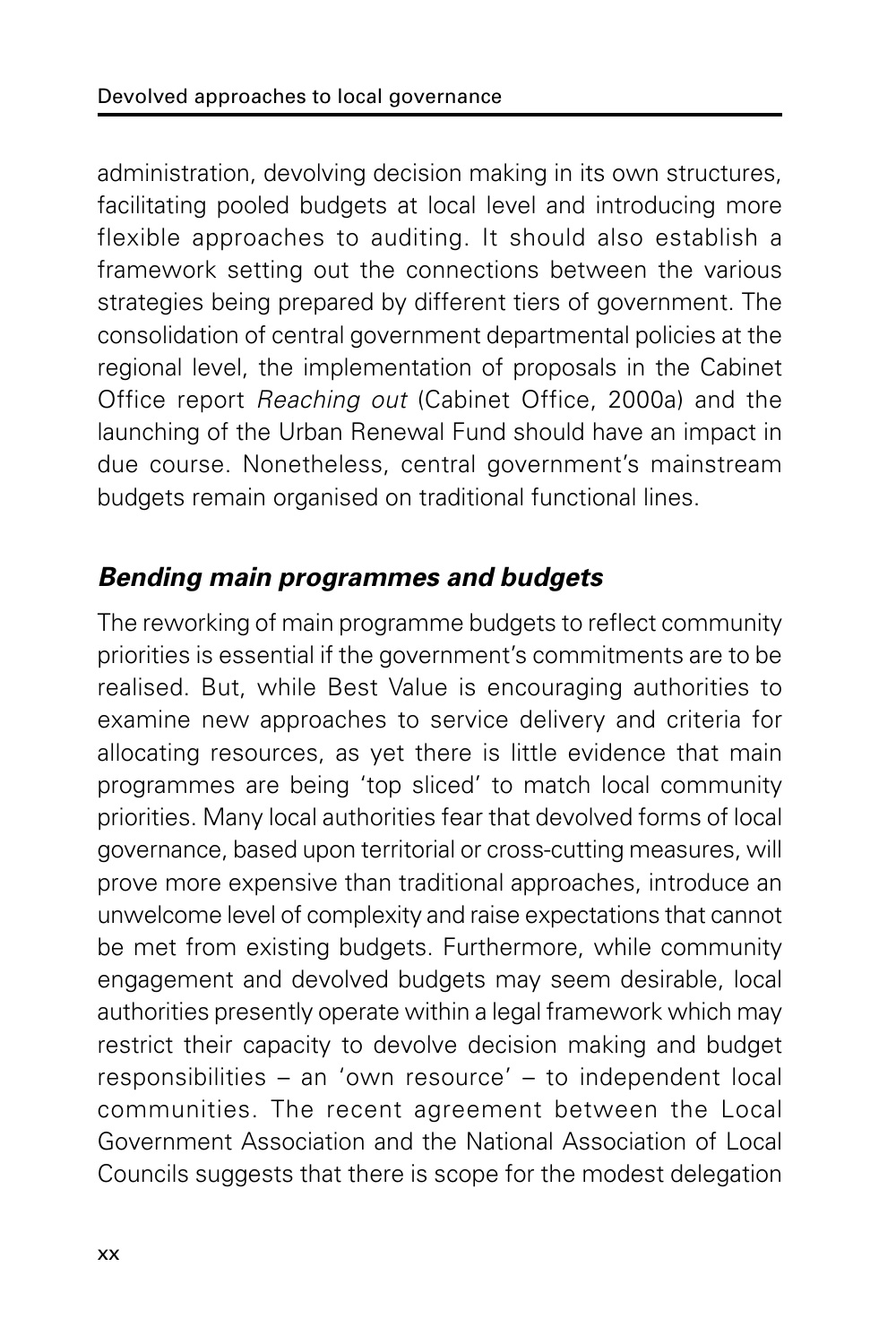administration, devolving decision making in its own structures, facilitating pooled budgets at local level and introducing more flexible approaches to auditing. It should also establish a framework setting out the connections between the various strategies being prepared by different tiers of government. The consolidation of central government departmental policies at the regional level, the implementation of proposals in the Cabinet Office report *Reaching out* (Cabinet Office, 2000a) and the launching of the Urban Renewal Fund should have an impact in due course. Nonetheless, central government's mainstream budgets remain organised on traditional functional lines.

### *Bending main programmes and budgets*

The reworking of main programme budgets to reflect community priorities is essential if the government's commitments are to be realised. But, while Best Value is encouraging authorities to examine new approaches to service delivery and criteria for allocating resources, as yet there is little evidence that main programmes are being 'top sliced' to match local community priorities. Many local authorities fear that devolved forms of local governance, based upon territorial or cross-cutting measures, will prove more expensive than traditional approaches, introduce an unwelcome level of complexity and raise expectations that cannot be met from existing budgets. Furthermore, while community engagement and devolved budgets may seem desirable, local authorities presently operate within a legal framework which may restrict their capacity to devolve decision making and budget responsibilities – an 'own resource' – to independent local communities. The recent agreement between the Local Government Association and the National Association of Local Councils suggests that there is scope for the modest delegation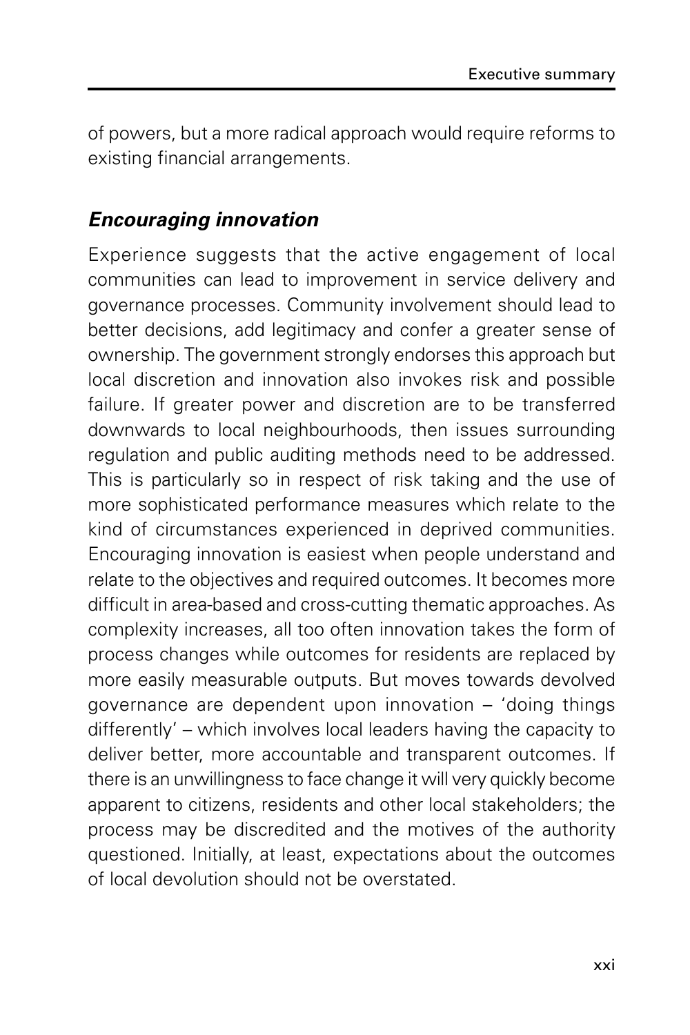of powers, but a more radical approach would require reforms to existing financial arrangements.

### *Encouraging innovation*

Experience suggests that the active engagement of local communities can lead to improvement in service delivery and governance processes. Community involvement should lead to better decisions, add legitimacy and confer a greater sense of ownership. The government strongly endorses this approach but local discretion and innovation also invokes risk and possible failure. If greater power and discretion are to be transferred downwards to local neighbourhoods, then issues surrounding regulation and public auditing methods need to be addressed. This is particularly so in respect of risk taking and the use of more sophisticated performance measures which relate to the kind of circumstances experienced in deprived communities. Encouraging innovation is easiest when people understand and relate to the objectives and required outcomes. It becomes more difficult in area-based and cross-cutting thematic approaches. As complexity increases, all too often innovation takes the form of process changes while outcomes for residents are replaced by more easily measurable outputs. But moves towards devolved governance are dependent upon innovation – 'doing things differently' – which involves local leaders having the capacity to deliver better, more accountable and transparent outcomes. If there is an unwillingness to face change it will very quickly become apparent to citizens, residents and other local stakeholders; the process may be discredited and the motives of the authority questioned. Initially, at least, expectations about the outcomes of local devolution should not be overstated.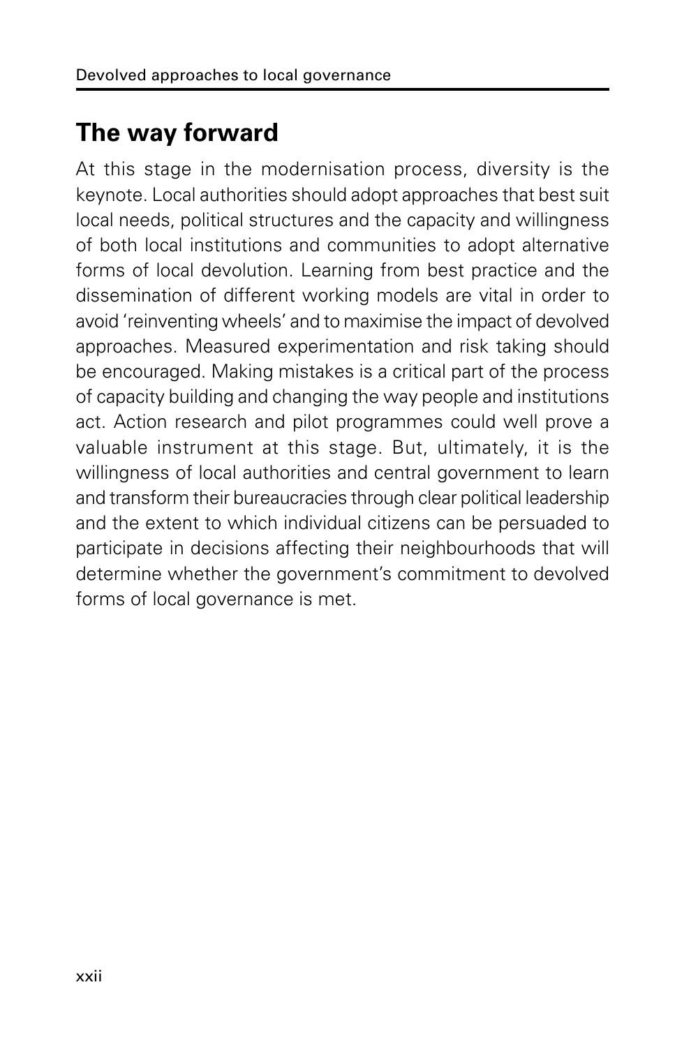## The way forward

At this stage in the modernisation process, diversity is the keynote. Local authorities should adopt approaches that best suit local needs, political structures and the capacity and willingness of both local institutions and communities to adopt alternative forms of local devolution. Learning from best practice and the dissemination of different working models are vital in order to avoid 'reinventing wheels' and to maximise the impact of devolved approaches. Measured experimentation and risk taking should be encouraged. Making mistakes is a critical part of the process of capacity building and changing the way people and institutions act. Action research and pilot programmes could well prove a valuable instrument at this stage. But, ultimately, it is the willingness of local authorities and central government to learn and transform their bureaucracies through clear political leadership and the extent to which individual citizens can be persuaded to participate in decisions affecting their neighbourhoods that will determine whether the government's commitment to devolved forms of local governance is met.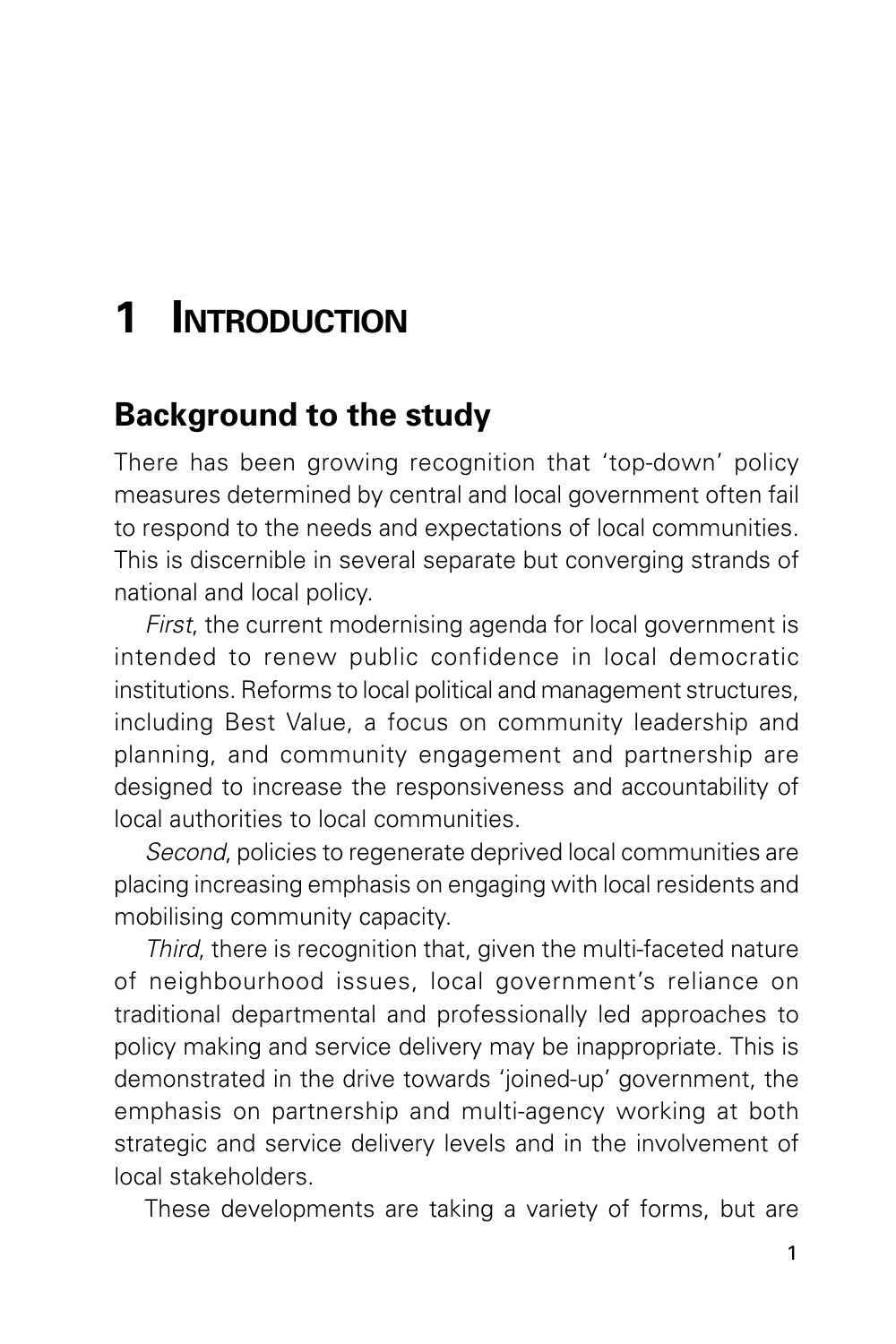# 1 INTRODUCTION

## Background to the study

There has been growing recognition that 'top-down' policy measures determined by central and local government often fail to respond to the needs and expectations of local communities. This is discernible in several separate but converging strands of national and local policy.

*First*, the current modernising agenda for local government is intended to renew public confidence in local democratic institutions. Reforms to local political and management structures, including Best Value, a focus on community leadership and planning, and community engagement and partnership are designed to increase the responsiveness and accountability of local authorities to local communities.

*Second*, policies to regenerate deprived local communities are placing increasing emphasis on engaging with local residents and mobilising community capacity.

*Third*, there is recognition that, given the multi-faceted nature of neighbourhood issues, local government's reliance on traditional departmental and professionally led approaches to policy making and service delivery may be inappropriate. This is demonstrated in the drive towards 'joined-up' government, the emphasis on partnership and multi-agency working at both strategic and service delivery levels and in the involvement of local stakeholders.

These developments are taking a variety of forms, but are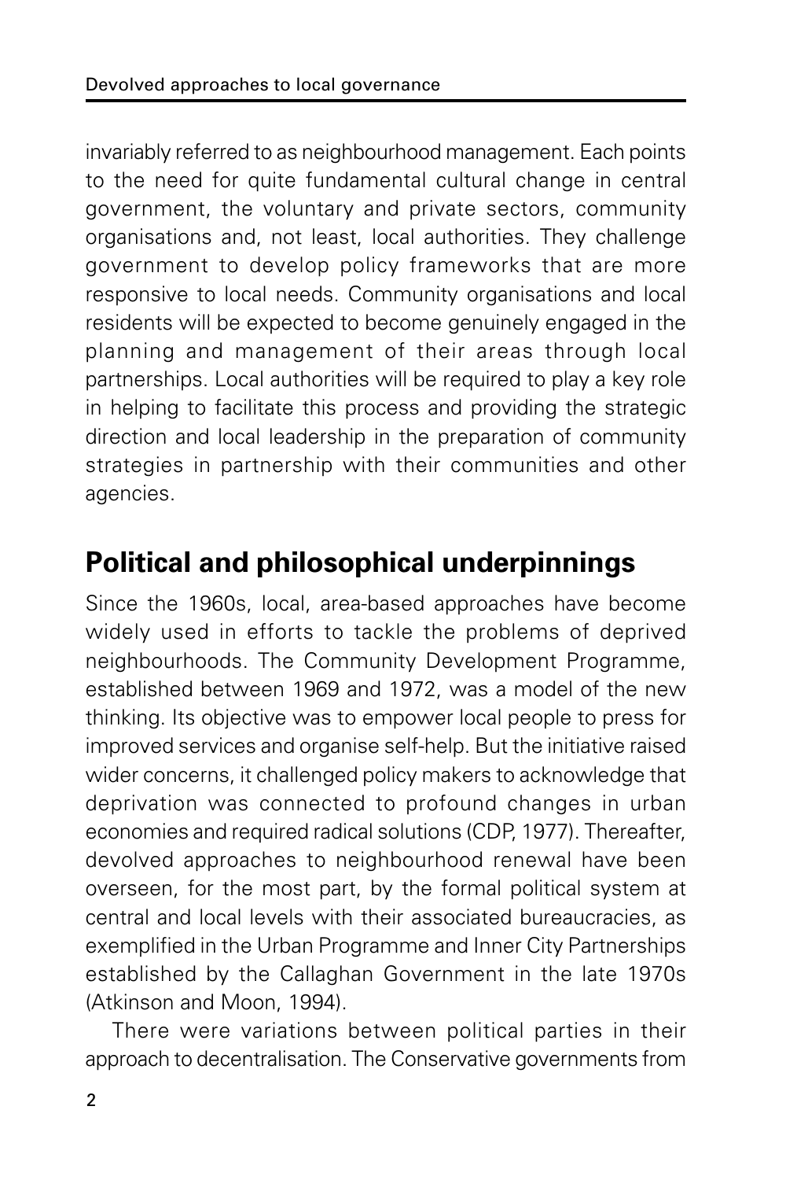invariably referred to as neighbourhood management. Each points to the need for quite fundamental cultural change in central government, the voluntary and private sectors, community organisations and, not least, local authorities. They challenge government to develop policy frameworks that are more responsive to local needs. Community organisations and local residents will be expected to become genuinely engaged in the planning and management of their areas through local partnerships. Local authorities will be required to play a key role in helping to facilitate this process and providing the strategic direction and local leadership in the preparation of community strategies in partnership with their communities and other agencies.

## Political and philosophical underpinnings

Since the 1960s, local, area-based approaches have become widely used in efforts to tackle the problems of deprived neighbourhoods. The Community Development Programme, established between 1969 and 1972, was a model of the new thinking. Its objective was to empower local people to press for improved services and organise self-help. But the initiative raised wider concerns, it challenged policy makers to acknowledge that deprivation was connected to profound changes in urban economies and required radical solutions (CDP, 1977). Thereafter, devolved approaches to neighbourhood renewal have been overseen, for the most part, by the formal political system at central and local levels with their associated bureaucracies, as exemplified in the Urban Programme and Inner City Partnerships established by the Callaghan Government in the late 1970s (Atkinson and Moon, 1994).

There were variations between political parties in their approach to decentralisation. The Conservative governments from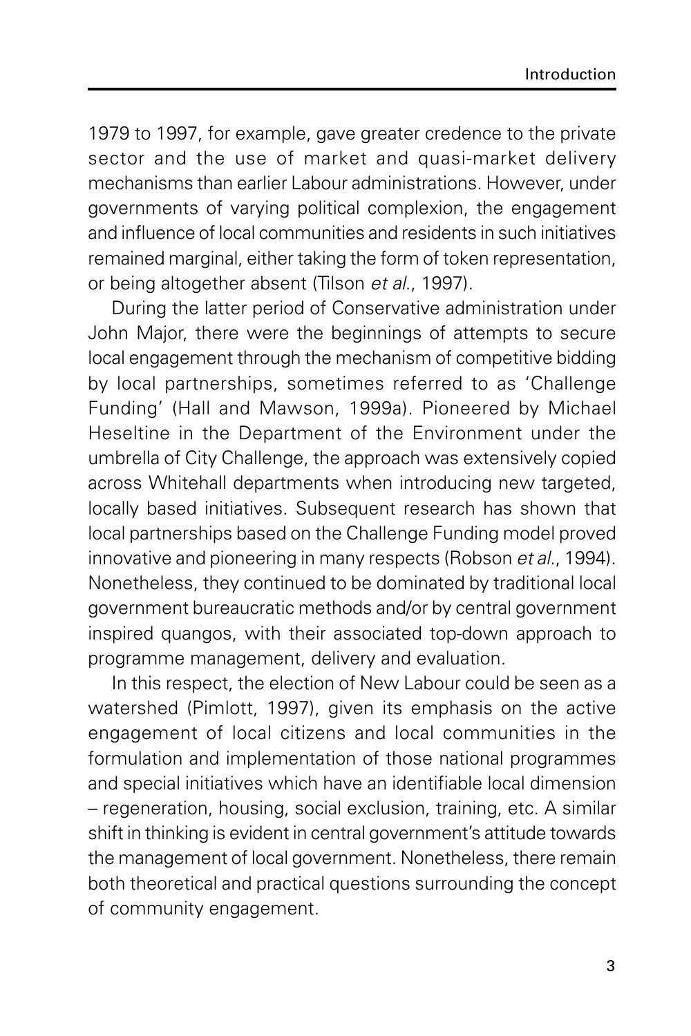1979 to 1997, for example, gave greater credence to the private sector and the use of market and quasi-market delivery mechanisms than earlier Labour administrations. However, under governments of varying political complexion, the engagement and influence of local communities and residents in such initiatives remained marginal, either taking the form of token representation, or being altogether absent (Tilson *et al.*, 1997).

During the latter period of Conservative administration under John Major, there were the beginnings of attempts to secure local engagement through the mechanism of competitive bidding by local partnerships, sometimes referred to as 'Challenge Funding' (Hall and Mawson, 1999a). Pioneered by Michael Heseltine in the Department of the Environment under the umbrella of City Challenge, the approach was extensively copied across Whitehall departments when introducing new targeted, locally based initiatives. Subsequent research has shown that local partnerships based on the Challenge Funding model proved innovative and pioneering in many respects (Robson *et al.*, 1994). Nonetheless, they continued to be dominated by traditional local government bureaucratic methods and/or by central government inspired quangos, with their associated top-down approach to programme management, delivery and evaluation.

In this respect, the election of New Labour could be seen as a watershed (Pimlott, 1997), given its emphasis on the active engagement of local citizens and local communities in the formulation and implementation of those national programmes and special initiatives which have an identifiable local dimension – regeneration, housing, social exclusion, training, etc. A similar shift in thinking is evident in central government's attitude towards the management of local government. Nonetheless, there remain both theoretical and practical questions surrounding the concept of community engagement.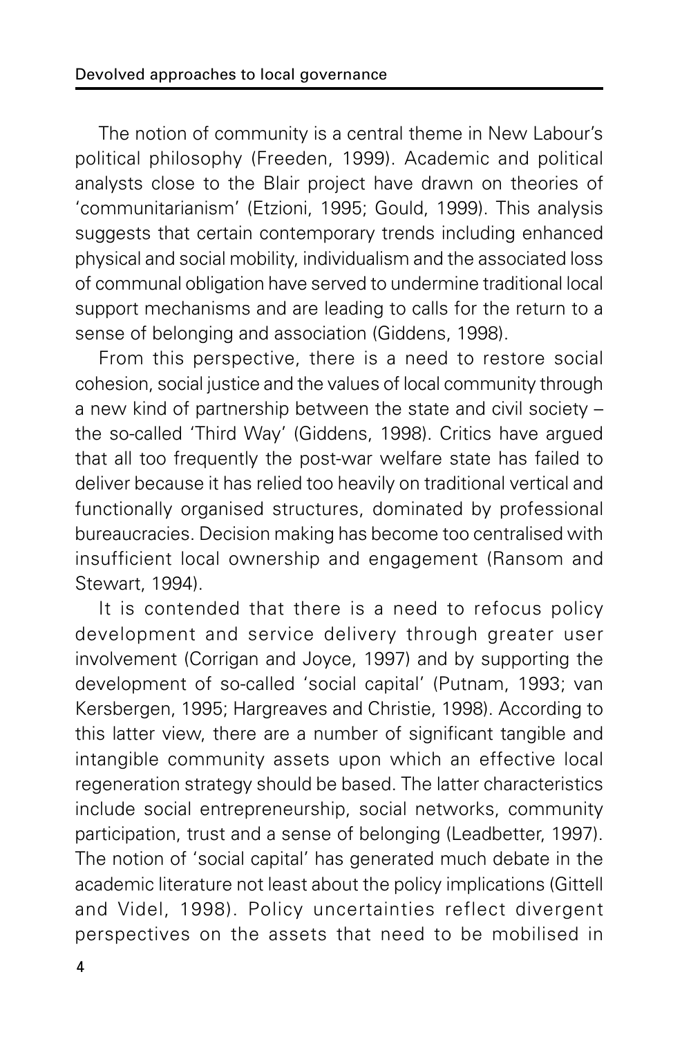The notion of community is a central theme in New Labour's political philosophy (Freeden, 1999). Academic and political analysts close to the Blair project have drawn on theories of 'communitarianism' (Etzioni, 1995; Gould, 1999). This analysis suggests that certain contemporary trends including enhanced physical and social mobility, individualism and the associated loss of communal obligation have served to undermine traditional local support mechanisms and are leading to calls for the return to a sense of belonging and association (Giddens, 1998).

From this perspective, there is a need to restore social cohesion, social justice and the values of local community through a new kind of partnership between the state and civil society – the so-called 'Third Way' (Giddens, 1998). Critics have argued that all too frequently the post-war welfare state has failed to deliver because it has relied too heavily on traditional vertical and functionally organised structures, dominated by professional bureaucracies. Decision making has become too centralised with insufficient local ownership and engagement (Ransom and Stewart, 1994).

It is contended that there is a need to refocus policy development and service delivery through greater user involvement (Corrigan and Joyce, 1997) and by supporting the development of so-called 'social capital' (Putnam, 1993; van Kersbergen, 1995; Hargreaves and Christie, 1998). According to this latter view, there are a number of significant tangible and intangible community assets upon which an effective local regeneration strategy should be based. The latter characteristics include social entrepreneurship, social networks, community participation, trust and a sense of belonging (Leadbetter, 1997). The notion of 'social capital' has generated much debate in the academic literature not least about the policy implications (Gittell and Videl, 1998). Policy uncertainties reflect divergent perspectives on the assets that need to be mobilised in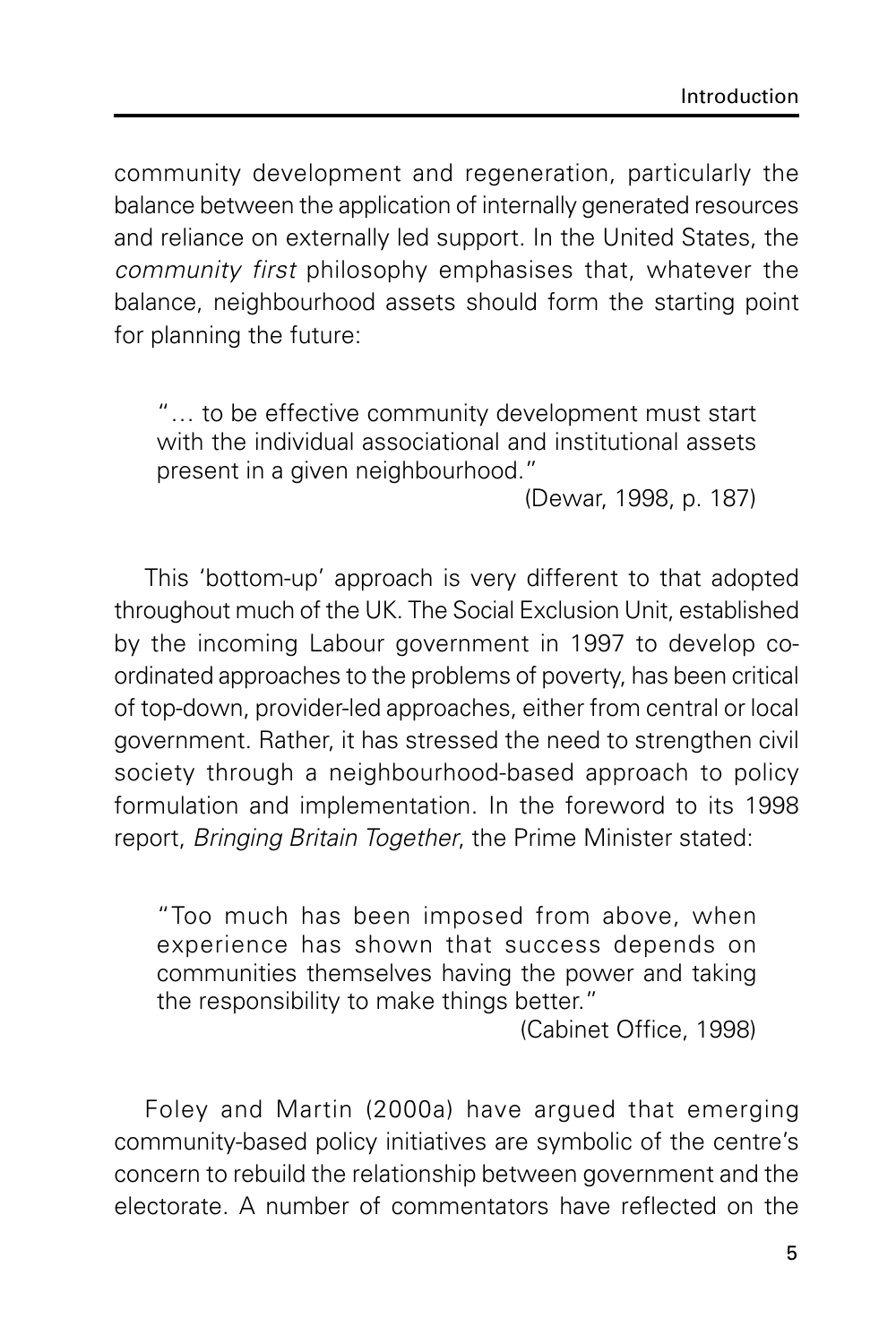community development and regeneration, particularly the balance between the application of internally generated resources and reliance on externally led support. In the United States, the *community first* philosophy emphasises that, whatever the balance, neighbourhood assets should form the starting point for planning the future:

> "… to be effective community development must start with the individual associational and institutional assets present in a given neighbourhood."
>
> (Dewar, 1998, p. 187)

This 'bottom-up' approach is very different to that adopted throughout much of the UK. The Social Exclusion Unit, established by the incoming Labour government in 1997 to develop co-ordinated approaches to the problems of poverty, has been critical of top-down, provider-led approaches, either from central or local government. Rather, it has stressed the need to strengthen civil society through a neighbourhood-based approach to policy formulation and implementation. In the foreword to its 1998 report, *Bringing Britain Together*, the Prime Minister stated:

> "Too much has been imposed from above, when experience has shown that success depends on communities themselves having the power and taking the responsibility to make things better."
>
> (Cabinet Office, 1998)

Foley and Martin (2000a) have argued that emerging community-based policy initiatives are symbolic of the centre's concern to rebuild the relationship between government and the electorate. A number of commentators have reflected on the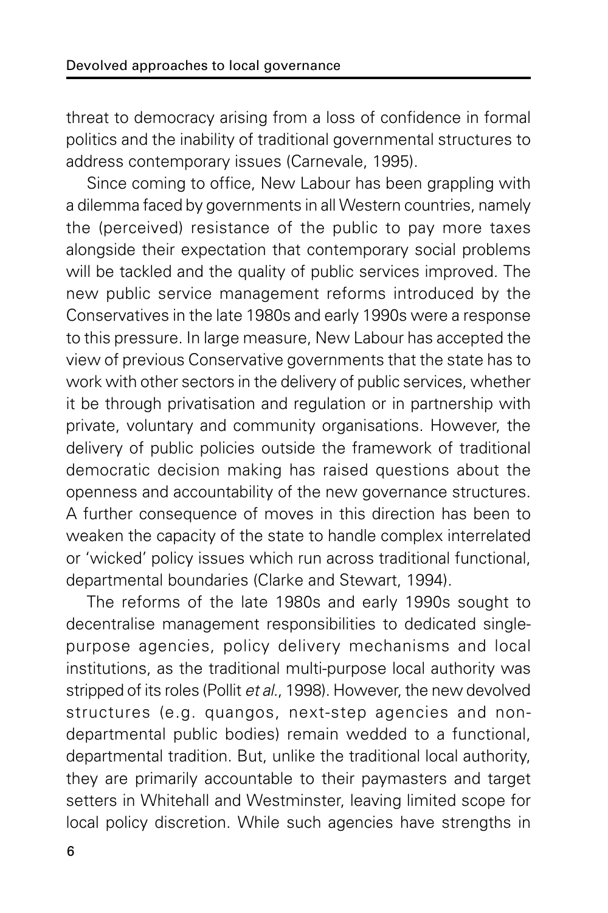threat to democracy arising from a loss of confidence in formal politics and the inability of traditional governmental structures to address contemporary issues (Carnevale, 1995).

Since coming to office, New Labour has been grappling with a dilemma faced by governments in all Western countries, namely the (perceived) resistance of the public to pay more taxes alongside their expectation that contemporary social problems will be tackled and the quality of public services improved. The new public service management reforms introduced by the Conservatives in the late 1980s and early 1990s were a response to this pressure. In large measure, New Labour has accepted the view of previous Conservative governments that the state has to work with other sectors in the delivery of public services, whether it be through privatisation and regulation or in partnership with private, voluntary and community organisations. However, the delivery of public policies outside the framework of traditional democratic decision making has raised questions about the openness and accountability of the new governance structures. A further consequence of moves in this direction has been to weaken the capacity of the state to handle complex interrelated or 'wicked' policy issues which run across traditional functional, departmental boundaries (Clarke and Stewart, 1994).

The reforms of the late 1980s and early 1990s sought to decentralise management responsibilities to dedicated single-purpose agencies, policy delivery mechanisms and local institutions, as the traditional multi-purpose local authority was stripped of its roles (Pollit *et al.*, 1998). However, the new devolved structures (e.g. quangos, next-step agencies and non-departmental public bodies) remain wedded to a functional, departmental tradition. But, unlike the traditional local authority, they are primarily accountable to their paymasters and target setters in Whitehall and Westminster, leaving limited scope for local policy discretion. While such agencies have strengths in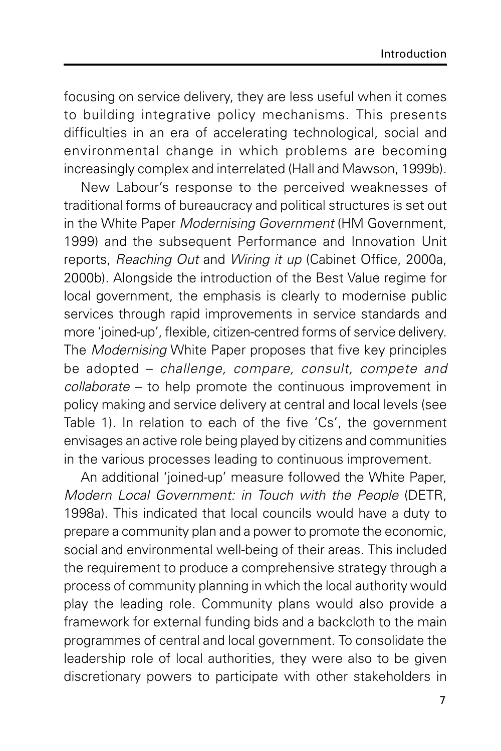focusing on service delivery, they are less useful when it comes to building integrative policy mechanisms. This presents difficulties in an era of accelerating technological, social and environmental change in which problems are becoming increasingly complex and interrelated (Hall and Mawson, 1999b).

New Labour's response to the perceived weaknesses of traditional forms of bureaucracy and political structures is set out in the White Paper *Modernising Government* (HM Government, 1999) and the subsequent Performance and Innovation Unit reports, *Reaching Out* and *Wiring it up* (Cabinet Office, 2000a, 2000b). Alongside the introduction of the Best Value regime for local government, the emphasis is clearly to modernise public services through rapid improvements in service standards and more 'joined-up', flexible, citizen-centred forms of service delivery. The *Modernising* White Paper proposes that five key principles be adopted – *challenge, compare, consult, compete and collaborate* – to help promote the continuous improvement in policy making and service delivery at central and local levels (see Table 1). In relation to each of the five 'Cs', the government envisages an active role being played by citizens and communities in the various processes leading to continuous improvement.

An additional 'joined-up' measure followed the White Paper, *Modern Local Government: in Touch with the People* (DETR, 1998a). This indicated that local councils would have a duty to prepare a community plan and a power to promote the economic, social and environmental well-being of their areas. This included the requirement to produce a comprehensive strategy through a process of community planning in which the local authority would play the leading role. Community plans would also provide a framework for external funding bids and a backcloth to the main programmes of central and local government. To consolidate the leadership role of local authorities, they were also to be given discretionary powers to participate with other stakeholders in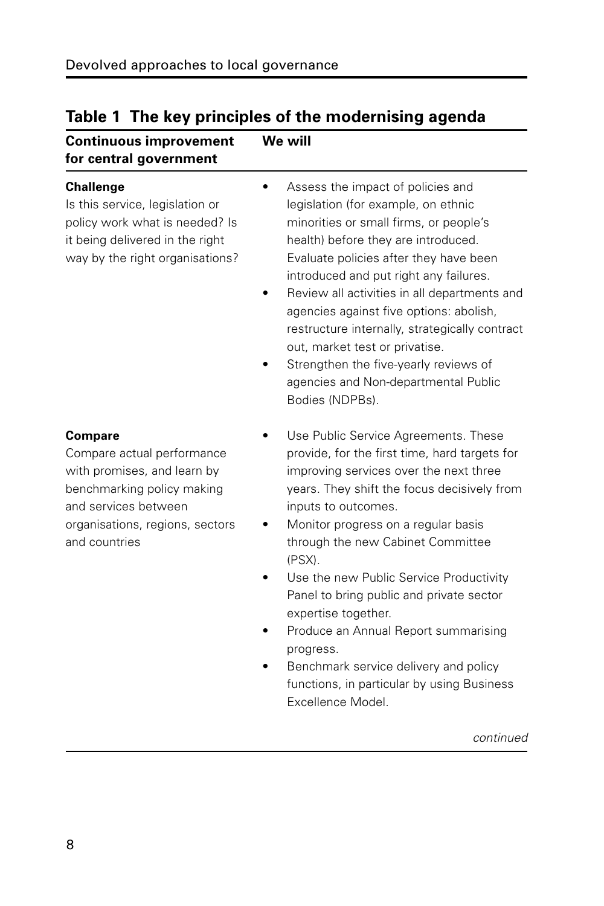## Table 1 The key principles of the modernising agenda

| Continuous improvement for central government | We will |
|---|---|
| **Challenge**<br>Is this service, legislation or policy work what is needed? Is it being delivered in the right way by the right organisations? | • Assess the impact of policies and legislation (for example, on ethnic minorities or small firms, or people's health) before they are introduced. Evaluate policies after they have been introduced and put right any failures.<br>• Review all activities in all departments and agencies against five options: abolish, restructure internally, strategically contract out, market test or privatise.<br>• Strengthen the five-yearly reviews of agencies and Non-departmental Public Bodies (NDPBs). |
| **Compare**<br>Compare actual performance with promises, and learn by benchmarking policy making and services between organisations, regions, sectors and countries | • Use Public Service Agreements. These provide, for the first time, hard targets for improving services over the next three years. They shift the focus decisively from inputs to outcomes.<br>• Monitor progress on a regular basis through the new Cabinet Committee (PSX).<br>• Use the new Public Service Productivity Panel to bring public and private sector expertise together.<br>• Produce an Annual Report summarising progress.<br>• Benchmark service delivery and policy functions, in particular by using Business Excellence Model. |

*continued*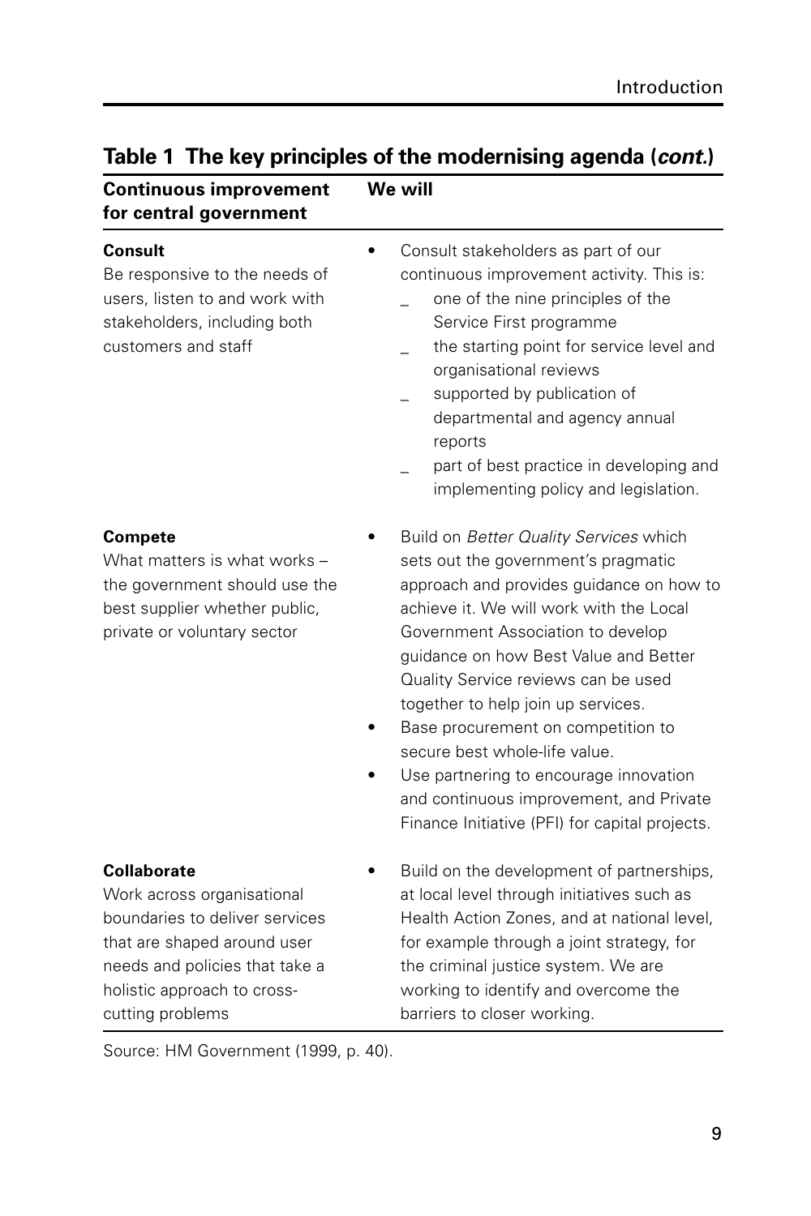## Table 1 The key principles of the modernising agenda (*cont.*)

| Continuous improvement for central government | We will |
|---|---|
| **Consult**<br>Be responsive to the needs of users, listen to and work with stakeholders, including both customers and staff | • Consult stakeholders as part of our continuous improvement activity. This is:<br>– one of the nine principles of the Service First programme<br>– the starting point for service level and organisational reviews<br>– supported by publication of departmental and agency annual reports<br>– part of best practice in developing and implementing policy and legislation. |
| **Compete**<br>What matters is what works – the government should use the best supplier whether public, private or voluntary sector | • Build on *Better Quality Services* which sets out the government's pragmatic approach and provides guidance on how to achieve it. We will work with the Local Government Association to develop guidance on how Best Value and Better Quality Service reviews can be used together to help join up services.<br>• Base procurement on competition to secure best whole-life value.<br>• Use partnering to encourage innovation and continuous improvement, and Private Finance Initiative (PFI) for capital projects. |
| **Collaborate**<br>Work across organisational boundaries to deliver services that are shaped around user needs and policies that take a holistic approach to cross-cutting problems | • Build on the development of partnerships, at local level through initiatives such as Health Action Zones, and at national level, for example through a joint strategy, for the criminal justice system. We are working to identify and overcome the barriers to closer working. |

Source: HM Government (1999, p. 40).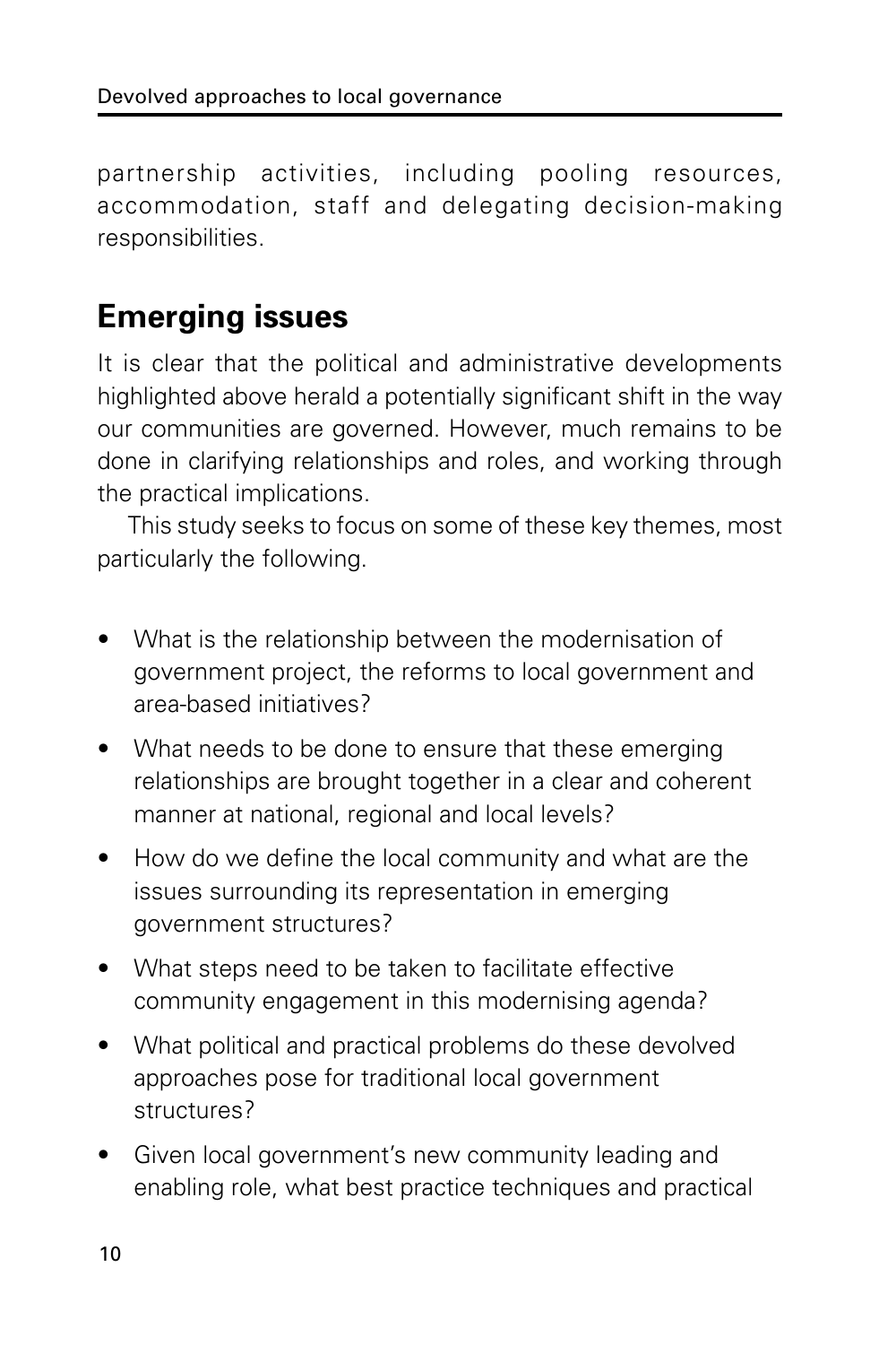partnership activities, including pooling resources, accommodation, staff and delegating decision-making responsibilities.

## Emerging issues

It is clear that the political and administrative developments highlighted above herald a potentially significant shift in the way our communities are governed. However, much remains to be done in clarifying relationships and roles, and working through the practical implications.

This study seeks to focus on some of these key themes, most particularly the following.

- What is the relationship between the modernisation of government project, the reforms to local government and area-based initiatives?
- What needs to be done to ensure that these emerging relationships are brought together in a clear and coherent manner at national, regional and local levels?
- How do we define the local community and what are the issues surrounding its representation in emerging government structures?
- What steps need to be taken to facilitate effective community engagement in this modernising agenda?
- What political and practical problems do these devolved approaches pose for traditional local government structures?
- Given local government's new community leading and enabling role, what best practice techniques and practical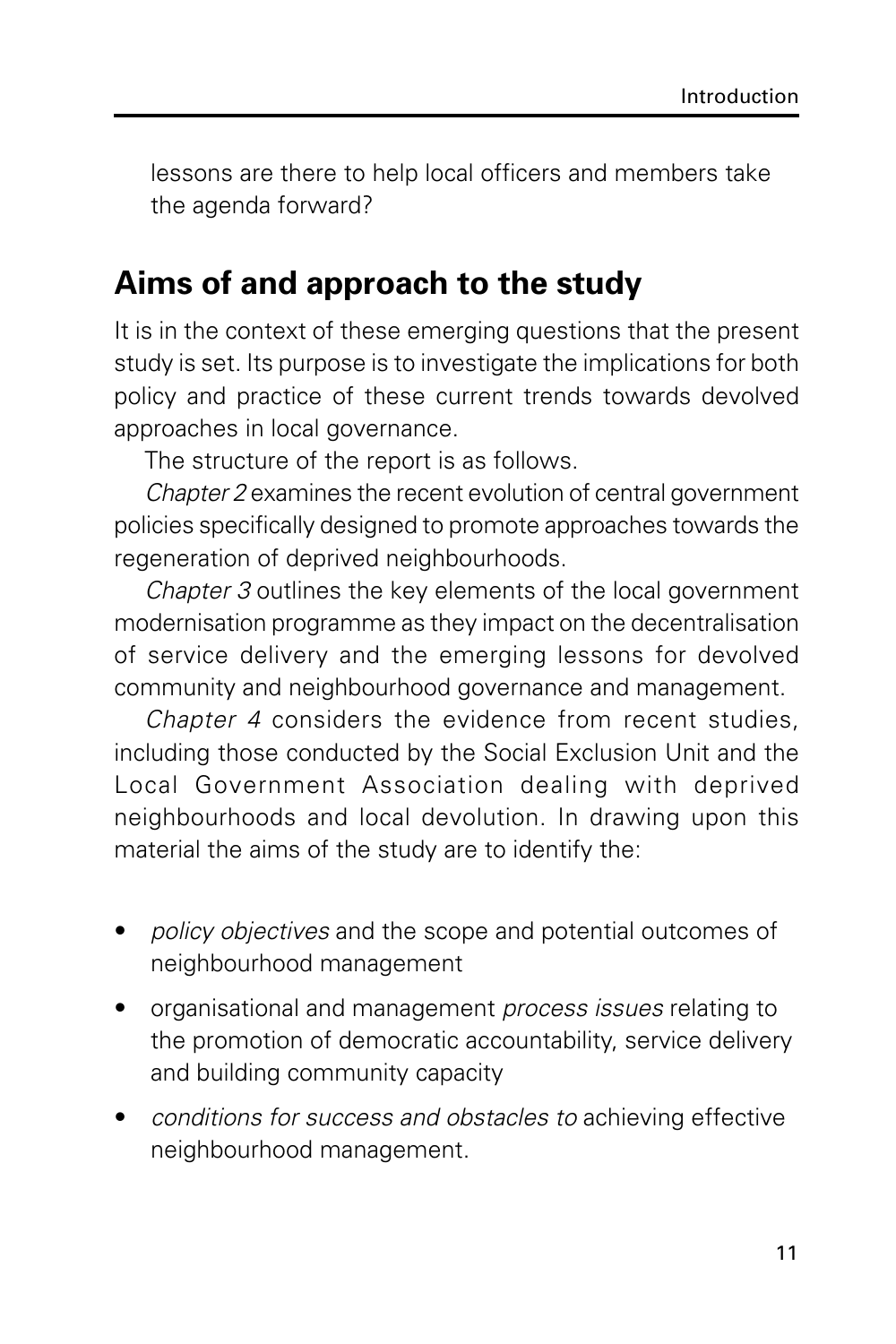lessons are there to help local officers and members take the agenda forward?

## Aims of and approach to the study

It is in the context of these emerging questions that the present study is set. Its purpose is to investigate the implications for both policy and practice of these current trends towards devolved approaches in local governance.

The structure of the report is as follows.

*Chapter 2* examines the recent evolution of central government policies specifically designed to promote approaches towards the regeneration of deprived neighbourhoods.

*Chapter 3* outlines the key elements of the local government modernisation programme as they impact on the decentralisation of service delivery and the emerging lessons for devolved community and neighbourhood governance and management.

*Chapter 4* considers the evidence from recent studies, including those conducted by the Social Exclusion Unit and the Local Government Association dealing with deprived neighbourhoods and local devolution. In drawing upon this material the aims of the study are to identify the:

- *policy objectives* and the scope and potential outcomes of neighbourhood management
- organisational and management *process issues* relating to the promotion of democratic accountability, service delivery and building community capacity
- *conditions for success and obstacles to* achieving effective neighbourhood management.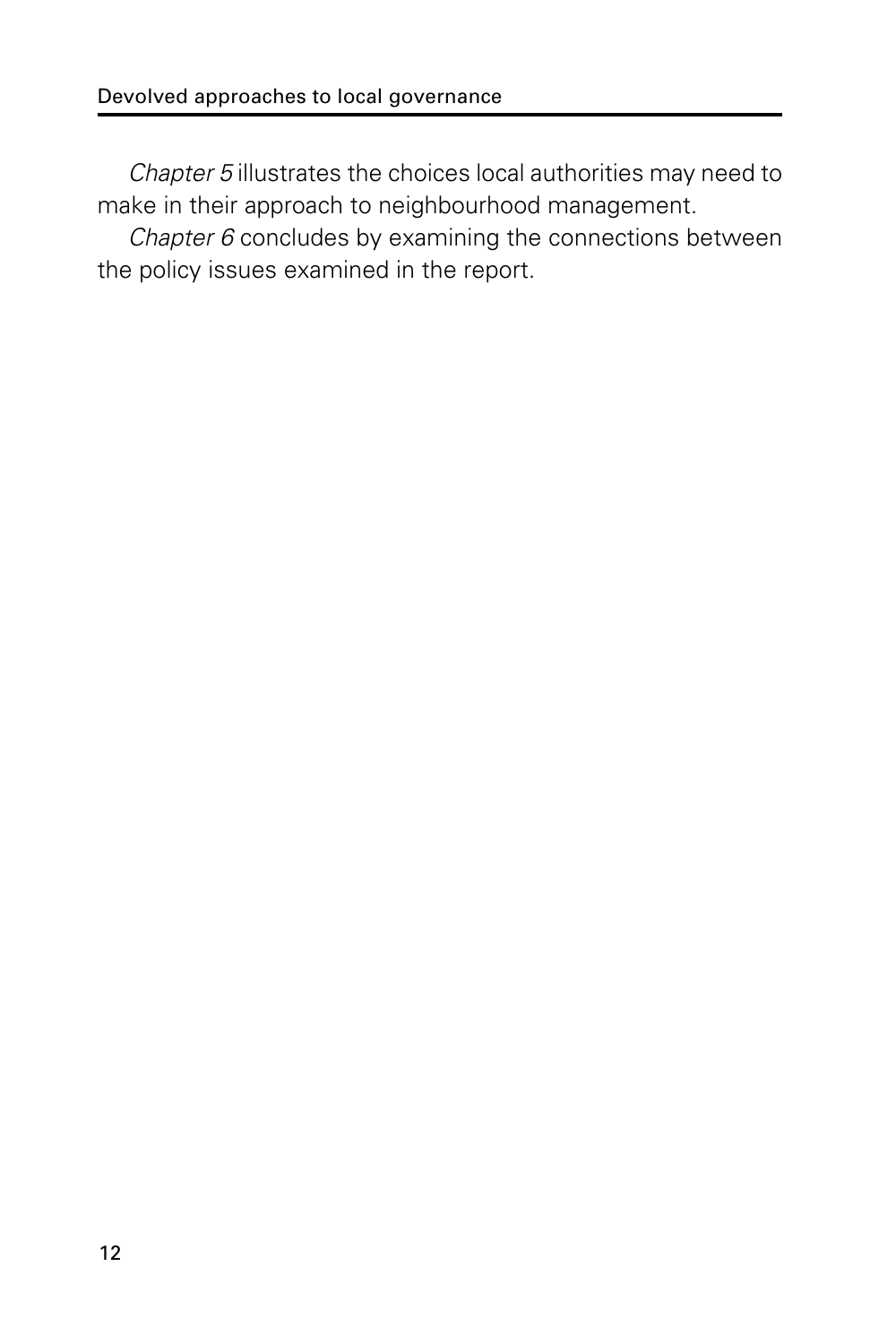*Chapter 5* illustrates the choices local authorities may need to make in their approach to neighbourhood management.

*Chapter 6* concludes by examining the connections between the policy issues examined in the report.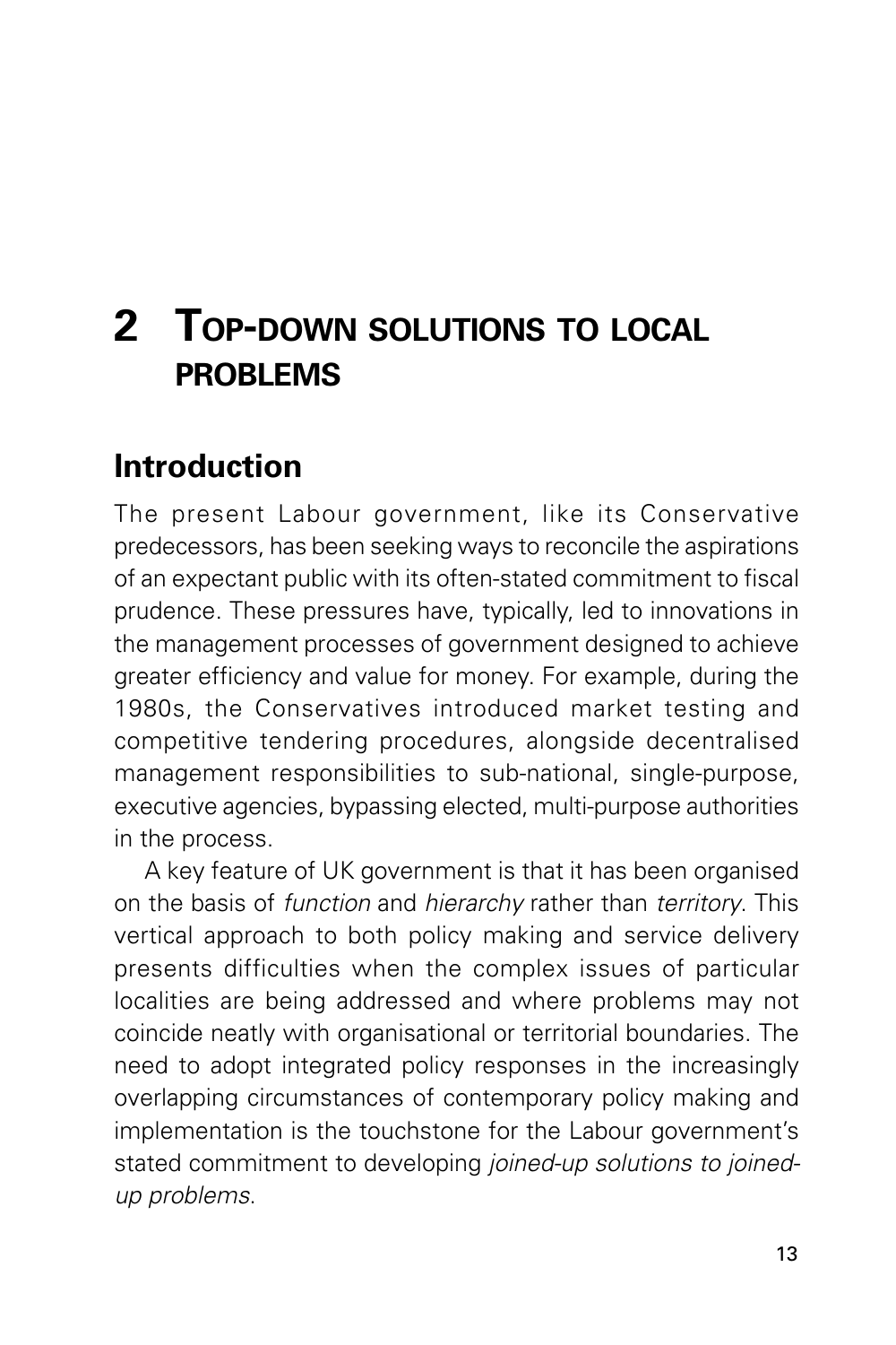# 2 Top-down solutions to local problems

## Introduction

The present Labour government, like its Conservative predecessors, has been seeking ways to reconcile the aspirations of an expectant public with its often-stated commitment to fiscal prudence. These pressures have, typically, led to innovations in the management processes of government designed to achieve greater efficiency and value for money. For example, during the 1980s, the Conservatives introduced market testing and competitive tendering procedures, alongside decentralised management responsibilities to sub-national, single-purpose, executive agencies, bypassing elected, multi-purpose authorities in the process.

A key feature of UK government is that it has been organised on the basis of *function* and *hierarchy* rather than *territory*. This vertical approach to both policy making and service delivery presents difficulties when the complex issues of particular localities are being addressed and where problems may not coincide neatly with organisational or territorial boundaries. The need to adopt integrated policy responses in the increasingly overlapping circumstances of contemporary policy making and implementation is the touchstone for the Labour government's stated commitment to developing *joined-up solutions to joined-up problems*.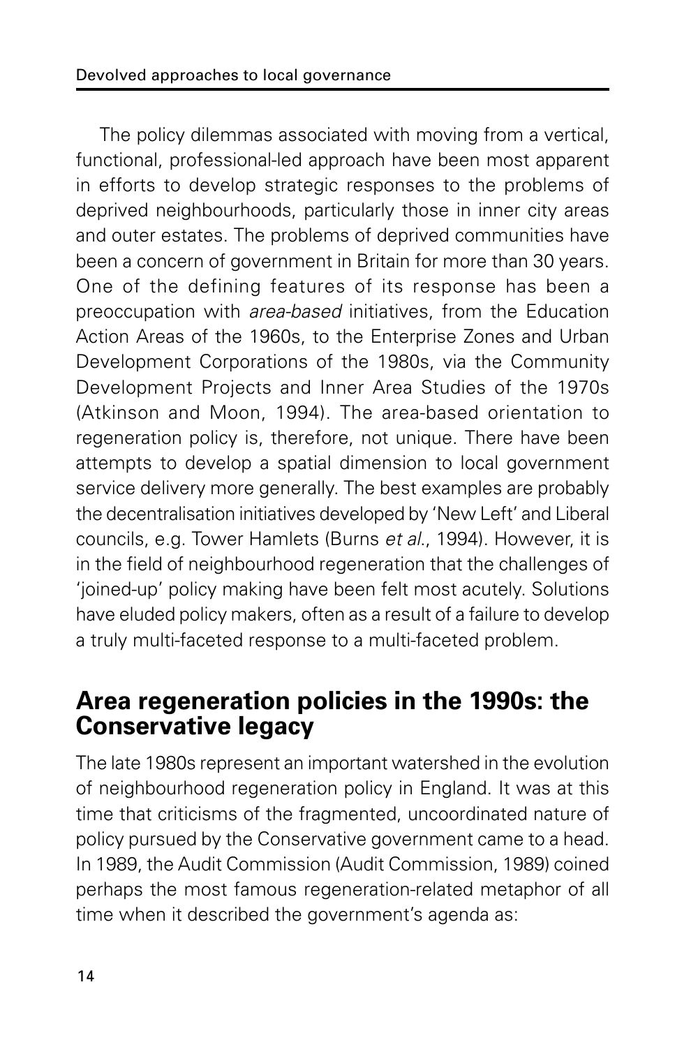The policy dilemmas associated with moving from a vertical, functional, professional-led approach have been most apparent in efforts to develop strategic responses to the problems of deprived neighbourhoods, particularly those in inner city areas and outer estates. The problems of deprived communities have been a concern of government in Britain for more than 30 years. One of the defining features of its response has been a preoccupation with *area-based* initiatives, from the Education Action Areas of the 1960s, to the Enterprise Zones and Urban Development Corporations of the 1980s, via the Community Development Projects and Inner Area Studies of the 1970s (Atkinson and Moon, 1994). The area-based orientation to regeneration policy is, therefore, not unique. There have been attempts to develop a spatial dimension to local government service delivery more generally. The best examples are probably the decentralisation initiatives developed by 'New Left' and Liberal councils, e.g. Tower Hamlets (Burns *et al.*, 1994). However, it is in the field of neighbourhood regeneration that the challenges of 'joined-up' policy making have been felt most acutely. Solutions have eluded policy makers, often as a result of a failure to develop a truly multi-faceted response to a multi-faceted problem.

## Area regeneration policies in the 1990s: the Conservative legacy

The late 1980s represent an important watershed in the evolution of neighbourhood regeneration policy in England. It was at this time that criticisms of the fragmented, uncoordinated nature of policy pursued by the Conservative government came to a head. In 1989, the Audit Commission (Audit Commission, 1989) coined perhaps the most famous regeneration-related metaphor of all time when it described the government's agenda as: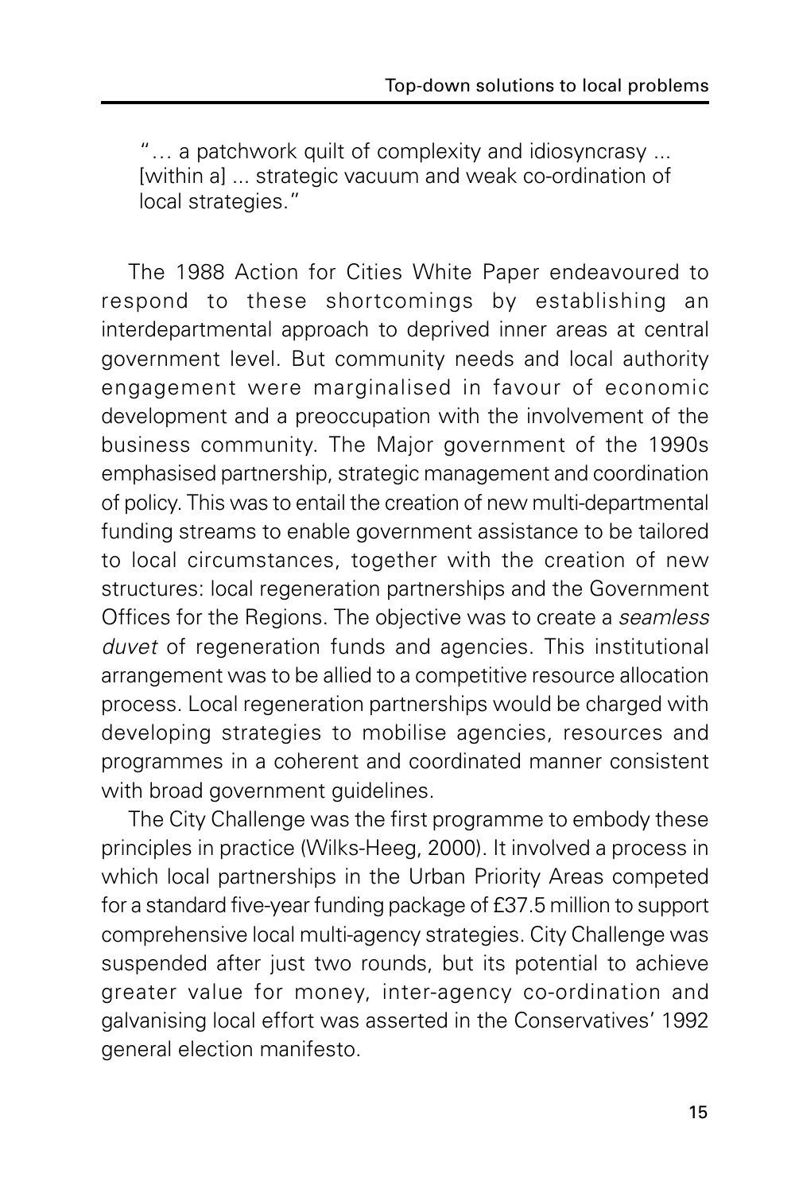> "... a patchwork quilt of complexity and idiosyncrasy ... [within a] ... strategic vacuum and weak co-ordination of local strategies."

The 1988 Action for Cities White Paper endeavoured to respond to these shortcomings by establishing an interdepartmental approach to deprived inner areas at central government level. But community needs and local authority engagement were marginalised in favour of economic development and a preoccupation with the involvement of the business community. The Major government of the 1990s emphasised partnership, strategic management and coordination of policy. This was to entail the creation of new multi-departmental funding streams to enable government assistance to be tailored to local circumstances, together with the creation of new structures: local regeneration partnerships and the Government Offices for the Regions. The objective was to create a *seamless duvet* of regeneration funds and agencies. This institutional arrangement was to be allied to a competitive resource allocation process. Local regeneration partnerships would be charged with developing strategies to mobilise agencies, resources and programmes in a coherent and coordinated manner consistent with broad government guidelines.

The City Challenge was the first programme to embody these principles in practice (Wilks-Heeg, 2000). It involved a process in which local partnerships in the Urban Priority Areas competed for a standard five-year funding package of £37.5 million to support comprehensive local multi-agency strategies. City Challenge was suspended after just two rounds, but its potential to achieve greater value for money, inter-agency co-ordination and galvanising local effort was asserted in the Conservatives' 1992 general election manifesto.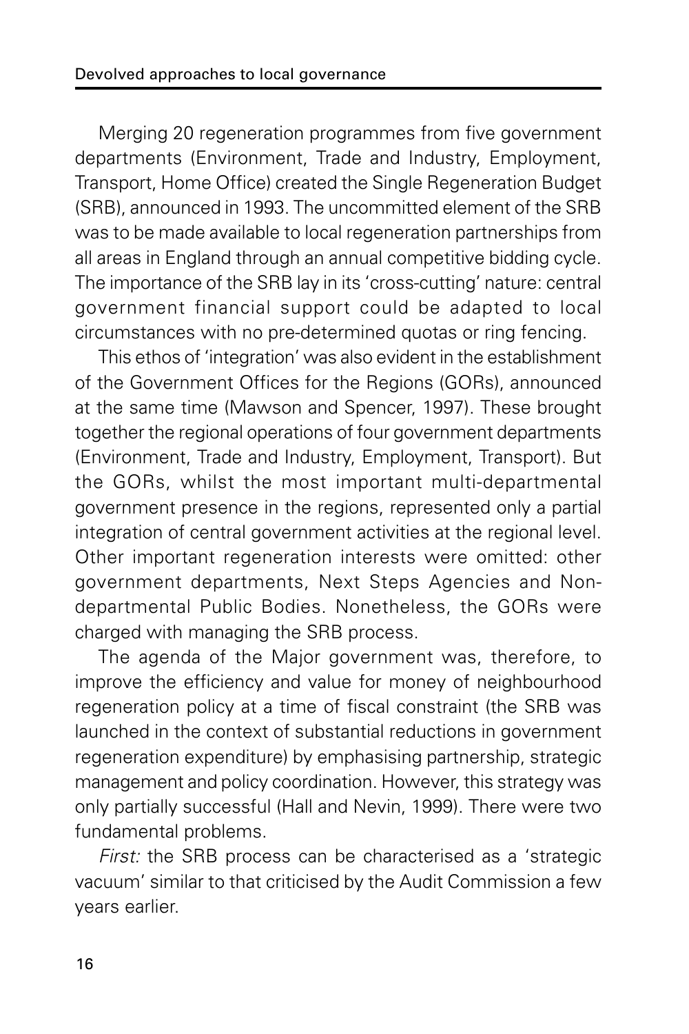Merging 20 regeneration programmes from five government departments (Environment, Trade and Industry, Employment, Transport, Home Office) created the Single Regeneration Budget (SRB), announced in 1993. The uncommitted element of the SRB was to be made available to local regeneration partnerships from all areas in England through an annual competitive bidding cycle. The importance of the SRB lay in its 'cross-cutting' nature: central government financial support could be adapted to local circumstances with no pre-determined quotas or ring fencing.

This ethos of 'integration' was also evident in the establishment of the Government Offices for the Regions (GORs), announced at the same time (Mawson and Spencer, 1997). These brought together the regional operations of four government departments (Environment, Trade and Industry, Employment, Transport). But the GORs, whilst the most important multi-departmental government presence in the regions, represented only a partial integration of central government activities at the regional level. Other important regeneration interests were omitted: other government departments, Next Steps Agencies and Non-departmental Public Bodies. Nonetheless, the GORs were charged with managing the SRB process.

The agenda of the Major government was, therefore, to improve the efficiency and value for money of neighbourhood regeneration policy at a time of fiscal constraint (the SRB was launched in the context of substantial reductions in government regeneration expenditure) by emphasising partnership, strategic management and policy coordination. However, this strategy was only partially successful (Hall and Nevin, 1999). There were two fundamental problems.

*First:* the SRB process can be characterised as a 'strategic vacuum' similar to that criticised by the Audit Commission a few years earlier.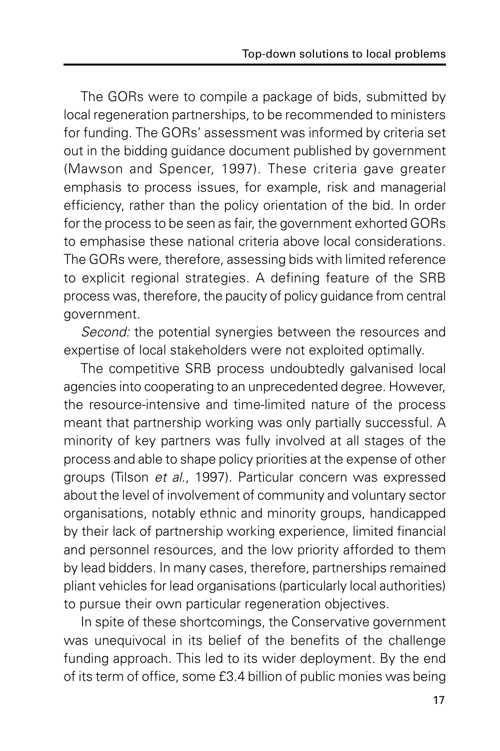The GORs were to compile a package of bids, submitted by local regeneration partnerships, to be recommended to ministers for funding. The GORs' assessment was informed by criteria set out in the bidding guidance document published by government (Mawson and Spencer, 1997). These criteria gave greater emphasis to process issues, for example, risk and managerial efficiency, rather than the policy orientation of the bid. In order for the process to be seen as fair, the government exhorted GORs to emphasise these national criteria above local considerations. The GORs were, therefore, assessing bids with limited reference to explicit regional strategies. A defining feature of the SRB process was, therefore, the paucity of policy guidance from central government.

*Second:* the potential synergies between the resources and expertise of local stakeholders were not exploited optimally.

The competitive SRB process undoubtedly galvanised local agencies into cooperating to an unprecedented degree. However, the resource-intensive and time-limited nature of the process meant that partnership working was only partially successful. A minority of key partners was fully involved at all stages of the process and able to shape policy priorities at the expense of other groups (Tilson *et al.*, 1997). Particular concern was expressed about the level of involvement of community and voluntary sector organisations, notably ethnic and minority groups, handicapped by their lack of partnership working experience, limited financial and personnel resources, and the low priority afforded to them by lead bidders. In many cases, therefore, partnerships remained pliant vehicles for lead organisations (particularly local authorities) to pursue their own particular regeneration objectives.

In spite of these shortcomings, the Conservative government was unequivocal in its belief of the benefits of the challenge funding approach. This led to its wider deployment. By the end of its term of office, some £3.4 billion of public monies was being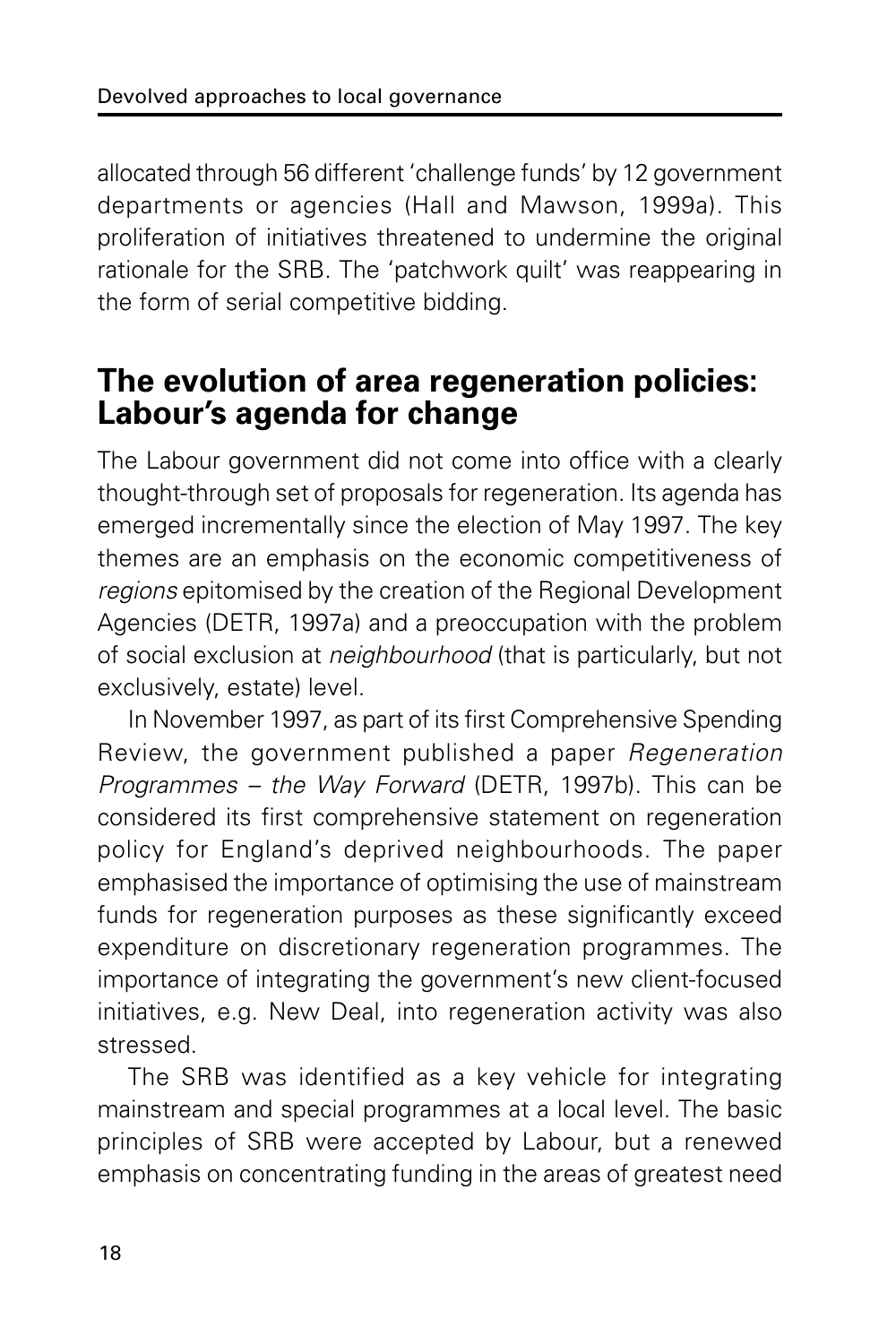allocated through 56 different 'challenge funds' by 12 government departments or agencies (Hall and Mawson, 1999a). This proliferation of initiatives threatened to undermine the original rationale for the SRB. The 'patchwork quilt' was reappearing in the form of serial competitive bidding.

## The evolution of area regeneration policies: Labour's agenda for change

The Labour government did not come into office with a clearly thought-through set of proposals for regeneration. Its agenda has emerged incrementally since the election of May 1997. The key themes are an emphasis on the economic competitiveness of *regions* epitomised by the creation of the Regional Development Agencies (DETR, 1997a) and a preoccupation with the problem of social exclusion at *neighbourhood* (that is particularly, but not exclusively, estate) level.

In November 1997, as part of its first Comprehensive Spending Review, the government published a paper *Regeneration Programmes – the Way Forward* (DETR, 1997b). This can be considered its first comprehensive statement on regeneration policy for England's deprived neighbourhoods. The paper emphasised the importance of optimising the use of mainstream funds for regeneration purposes as these significantly exceed expenditure on discretionary regeneration programmes. The importance of integrating the government's new client-focused initiatives, e.g. New Deal, into regeneration activity was also stressed.

The SRB was identified as a key vehicle for integrating mainstream and special programmes at a local level. The basic principles of SRB were accepted by Labour, but a renewed emphasis on concentrating funding in the areas of greatest need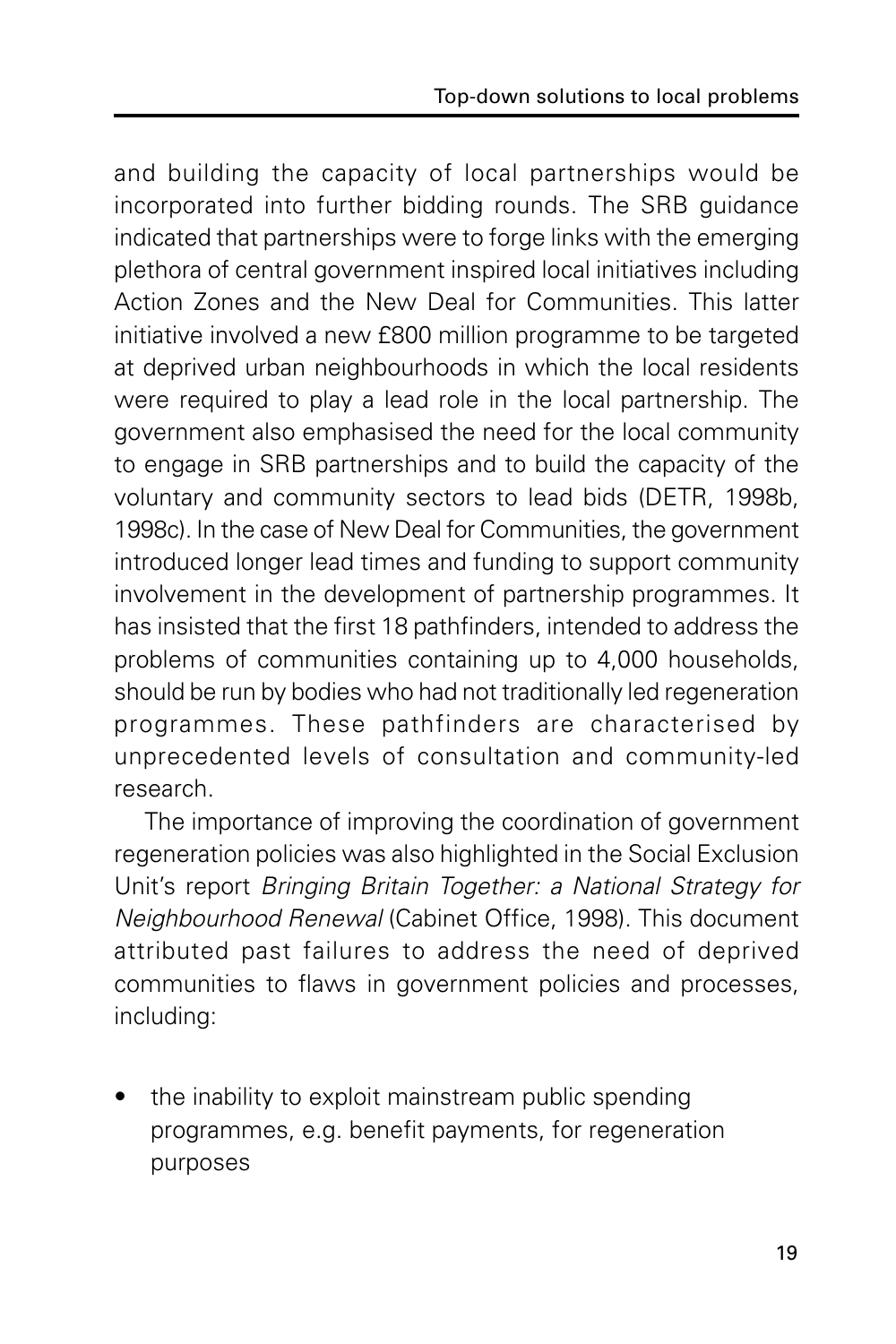and building the capacity of local partnerships would be incorporated into further bidding rounds. The SRB guidance indicated that partnerships were to forge links with the emerging plethora of central government inspired local initiatives including Action Zones and the New Deal for Communities. This latter initiative involved a new £800 million programme to be targeted at deprived urban neighbourhoods in which the local residents were required to play a lead role in the local partnership. The government also emphasised the need for the local community to engage in SRB partnerships and to build the capacity of the voluntary and community sectors to lead bids (DETR, 1998b, 1998c). In the case of New Deal for Communities, the government introduced longer lead times and funding to support community involvement in the development of partnership programmes. It has insisted that the first 18 pathfinders, intended to address the problems of communities containing up to 4,000 households, should be run by bodies who had not traditionally led regeneration programmes. These pathfinders are characterised by unprecedented levels of consultation and community-led research.

The importance of improving the coordination of government regeneration policies was also highlighted in the Social Exclusion Unit's report *Bringing Britain Together: a National Strategy for Neighbourhood Renewal* (Cabinet Office, 1998). This document attributed past failures to address the need of deprived communities to flaws in government policies and processes, including:

- the inability to exploit mainstream public spending programmes, e.g. benefit payments, for regeneration purposes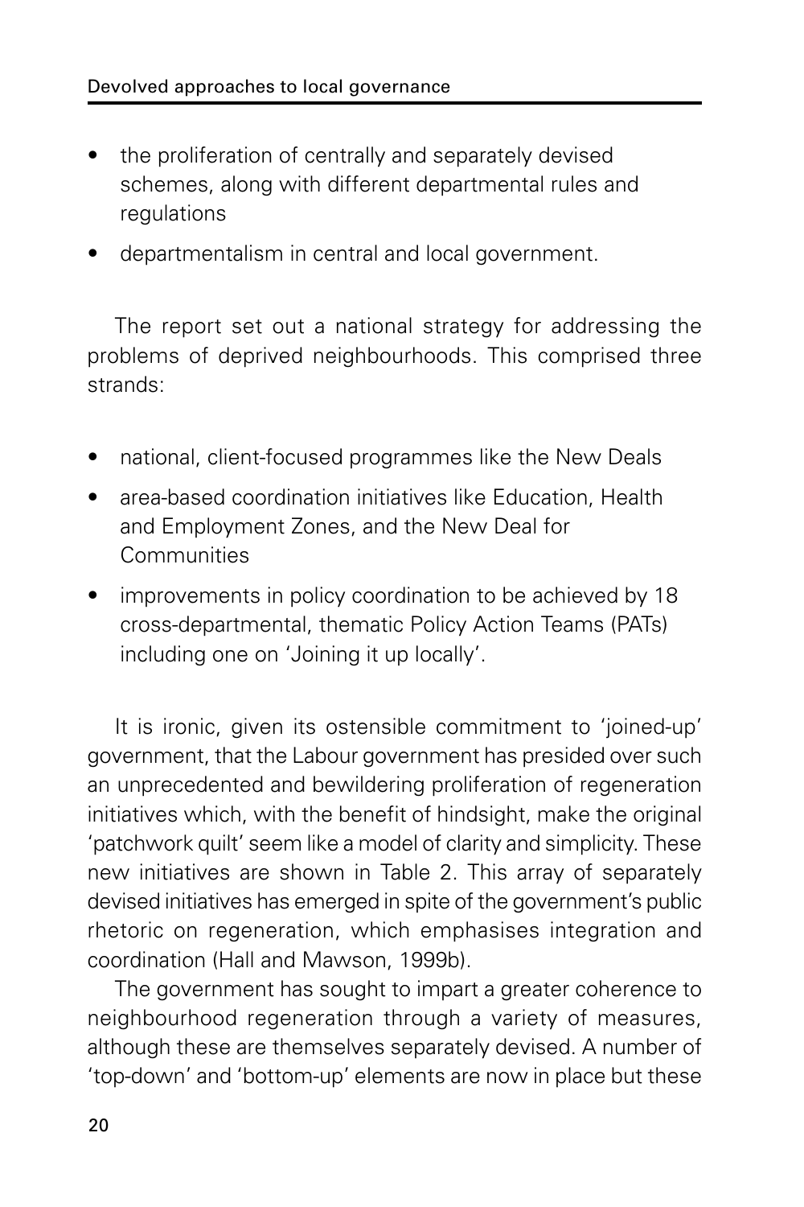- the proliferation of centrally and separately devised schemes, along with different departmental rules and regulations
- departmentalism in central and local government.

The report set out a national strategy for addressing the problems of deprived neighbourhoods. This comprised three strands:

- national, client-focused programmes like the New Deals
- area-based coordination initiatives like Education, Health and Employment Zones, and the New Deal for Communities
- improvements in policy coordination to be achieved by 18 cross-departmental, thematic Policy Action Teams (PATs) including one on 'Joining it up locally'.

It is ironic, given its ostensible commitment to 'joined-up' government, that the Labour government has presided over such an unprecedented and bewildering proliferation of regeneration initiatives which, with the benefit of hindsight, make the original 'patchwork quilt' seem like a model of clarity and simplicity. These new initiatives are shown in Table 2. This array of separately devised initiatives has emerged in spite of the government's public rhetoric on regeneration, which emphasises integration and coordination (Hall and Mawson, 1999b).

The government has sought to impart a greater coherence to neighbourhood regeneration through a variety of measures, although these are themselves separately devised. A number of 'top-down' and 'bottom-up' elements are now in place but these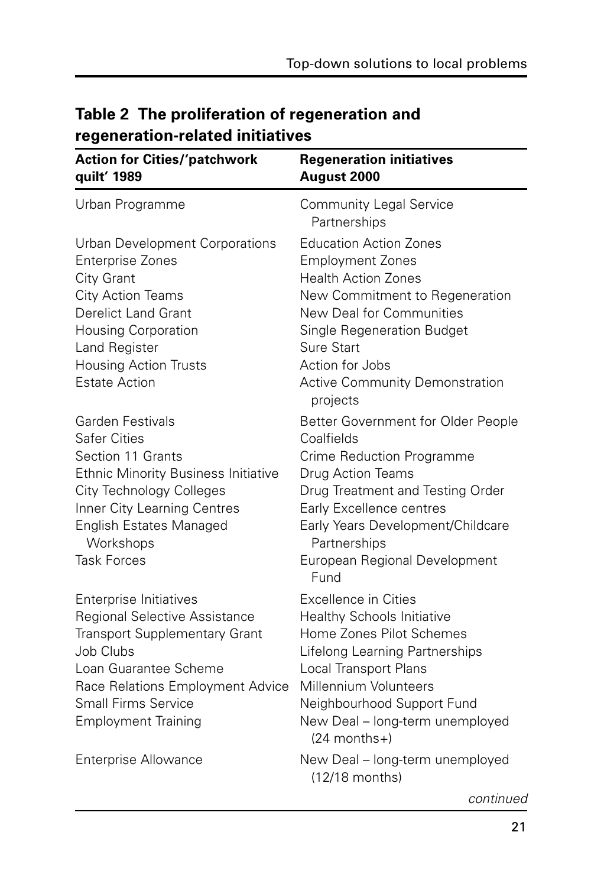**Table 2 The proliferation of regeneration and regeneration-related initiatives**

| Action for Cities/'patchwork quilt' 1989 | Regeneration initiatives August 2000 |
|---|---|
| Urban Programme | Community Legal Service Partnerships |
| Urban Development Corporations | Education Action Zones |
| Enterprise Zones | Employment Zones |
| City Grant | Health Action Zones |
| City Action Teams | New Commitment to Regeneration |
| Derelict Land Grant | New Deal for Communities |
| Housing Corporation | Single Regeneration Budget |
| Land Register | Sure Start |
| Housing Action Trusts | Action for Jobs |
| Estate Action | Active Community Demonstration projects |
| Garden Festivals | Better Government for Older People |
| Safer Cities | Coalfields |
| Section 11 Grants | Crime Reduction Programme |
| Ethnic Minority Business Initiative | Drug Action Teams |
| City Technology Colleges | Drug Treatment and Testing Order |
| Inner City Learning Centres | Early Excellence centres |
| English Estates Managed Workshops | Early Years Development/Childcare Partnerships |
| Task Forces | European Regional Development Fund |
| Enterprise Initiatives | Excellence in Cities |
| Regional Selective Assistance | Healthy Schools Initiative |
| Transport Supplementary Grant | Home Zones Pilot Schemes |
| Job Clubs | Lifelong Learning Partnerships |
| Loan Guarantee Scheme | Local Transport Plans |
| Race Relations Employment Advice | Millennium Volunteers |
| Small Firms Service | Neighbourhood Support Fund |
| Employment Training | New Deal – long-term unemployed (24 months+) |
| Enterprise Allowance | New Deal – long-term unemployed (12/18 months) |

*continued*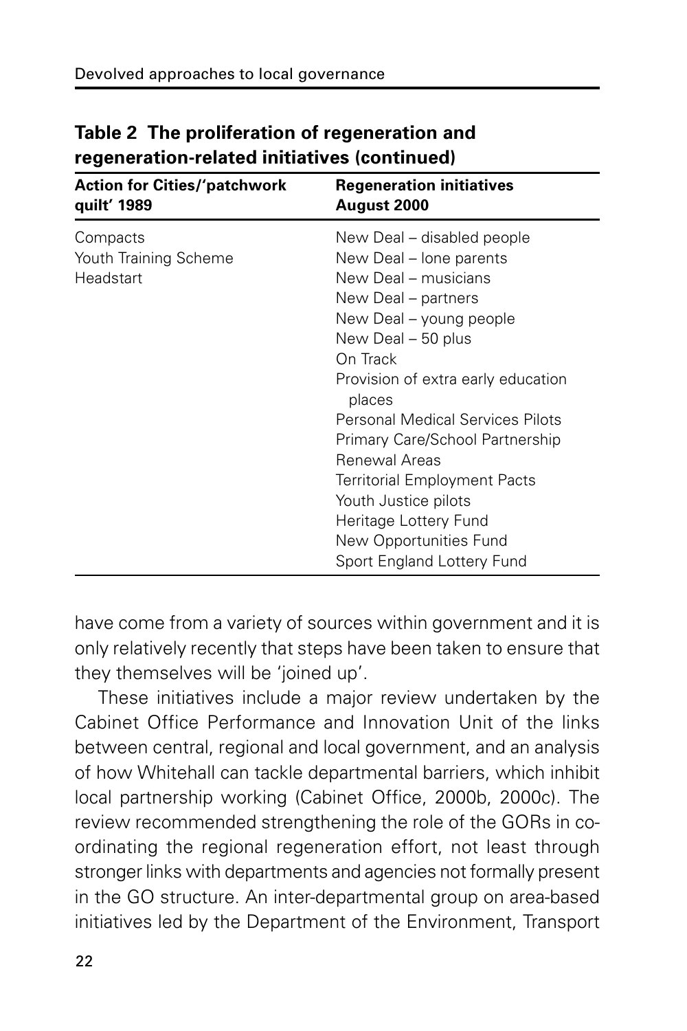**Table 2 The proliferation of regeneration and regeneration-related initiatives (continued)**

| Action for Cities/'patchwork quilt' 1989 | Regeneration initiatives August 2000 |
|---|---|
| Compacts | New Deal – disabled people |
| Youth Training Scheme | New Deal – lone parents |
| Headstart | New Deal – musicians |
| | New Deal – partners |
| | New Deal – young people |
| | New Deal – 50 plus |
| | On Track |
| | Provision of extra early education places |
| | Personal Medical Services Pilots |
| | Primary Care/School Partnership |
| | Renewal Areas |
| | Territorial Employment Pacts |
| | Youth Justice pilots |
| | Heritage Lottery Fund |
| | New Opportunities Fund |
| | Sport England Lottery Fund |

have come from a variety of sources within government and it is only relatively recently that steps have been taken to ensure that they themselves will be 'joined up'.

These initiatives include a major review undertaken by the Cabinet Office Performance and Innovation Unit of the links between central, regional and local government, and an analysis of how Whitehall can tackle departmental barriers, which inhibit local partnership working (Cabinet Office, 2000b, 2000c). The review recommended strengthening the role of the GORs in co-ordinating the regional regeneration effort, not least through stronger links with departments and agencies not formally present in the GO structure. An inter-departmental group on area-based initiatives led by the Department of the Environment, Transport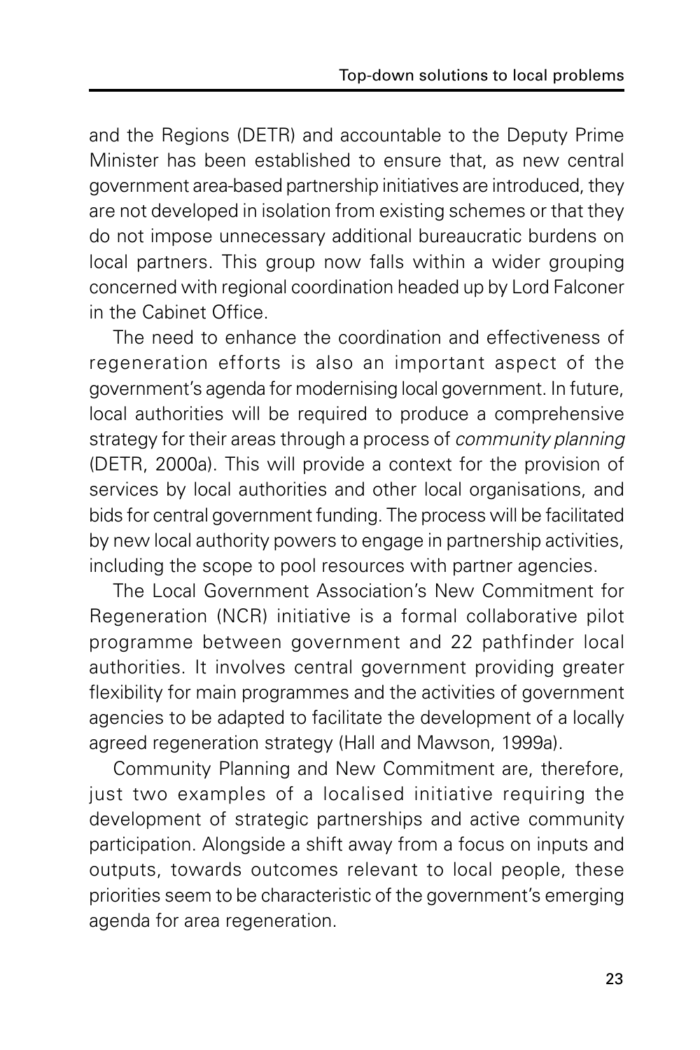and the Regions (DETR) and accountable to the Deputy Prime Minister has been established to ensure that, as new central government area-based partnership initiatives are introduced, they are not developed in isolation from existing schemes or that they do not impose unnecessary additional bureaucratic burdens on local partners. This group now falls within a wider grouping concerned with regional coordination headed up by Lord Falconer in the Cabinet Office.

The need to enhance the coordination and effectiveness of regeneration efforts is also an important aspect of the government's agenda for modernising local government. In future, local authorities will be required to produce a comprehensive strategy for their areas through a process of *community planning* (DETR, 2000a). This will provide a context for the provision of services by local authorities and other local organisations, and bids for central government funding. The process will be facilitated by new local authority powers to engage in partnership activities, including the scope to pool resources with partner agencies.

The Local Government Association's New Commitment for Regeneration (NCR) initiative is a formal collaborative pilot programme between government and 22 pathfinder local authorities. It involves central government providing greater flexibility for main programmes and the activities of government agencies to be adapted to facilitate the development of a locally agreed regeneration strategy (Hall and Mawson, 1999a).

Community Planning and New Commitment are, therefore, just two examples of a localised initiative requiring the development of strategic partnerships and active community participation. Alongside a shift away from a focus on inputs and outputs, towards outcomes relevant to local people, these priorities seem to be characteristic of the government's emerging agenda for area regeneration.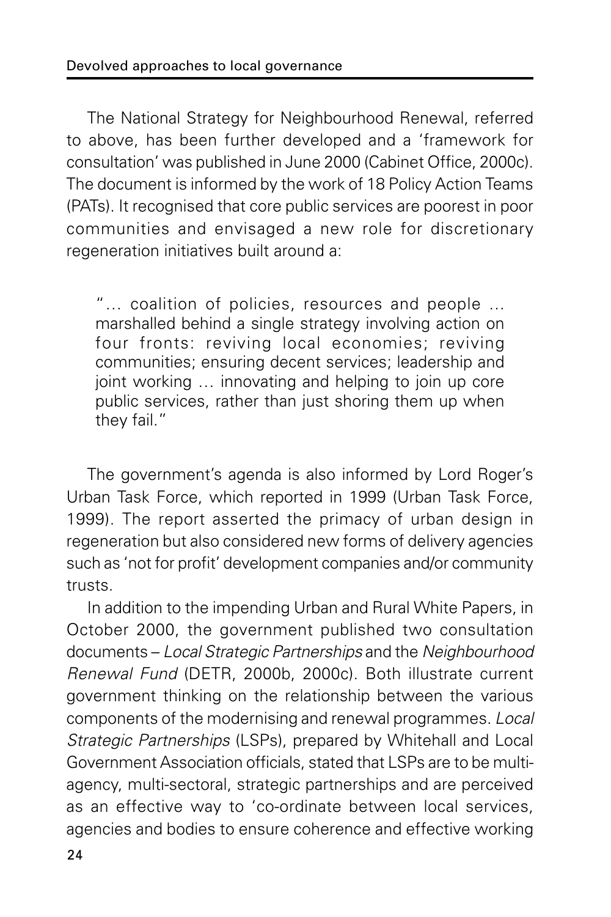The National Strategy for Neighbourhood Renewal, referred to above, has been further developed and a 'framework for consultation' was published in June 2000 (Cabinet Office, 2000c). The document is informed by the work of 18 Policy Action Teams (PATs). It recognised that core public services are poorest in poor communities and envisaged a new role for discretionary regeneration initiatives built around a:

> "… coalition of policies, resources and people … marshalled behind a single strategy involving action on four fronts: reviving local economies; reviving communities; ensuring decent services; leadership and joint working … innovating and helping to join up core public services, rather than just shoring them up when they fail."

The government's agenda is also informed by Lord Roger's Urban Task Force, which reported in 1999 (Urban Task Force, 1999). The report asserted the primacy of urban design in regeneration but also considered new forms of delivery agencies such as 'not for profit' development companies and/or community trusts.

In addition to the impending Urban and Rural White Papers, in October 2000, the government published two consultation documents – *Local Strategic Partnerships* and the *Neighbourhood Renewal Fund* (DETR, 2000b, 2000c). Both illustrate current government thinking on the relationship between the various components of the modernising and renewal programmes. *Local Strategic Partnerships* (LSPs), prepared by Whitehall and Local Government Association officials, stated that LSPs are to be multi-agency, multi-sectoral, strategic partnerships and are perceived as an effective way to 'co-ordinate between local services, agencies and bodies to ensure coherence and effective working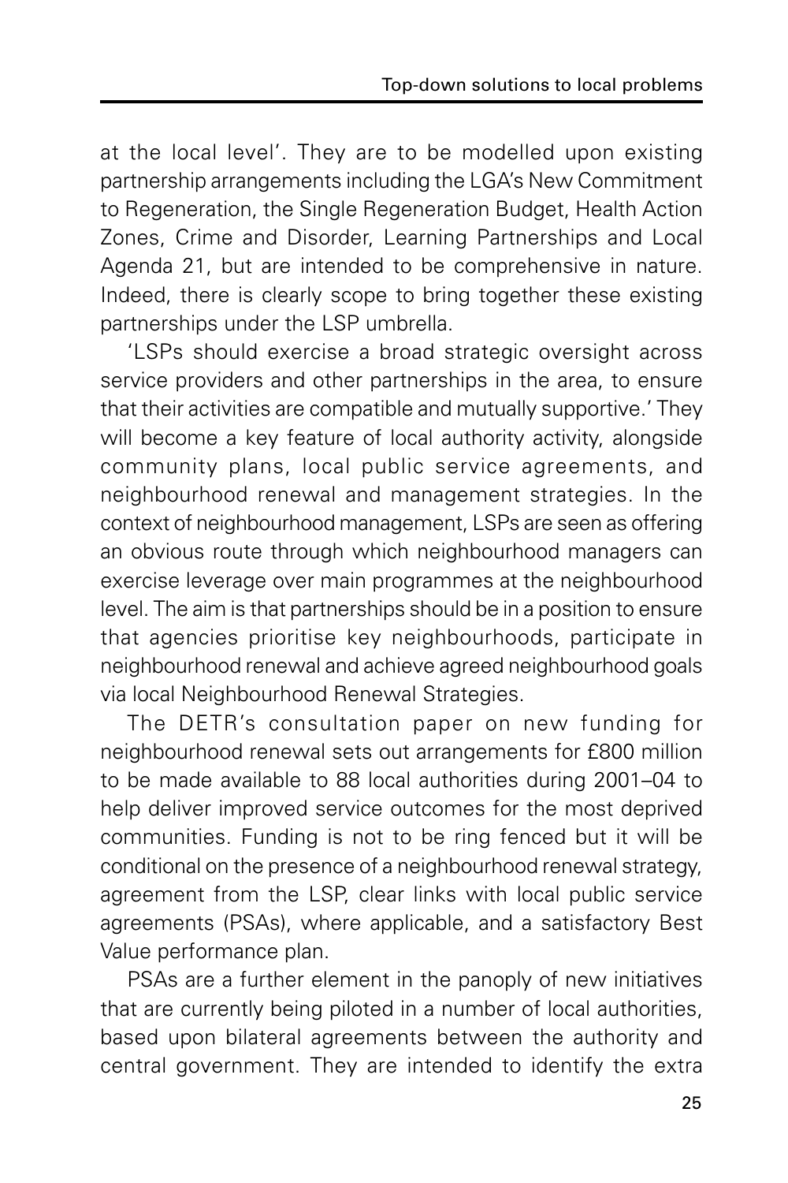at the local level'. They are to be modelled upon existing partnership arrangements including the LGA's New Commitment to Regeneration, the Single Regeneration Budget, Health Action Zones, Crime and Disorder, Learning Partnerships and Local Agenda 21, but are intended to be comprehensive in nature. Indeed, there is clearly scope to bring together these existing partnerships under the LSP umbrella.

'LSPs should exercise a broad strategic oversight across service providers and other partnerships in the area, to ensure that their activities are compatible and mutually supportive.' They will become a key feature of local authority activity, alongside community plans, local public service agreements, and neighbourhood renewal and management strategies. In the context of neighbourhood management, LSPs are seen as offering an obvious route through which neighbourhood managers can exercise leverage over main programmes at the neighbourhood level. The aim is that partnerships should be in a position to ensure that agencies prioritise key neighbourhoods, participate in neighbourhood renewal and achieve agreed neighbourhood goals via local Neighbourhood Renewal Strategies.

The DETR's consultation paper on new funding for neighbourhood renewal sets out arrangements for £800 million to be made available to 88 local authorities during 2001–04 to help deliver improved service outcomes for the most deprived communities. Funding is not to be ring fenced but it will be conditional on the presence of a neighbourhood renewal strategy, agreement from the LSP, clear links with local public service agreements (PSAs), where applicable, and a satisfactory Best Value performance plan.

PSAs are a further element in the panoply of new initiatives that are currently being piloted in a number of local authorities, based upon bilateral agreements between the authority and central government. They are intended to identify the extra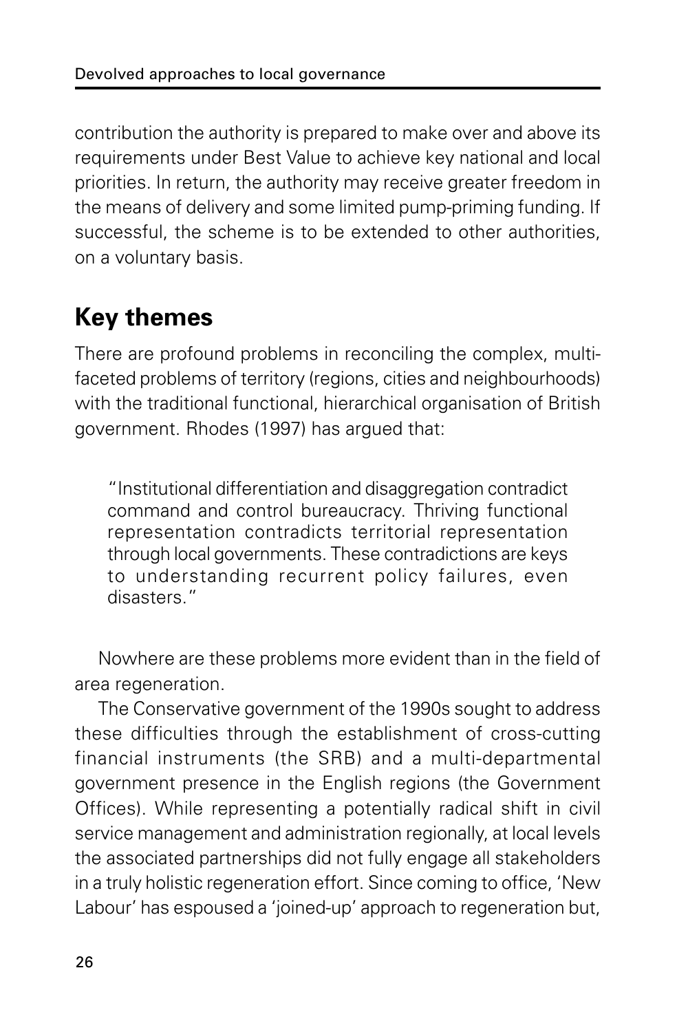contribution the authority is prepared to make over and above its requirements under Best Value to achieve key national and local priorities. In return, the authority may receive greater freedom in the means of delivery and some limited pump-priming funding. If successful, the scheme is to be extended to other authorities, on a voluntary basis.

## Key themes

There are profound problems in reconciling the complex, multi-faceted problems of territory (regions, cities and neighbourhoods) with the traditional functional, hierarchical organisation of British government. Rhodes (1997) has argued that:

> "Institutional differentiation and disaggregation contradict command and control bureaucracy. Thriving functional representation contradicts territorial representation through local governments. These contradictions are keys to understanding recurrent policy failures, even disasters."

Nowhere are these problems more evident than in the field of area regeneration.

The Conservative government of the 1990s sought to address these difficulties through the establishment of cross-cutting financial instruments (the SRB) and a multi-departmental government presence in the English regions (the Government Offices). While representing a potentially radical shift in civil service management and administration regionally, at local levels the associated partnerships did not fully engage all stakeholders in a truly holistic regeneration effort. Since coming to office, 'New Labour' has espoused a 'joined-up' approach to regeneration but,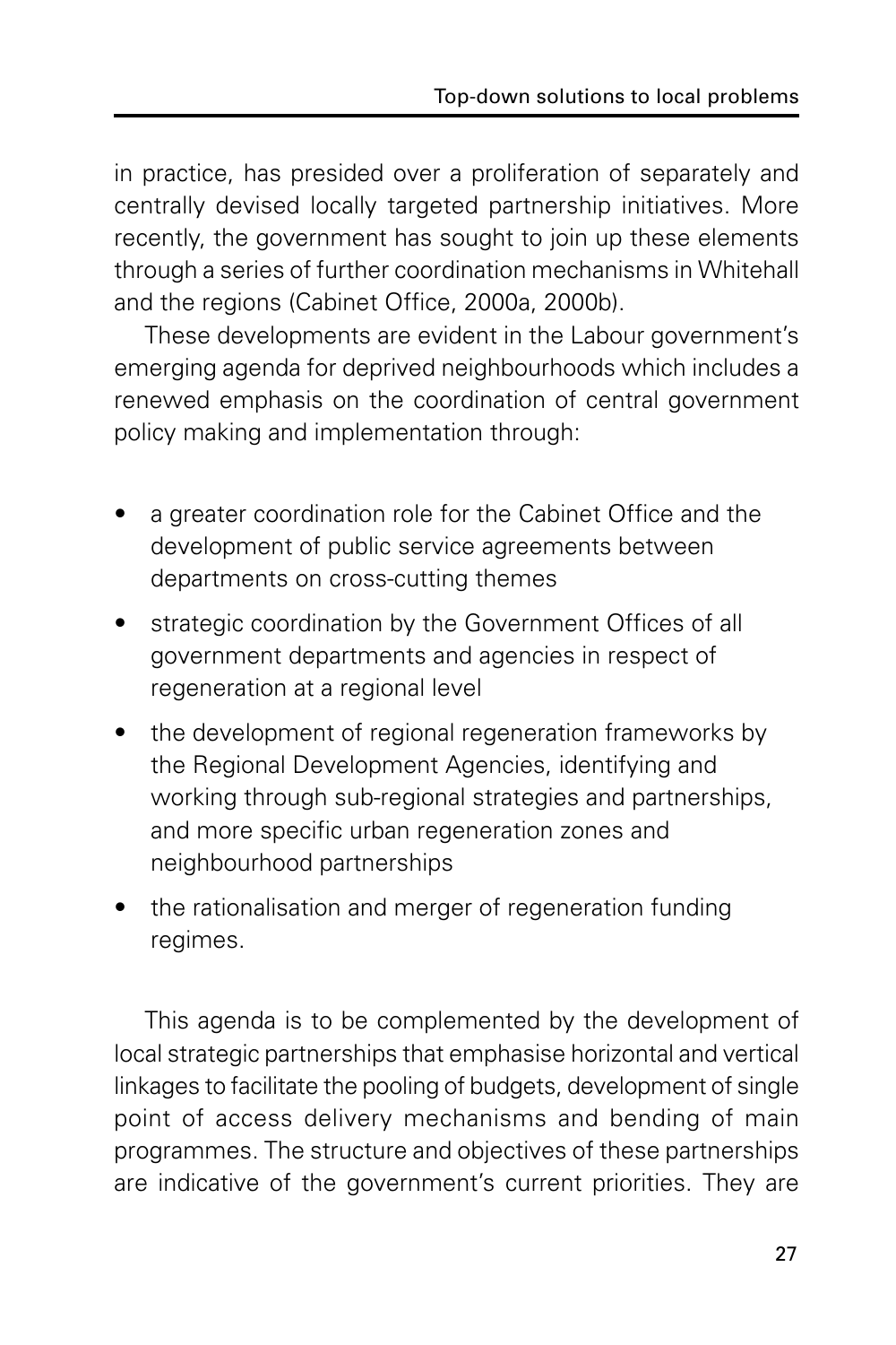in practice, has presided over a proliferation of separately and centrally devised locally targeted partnership initiatives. More recently, the government has sought to join up these elements through a series of further coordination mechanisms in Whitehall and the regions (Cabinet Office, 2000a, 2000b).

These developments are evident in the Labour government's emerging agenda for deprived neighbourhoods which includes a renewed emphasis on the coordination of central government policy making and implementation through:

- a greater coordination role for the Cabinet Office and the development of public service agreements between departments on cross-cutting themes
- strategic coordination by the Government Offices of all government departments and agencies in respect of regeneration at a regional level
- the development of regional regeneration frameworks by the Regional Development Agencies, identifying and working through sub-regional strategies and partnerships, and more specific urban regeneration zones and neighbourhood partnerships
- the rationalisation and merger of regeneration funding regimes.

This agenda is to be complemented by the development of local strategic partnerships that emphasise horizontal and vertical linkages to facilitate the pooling of budgets, development of single point of access delivery mechanisms and bending of main programmes. The structure and objectives of these partnerships are indicative of the government's current priorities. They are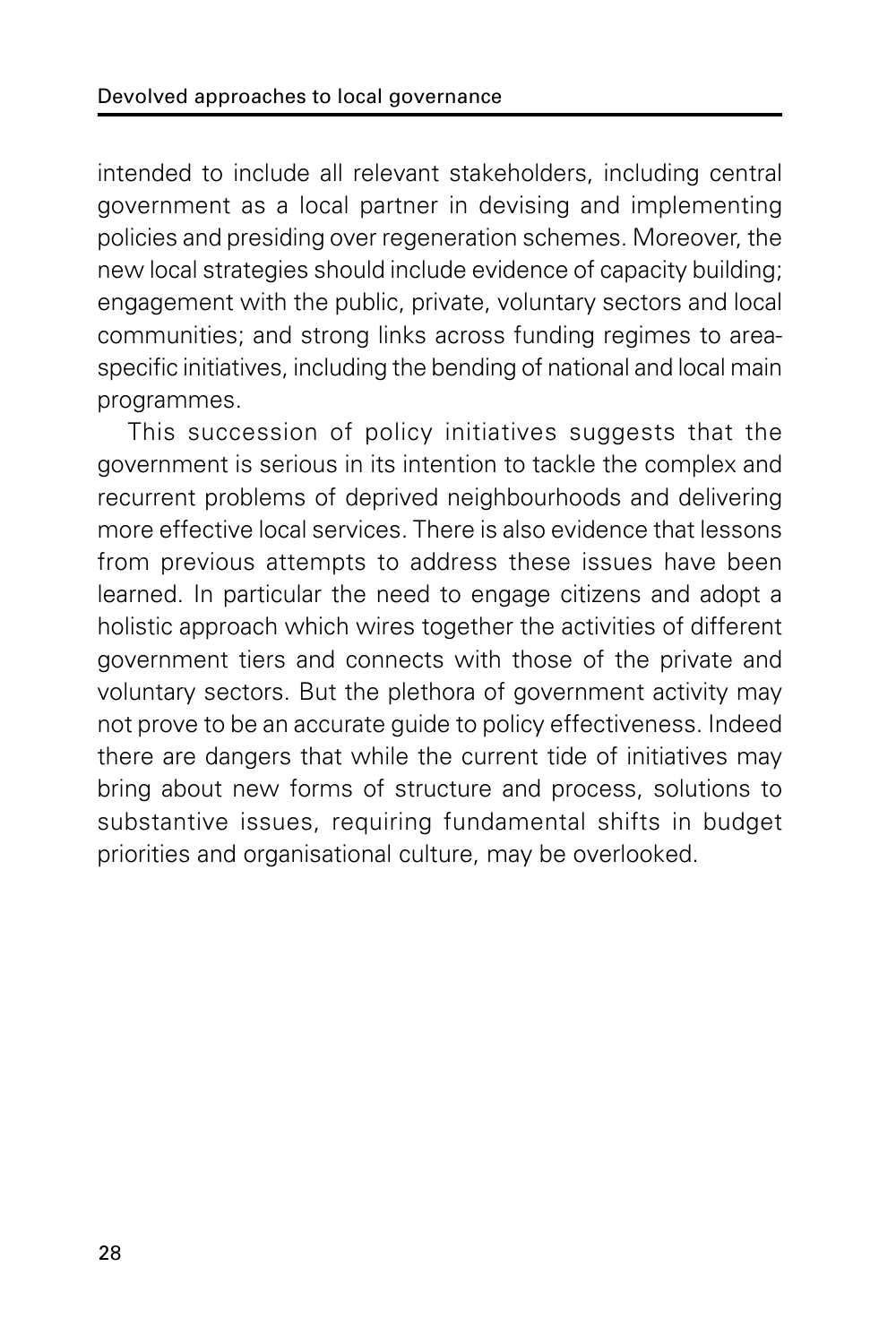intended to include all relevant stakeholders, including central government as a local partner in devising and implementing policies and presiding over regeneration schemes. Moreover, the new local strategies should include evidence of capacity building; engagement with the public, private, voluntary sectors and local communities; and strong links across funding regimes to area-specific initiatives, including the bending of national and local main programmes.

This succession of policy initiatives suggests that the government is serious in its intention to tackle the complex and recurrent problems of deprived neighbourhoods and delivering more effective local services. There is also evidence that lessons from previous attempts to address these issues have been learned. In particular the need to engage citizens and adopt a holistic approach which wires together the activities of different government tiers and connects with those of the private and voluntary sectors. But the plethora of government activity may not prove to be an accurate guide to policy effectiveness. Indeed there are dangers that while the current tide of initiatives may bring about new forms of structure and process, solutions to substantive issues, requiring fundamental shifts in budget priorities and organisational culture, may be overlooked.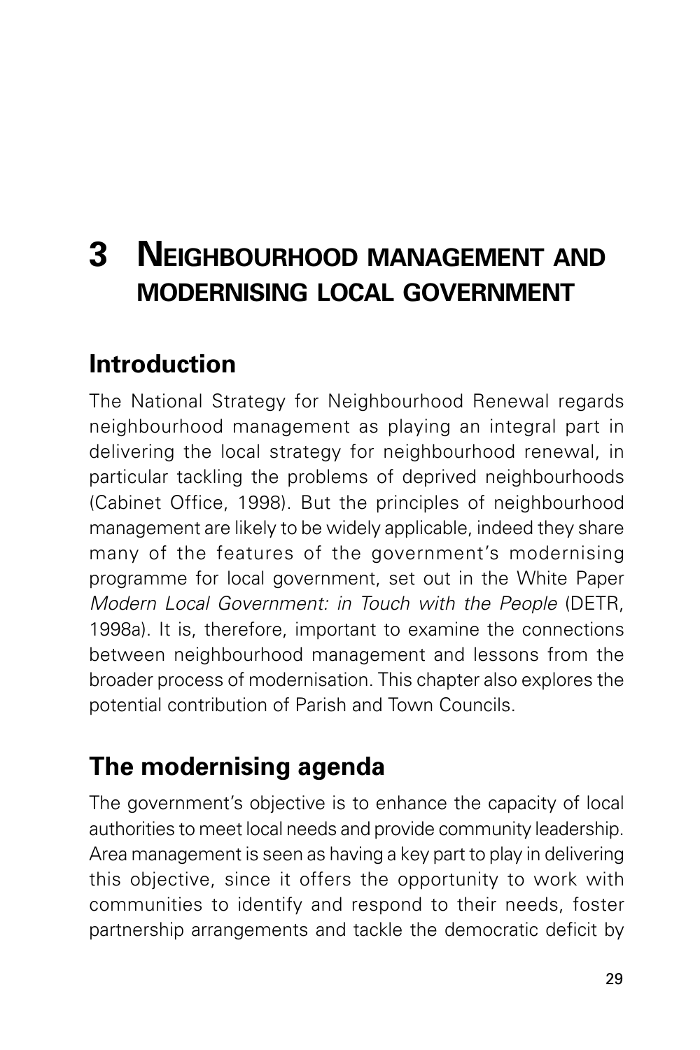# 3 Neighbourhood management and modernising local government

## Introduction

The National Strategy for Neighbourhood Renewal regards neighbourhood management as playing an integral part in delivering the local strategy for neighbourhood renewal, in particular tackling the problems of deprived neighbourhoods (Cabinet Office, 1998). But the principles of neighbourhood management are likely to be widely applicable, indeed they share many of the features of the government's modernising programme for local government, set out in the White Paper *Modern Local Government: in Touch with the People* (DETR, 1998a). It is, therefore, important to examine the connections between neighbourhood management and lessons from the broader process of modernisation. This chapter also explores the potential contribution of Parish and Town Councils.

## The modernising agenda

The government's objective is to enhance the capacity of local authorities to meet local needs and provide community leadership. Area management is seen as having a key part to play in delivering this objective, since it offers the opportunity to work with communities to identify and respond to their needs, foster partnership arrangements and tackle the democratic deficit by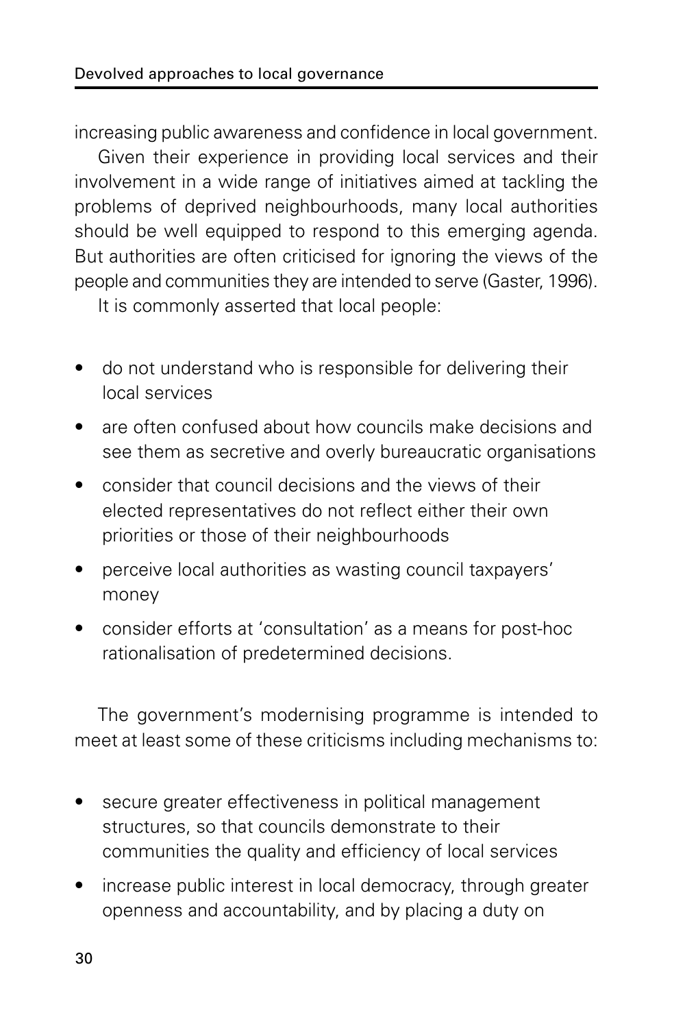increasing public awareness and confidence in local government.

Given their experience in providing local services and their involvement in a wide range of initiatives aimed at tackling the problems of deprived neighbourhoods, many local authorities should be well equipped to respond to this emerging agenda. But authorities are often criticised for ignoring the views of the people and communities they are intended to serve (Gaster, 1996).

It is commonly asserted that local people:

- do not understand who is responsible for delivering their local services
- are often confused about how councils make decisions and see them as secretive and overly bureaucratic organisations
- consider that council decisions and the views of their elected representatives do not reflect either their own priorities or those of their neighbourhoods
- perceive local authorities as wasting council taxpayers' money
- consider efforts at 'consultation' as a means for post-hoc rationalisation of predetermined decisions.

The government's modernising programme is intended to meet at least some of these criticisms including mechanisms to:

- secure greater effectiveness in political management structures, so that councils demonstrate to their communities the quality and efficiency of local services
- increase public interest in local democracy, through greater openness and accountability, and by placing a duty on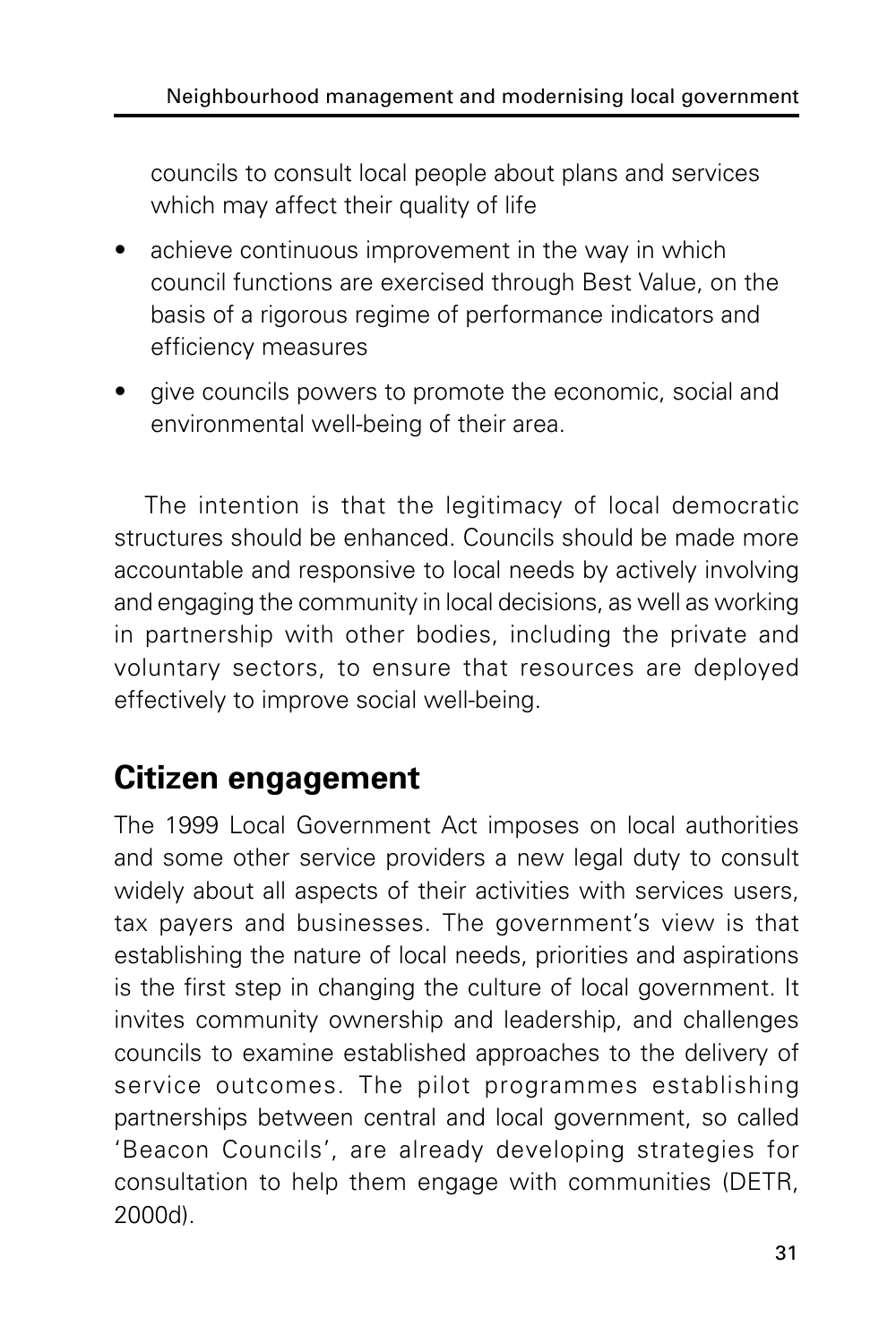councils to consult local people about plans and services which may affect their quality of life

- achieve continuous improvement in the way in which council functions are exercised through Best Value, on the basis of a rigorous regime of performance indicators and efficiency measures
- give councils powers to promote the economic, social and environmental well-being of their area.

The intention is that the legitimacy of local democratic structures should be enhanced. Councils should be made more accountable and responsive to local needs by actively involving and engaging the community in local decisions, as well as working in partnership with other bodies, including the private and voluntary sectors, to ensure that resources are deployed effectively to improve social well-being.

## Citizen engagement

The 1999 Local Government Act imposes on local authorities and some other service providers a new legal duty to consult widely about all aspects of their activities with services users, tax payers and businesses. The government's view is that establishing the nature of local needs, priorities and aspirations is the first step in changing the culture of local government. It invites community ownership and leadership, and challenges councils to examine established approaches to the delivery of service outcomes. The pilot programmes establishing partnerships between central and local government, so called 'Beacon Councils', are already developing strategies for consultation to help them engage with communities (DETR, 2000d).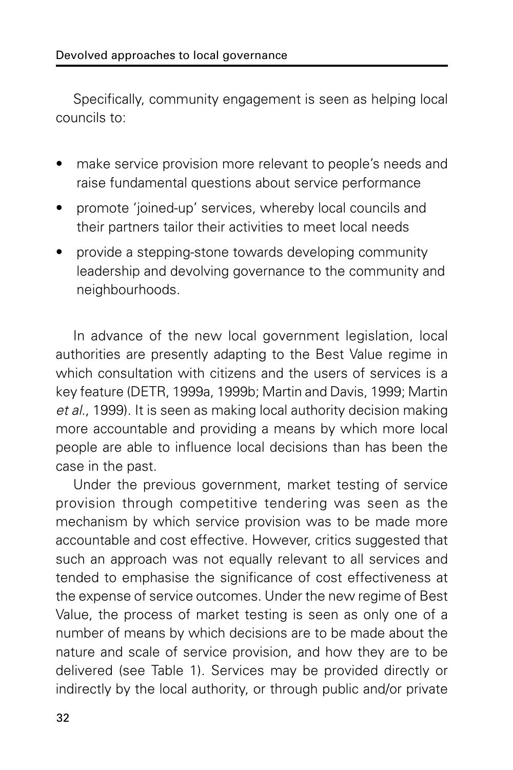Specifically, community engagement is seen as helping local councils to:

- make service provision more relevant to people's needs and raise fundamental questions about service performance
- promote 'joined-up' services, whereby local councils and their partners tailor their activities to meet local needs
- provide a stepping-stone towards developing community leadership and devolving governance to the community and neighbourhoods.

In advance of the new local government legislation, local authorities are presently adapting to the Best Value regime in which consultation with citizens and the users of services is a key feature (DETR, 1999a, 1999b; Martin and Davis, 1999; Martin *et al*., 1999). It is seen as making local authority decision making more accountable and providing a means by which more local people are able to influence local decisions than has been the case in the past.

Under the previous government, market testing of service provision through competitive tendering was seen as the mechanism by which service provision was to be made more accountable and cost effective. However, critics suggested that such an approach was not equally relevant to all services and tended to emphasise the significance of cost effectiveness at the expense of service outcomes. Under the new regime of Best Value, the process of market testing is seen as only one of a number of means by which decisions are to be made about the nature and scale of service provision, and how they are to be delivered (see Table 1). Services may be provided directly or indirectly by the local authority, or through public and/or private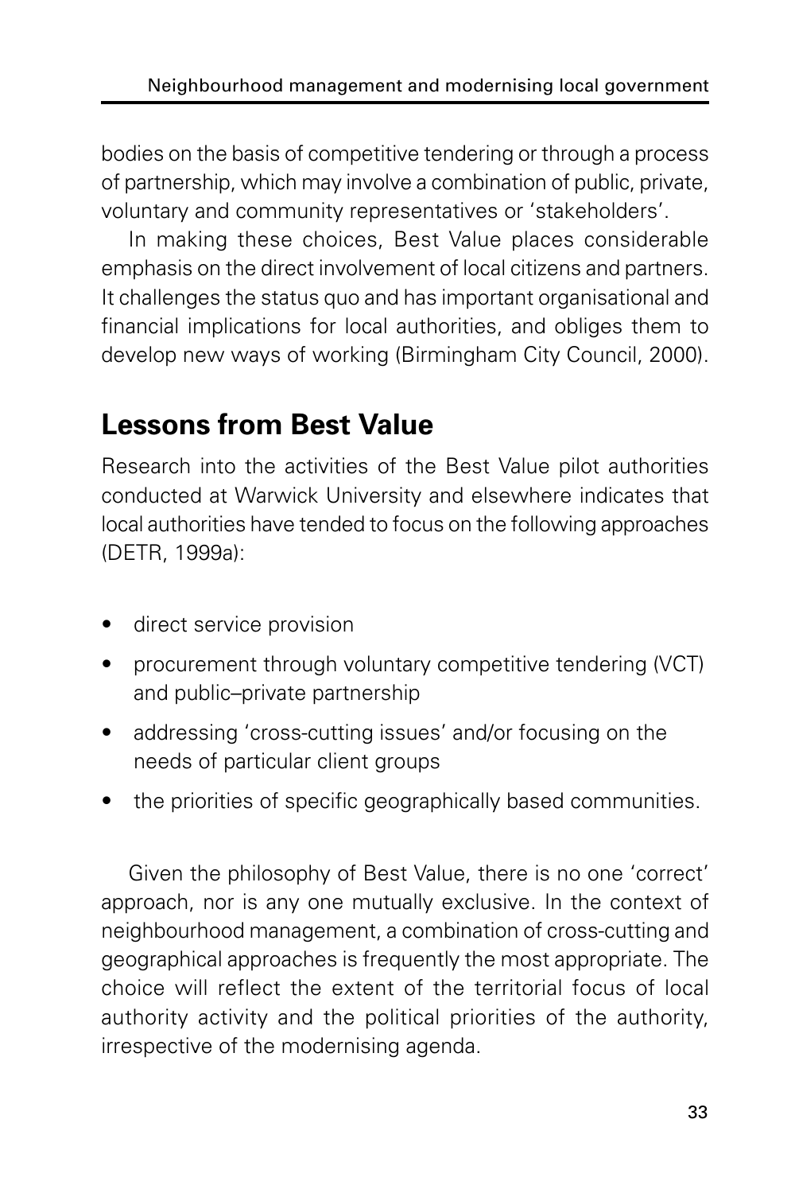bodies on the basis of competitive tendering or through a process of partnership, which may involve a combination of public, private, voluntary and community representatives or 'stakeholders'.

In making these choices, Best Value places considerable emphasis on the direct involvement of local citizens and partners. It challenges the status quo and has important organisational and financial implications for local authorities, and obliges them to develop new ways of working (Birmingham City Council, 2000).

## Lessons from Best Value

Research into the activities of the Best Value pilot authorities conducted at Warwick University and elsewhere indicates that local authorities have tended to focus on the following approaches (DETR, 1999a):

- direct service provision
- procurement through voluntary competitive tendering (VCT) and public–private partnership
- addressing 'cross-cutting issues' and/or focusing on the needs of particular client groups
- the priorities of specific geographically based communities.

Given the philosophy of Best Value, there is no one 'correct' approach, nor is any one mutually exclusive. In the context of neighbourhood management, a combination of cross-cutting and geographical approaches is frequently the most appropriate. The choice will reflect the extent of the territorial focus of local authority activity and the political priorities of the authority, irrespective of the modernising agenda.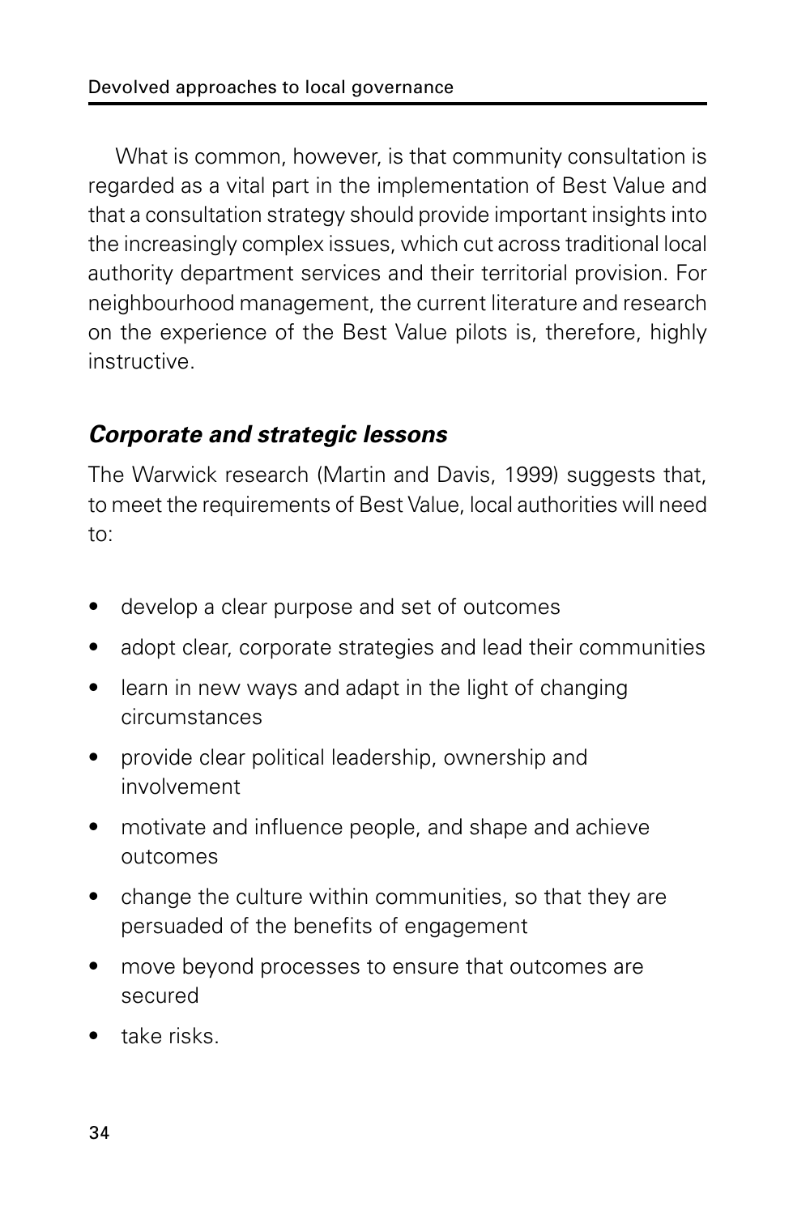What is common, however, is that community consultation is regarded as a vital part in the implementation of Best Value and that a consultation strategy should provide important insights into the increasingly complex issues, which cut across traditional local authority department services and their territorial provision. For neighbourhood management, the current literature and research on the experience of the Best Value pilots is, therefore, highly instructive.

### *Corporate and strategic lessons*

The Warwick research (Martin and Davis, 1999) suggests that, to meet the requirements of Best Value, local authorities will need to:

- develop a clear purpose and set of outcomes
- adopt clear, corporate strategies and lead their communities
- learn in new ways and adapt in the light of changing circumstances
- provide clear political leadership, ownership and involvement
- motivate and influence people, and shape and achieve outcomes
- change the culture within communities, so that they are persuaded of the benefits of engagement
- move beyond processes to ensure that outcomes are secured
- take risks.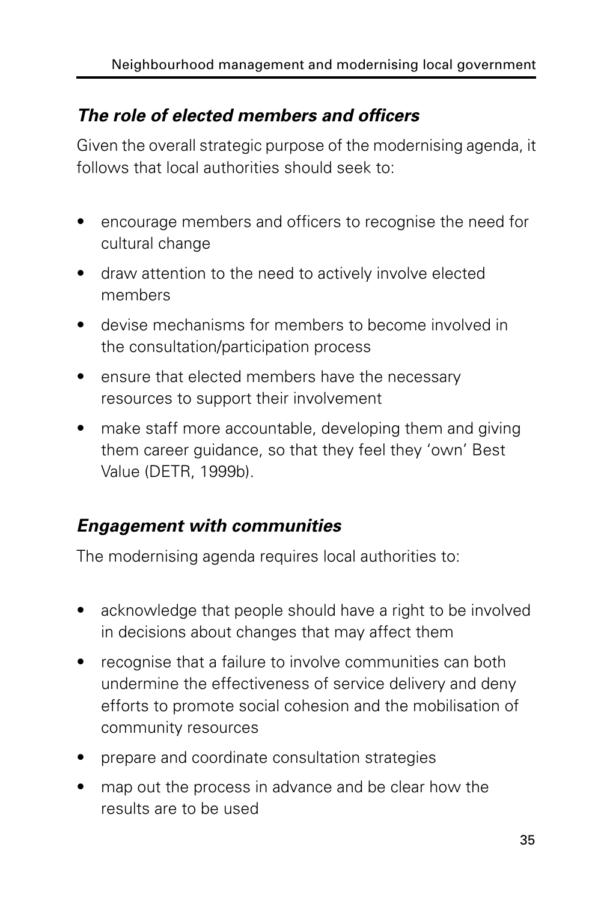### *The role of elected members and officers*

Given the overall strategic purpose of the modernising agenda, it follows that local authorities should seek to:

- encourage members and officers to recognise the need for cultural change
- draw attention to the need to actively involve elected members
- devise mechanisms for members to become involved in the consultation/participation process
- ensure that elected members have the necessary resources to support their involvement
- make staff more accountable, developing them and giving them career guidance, so that they feel they 'own' Best Value (DETR, 1999b).

### *Engagement with communities*

The modernising agenda requires local authorities to:

- acknowledge that people should have a right to be involved in decisions about changes that may affect them
- recognise that a failure to involve communities can both undermine the effectiveness of service delivery and deny efforts to promote social cohesion and the mobilisation of community resources
- prepare and coordinate consultation strategies
- map out the process in advance and be clear how the results are to be used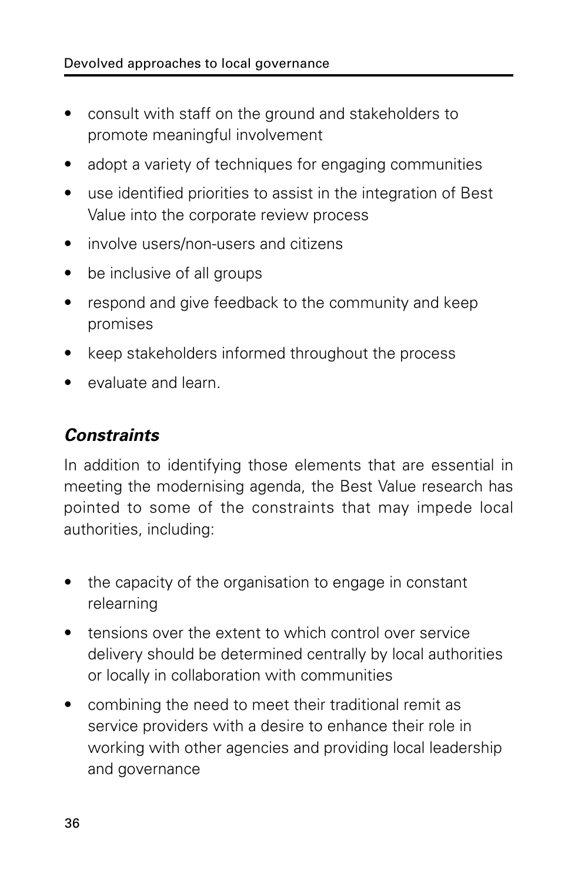- consult with staff on the ground and stakeholders to promote meaningful involvement
- adopt a variety of techniques for engaging communities
- use identified priorities to assist in the integration of Best Value into the corporate review process
- involve users/non-users and citizens
- be inclusive of all groups
- respond and give feedback to the community and keep promises
- keep stakeholders informed throughout the process
- evaluate and learn.

### *Constraints*

In addition to identifying those elements that are essential in meeting the modernising agenda, the Best Value research has pointed to some of the constraints that may impede local authorities, including:

- the capacity of the organisation to engage in constant relearning
- tensions over the extent to which control over service delivery should be determined centrally by local authorities or locally in collaboration with communities
- combining the need to meet their traditional remit as service providers with a desire to enhance their role in working with other agencies and providing local leadership and governance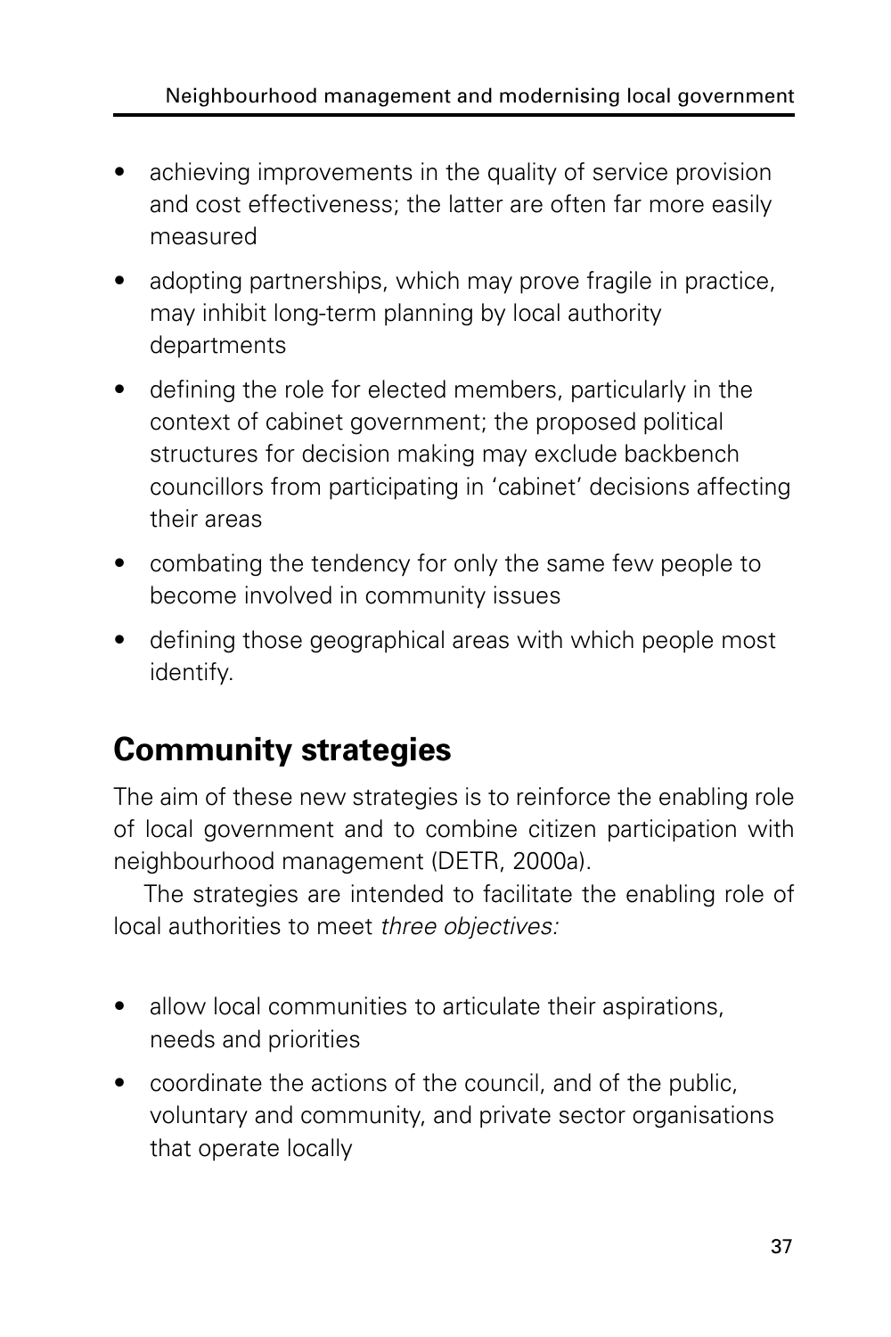- achieving improvements in the quality of service provision and cost effectiveness; the latter are often far more easily measured
- adopting partnerships, which may prove fragile in practice, may inhibit long-term planning by local authority departments
- defining the role for elected members, particularly in the context of cabinet government; the proposed political structures for decision making may exclude backbench councillors from participating in 'cabinet' decisions affecting their areas
- combating the tendency for only the same few people to become involved in community issues
- defining those geographical areas with which people most identify.

## Community strategies

The aim of these new strategies is to reinforce the enabling role of local government and to combine citizen participation with neighbourhood management (DETR, 2000a).

The strategies are intended to facilitate the enabling role of local authorities to meet *three objectives:*

- allow local communities to articulate their aspirations, needs and priorities
- coordinate the actions of the council, and of the public, voluntary and community, and private sector organisations that operate locally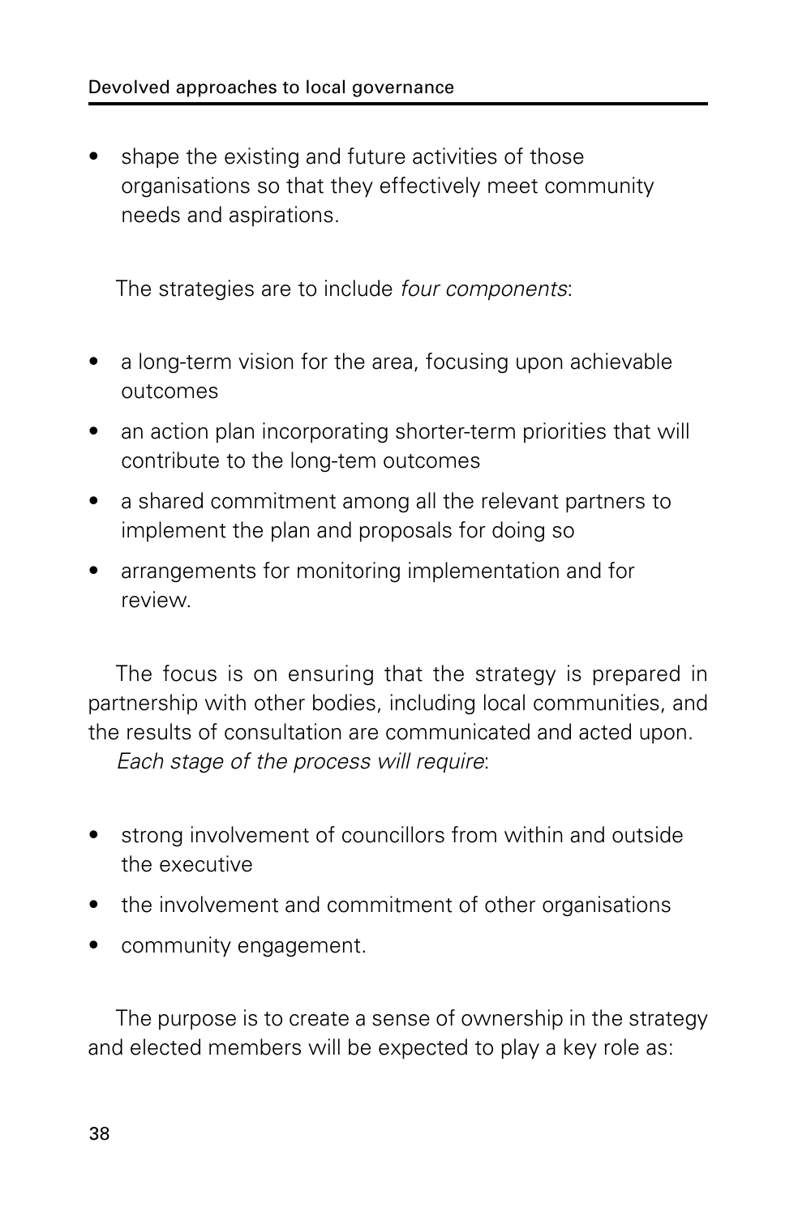- shape the existing and future activities of those organisations so that they effectively meet community needs and aspirations.

The strategies are to include *four components*:

- a long-term vision for the area, focusing upon achievable outcomes
- an action plan incorporating shorter-term priorities that will contribute to the long-tem outcomes
- a shared commitment among all the relevant partners to implement the plan and proposals for doing so
- arrangements for monitoring implementation and for review.

The focus is on ensuring that the strategy is prepared in partnership with other bodies, including local communities, and the results of consultation are communicated and acted upon.

*Each stage of the process will require*:

- strong involvement of councillors from within and outside the executive
- the involvement and commitment of other organisations
- community engagement.

The purpose is to create a sense of ownership in the strategy and elected members will be expected to play a key role as: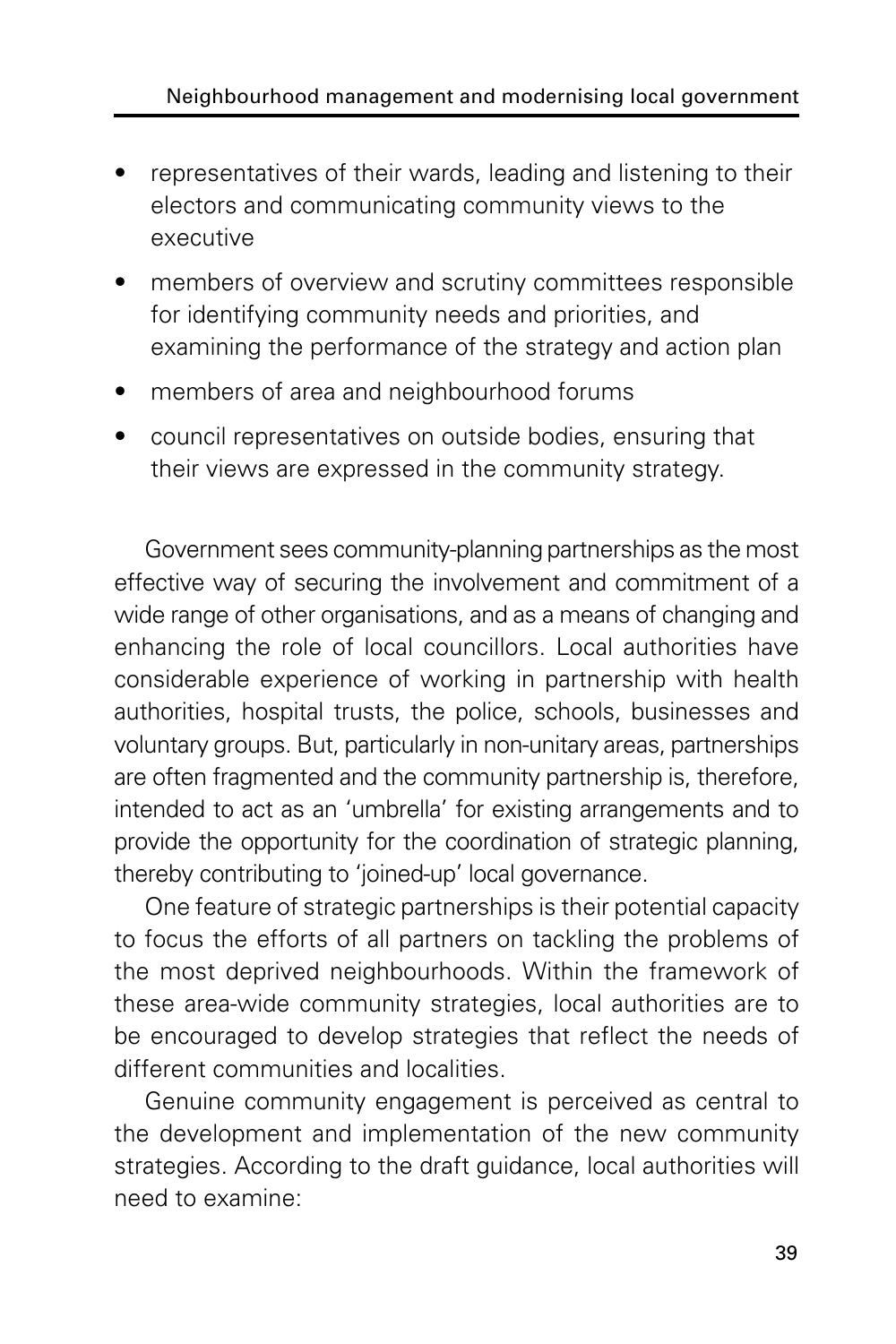- representatives of their wards, leading and listening to their electors and communicating community views to the executive
- members of overview and scrutiny committees responsible for identifying community needs and priorities, and examining the performance of the strategy and action plan
- members of area and neighbourhood forums
- council representatives on outside bodies, ensuring that their views are expressed in the community strategy.

Government sees community-planning partnerships as the most effective way of securing the involvement and commitment of a wide range of other organisations, and as a means of changing and enhancing the role of local councillors. Local authorities have considerable experience of working in partnership with health authorities, hospital trusts, the police, schools, businesses and voluntary groups. But, particularly in non-unitary areas, partnerships are often fragmented and the community partnership is, therefore, intended to act as an 'umbrella' for existing arrangements and to provide the opportunity for the coordination of strategic planning, thereby contributing to 'joined-up' local governance.

One feature of strategic partnerships is their potential capacity to focus the efforts of all partners on tackling the problems of the most deprived neighbourhoods. Within the framework of these area-wide community strategies, local authorities are to be encouraged to develop strategies that reflect the needs of different communities and localities.

Genuine community engagement is perceived as central to the development and implementation of the new community strategies. According to the draft guidance, local authorities will need to examine: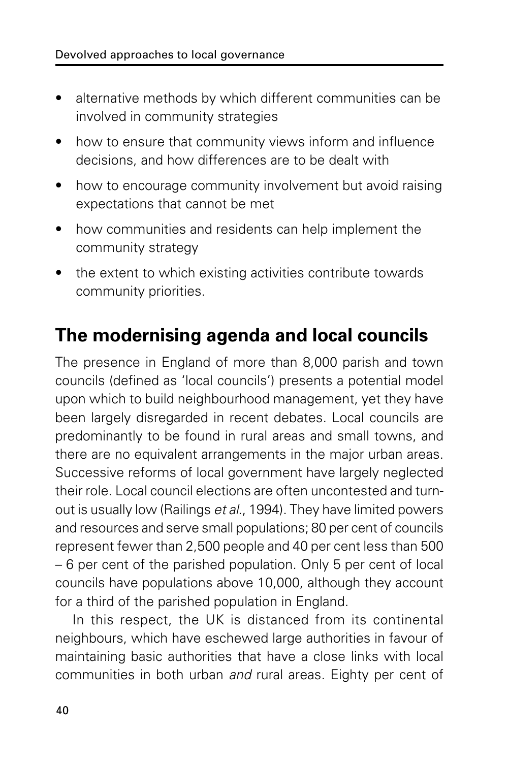- alternative methods by which different communities can be involved in community strategies
- how to ensure that community views inform and influence decisions, and how differences are to be dealt with
- how to encourage community involvement but avoid raising expectations that cannot be met
- how communities and residents can help implement the community strategy
- the extent to which existing activities contribute towards community priorities.

## The modernising agenda and local councils

The presence in England of more than 8,000 parish and town councils (defined as 'local councils') presents a potential model upon which to build neighbourhood management, yet they have been largely disregarded in recent debates. Local councils are predominantly to be found in rural areas and small towns, and there are no equivalent arrangements in the major urban areas. Successive reforms of local government have largely neglected their role. Local council elections are often uncontested and turn-out is usually low (Railings *et al*., 1994). They have limited powers and resources and serve small populations; 80 per cent of councils represent fewer than 2,500 people and 40 per cent less than 500 – 6 per cent of the parished population. Only 5 per cent of local councils have populations above 10,000, although they account for a third of the parished population in England.

In this respect, the UK is distanced from its continental neighbours, which have eschewed large authorities in favour of maintaining basic authorities that have a close links with local communities in both urban *and* rural areas. Eighty per cent of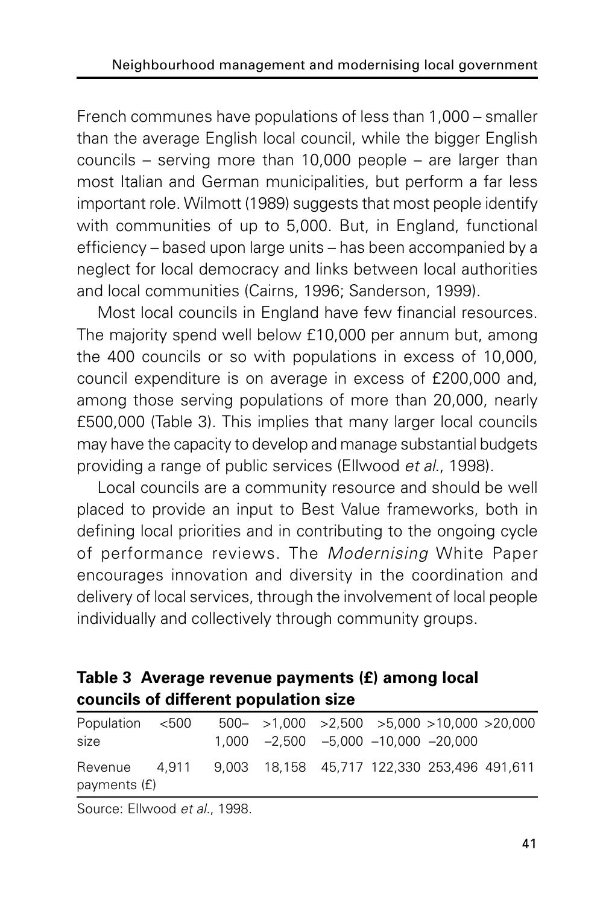French communes have populations of less than 1,000 – smaller than the average English local council, while the bigger English councils – serving more than 10,000 people – are larger than most Italian and German municipalities, but perform a far less important role. Wilmott (1989) suggests that most people identify with communities of up to 5,000. But, in England, functional efficiency – based upon large units – has been accompanied by a neglect for local democracy and links between local authorities and local communities (Cairns, 1996; Sanderson, 1999).

Most local councils in England have few financial resources. The majority spend well below £10,000 per annum but, among the 400 councils or so with populations in excess of 10,000, council expenditure is on average in excess of £200,000 and, among those serving populations of more than 20,000, nearly £500,000 (Table 3). This implies that many larger local councils may have the capacity to develop and manage substantial budgets providing a range of public services (Ellwood *et al*., 1998).

Local councils are a community resource and should be well placed to provide an input to Best Value frameworks, both in defining local priorities and in contributing to the ongoing cycle of performance reviews. The *Modernising* White Paper encourages innovation and diversity in the coordination and delivery of local services, through the involvement of local people individually and collectively through community groups.

**Table 3 Average revenue payments (£) among local councils of different population size**

| Population size | <500 | 500–1,000 | >1,000–2,500 | >2,500–5,000 | >5,000–10,000 | >10,000–20,000 | >20,000 |
|---|---|---|---|---|---|---|---|
| Revenue payments (£) | 4,911 | 9,003 | 18,158 | 45,717 | 122,330 | 253,496 | 491,611 |

Source: Ellwood *et al*., 1998.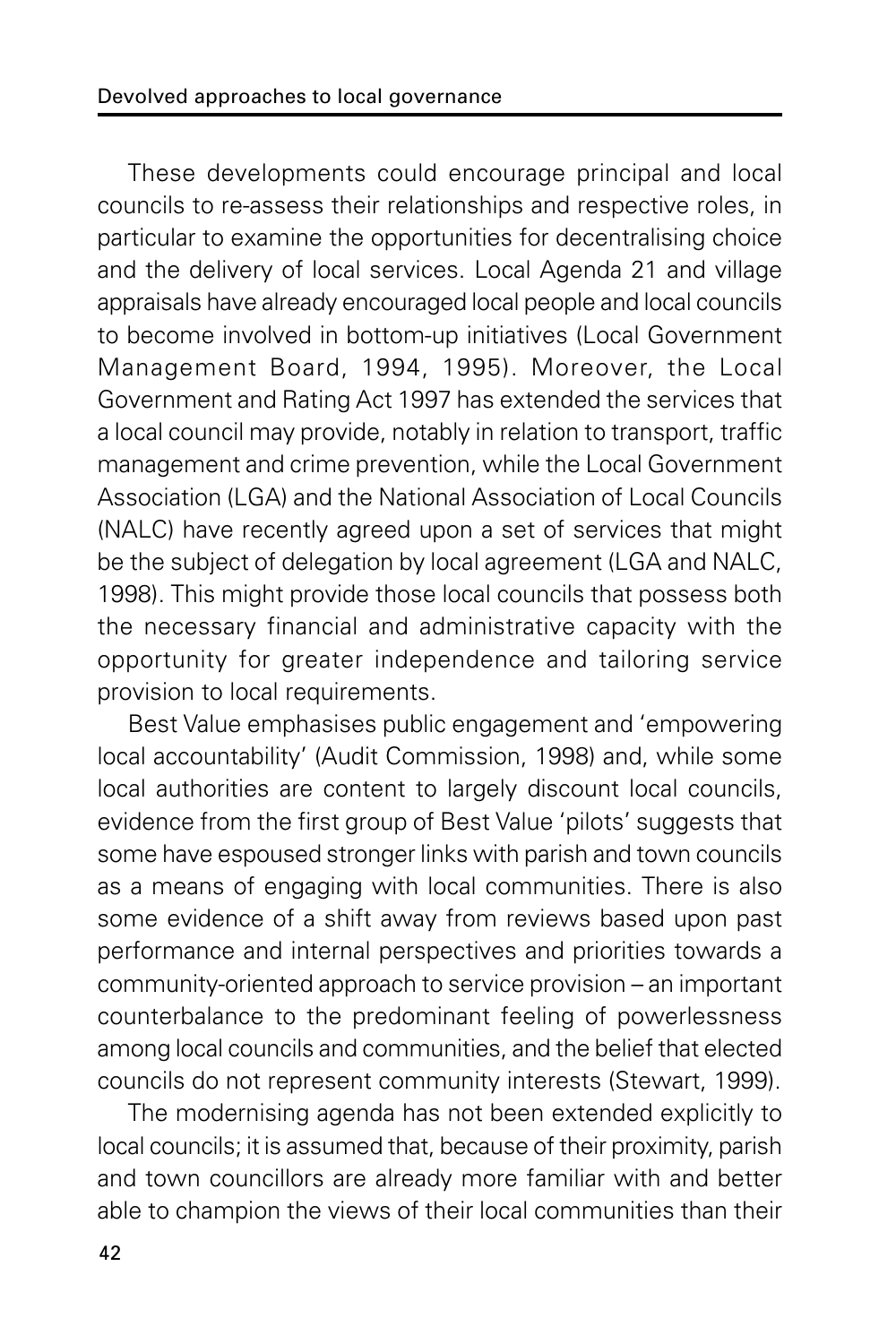These developments could encourage principal and local councils to re-assess their relationships and respective roles, in particular to examine the opportunities for decentralising choice and the delivery of local services. Local Agenda 21 and village appraisals have already encouraged local people and local councils to become involved in bottom-up initiatives (Local Government Management Board, 1994, 1995). Moreover, the Local Government and Rating Act 1997 has extended the services that a local council may provide, notably in relation to transport, traffic management and crime prevention, while the Local Government Association (LGA) and the National Association of Local Councils (NALC) have recently agreed upon a set of services that might be the subject of delegation by local agreement (LGA and NALC, 1998). This might provide those local councils that possess both the necessary financial and administrative capacity with the opportunity for greater independence and tailoring service provision to local requirements.

Best Value emphasises public engagement and 'empowering local accountability' (Audit Commission, 1998) and, while some local authorities are content to largely discount local councils, evidence from the first group of Best Value 'pilots' suggests that some have espoused stronger links with parish and town councils as a means of engaging with local communities. There is also some evidence of a shift away from reviews based upon past performance and internal perspectives and priorities towards a community-oriented approach to service provision – an important counterbalance to the predominant feeling of powerlessness among local councils and communities, and the belief that elected councils do not represent community interests (Stewart, 1999).

The modernising agenda has not been extended explicitly to local councils; it is assumed that, because of their proximity, parish and town councillors are already more familiar with and better able to champion the views of their local communities than their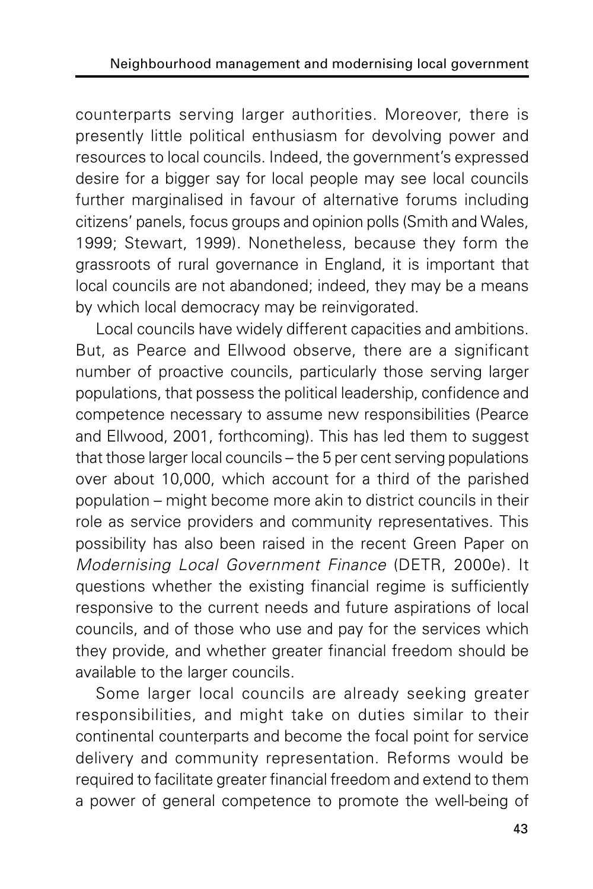counterparts serving larger authorities. Moreover, there is presently little political enthusiasm for devolving power and resources to local councils. Indeed, the government's expressed desire for a bigger say for local people may see local councils further marginalised in favour of alternative forums including citizens' panels, focus groups and opinion polls (Smith and Wales, 1999; Stewart, 1999). Nonetheless, because they form the grassroots of rural governance in England, it is important that local councils are not abandoned; indeed, they may be a means by which local democracy may be reinvigorated.

Local councils have widely different capacities and ambitions. But, as Pearce and Ellwood observe, there are a significant number of proactive councils, particularly those serving larger populations, that possess the political leadership, confidence and competence necessary to assume new responsibilities (Pearce and Ellwood, 2001, forthcoming). This has led them to suggest that those larger local councils – the 5 per cent serving populations over about 10,000, which account for a third of the parished population – might become more akin to district councils in their role as service providers and community representatives. This possibility has also been raised in the recent Green Paper on *Modernising Local Government Finance* (DETR, 2000e). It questions whether the existing financial regime is sufficiently responsive to the current needs and future aspirations of local councils, and of those who use and pay for the services which they provide, and whether greater financial freedom should be available to the larger councils.

Some larger local councils are already seeking greater responsibilities, and might take on duties similar to their continental counterparts and become the focal point for service delivery and community representation. Reforms would be required to facilitate greater financial freedom and extend to them a power of general competence to promote the well-being of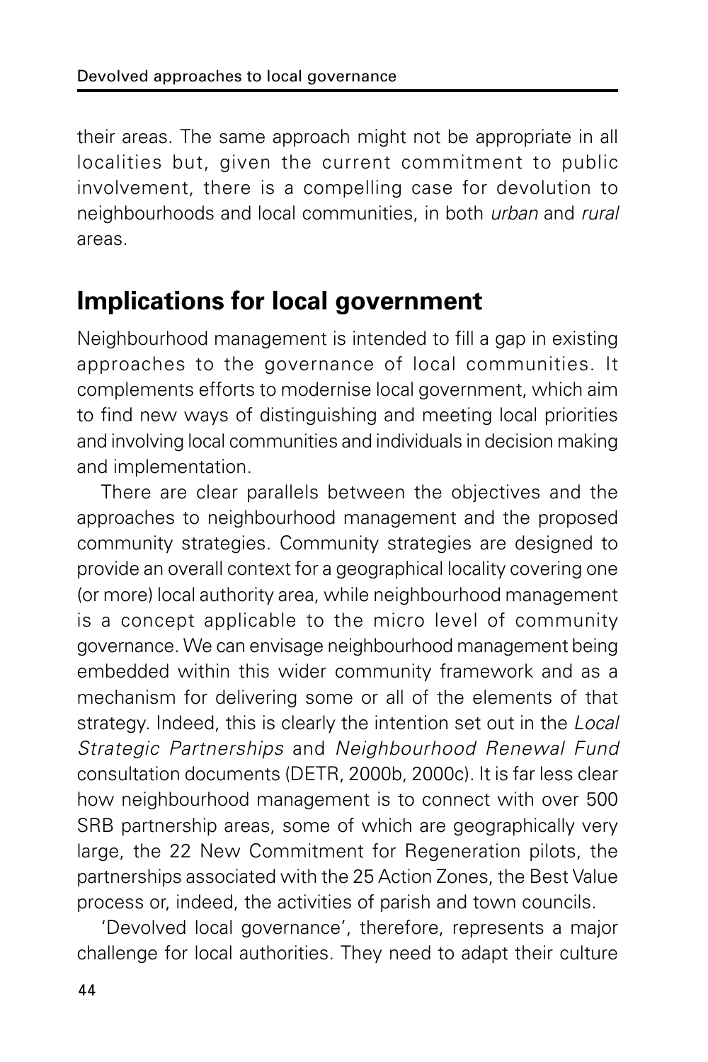their areas. The same approach might not be appropriate in all localities but, given the current commitment to public involvement, there is a compelling case for devolution to neighbourhoods and local communities, in both *urban* and *rural* areas.

## Implications for local government

Neighbourhood management is intended to fill a gap in existing approaches to the governance of local communities. It complements efforts to modernise local government, which aim to find new ways of distinguishing and meeting local priorities and involving local communities and individuals in decision making and implementation.

There are clear parallels between the objectives and the approaches to neighbourhood management and the proposed community strategies. Community strategies are designed to provide an overall context for a geographical locality covering one (or more) local authority area, while neighbourhood management is a concept applicable to the micro level of community governance. We can envisage neighbourhood management being embedded within this wider community framework and as a mechanism for delivering some or all of the elements of that strategy. Indeed, this is clearly the intention set out in the *Local Strategic Partnerships* and *Neighbourhood Renewal Fund* consultation documents (DETR, 2000b, 2000c). It is far less clear how neighbourhood management is to connect with over 500 SRB partnership areas, some of which are geographically very large, the 22 New Commitment for Regeneration pilots, the partnerships associated with the 25 Action Zones, the Best Value process or, indeed, the activities of parish and town councils.

'Devolved local governance', therefore, represents a major challenge for local authorities. They need to adapt their culture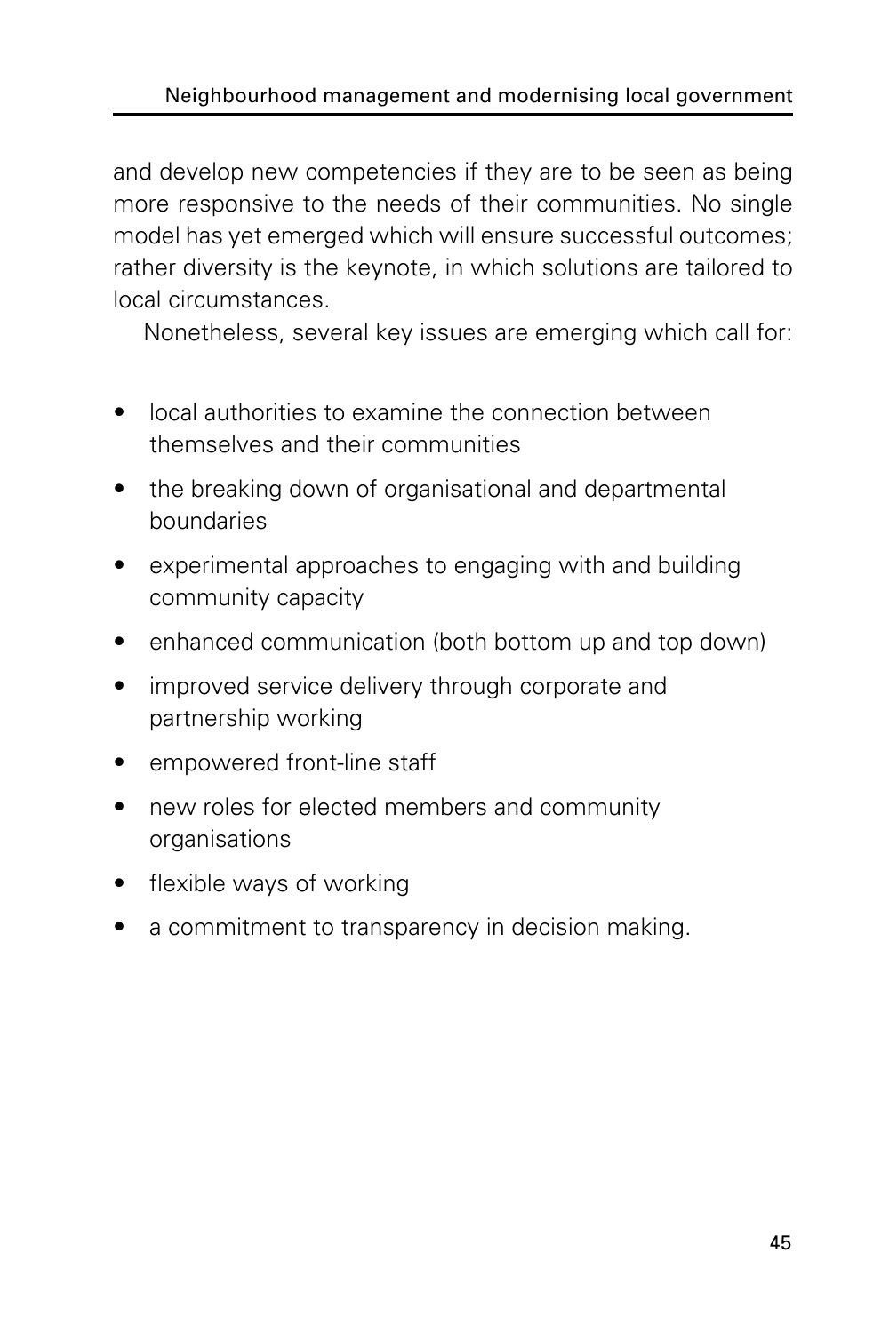and develop new competencies if they are to be seen as being more responsive to the needs of their communities. No single model has yet emerged which will ensure successful outcomes; rather diversity is the keynote, in which solutions are tailored to local circumstances.

Nonetheless, several key issues are emerging which call for:

- local authorities to examine the connection between themselves and their communities
- the breaking down of organisational and departmental boundaries
- experimental approaches to engaging with and building community capacity
- enhanced communication (both bottom up and top down)
- improved service delivery through corporate and partnership working
- empowered front-line staff
- new roles for elected members and community organisations
- flexible ways of working
- a commitment to transparency in decision making.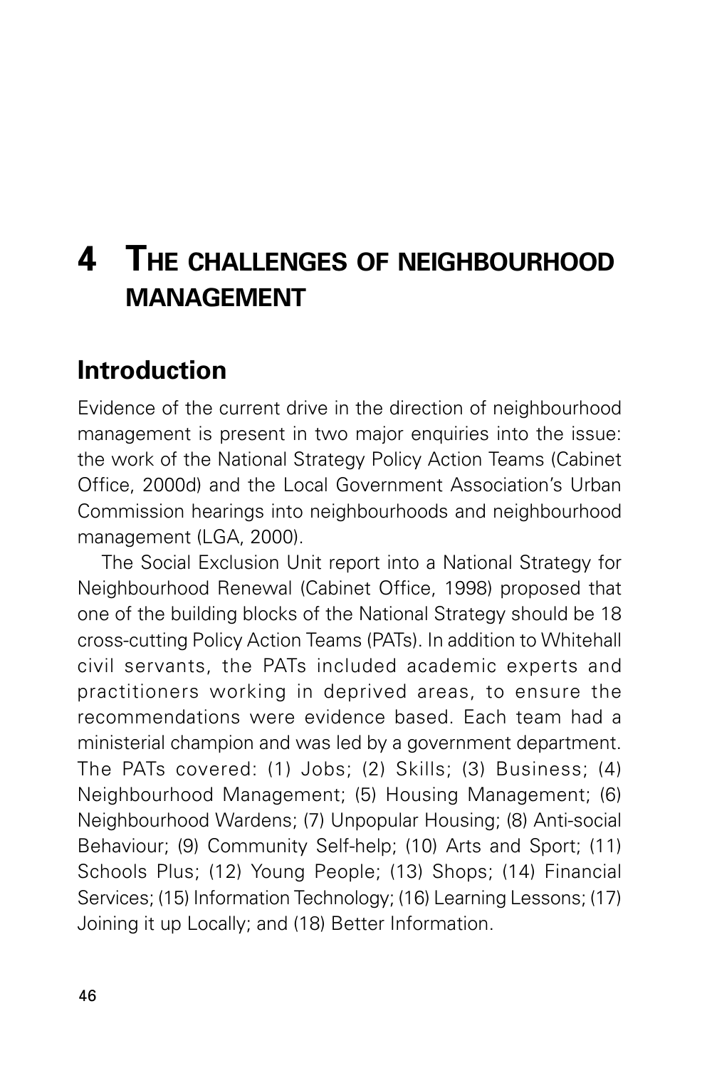# 4 THE CHALLENGES OF NEIGHBOURHOOD MANAGEMENT

## Introduction

Evidence of the current drive in the direction of neighbourhood management is present in two major enquiries into the issue: the work of the National Strategy Policy Action Teams (Cabinet Office, 2000d) and the Local Government Association's Urban Commission hearings into neighbourhoods and neighbourhood management (LGA, 2000).

The Social Exclusion Unit report into a National Strategy for Neighbourhood Renewal (Cabinet Office, 1998) proposed that one of the building blocks of the National Strategy should be 18 cross-cutting Policy Action Teams (PATs). In addition to Whitehall civil servants, the PATs included academic experts and practitioners working in deprived areas, to ensure the recommendations were evidence based. Each team had a ministerial champion and was led by a government department. The PATs covered: (1) Jobs; (2) Skills; (3) Business; (4) Neighbourhood Management; (5) Housing Management; (6) Neighbourhood Wardens; (7) Unpopular Housing; (8) Anti-social Behaviour; (9) Community Self-help; (10) Arts and Sport; (11) Schools Plus; (12) Young People; (13) Shops; (14) Financial Services; (15) Information Technology; (16) Learning Lessons; (17) Joining it up Locally; and (18) Better Information.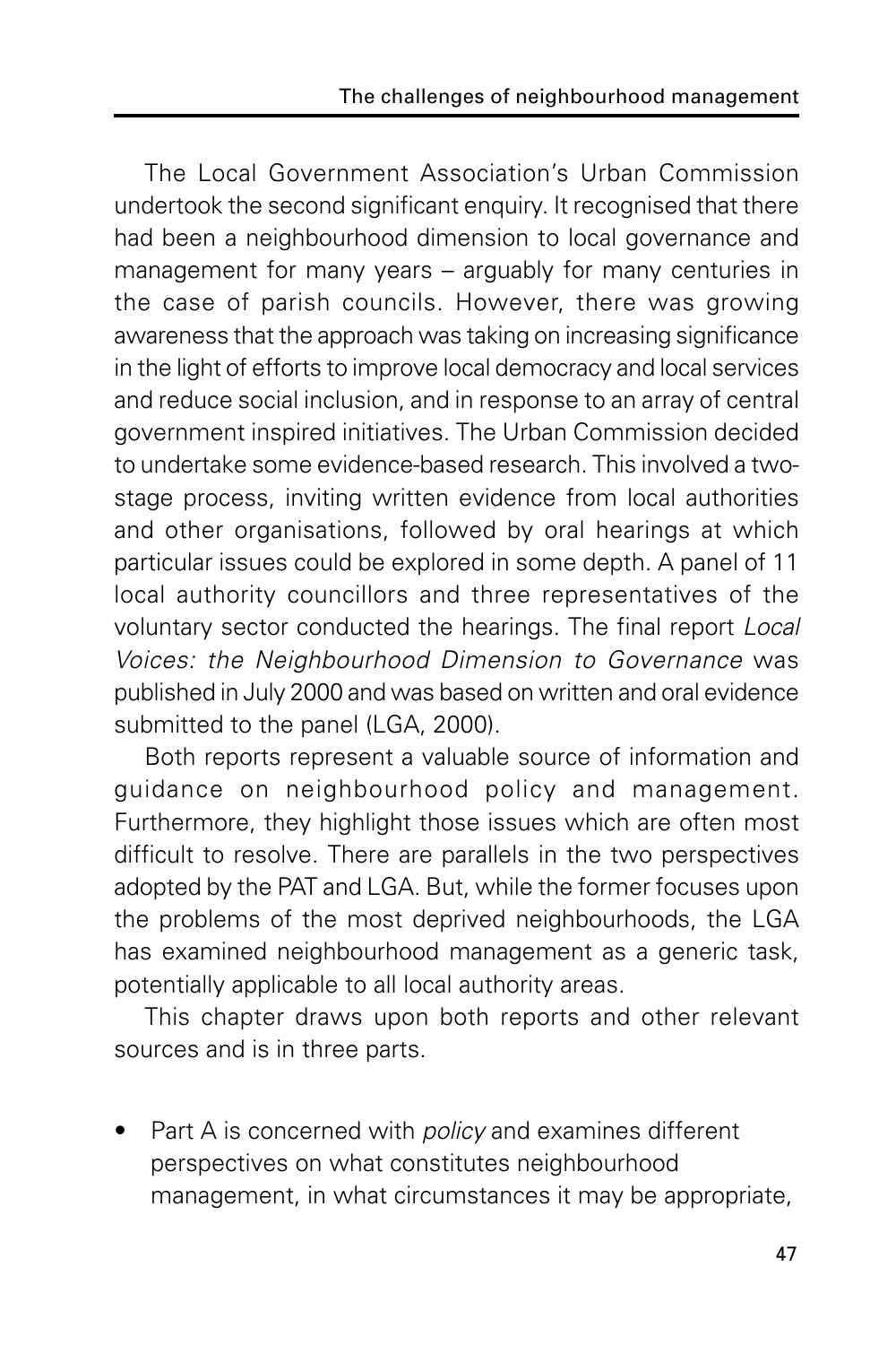The Local Government Association's Urban Commission undertook the second significant enquiry. It recognised that there had been a neighbourhood dimension to local governance and management for many years – arguably for many centuries in the case of parish councils. However, there was growing awareness that the approach was taking on increasing significance in the light of efforts to improve local democracy and local services and reduce social inclusion, and in response to an array of central government inspired initiatives. The Urban Commission decided to undertake some evidence-based research. This involved a two-stage process, inviting written evidence from local authorities and other organisations, followed by oral hearings at which particular issues could be explored in some depth. A panel of 11 local authority councillors and three representatives of the voluntary sector conducted the hearings. The final report *Local Voices: the Neighbourhood Dimension to Governance* was published in July 2000 and was based on written and oral evidence submitted to the panel (LGA, 2000).

Both reports represent a valuable source of information and guidance on neighbourhood policy and management. Furthermore, they highlight those issues which are often most difficult to resolve. There are parallels in the two perspectives adopted by the PAT and LGA. But, while the former focuses upon the problems of the most deprived neighbourhoods, the LGA has examined neighbourhood management as a generic task, potentially applicable to all local authority areas.

This chapter draws upon both reports and other relevant sources and is in three parts.

- Part A is concerned with *policy* and examines different perspectives on what constitutes neighbourhood management, in what circumstances it may be appropriate,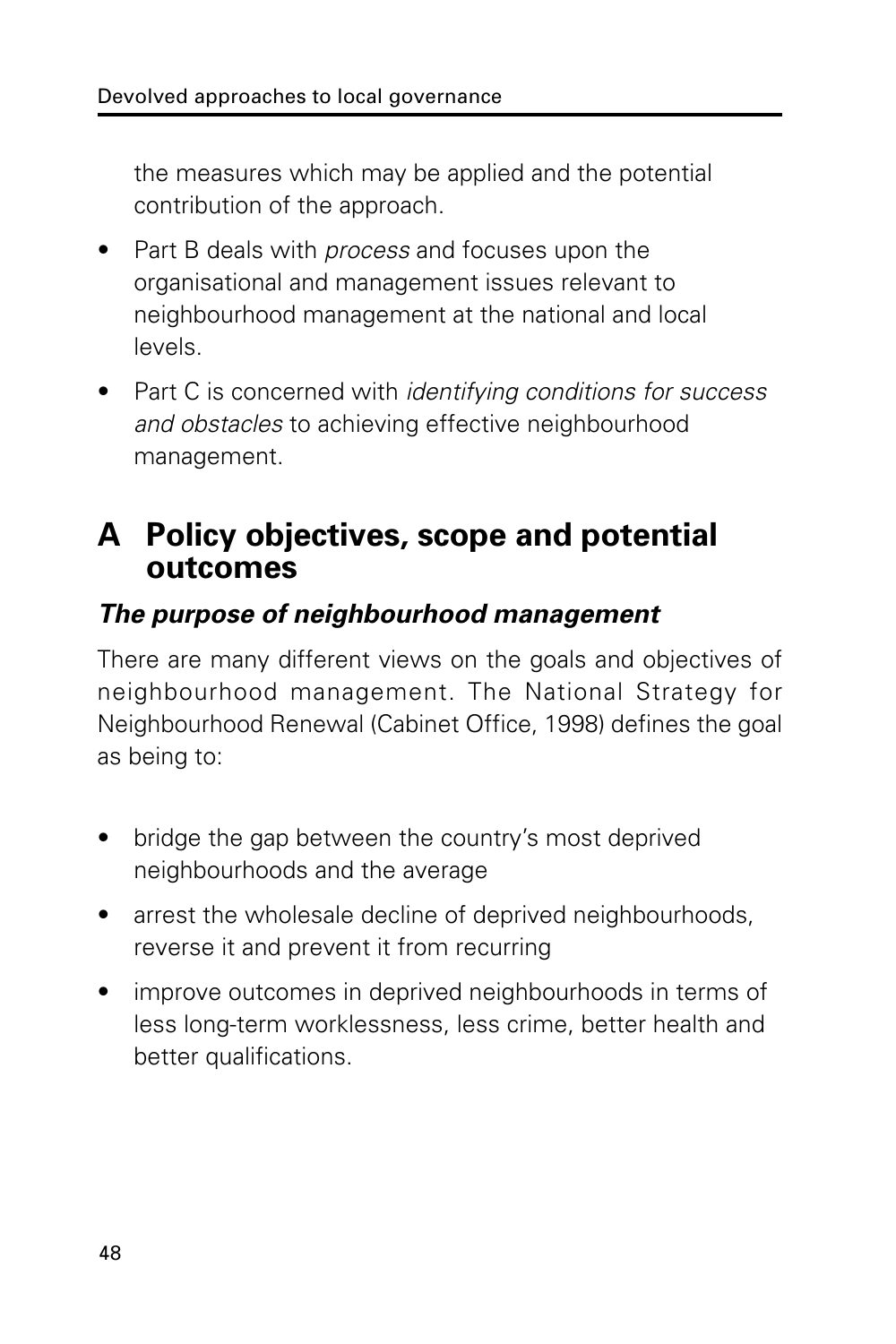the measures which may be applied and the potential contribution of the approach.

- Part B deals with *process* and focuses upon the organisational and management issues relevant to neighbourhood management at the national and local levels.
- Part C is concerned with *identifying conditions for success and obstacles* to achieving effective neighbourhood management.

## A Policy objectives, scope and potential outcomes

### *The purpose of neighbourhood management*

There are many different views on the goals and objectives of neighbourhood management. The National Strategy for Neighbourhood Renewal (Cabinet Office, 1998) defines the goal as being to:

- bridge the gap between the country's most deprived neighbourhoods and the average
- arrest the wholesale decline of deprived neighbourhoods, reverse it and prevent it from recurring
- improve outcomes in deprived neighbourhoods in terms of less long-term worklessness, less crime, better health and better qualifications.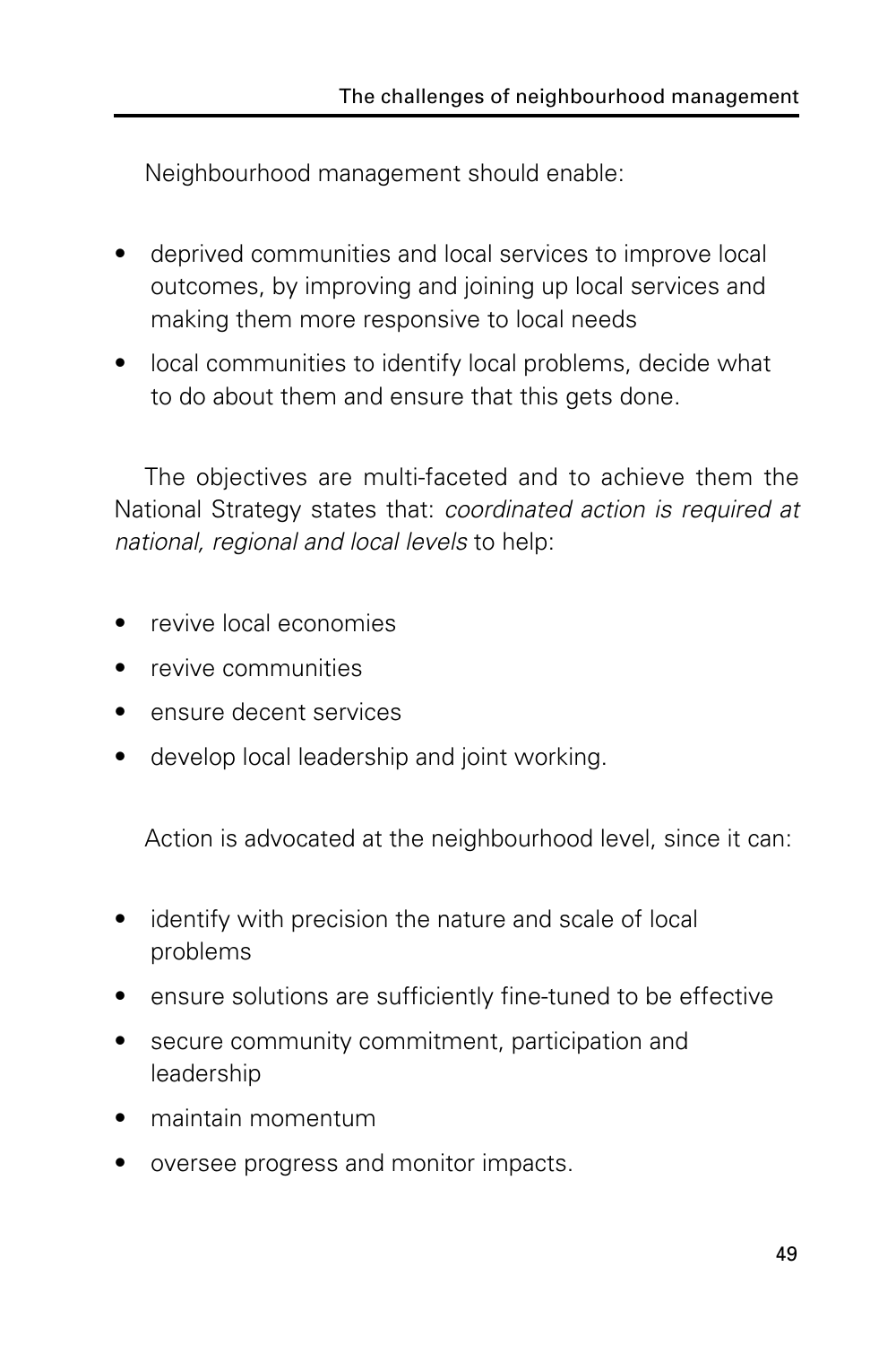Neighbourhood management should enable:

- deprived communities and local services to improve local outcomes, by improving and joining up local services and making them more responsive to local needs
- local communities to identify local problems, decide what to do about them and ensure that this gets done.

The objectives are multi-faceted and to achieve them the National Strategy states that: *coordinated action is required at national, regional and local levels* to help:

- revive local economies
- revive communities
- ensure decent services
- develop local leadership and joint working.

Action is advocated at the neighbourhood level, since it can:

- identify with precision the nature and scale of local problems
- ensure solutions are sufficiently fine-tuned to be effective
- secure community commitment, participation and leadership
- maintain momentum
- oversee progress and monitor impacts.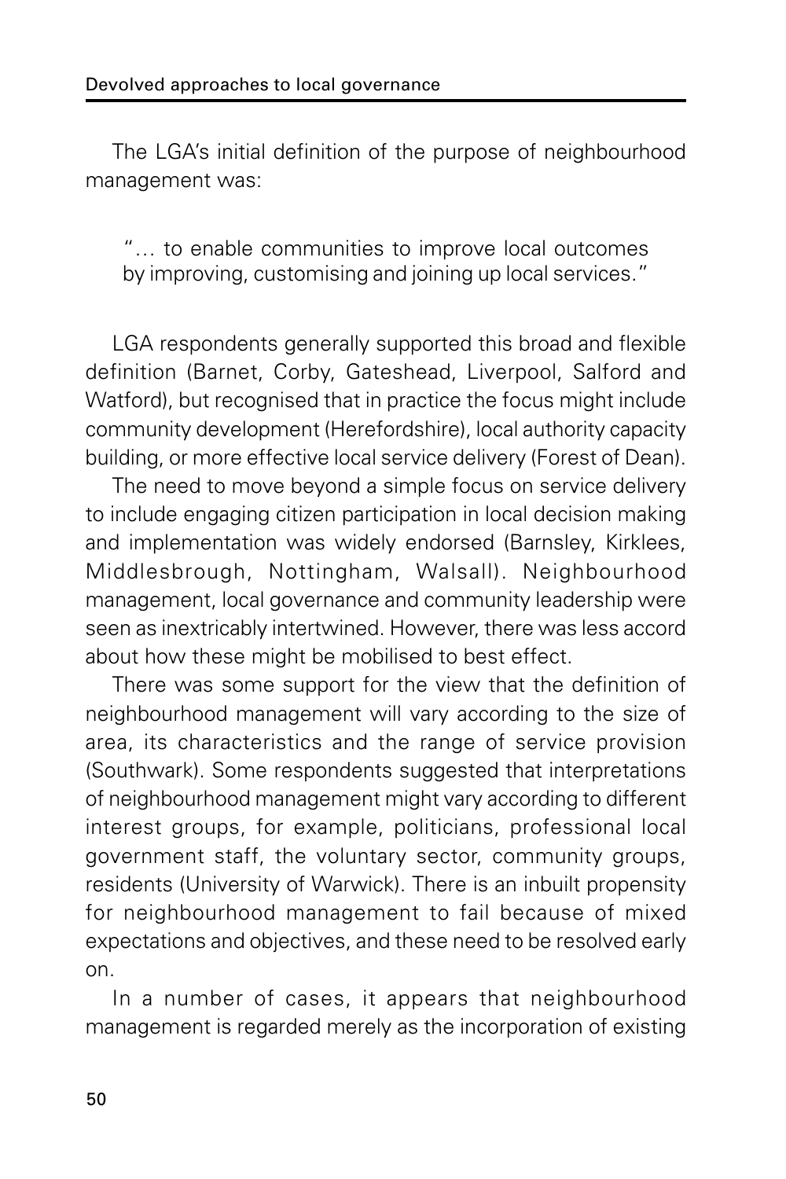The LGA's initial definition of the purpose of neighbourhood management was:

> "… to enable communities to improve local outcomes by improving, customising and joining up local services."

LGA respondents generally supported this broad and flexible definition (Barnet, Corby, Gateshead, Liverpool, Salford and Watford), but recognised that in practice the focus might include community development (Herefordshire), local authority capacity building, or more effective local service delivery (Forest of Dean).

The need to move beyond a simple focus on service delivery to include engaging citizen participation in local decision making and implementation was widely endorsed (Barnsley, Kirklees, Middlesbrough, Nottingham, Walsall). Neighbourhood management, local governance and community leadership were seen as inextricably intertwined. However, there was less accord about how these might be mobilised to best effect.

There was some support for the view that the definition of neighbourhood management will vary according to the size of area, its characteristics and the range of service provision (Southwark). Some respondents suggested that interpretations of neighbourhood management might vary according to different interest groups, for example, politicians, professional local government staff, the voluntary sector, community groups, residents (University of Warwick). There is an inbuilt propensity for neighbourhood management to fail because of mixed expectations and objectives, and these need to be resolved early on.

In a number of cases, it appears that neighbourhood management is regarded merely as the incorporation of existing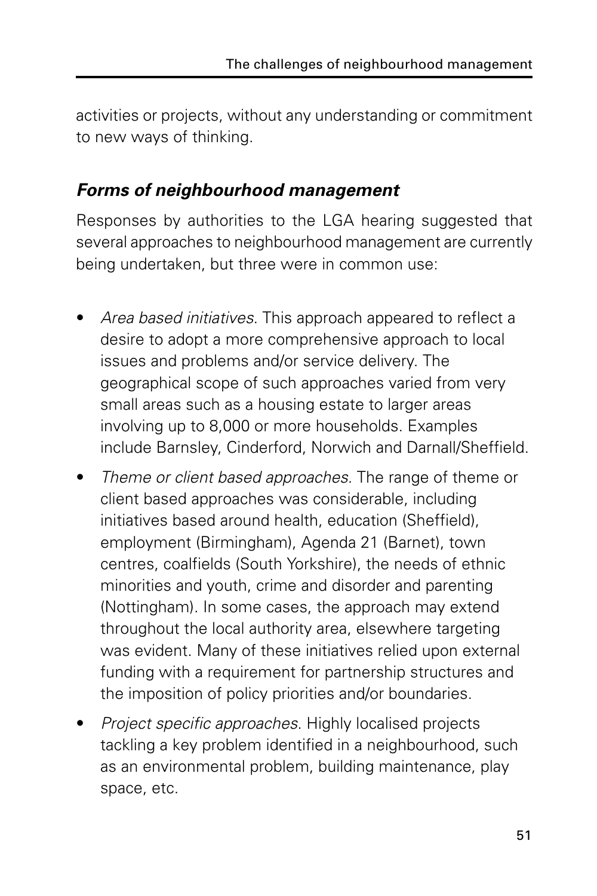activities or projects, without any understanding or commitment to new ways of thinking.

### *Forms of neighbourhood management*

Responses by authorities to the LGA hearing suggested that several approaches to neighbourhood management are currently being undertaken, but three were in common use:

- *Area based initiatives*. This approach appeared to reflect a desire to adopt a more comprehensive approach to local issues and problems and/or service delivery. The geographical scope of such approaches varied from very small areas such as a housing estate to larger areas involving up to 8,000 or more households. Examples include Barnsley, Cinderford, Norwich and Darnall/Sheffield.
- *Theme or client based approaches*. The range of theme or client based approaches was considerable, including initiatives based around health, education (Sheffield), employment (Birmingham), Agenda 21 (Barnet), town centres, coalfields (South Yorkshire), the needs of ethnic minorities and youth, crime and disorder and parenting (Nottingham). In some cases, the approach may extend throughout the local authority area, elsewhere targeting was evident. Many of these initiatives relied upon external funding with a requirement for partnership structures and the imposition of policy priorities and/or boundaries.
- *Project specific approaches*. Highly localised projects tackling a key problem identified in a neighbourhood, such as an environmental problem, building maintenance, play space, etc.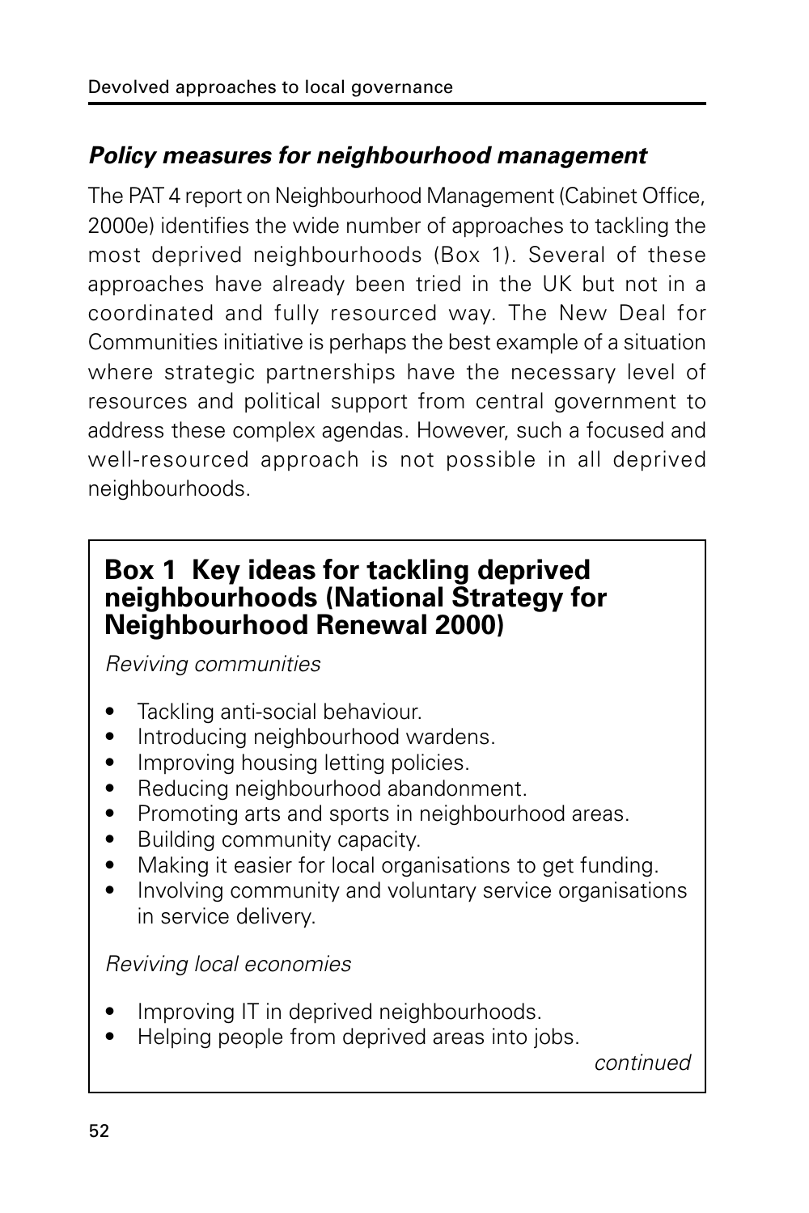### *Policy measures for neighbourhood management*

The PAT 4 report on Neighbourhood Management (Cabinet Office, 2000e) identifies the wide number of approaches to tackling the most deprived neighbourhoods (Box 1). Several of these approaches have already been tried in the UK but not in a coordinated and fully resourced way. The New Deal for Communities initiative is perhaps the best example of a situation where strategic partnerships have the necessary level of resources and political support from central government to address these complex agendas. However, such a focused and well-resourced approach is not possible in all deprived neighbourhoods.

> **Box 1 Key ideas for tackling deprived neighbourhoods (National Strategy for Neighbourhood Renewal 2000)**
>
> *Reviving communities*
>
> - Tackling anti-social behaviour.
> - Introducing neighbourhood wardens.
> - Improving housing letting policies.
> - Reducing neighbourhood abandonment.
> - Promoting arts and sports in neighbourhood areas.
> - Building community capacity.
> - Making it easier for local organisations to get funding.
> - Involving community and voluntary service organisations in service delivery.
>
> *Reviving local economies*
>
> - Improving IT in deprived neighbourhoods.
> - Helping people from deprived areas into jobs.
>
> *continued*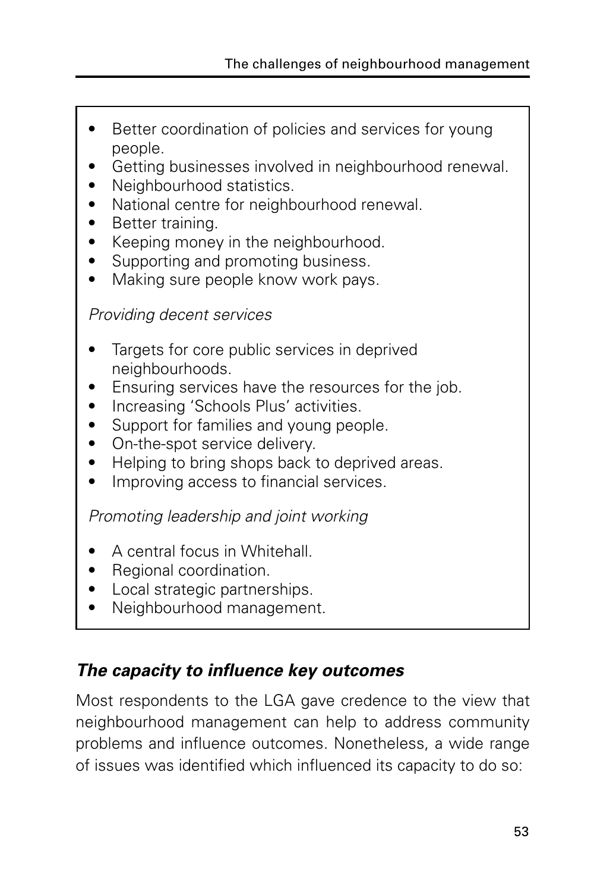- Better coordination of policies and services for young people.
- Getting businesses involved in neighbourhood renewal.
- Neighbourhood statistics.
- National centre for neighbourhood renewal.
- Better training.
- Keeping money in the neighbourhood.
- Supporting and promoting business.
- Making sure people know work pays.

*Providing decent services*

- Targets for core public services in deprived neighbourhoods.
- Ensuring services have the resources for the job.
- Increasing 'Schools Plus' activities.
- Support for families and young people.
- On-the-spot service delivery.
- Helping to bring shops back to deprived areas.
- Improving access to financial services.

*Promoting leadership and joint working*

- A central focus in Whitehall.
- Regional coordination.
- Local strategic partnerships.
- Neighbourhood management.

### *The capacity to influence key outcomes*

Most respondents to the LGA gave credence to the view that neighbourhood management can help to address community problems and influence outcomes. Nonetheless, a wide range of issues was identified which influenced its capacity to do so: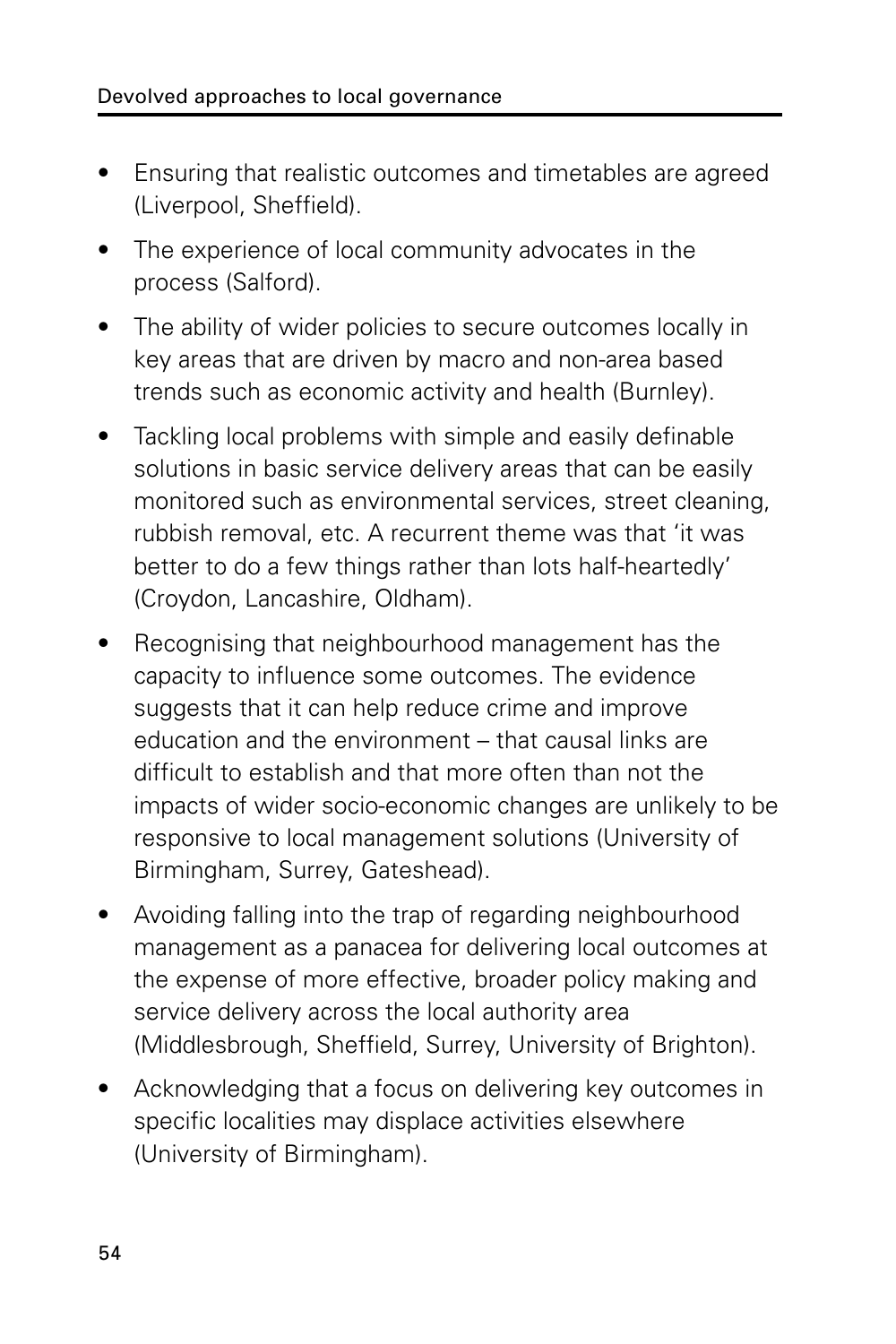- Ensuring that realistic outcomes and timetables are agreed (Liverpool, Sheffield).
- The experience of local community advocates in the process (Salford).
- The ability of wider policies to secure outcomes locally in key areas that are driven by macro and non-area based trends such as economic activity and health (Burnley).
- Tackling local problems with simple and easily definable solutions in basic service delivery areas that can be easily monitored such as environmental services, street cleaning, rubbish removal, etc. A recurrent theme was that 'it was better to do a few things rather than lots half-heartedly' (Croydon, Lancashire, Oldham).
- Recognising that neighbourhood management has the capacity to influence some outcomes. The evidence suggests that it can help reduce crime and improve education and the environment – that causal links are difficult to establish and that more often than not the impacts of wider socio-economic changes are unlikely to be responsive to local management solutions (University of Birmingham, Surrey, Gateshead).
- Avoiding falling into the trap of regarding neighbourhood management as a panacea for delivering local outcomes at the expense of more effective, broader policy making and service delivery across the local authority area (Middlesbrough, Sheffield, Surrey, University of Brighton).
- Acknowledging that a focus on delivering key outcomes in specific localities may displace activities elsewhere (University of Birmingham).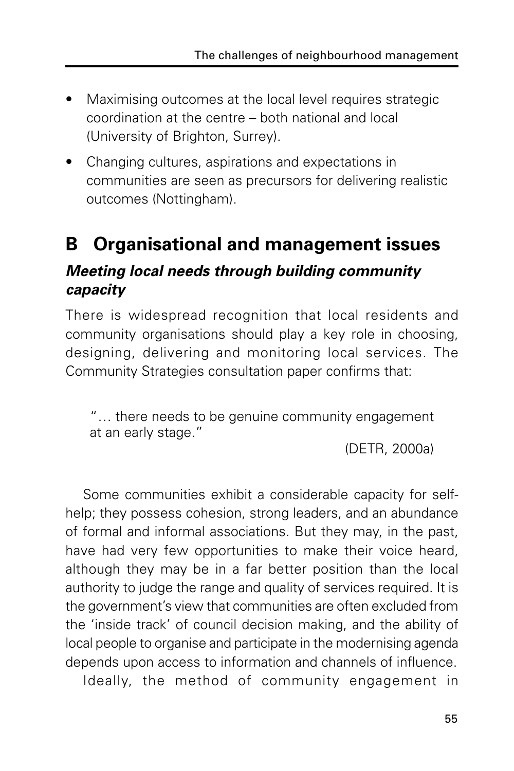- Maximising outcomes at the local level requires strategic coordination at the centre – both national and local (University of Brighton, Surrey).
- Changing cultures, aspirations and expectations in communities are seen as precursors for delivering realistic outcomes (Nottingham).

## B Organisational and management issues

### *Meeting local needs through building community capacity*

There is widespread recognition that local residents and community organisations should play a key role in choosing, designing, delivering and monitoring local services. The Community Strategies consultation paper confirms that:

> "… there needs to be genuine community engagement at an early stage."
>
> (DETR, 2000a)

Some communities exhibit a considerable capacity for self-help; they possess cohesion, strong leaders, and an abundance of formal and informal associations. But they may, in the past, have had very few opportunities to make their voice heard, although they may be in a far better position than the local authority to judge the range and quality of services required. It is the government's view that communities are often excluded from the 'inside track' of council decision making, and the ability of local people to organise and participate in the modernising agenda depends upon access to information and channels of influence.

Ideally, the method of community engagement in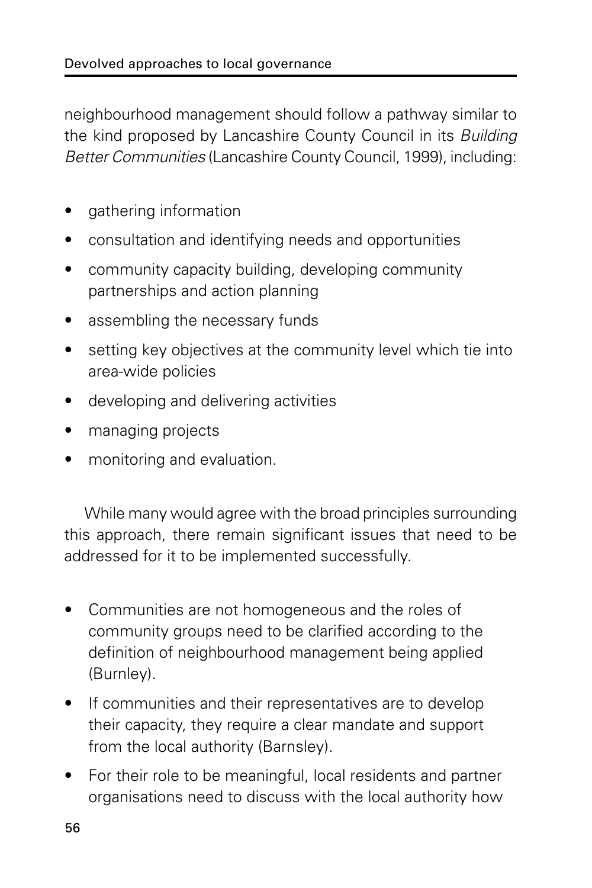neighbourhood management should follow a pathway similar to the kind proposed by Lancashire County Council in its *Building Better Communities* (Lancashire County Council, 1999), including:

- gathering information
- consultation and identifying needs and opportunities
- community capacity building, developing community partnerships and action planning
- assembling the necessary funds
- setting key objectives at the community level which tie into area-wide policies
- developing and delivering activities
- managing projects
- monitoring and evaluation.

While many would agree with the broad principles surrounding this approach, there remain significant issues that need to be addressed for it to be implemented successfully.

- Communities are not homogeneous and the roles of community groups need to be clarified according to the definition of neighbourhood management being applied (Burnley).
- If communities and their representatives are to develop their capacity, they require a clear mandate and support from the local authority (Barnsley).
- For their role to be meaningful, local residents and partner organisations need to discuss with the local authority how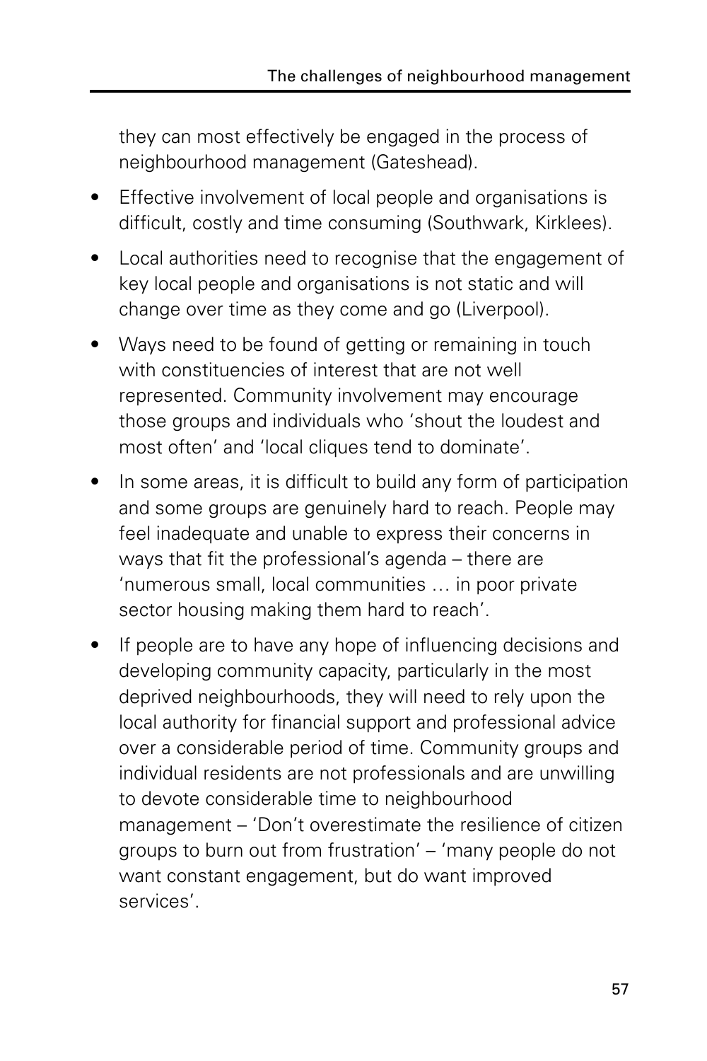they can most effectively be engaged in the process of neighbourhood management (Gateshead).

- Effective involvement of local people and organisations is difficult, costly and time consuming (Southwark, Kirklees).
- Local authorities need to recognise that the engagement of key local people and organisations is not static and will change over time as they come and go (Liverpool).
- Ways need to be found of getting or remaining in touch with constituencies of interest that are not well represented. Community involvement may encourage those groups and individuals who 'shout the loudest and most often' and 'local cliques tend to dominate'.
- In some areas, it is difficult to build any form of participation and some groups are genuinely hard to reach. People may feel inadequate and unable to express their concerns in ways that fit the professional's agenda – there are 'numerous small, local communities … in poor private sector housing making them hard to reach'.
- If people are to have any hope of influencing decisions and developing community capacity, particularly in the most deprived neighbourhoods, they will need to rely upon the local authority for financial support and professional advice over a considerable period of time. Community groups and individual residents are not professionals and are unwilling to devote considerable time to neighbourhood management – 'Don't overestimate the resilience of citizen groups to burn out from frustration' – 'many people do not want constant engagement, but do want improved services'.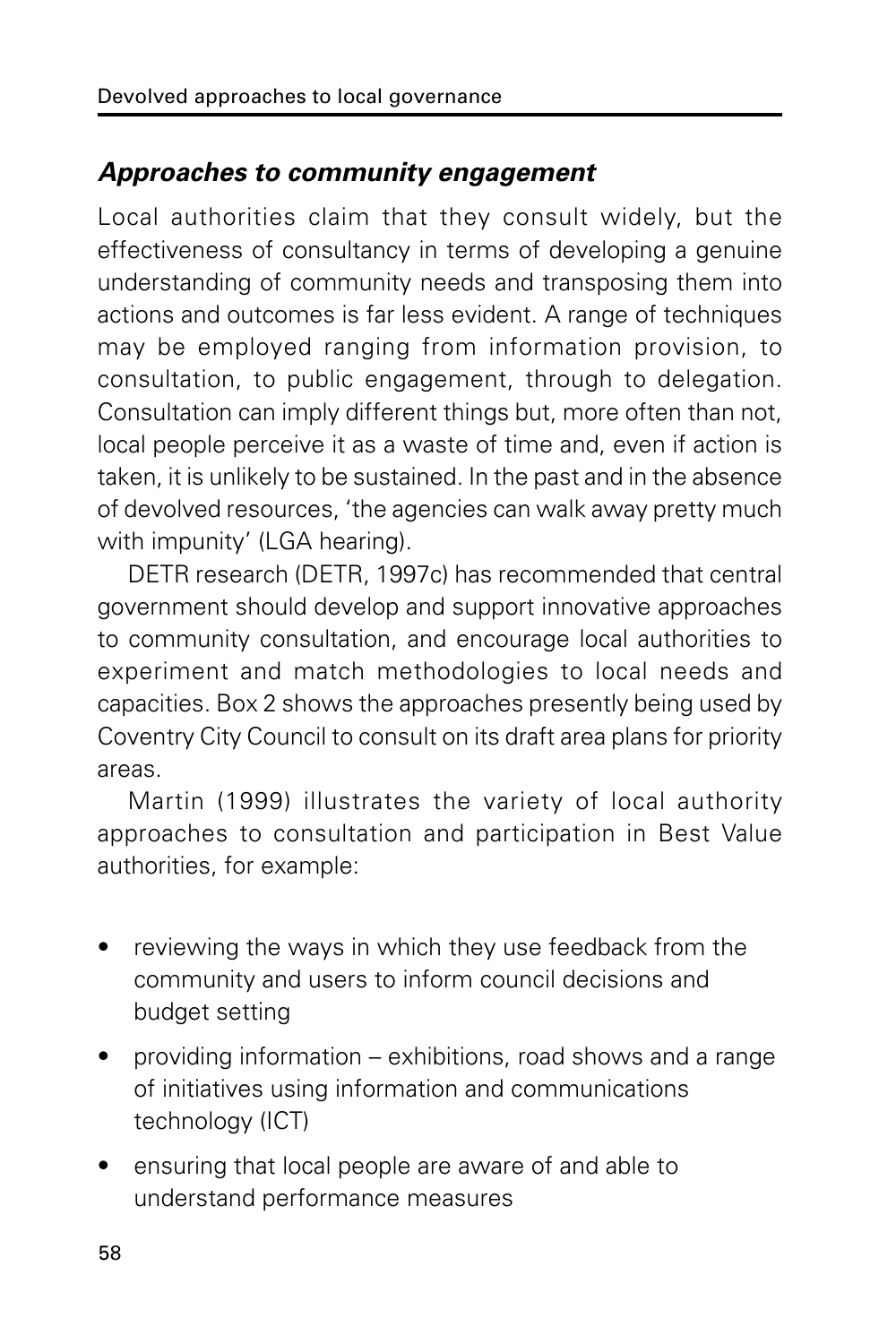### *Approaches to community engagement*

Local authorities claim that they consult widely, but the effectiveness of consultancy in terms of developing a genuine understanding of community needs and transposing them into actions and outcomes is far less evident. A range of techniques may be employed ranging from information provision, to consultation, to public engagement, through to delegation. Consultation can imply different things but, more often than not, local people perceive it as a waste of time and, even if action is taken, it is unlikely to be sustained. In the past and in the absence of devolved resources, 'the agencies can walk away pretty much with impunity' (LGA hearing).

DETR research (DETR, 1997c) has recommended that central government should develop and support innovative approaches to community consultation, and encourage local authorities to experiment and match methodologies to local needs and capacities. Box 2 shows the approaches presently being used by Coventry City Council to consult on its draft area plans for priority areas.

Martin (1999) illustrates the variety of local authority approaches to consultation and participation in Best Value authorities, for example:

- reviewing the ways in which they use feedback from the community and users to inform council decisions and budget setting
- providing information – exhibitions, road shows and a range of initiatives using information and communications technology (ICT)
- ensuring that local people are aware of and able to understand performance measures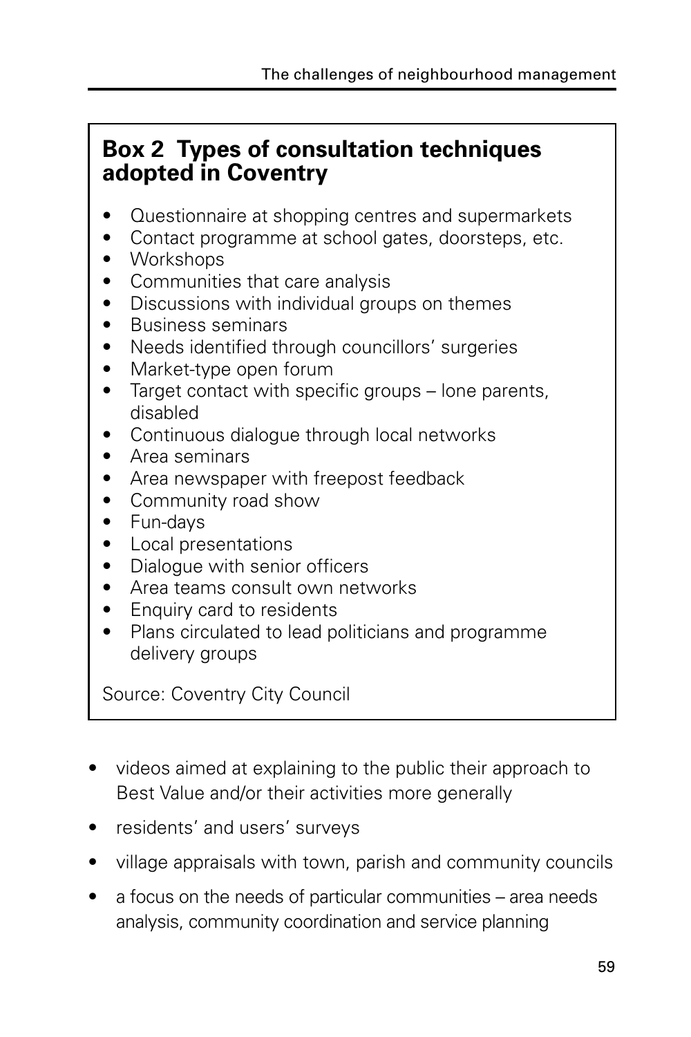## Box 2 Types of consultation techniques adopted in Coventry

- Questionnaire at shopping centres and supermarkets
- Contact programme at school gates, doorsteps, etc.
- Workshops
- Communities that care analysis
- Discussions with individual groups on themes
- Business seminars
- Needs identified through councillors' surgeries
- Market-type open forum
- Target contact with specific groups – lone parents, disabled
- Continuous dialogue through local networks
- Area seminars
- Area newspaper with freepost feedback
- Community road show
- Fun-days
- Local presentations
- Dialogue with senior officers
- Area teams consult own networks
- Enquiry card to residents
- Plans circulated to lead politicians and programme delivery groups

Source: Coventry City Council

- videos aimed at explaining to the public their approach to Best Value and/or their activities more generally
- residents' and users' surveys
- village appraisals with town, parish and community councils
- a focus on the needs of particular communities – area needs analysis, community coordination and service planning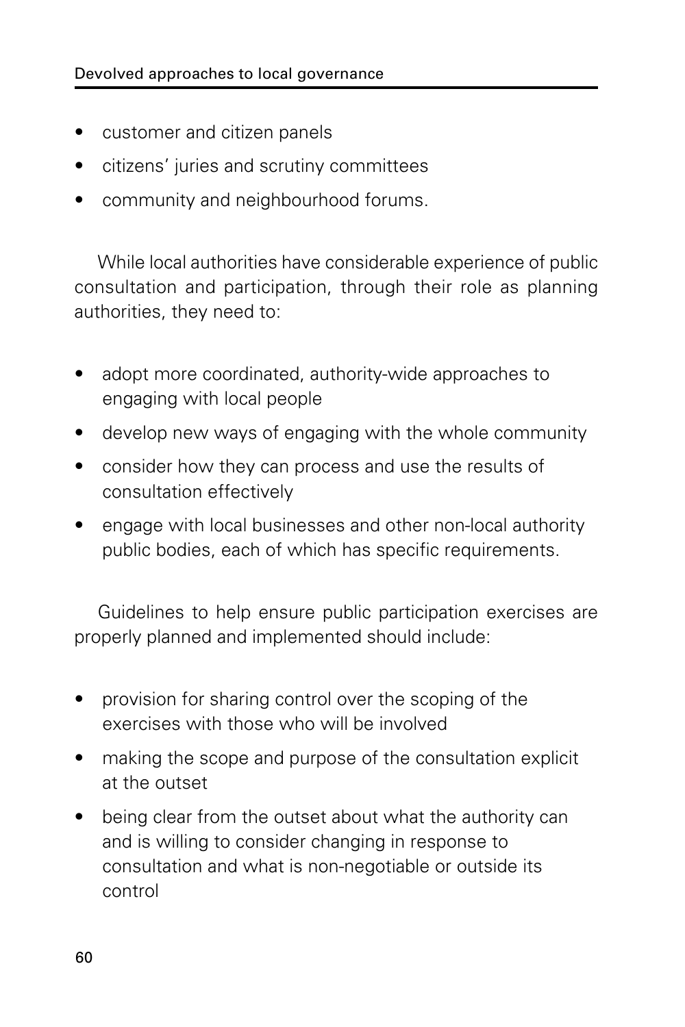- customer and citizen panels
- citizens' juries and scrutiny committees
- community and neighbourhood forums.

While local authorities have considerable experience of public consultation and participation, through their role as planning authorities, they need to:

- adopt more coordinated, authority-wide approaches to engaging with local people
- develop new ways of engaging with the whole community
- consider how they can process and use the results of consultation effectively
- engage with local businesses and other non-local authority public bodies, each of which has specific requirements.

Guidelines to help ensure public participation exercises are properly planned and implemented should include:

- provision for sharing control over the scoping of the exercises with those who will be involved
- making the scope and purpose of the consultation explicit at the outset
- being clear from the outset about what the authority can and is willing to consider changing in response to consultation and what is non-negotiable or outside its control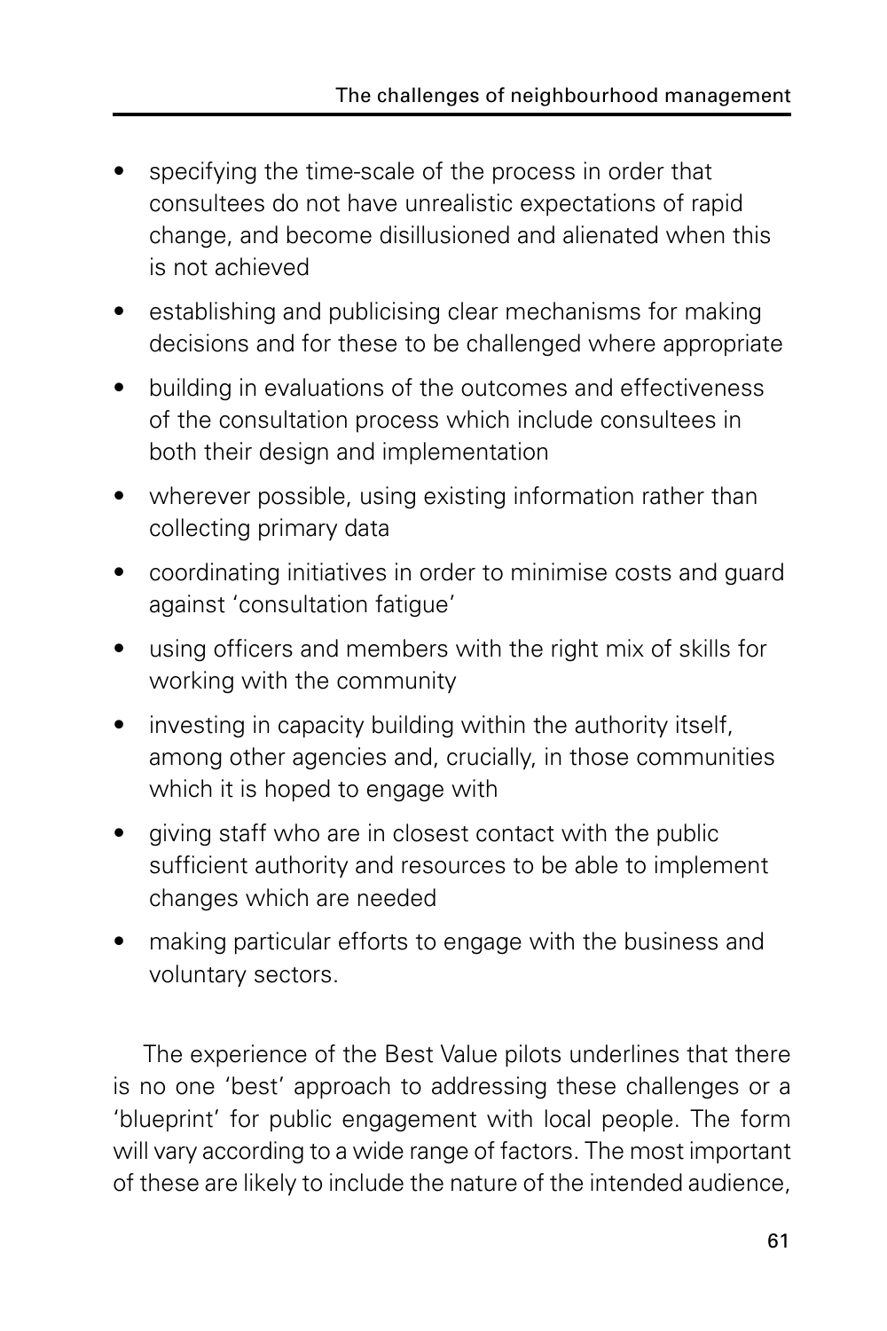- specifying the time-scale of the process in order that consultees do not have unrealistic expectations of rapid change, and become disillusioned and alienated when this is not achieved
- establishing and publicising clear mechanisms for making decisions and for these to be challenged where appropriate
- building in evaluations of the outcomes and effectiveness of the consultation process which include consultees in both their design and implementation
- wherever possible, using existing information rather than collecting primary data
- coordinating initiatives in order to minimise costs and guard against 'consultation fatigue'
- using officers and members with the right mix of skills for working with the community
- investing in capacity building within the authority itself, among other agencies and, crucially, in those communities which it is hoped to engage with
- giving staff who are in closest contact with the public sufficient authority and resources to be able to implement changes which are needed
- making particular efforts to engage with the business and voluntary sectors.

The experience of the Best Value pilots underlines that there is no one 'best' approach to addressing these challenges or a 'blueprint' for public engagement with local people. The form will vary according to a wide range of factors. The most important of these are likely to include the nature of the intended audience,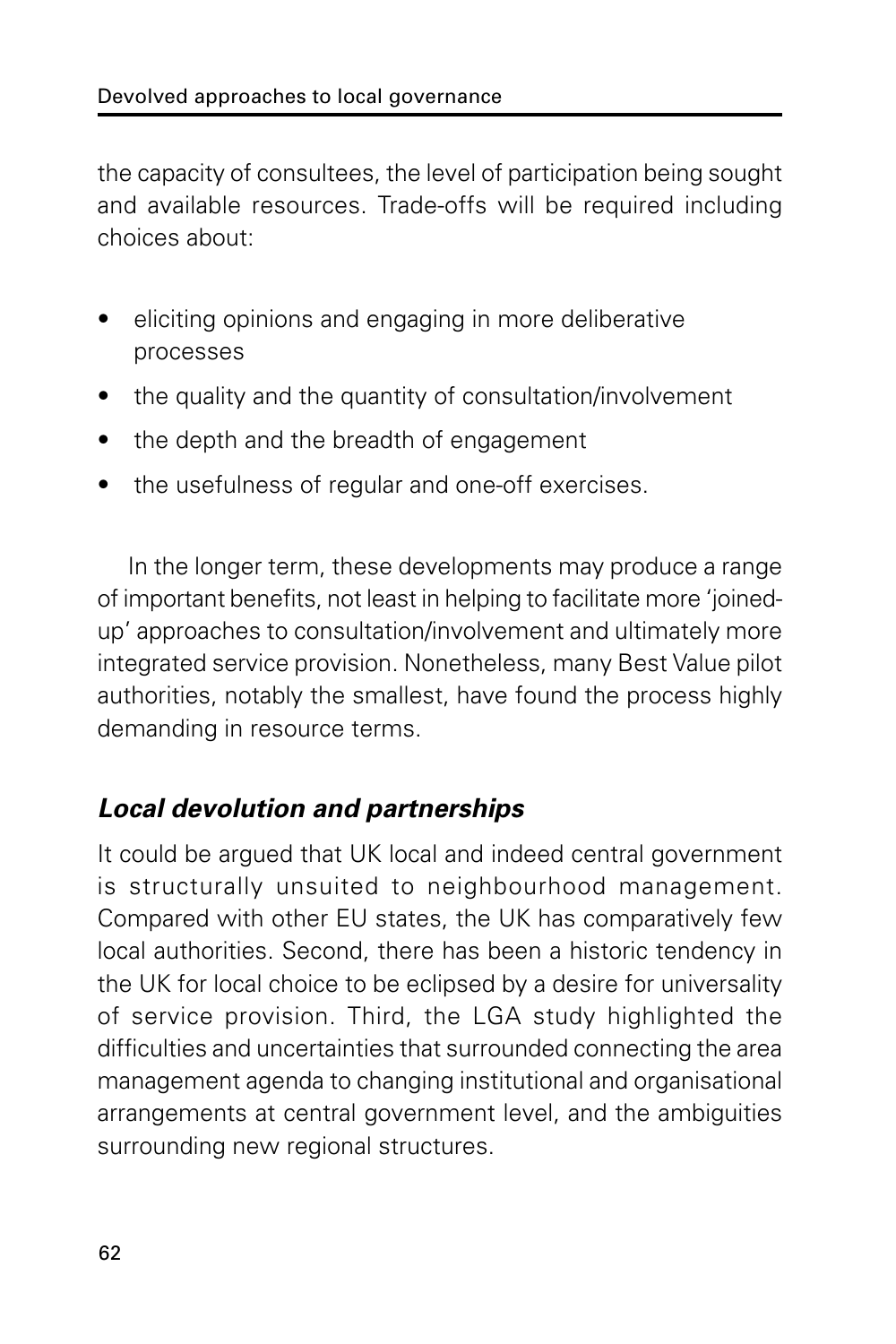the capacity of consultees, the level of participation being sought and available resources. Trade-offs will be required including choices about:

- eliciting opinions and engaging in more deliberative processes
- the quality and the quantity of consultation/involvement
- the depth and the breadth of engagement
- the usefulness of regular and one-off exercises.

In the longer term, these developments may produce a range of important benefits, not least in helping to facilitate more 'joined-up' approaches to consultation/involvement and ultimately more integrated service provision. Nonetheless, many Best Value pilot authorities, notably the smallest, have found the process highly demanding in resource terms.

### *Local devolution and partnerships*

It could be argued that UK local and indeed central government is structurally unsuited to neighbourhood management. Compared with other EU states, the UK has comparatively few local authorities. Second, there has been a historic tendency in the UK for local choice to be eclipsed by a desire for universality of service provision. Third, the LGA study highlighted the difficulties and uncertainties that surrounded connecting the area management agenda to changing institutional and organisational arrangements at central government level, and the ambiguities surrounding new regional structures.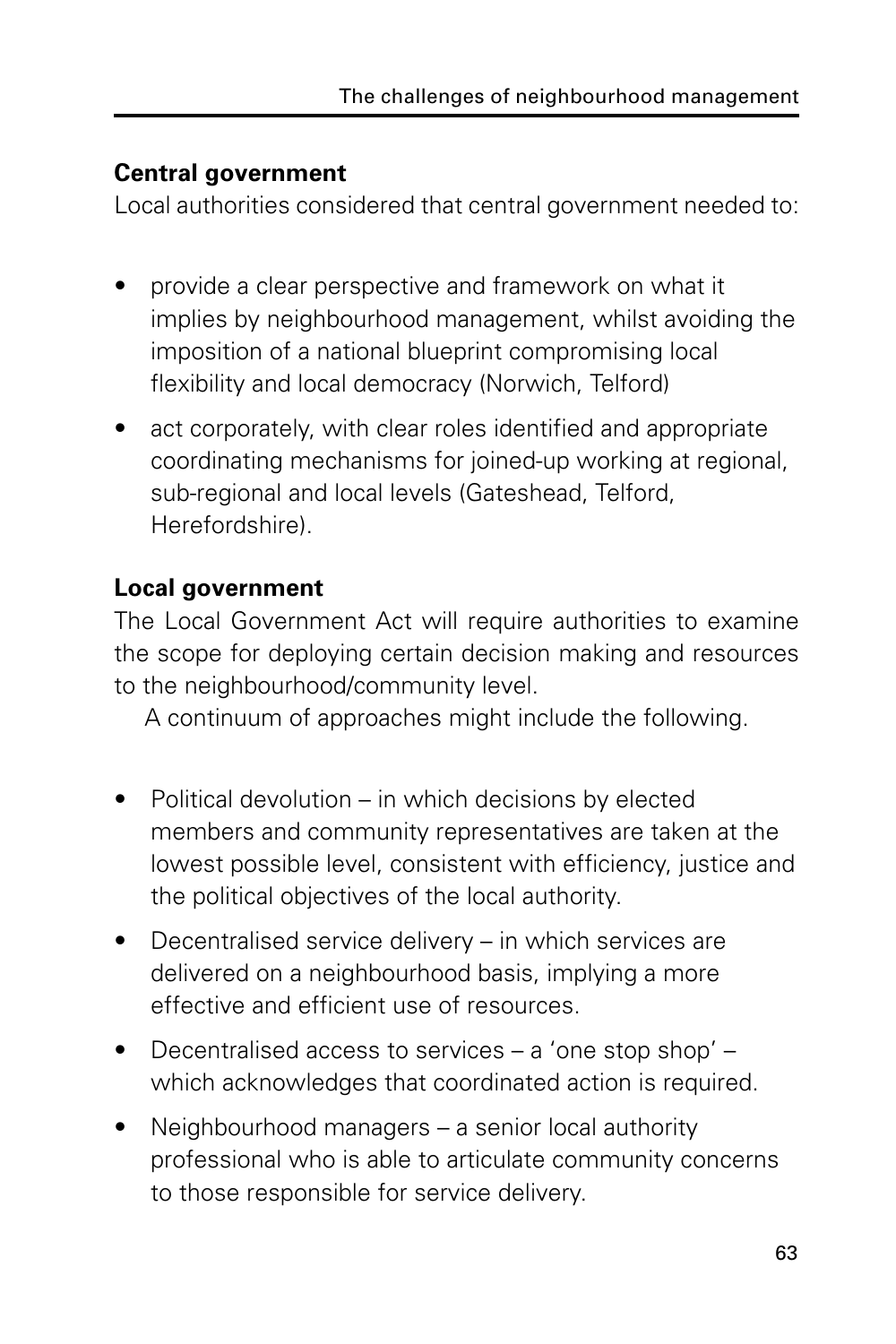**Central government**

Local authorities considered that central government needed to:

- provide a clear perspective and framework on what it implies by neighbourhood management, whilst avoiding the imposition of a national blueprint compromising local flexibility and local democracy (Norwich, Telford)
- act corporately, with clear roles identified and appropriate coordinating mechanisms for joined-up working at regional, sub-regional and local levels (Gateshead, Telford, Herefordshire).

**Local government**

The Local Government Act will require authorities to examine the scope for deploying certain decision making and resources to the neighbourhood/community level.

A continuum of approaches might include the following.

- Political devolution – in which decisions by elected members and community representatives are taken at the lowest possible level, consistent with efficiency, justice and the political objectives of the local authority.
- Decentralised service delivery – in which services are delivered on a neighbourhood basis, implying a more effective and efficient use of resources.
- Decentralised access to services – a 'one stop shop' – which acknowledges that coordinated action is required.
- Neighbourhood managers – a senior local authority professional who is able to articulate community concerns to those responsible for service delivery.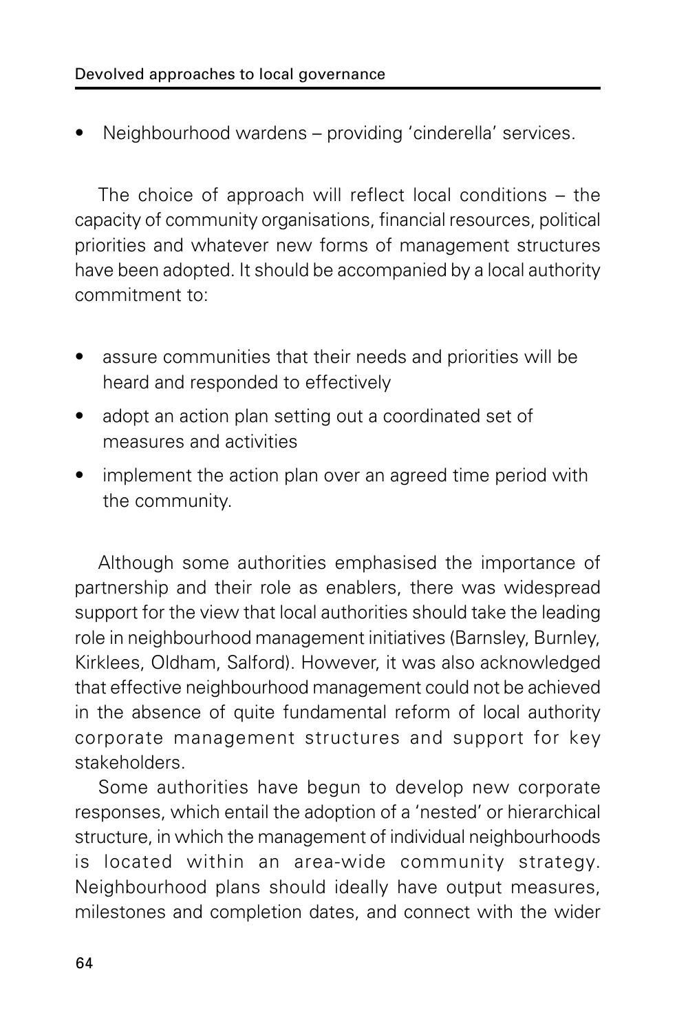- Neighbourhood wardens – providing 'cinderella' services.

The choice of approach will reflect local conditions – the capacity of community organisations, financial resources, political priorities and whatever new forms of management structures have been adopted. It should be accompanied by a local authority commitment to:

- assure communities that their needs and priorities will be heard and responded to effectively
- adopt an action plan setting out a coordinated set of measures and activities
- implement the action plan over an agreed time period with the community.

Although some authorities emphasised the importance of partnership and their role as enablers, there was widespread support for the view that local authorities should take the leading role in neighbourhood management initiatives (Barnsley, Burnley, Kirklees, Oldham, Salford). However, it was also acknowledged that effective neighbourhood management could not be achieved in the absence of quite fundamental reform of local authority corporate management structures and support for key stakeholders.

Some authorities have begun to develop new corporate responses, which entail the adoption of a 'nested' or hierarchical structure, in which the management of individual neighbourhoods is located within an area-wide community strategy. Neighbourhood plans should ideally have output measures, milestones and completion dates, and connect with the wider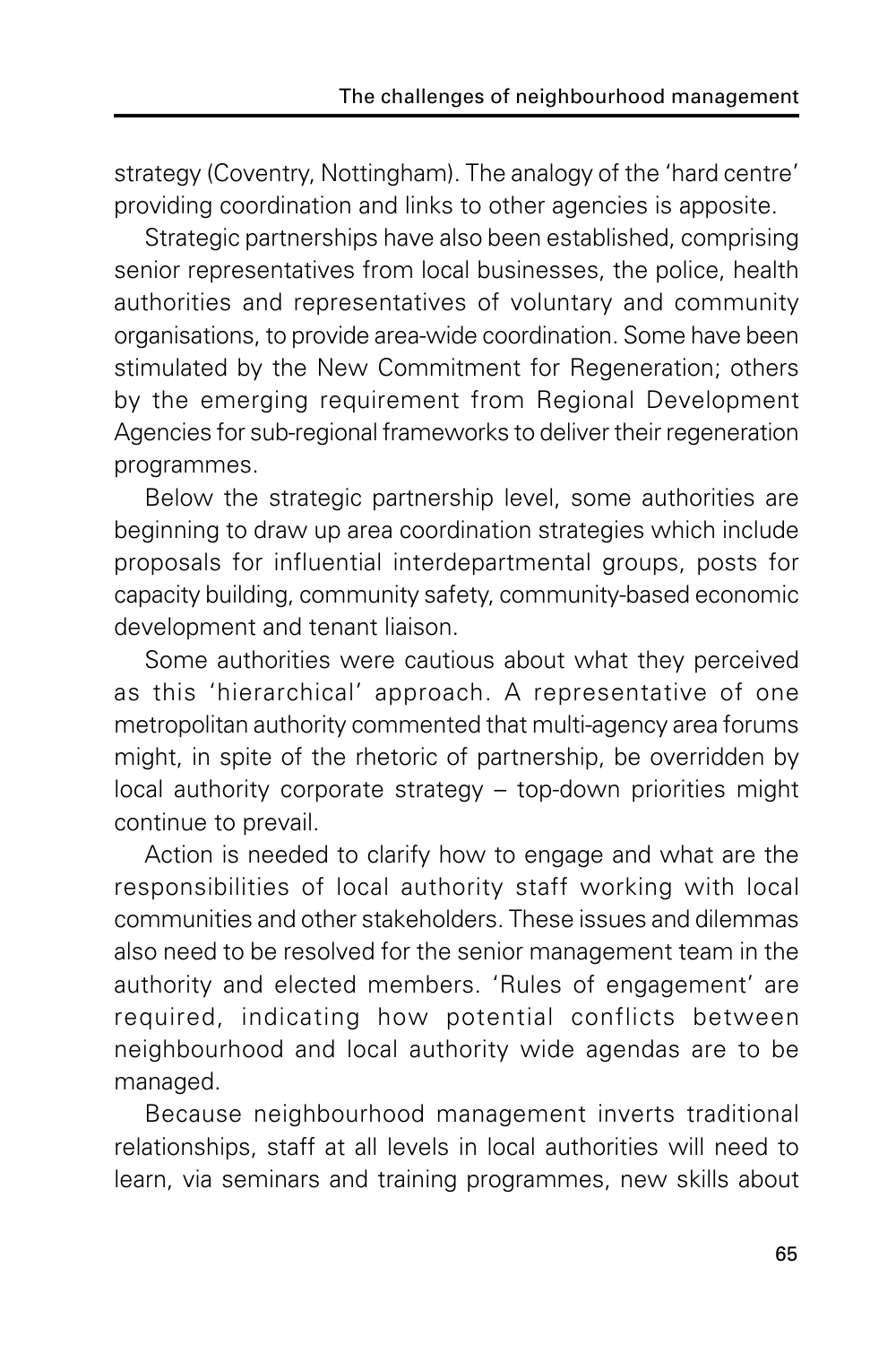strategy (Coventry, Nottingham). The analogy of the 'hard centre' providing coordination and links to other agencies is apposite.

Strategic partnerships have also been established, comprising senior representatives from local businesses, the police, health authorities and representatives of voluntary and community organisations, to provide area-wide coordination. Some have been stimulated by the New Commitment for Regeneration; others by the emerging requirement from Regional Development Agencies for sub-regional frameworks to deliver their regeneration programmes.

Below the strategic partnership level, some authorities are beginning to draw up area coordination strategies which include proposals for influential interdepartmental groups, posts for capacity building, community safety, community-based economic development and tenant liaison.

Some authorities were cautious about what they perceived as this 'hierarchical' approach. A representative of one metropolitan authority commented that multi-agency area forums might, in spite of the rhetoric of partnership, be overridden by local authority corporate strategy – top-down priorities might continue to prevail.

Action is needed to clarify how to engage and what are the responsibilities of local authority staff working with local communities and other stakeholders. These issues and dilemmas also need to be resolved for the senior management team in the authority and elected members. 'Rules of engagement' are required, indicating how potential conflicts between neighbourhood and local authority wide agendas are to be managed.

Because neighbourhood management inverts traditional relationships, staff at all levels in local authorities will need to learn, via seminars and training programmes, new skills about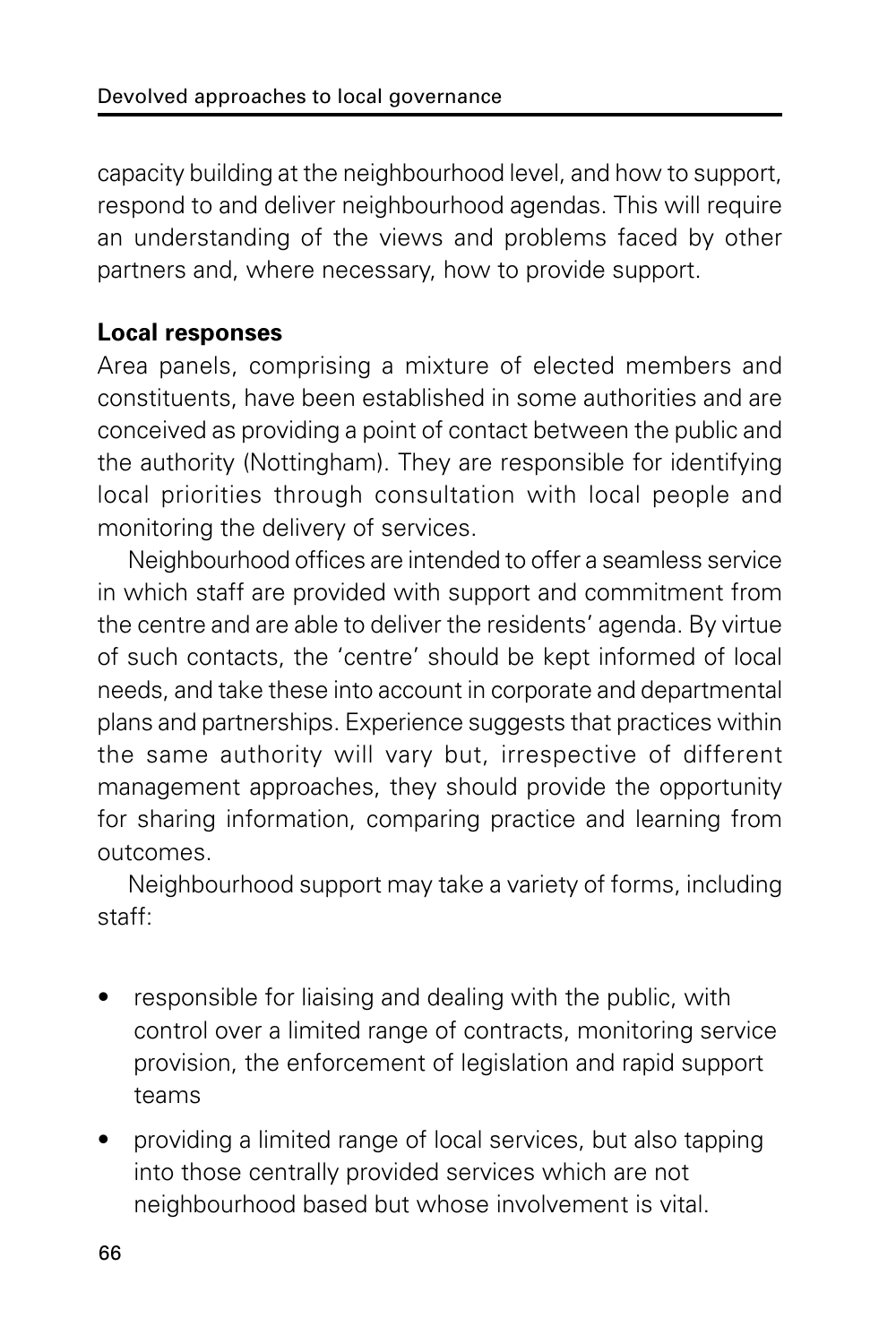capacity building at the neighbourhood level, and how to support, respond to and deliver neighbourhood agendas. This will require an understanding of the views and problems faced by other partners and, where necessary, how to provide support.

**Local responses**

Area panels, comprising a mixture of elected members and constituents, have been established in some authorities and are conceived as providing a point of contact between the public and the authority (Nottingham). They are responsible for identifying local priorities through consultation with local people and monitoring the delivery of services.

Neighbourhood offices are intended to offer a seamless service in which staff are provided with support and commitment from the centre and are able to deliver the residents' agenda. By virtue of such contacts, the 'centre' should be kept informed of local needs, and take these into account in corporate and departmental plans and partnerships. Experience suggests that practices within the same authority will vary but, irrespective of different management approaches, they should provide the opportunity for sharing information, comparing practice and learning from outcomes.

Neighbourhood support may take a variety of forms, including staff:

- responsible for liaising and dealing with the public, with control over a limited range of contracts, monitoring service provision, the enforcement of legislation and rapid support teams
- providing a limited range of local services, but also tapping into those centrally provided services which are not neighbourhood based but whose involvement is vital.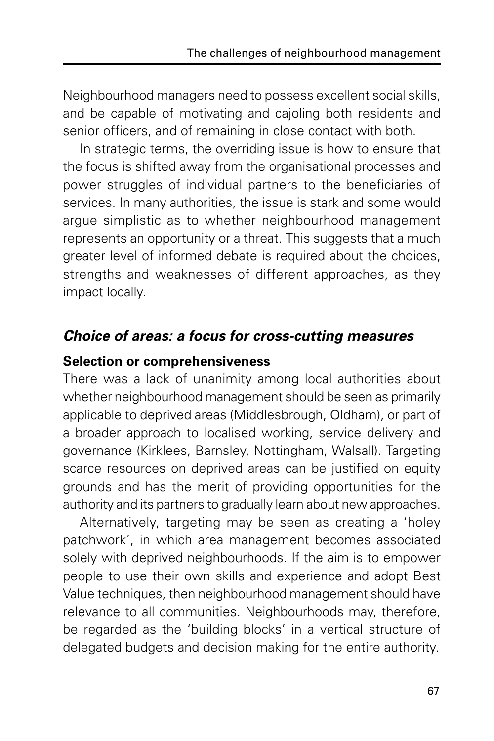Neighbourhood managers need to possess excellent social skills, and be capable of motivating and cajoling both residents and senior officers, and of remaining in close contact with both.

In strategic terms, the overriding issue is how to ensure that the focus is shifted away from the organisational processes and power struggles of individual partners to the beneficiaries of services. In many authorities, the issue is stark and some would argue simplistic as to whether neighbourhood management represents an opportunity or a threat. This suggests that a much greater level of informed debate is required about the choices, strengths and weaknesses of different approaches, as they impact locally.

## *Choice of areas: a focus for cross-cutting measures*

### Selection or comprehensiveness

There was a lack of unanimity among local authorities about whether neighbourhood management should be seen as primarily applicable to deprived areas (Middlesbrough, Oldham), or part of a broader approach to localised working, service delivery and governance (Kirklees, Barnsley, Nottingham, Walsall). Targeting scarce resources on deprived areas can be justified on equity grounds and has the merit of providing opportunities for the authority and its partners to gradually learn about new approaches.

Alternatively, targeting may be seen as creating a 'holey patchwork', in which area management becomes associated solely with deprived neighbourhoods. If the aim is to empower people to use their own skills and experience and adopt Best Value techniques, then neighbourhood management should have relevance to all communities. Neighbourhoods may, therefore, be regarded as the 'building blocks' in a vertical structure of delegated budgets and decision making for the entire authority.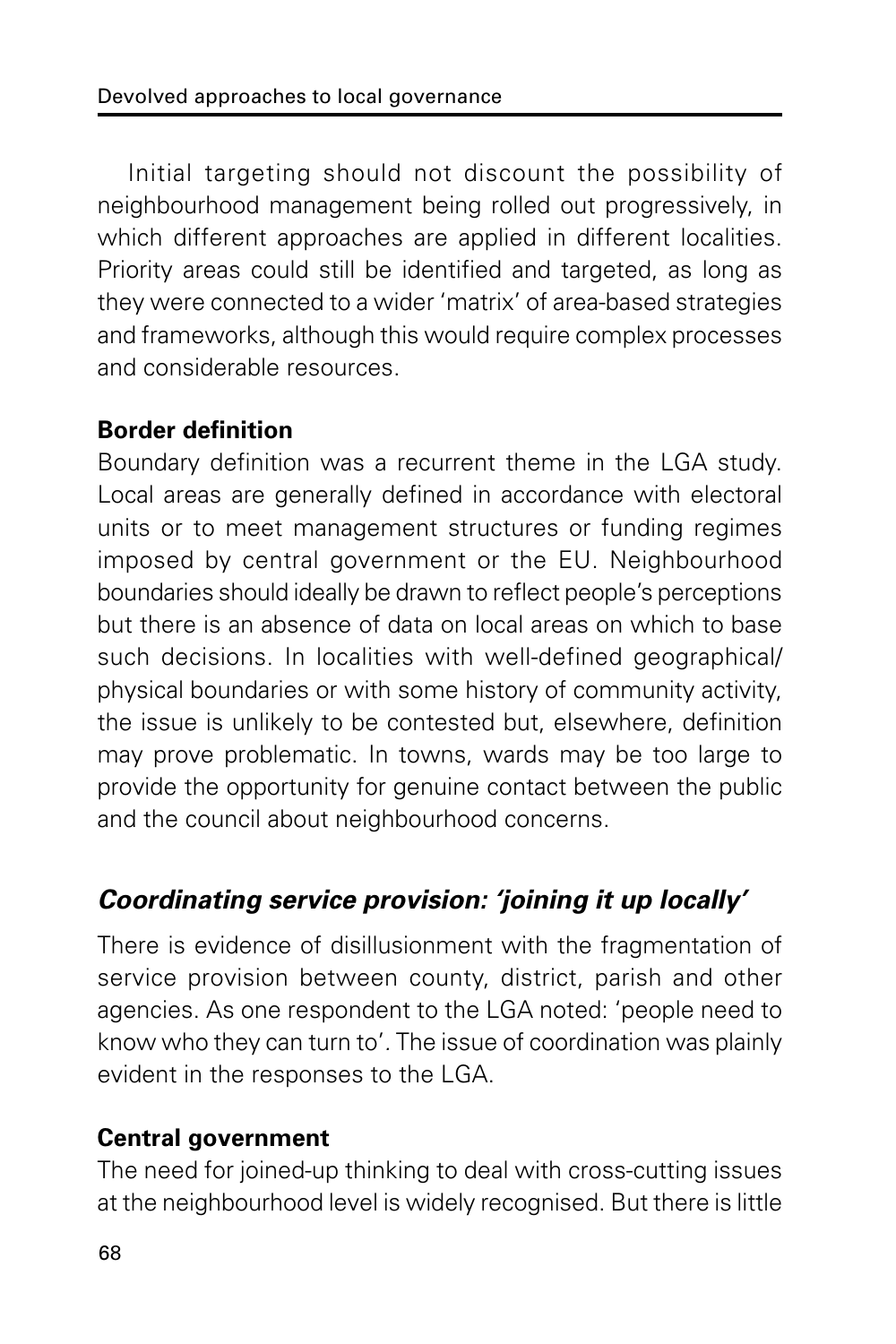Initial targeting should not discount the possibility of neighbourhood management being rolled out progressively, in which different approaches are applied in different localities. Priority areas could still be identified and targeted, as long as they were connected to a wider 'matrix' of area-based strategies and frameworks, although this would require complex processes and considerable resources.

**Border definition**

Boundary definition was a recurrent theme in the LGA study. Local areas are generally defined in accordance with electoral units or to meet management structures or funding regimes imposed by central government or the EU. Neighbourhood boundaries should ideally be drawn to reflect people's perceptions but there is an absence of data on local areas on which to base such decisions. In localities with well-defined geographical/physical boundaries or with some history of community activity, the issue is unlikely to be contested but, elsewhere, definition may prove problematic. In towns, wards may be too large to provide the opportunity for genuine contact between the public and the council about neighbourhood concerns.

## *Coordinating service provision: 'joining it up locally'*

There is evidence of disillusionment with the fragmentation of service provision between county, district, parish and other agencies. As one respondent to the LGA noted: 'people need to know who they can turn to'. The issue of coordination was plainly evident in the responses to the LGA.

**Central government**

The need for joined-up thinking to deal with cross-cutting issues at the neighbourhood level is widely recognised. But there is little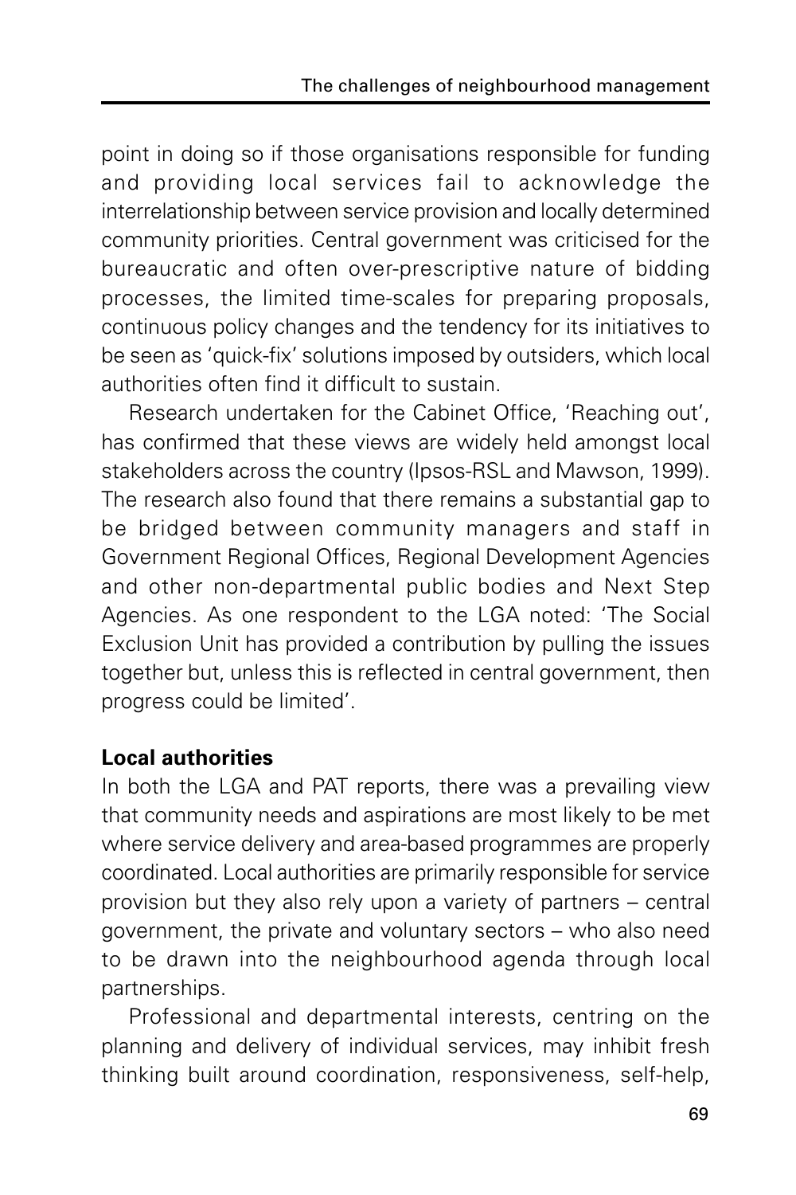point in doing so if those organisations responsible for funding and providing local services fail to acknowledge the interrelationship between service provision and locally determined community priorities. Central government was criticised for the bureaucratic and often over-prescriptive nature of bidding processes, the limited time-scales for preparing proposals, continuous policy changes and the tendency for its initiatives to be seen as 'quick-fix' solutions imposed by outsiders, which local authorities often find it difficult to sustain.

Research undertaken for the Cabinet Office, 'Reaching out', has confirmed that these views are widely held amongst local stakeholders across the country (Ipsos-RSL and Mawson, 1999). The research also found that there remains a substantial gap to be bridged between community managers and staff in Government Regional Offices, Regional Development Agencies and other non-departmental public bodies and Next Step Agencies. As one respondent to the LGA noted: 'The Social Exclusion Unit has provided a contribution by pulling the issues together but, unless this is reflected in central government, then progress could be limited'.

**Local authorities**

In both the LGA and PAT reports, there was a prevailing view that community needs and aspirations are most likely to be met where service delivery and area-based programmes are properly coordinated. Local authorities are primarily responsible for service provision but they also rely upon a variety of partners – central government, the private and voluntary sectors – who also need to be drawn into the neighbourhood agenda through local partnerships.

Professional and departmental interests, centring on the planning and delivery of individual services, may inhibit fresh thinking built around coordination, responsiveness, self-help,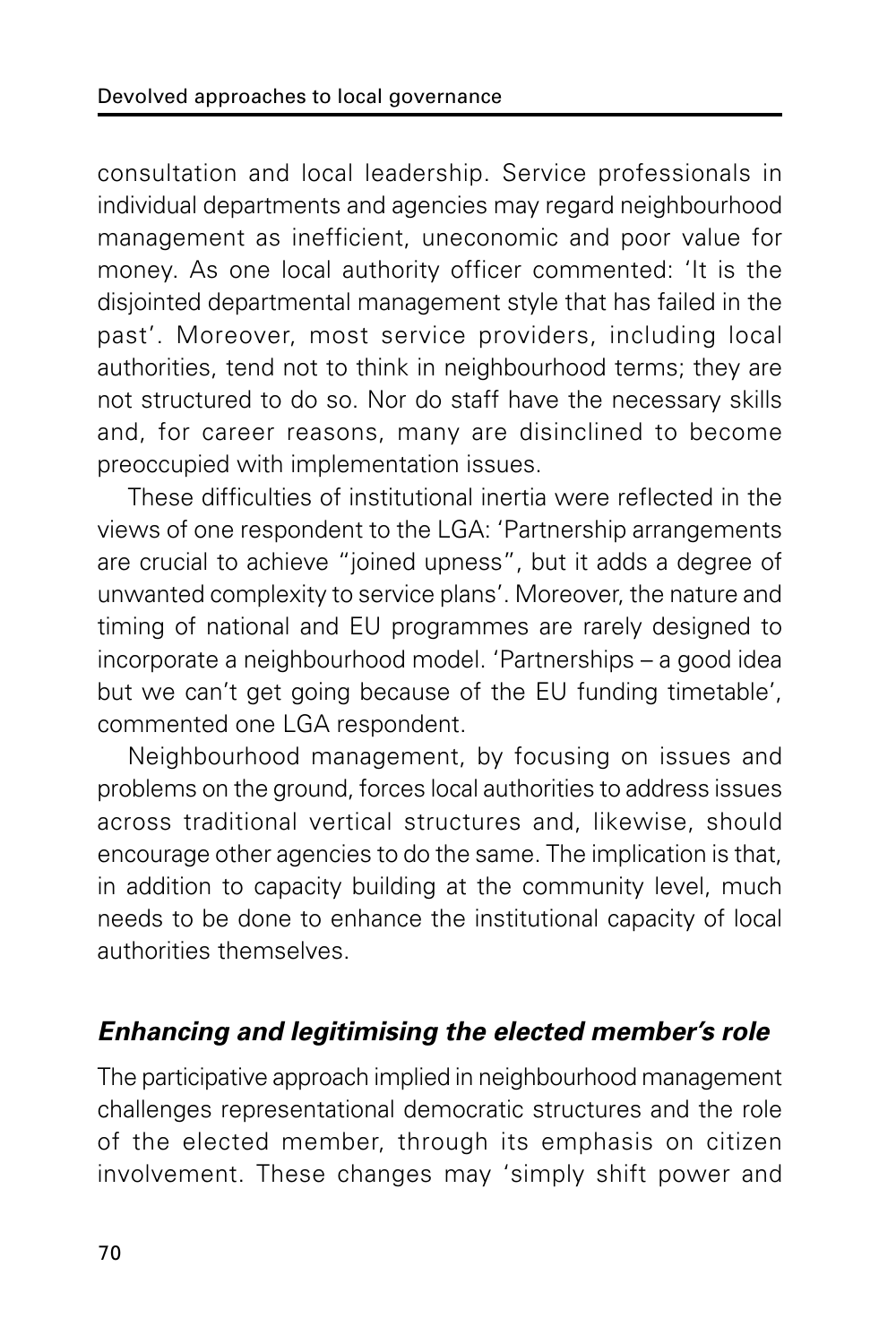consultation and local leadership. Service professionals in individual departments and agencies may regard neighbourhood management as inefficient, uneconomic and poor value for money. As one local authority officer commented: 'It is the disjointed departmental management style that has failed in the past'. Moreover, most service providers, including local authorities, tend not to think in neighbourhood terms; they are not structured to do so. Nor do staff have the necessary skills and, for career reasons, many are disinclined to become preoccupied with implementation issues.

These difficulties of institutional inertia were reflected in the views of one respondent to the LGA: 'Partnership arrangements are crucial to achieve "joined upness", but it adds a degree of unwanted complexity to service plans'. Moreover, the nature and timing of national and EU programmes are rarely designed to incorporate a neighbourhood model. 'Partnerships – a good idea but we can't get going because of the EU funding timetable', commented one LGA respondent.

Neighbourhood management, by focusing on issues and problems on the ground, forces local authorities to address issues across traditional vertical structures and, likewise, should encourage other agencies to do the same. The implication is that, in addition to capacity building at the community level, much needs to be done to enhance the institutional capacity of local authorities themselves.

### *Enhancing and legitimising the elected member's role*

The participative approach implied in neighbourhood management challenges representational democratic structures and the role of the elected member, through its emphasis on citizen involvement. These changes may 'simply shift power and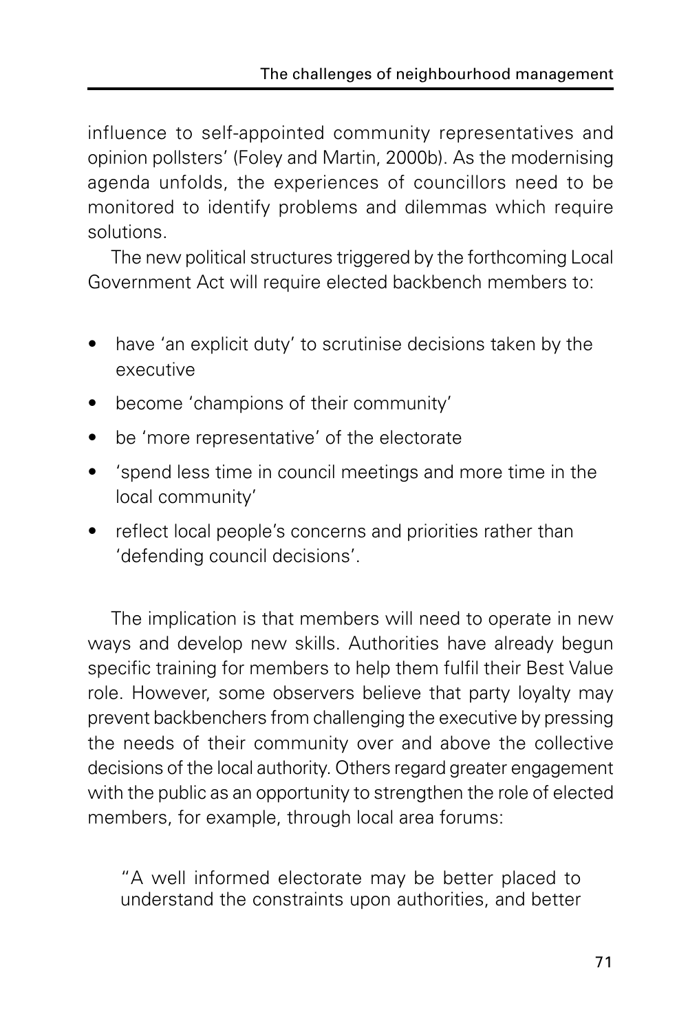influence to self-appointed community representatives and opinion pollsters' (Foley and Martin, 2000b). As the modernising agenda unfolds, the experiences of councillors need to be monitored to identify problems and dilemmas which require solutions.

The new political structures triggered by the forthcoming Local Government Act will require elected backbench members to:

- have 'an explicit duty' to scrutinise decisions taken by the executive
- become 'champions of their community'
- be 'more representative' of the electorate
- 'spend less time in council meetings and more time in the local community'
- reflect local people's concerns and priorities rather than 'defending council decisions'.

The implication is that members will need to operate in new ways and develop new skills. Authorities have already begun specific training for members to help them fulfil their Best Value role. However, some observers believe that party loyalty may prevent backbenchers from challenging the executive by pressing the needs of their community over and above the collective decisions of the local authority. Others regard greater engagement with the public as an opportunity to strengthen the role of elected members, for example, through local area forums:

> "A well informed electorate may be better placed to understand the constraints upon authorities, and better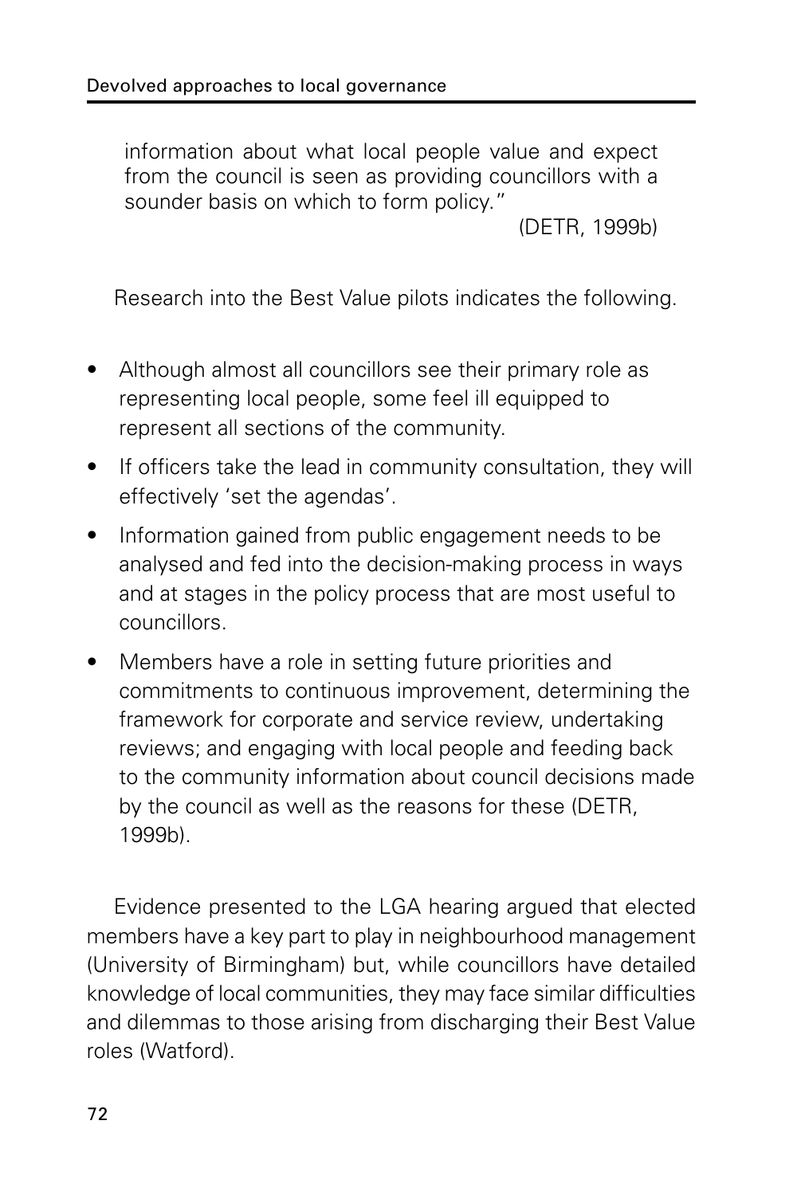> information about what local people value and expect from the council is seen as providing councillors with a sounder basis on which to form policy."
>
> (DETR, 1999b)

Research into the Best Value pilots indicates the following.

- Although almost all councillors see their primary role as representing local people, some feel ill equipped to represent all sections of the community.
- If officers take the lead in community consultation, they will effectively 'set the agendas'.
- Information gained from public engagement needs to be analysed and fed into the decision-making process in ways and at stages in the policy process that are most useful to councillors.
- Members have a role in setting future priorities and commitments to continuous improvement, determining the framework for corporate and service review, undertaking reviews; and engaging with local people and feeding back to the community information about council decisions made by the council as well as the reasons for these (DETR, 1999b).

Evidence presented to the LGA hearing argued that elected members have a key part to play in neighbourhood management (University of Birmingham) but, while councillors have detailed knowledge of local communities, they may face similar difficulties and dilemmas to those arising from discharging their Best Value roles (Watford).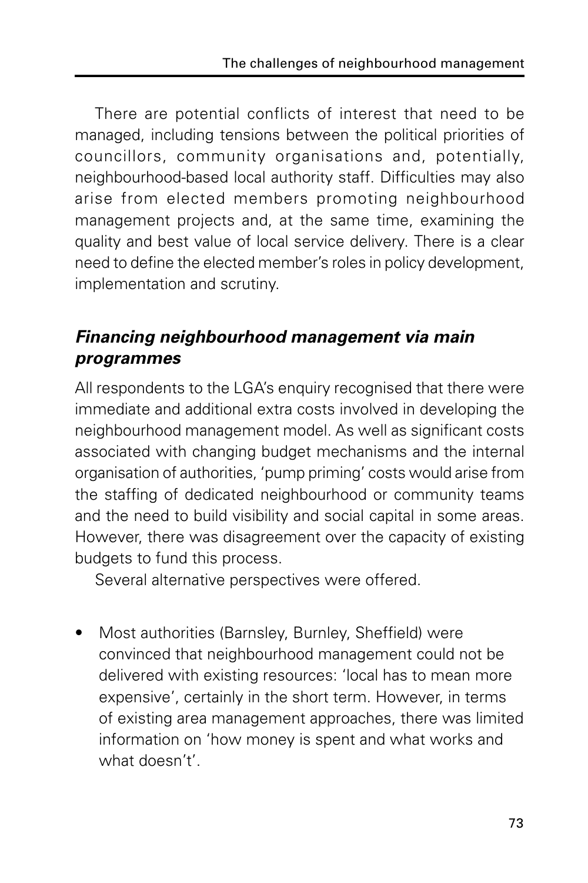There are potential conflicts of interest that need to be managed, including tensions between the political priorities of councillors, community organisations and, potentially, neighbourhood-based local authority staff. Difficulties may also arise from elected members promoting neighbourhood management projects and, at the same time, examining the quality and best value of local service delivery. There is a clear need to define the elected member's roles in policy development, implementation and scrutiny.

### *Financing neighbourhood management via main programmes*

All respondents to the LGA's enquiry recognised that there were immediate and additional extra costs involved in developing the neighbourhood management model. As well as significant costs associated with changing budget mechanisms and the internal organisation of authorities, 'pump priming' costs would arise from the staffing of dedicated neighbourhood or community teams and the need to build visibility and social capital in some areas. However, there was disagreement over the capacity of existing budgets to fund this process.

Several alternative perspectives were offered.

- Most authorities (Barnsley, Burnley, Sheffield) were convinced that neighbourhood management could not be delivered with existing resources: 'local has to mean more expensive', certainly in the short term. However, in terms of existing area management approaches, there was limited information on 'how money is spent and what works and what doesn't'.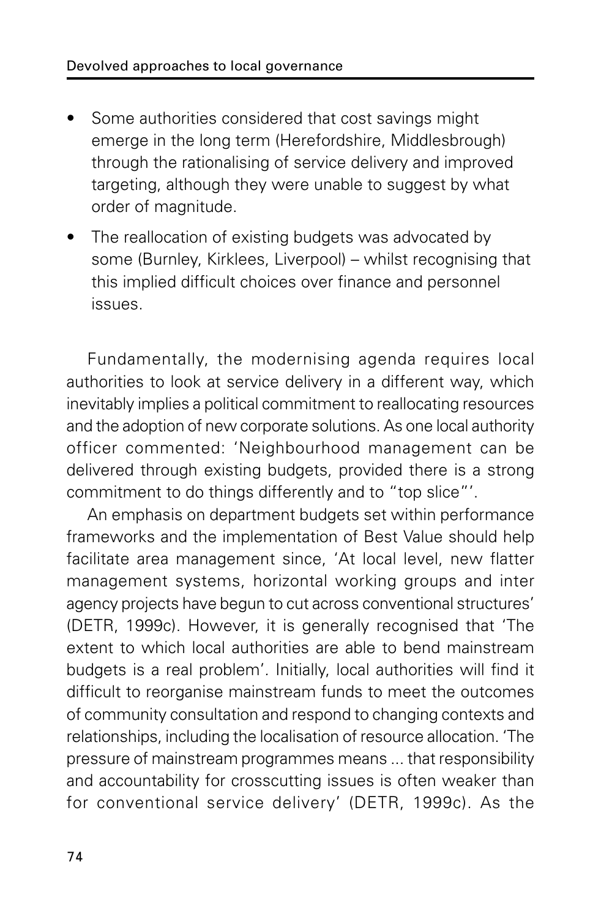- Some authorities considered that cost savings might emerge in the long term (Herefordshire, Middlesbrough) through the rationalising of service delivery and improved targeting, although they were unable to suggest by what order of magnitude.
- The reallocation of existing budgets was advocated by some (Burnley, Kirklees, Liverpool) – whilst recognising that this implied difficult choices over finance and personnel issues.

Fundamentally, the modernising agenda requires local authorities to look at service delivery in a different way, which inevitably implies a political commitment to reallocating resources and the adoption of new corporate solutions. As one local authority officer commented: 'Neighbourhood management can be delivered through existing budgets, provided there is a strong commitment to do things differently and to "top slice"'.

An emphasis on department budgets set within performance frameworks and the implementation of Best Value should help facilitate area management since, 'At local level, new flatter management systems, horizontal working groups and inter agency projects have begun to cut across conventional structures' (DETR, 1999c). However, it is generally recognised that 'The extent to which local authorities are able to bend mainstream budgets is a real problem'. Initially, local authorities will find it difficult to reorganise mainstream funds to meet the outcomes of community consultation and respond to changing contexts and relationships, including the localisation of resource allocation. 'The pressure of mainstream programmes means ... that responsibility and accountability for crosscutting issues is often weaker than for conventional service delivery' (DETR, 1999c). As the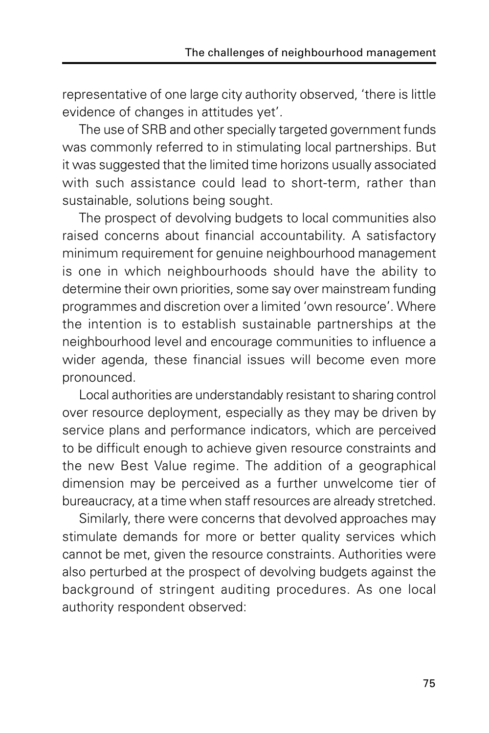representative of one large city authority observed, 'there is little evidence of changes in attitudes yet'.

The use of SRB and other specially targeted government funds was commonly referred to in stimulating local partnerships. But it was suggested that the limited time horizons usually associated with such assistance could lead to short-term, rather than sustainable, solutions being sought.

The prospect of devolving budgets to local communities also raised concerns about financial accountability. A satisfactory minimum requirement for genuine neighbourhood management is one in which neighbourhoods should have the ability to determine their own priorities, some say over mainstream funding programmes and discretion over a limited 'own resource'. Where the intention is to establish sustainable partnerships at the neighbourhood level and encourage communities to influence a wider agenda, these financial issues will become even more pronounced.

Local authorities are understandably resistant to sharing control over resource deployment, especially as they may be driven by service plans and performance indicators, which are perceived to be difficult enough to achieve given resource constraints and the new Best Value regime. The addition of a geographical dimension may be perceived as a further unwelcome tier of bureaucracy, at a time when staff resources are already stretched.

Similarly, there were concerns that devolved approaches may stimulate demands for more or better quality services which cannot be met, given the resource constraints. Authorities were also perturbed at the prospect of devolving budgets against the background of stringent auditing procedures. As one local authority respondent observed: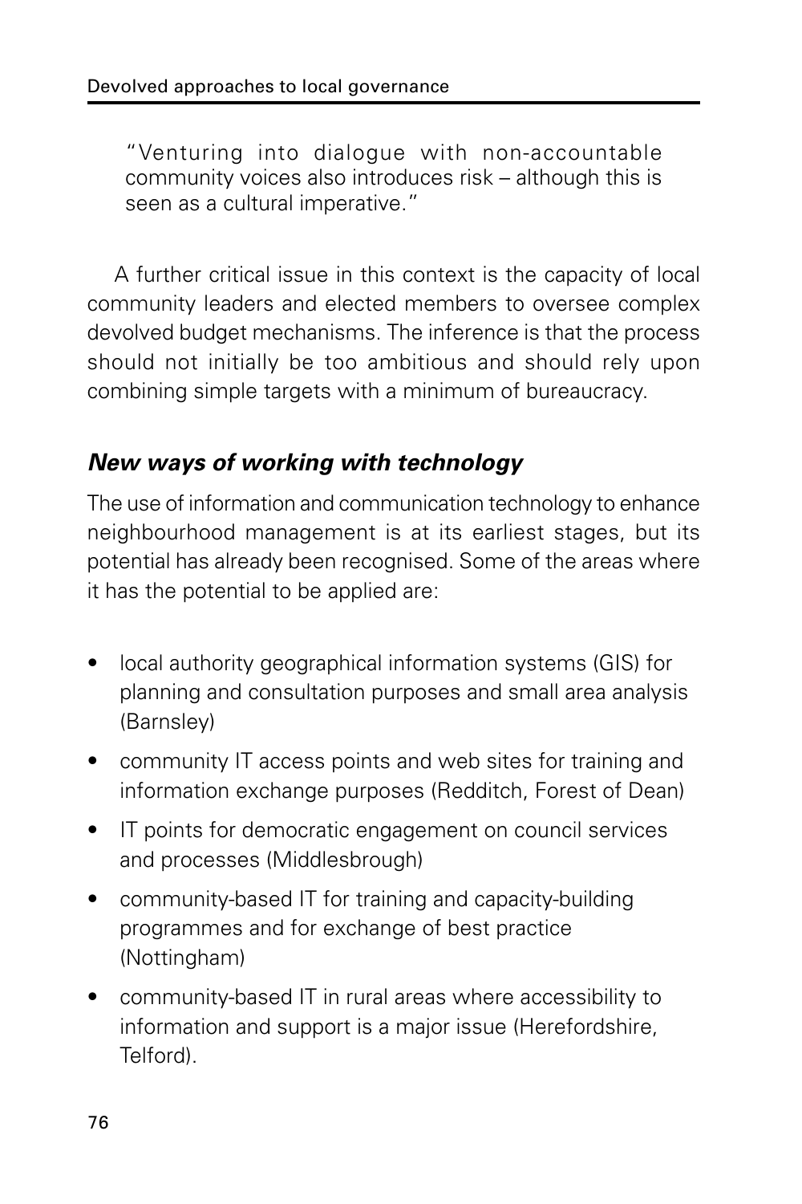> "Venturing into dialogue with non-accountable community voices also introduces risk – although this is seen as a cultural imperative."

A further critical issue in this context is the capacity of local community leaders and elected members to oversee complex devolved budget mechanisms. The inference is that the process should not initially be too ambitious and should rely upon combining simple targets with a minimum of bureaucracy.

### *New ways of working with technology*

The use of information and communication technology to enhance neighbourhood management is at its earliest stages, but its potential has already been recognised. Some of the areas where it has the potential to be applied are:

- local authority geographical information systems (GIS) for planning and consultation purposes and small area analysis (Barnsley)
- community IT access points and web sites for training and information exchange purposes (Redditch, Forest of Dean)
- IT points for democratic engagement on council services and processes (Middlesbrough)
- community-based IT for training and capacity-building programmes and for exchange of best practice (Nottingham)
- community-based IT in rural areas where accessibility to information and support is a major issue (Herefordshire, Telford).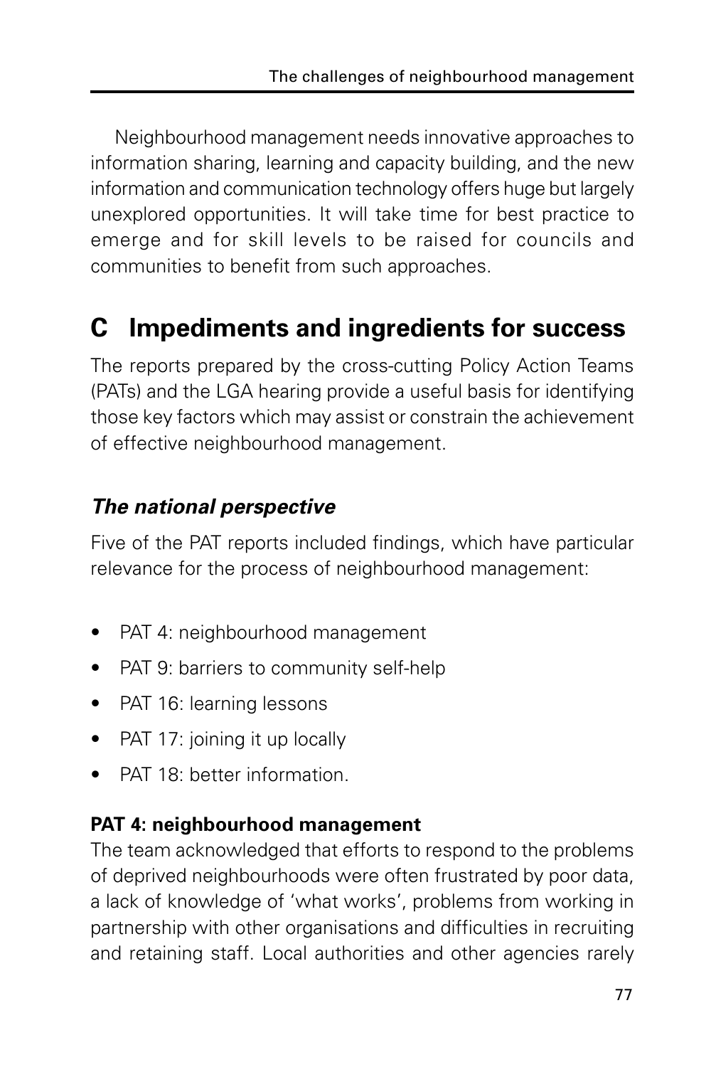Neighbourhood management needs innovative approaches to information sharing, learning and capacity building, and the new information and communication technology offers huge but largely unexplored opportunities. It will take time for best practice to emerge and for skill levels to be raised for councils and communities to benefit from such approaches.

## C Impediments and ingredients for success

The reports prepared by the cross-cutting Policy Action Teams (PATs) and the LGA hearing provide a useful basis for identifying those key factors which may assist or constrain the achievement of effective neighbourhood management.

### *The national perspective*

Five of the PAT reports included findings, which have particular relevance for the process of neighbourhood management:

- PAT 4: neighbourhood management
- PAT 9: barriers to community self-help
- PAT 16: learning lessons
- PAT 17: joining it up locally
- PAT 18: better information.

**PAT 4: neighbourhood management**

The team acknowledged that efforts to respond to the problems of deprived neighbourhoods were often frustrated by poor data, a lack of knowledge of 'what works', problems from working in partnership with other organisations and difficulties in recruiting and retaining staff. Local authorities and other agencies rarely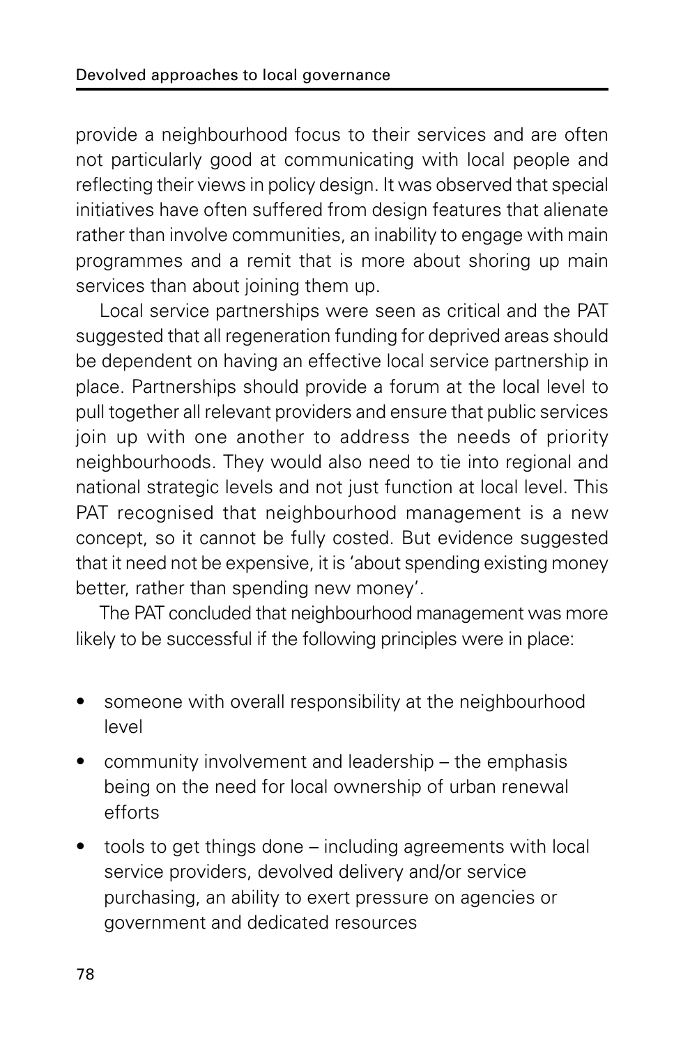provide a neighbourhood focus to their services and are often not particularly good at communicating with local people and reflecting their views in policy design. It was observed that special initiatives have often suffered from design features that alienate rather than involve communities, an inability to engage with main programmes and a remit that is more about shoring up main services than about joining them up.

Local service partnerships were seen as critical and the PAT suggested that all regeneration funding for deprived areas should be dependent on having an effective local service partnership in place. Partnerships should provide a forum at the local level to pull together all relevant providers and ensure that public services join up with one another to address the needs of priority neighbourhoods. They would also need to tie into regional and national strategic levels and not just function at local level. This PAT recognised that neighbourhood management is a new concept, so it cannot be fully costed. But evidence suggested that it need not be expensive, it is 'about spending existing money better, rather than spending new money'.

The PAT concluded that neighbourhood management was more likely to be successful if the following principles were in place:

- someone with overall responsibility at the neighbourhood level
- community involvement and leadership – the emphasis being on the need for local ownership of urban renewal efforts
- tools to get things done – including agreements with local service providers, devolved delivery and/or service purchasing, an ability to exert pressure on agencies or government and dedicated resources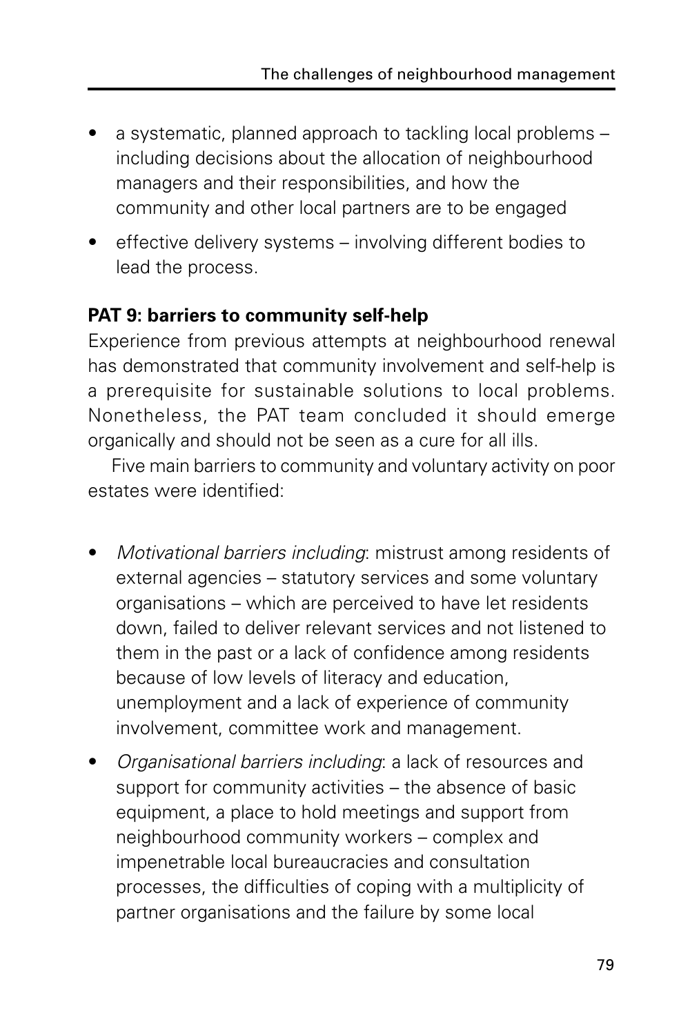- a systematic, planned approach to tackling local problems – including decisions about the allocation of neighbourhood managers and their responsibilities, and how the community and other local partners are to be engaged
- effective delivery systems – involving different bodies to lead the process.

**PAT 9: barriers to community self-help**

Experience from previous attempts at neighbourhood renewal has demonstrated that community involvement and self-help is a prerequisite for sustainable solutions to local problems. Nonetheless, the PAT team concluded it should emerge organically and should not be seen as a cure for all ills.

Five main barriers to community and voluntary activity on poor estates were identified:

- *Motivational barriers including*: mistrust among residents of external agencies – statutory services and some voluntary organisations – which are perceived to have let residents down, failed to deliver relevant services and not listened to them in the past or a lack of confidence among residents because of low levels of literacy and education, unemployment and a lack of experience of community involvement, committee work and management.
- *Organisational barriers including*: a lack of resources and support for community activities – the absence of basic equipment, a place to hold meetings and support from neighbourhood community workers – complex and impenetrable local bureaucracies and consultation processes, the difficulties of coping with a multiplicity of partner organisations and the failure by some local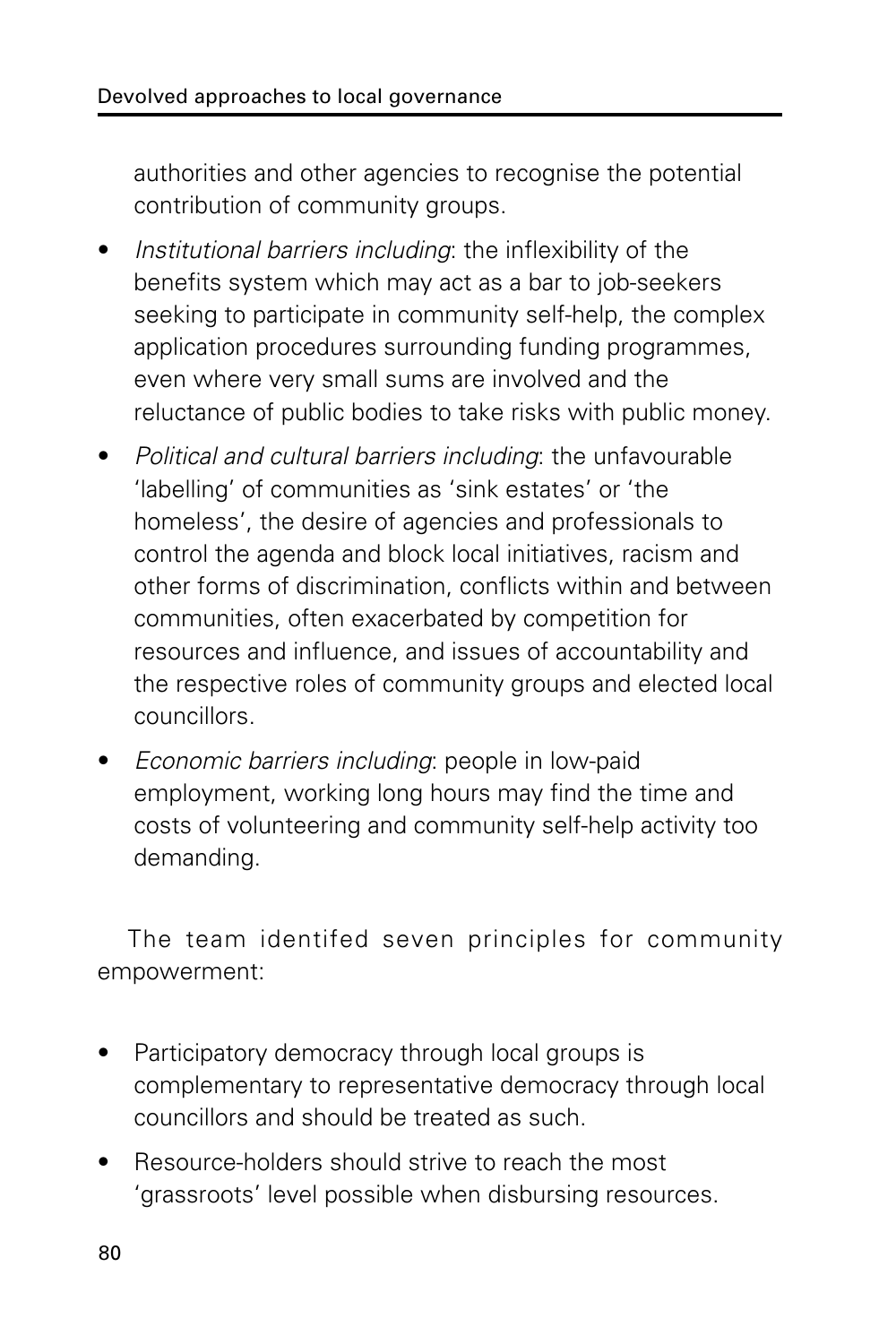authorities and other agencies to recognise the potential contribution of community groups.

- *Institutional barriers including*: the inflexibility of the benefits system which may act as a bar to job-seekers seeking to participate in community self-help, the complex application procedures surrounding funding programmes, even where very small sums are involved and the reluctance of public bodies to take risks with public money.
- *Political and cultural barriers including*: the unfavourable 'labelling' of communities as 'sink estates' or 'the homeless', the desire of agencies and professionals to control the agenda and block local initiatives, racism and other forms of discrimination, conflicts within and between communities, often exacerbated by competition for resources and influence, and issues of accountability and the respective roles of community groups and elected local councillors.
- *Economic barriers including*: people in low-paid employment, working long hours may find the time and costs of volunteering and community self-help activity too demanding.

The team identifed seven principles for community empowerment:

- Participatory democracy through local groups is complementary to representative democracy through local councillors and should be treated as such.
- Resource-holders should strive to reach the most 'grassroots' level possible when disbursing resources.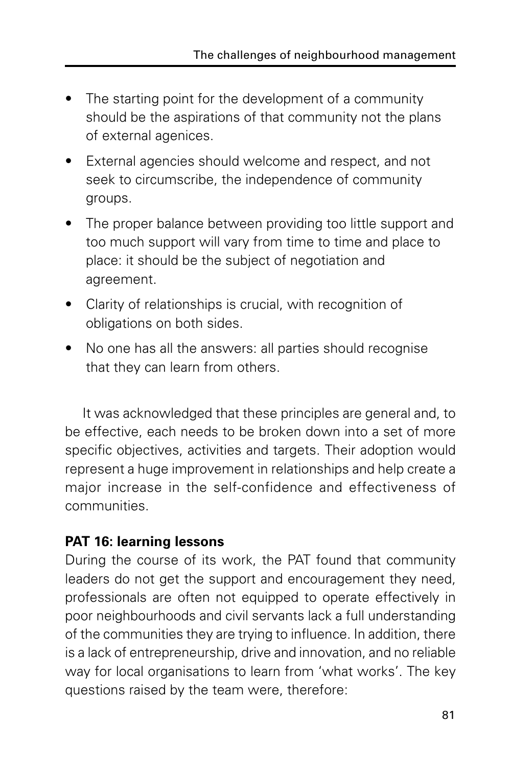- The starting point for the development of a community should be the aspirations of that community not the plans of external agenices.
- External agencies should welcome and respect, and not seek to circumscribe, the independence of community groups.
- The proper balance between providing too little support and too much support will vary from time to time and place to place: it should be the subject of negotiation and agreement.
- Clarity of relationships is crucial, with recognition of obligations on both sides.
- No one has all the answers: all parties should recognise that they can learn from others.

It was acknowledged that these principles are general and, to be effective, each needs to be broken down into a set of more specific objectives, activities and targets. Their adoption would represent a huge improvement in relationships and help create a major increase in the self-confidence and effectiveness of communities.

**PAT 16: learning lessons**

During the course of its work, the PAT found that community leaders do not get the support and encouragement they need, professionals are often not equipped to operate effectively in poor neighbourhoods and civil servants lack a full understanding of the communities they are trying to influence. In addition, there is a lack of entrepreneurship, drive and innovation, and no reliable way for local organisations to learn from 'what works'. The key questions raised by the team were, therefore: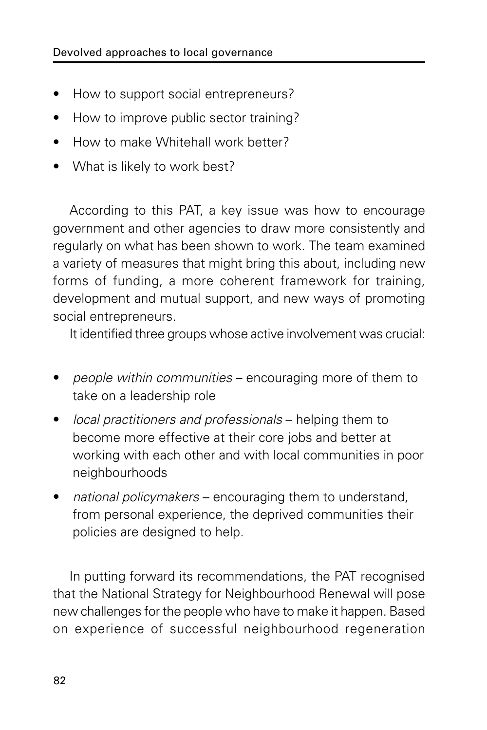- How to support social entrepreneurs?
- How to improve public sector training?
- How to make Whitehall work better?
- What is likely to work best?

According to this PAT, a key issue was how to encourage government and other agencies to draw more consistently and regularly on what has been shown to work. The team examined a variety of measures that might bring this about, including new forms of funding, a more coherent framework for training, development and mutual support, and new ways of promoting social entrepreneurs.

It identified three groups whose active involvement was crucial:

- *people within communities* – encouraging more of them to take on a leadership role
- *local practitioners and professionals* – helping them to become more effective at their core jobs and better at working with each other and with local communities in poor neighbourhoods
- *national policymakers* – encouraging them to understand, from personal experience, the deprived communities their policies are designed to help.

In putting forward its recommendations, the PAT recognised that the National Strategy for Neighbourhood Renewal will pose new challenges for the people who have to make it happen. Based on experience of successful neighbourhood regeneration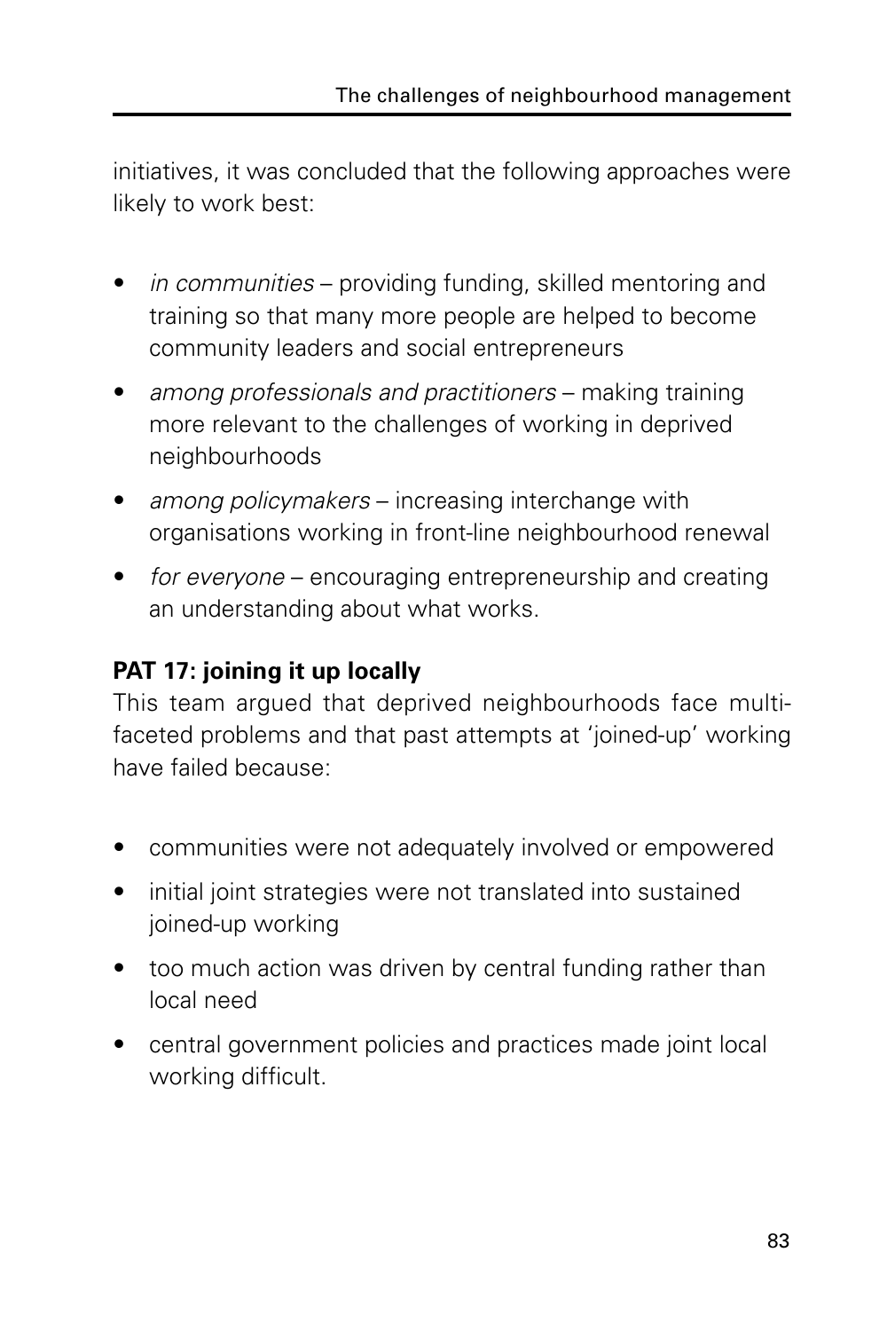initiatives, it was concluded that the following approaches were likely to work best:

- *in communities* – providing funding, skilled mentoring and training so that many more people are helped to become community leaders and social entrepreneurs
- *among professionals and practitioners* – making training more relevant to the challenges of working in deprived neighbourhoods
- *among policymakers* – increasing interchange with organisations working in front-line neighbourhood renewal
- *for everyone* – encouraging entrepreneurship and creating an understanding about what works.

**PAT 17: joining it up locally**

This team argued that deprived neighbourhoods face multi-faceted problems and that past attempts at 'joined-up' working have failed because:

- communities were not adequately involved or empowered
- initial joint strategies were not translated into sustained joined-up working
- too much action was driven by central funding rather than local need
- central government policies and practices made joint local working difficult.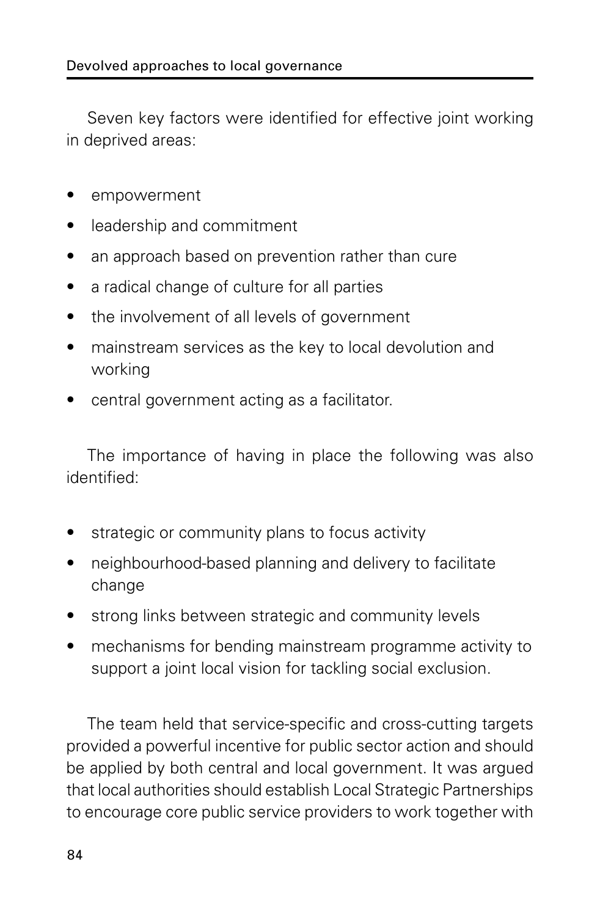Seven key factors were identified for effective joint working in deprived areas:

- empowerment
- leadership and commitment
- an approach based on prevention rather than cure
- a radical change of culture for all parties
- the involvement of all levels of government
- mainstream services as the key to local devolution and working
- central government acting as a facilitator.

The importance of having in place the following was also identified:

- strategic or community plans to focus activity
- neighbourhood-based planning and delivery to facilitate change
- strong links between strategic and community levels
- mechanisms for bending mainstream programme activity to support a joint local vision for tackling social exclusion.

The team held that service-specific and cross-cutting targets provided a powerful incentive for public sector action and should be applied by both central and local government. It was argued that local authorities should establish Local Strategic Partnerships to encourage core public service providers to work together with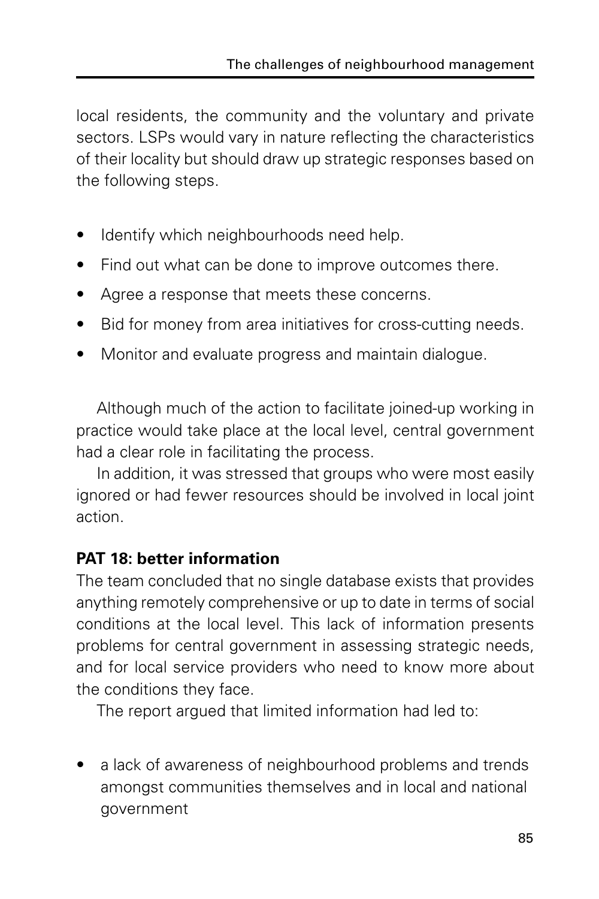local residents, the community and the voluntary and private sectors. LSPs would vary in nature reflecting the characteristics of their locality but should draw up strategic responses based on the following steps.

- Identify which neighbourhoods need help.
- Find out what can be done to improve outcomes there.
- Agree a response that meets these concerns.
- Bid for money from area initiatives for cross-cutting needs.
- Monitor and evaluate progress and maintain dialogue.

Although much of the action to facilitate joined-up working in practice would take place at the local level, central government had a clear role in facilitating the process.

In addition, it was stressed that groups who were most easily ignored or had fewer resources should be involved in local joint action.

**PAT 18: better information**

The team concluded that no single database exists that provides anything remotely comprehensive or up to date in terms of social conditions at the local level. This lack of information presents problems for central government in assessing strategic needs, and for local service providers who need to know more about the conditions they face.

The report argued that limited information had led to:

- a lack of awareness of neighbourhood problems and trends amongst communities themselves and in local and national government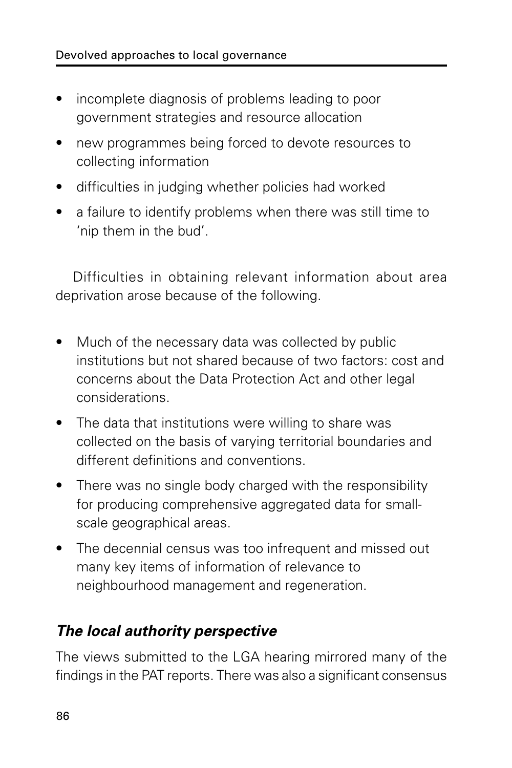- incomplete diagnosis of problems leading to poor government strategies and resource allocation
- new programmes being forced to devote resources to collecting information
- difficulties in judging whether policies had worked
- a failure to identify problems when there was still time to 'nip them in the bud'.

Difficulties in obtaining relevant information about area deprivation arose because of the following.

- Much of the necessary data was collected by public institutions but not shared because of two factors: cost and concerns about the Data Protection Act and other legal considerations.
- The data that institutions were willing to share was collected on the basis of varying territorial boundaries and different definitions and conventions.
- There was no single body charged with the responsibility for producing comprehensive aggregated data for small-scale geographical areas.
- The decennial census was too infrequent and missed out many key items of information of relevance to neighbourhood management and regeneration.

### *The local authority perspective*

The views submitted to the LGA hearing mirrored many of the findings in the PAT reports. There was also a significant consensus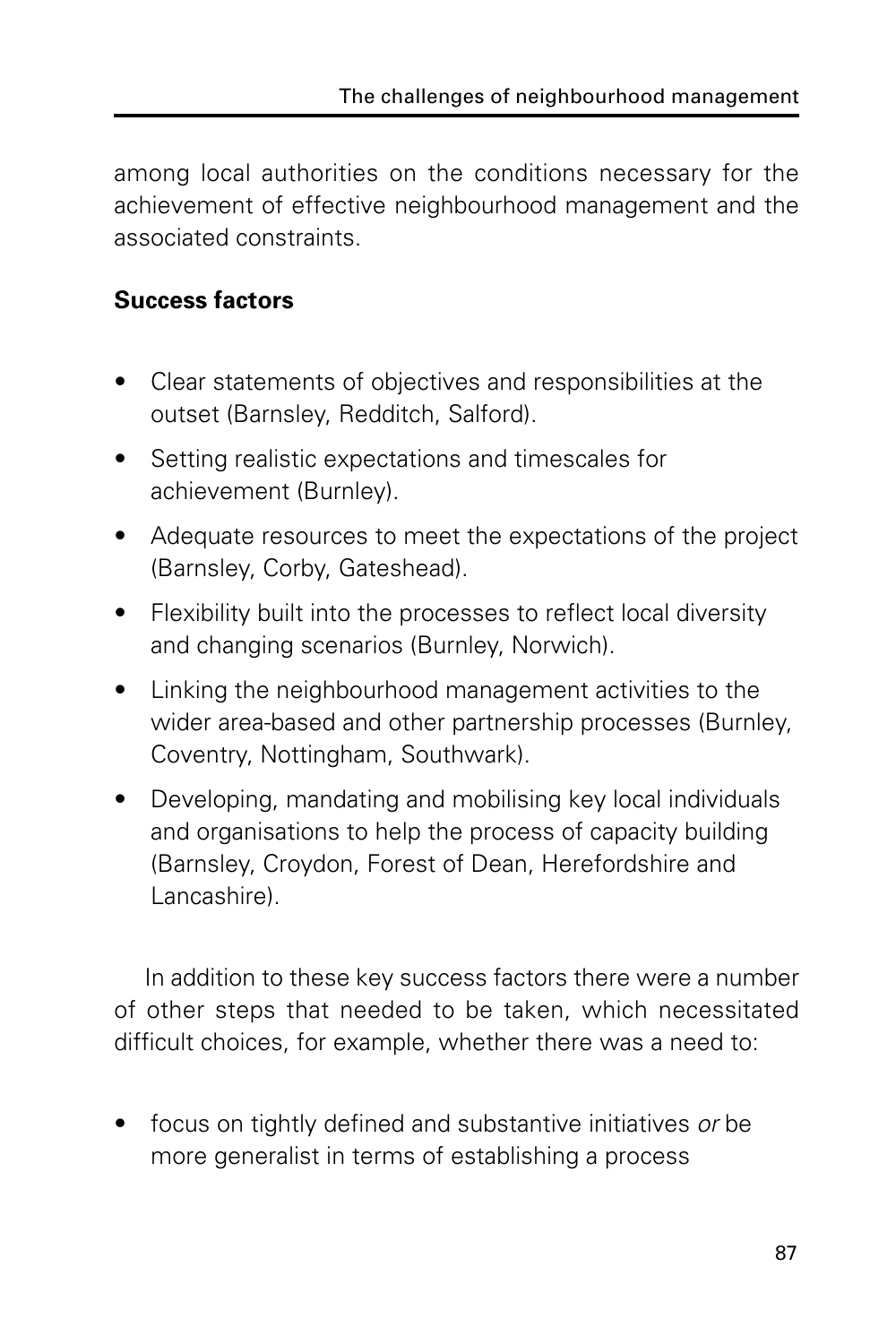among local authorities on the conditions necessary for the achievement of effective neighbourhood management and the associated constraints.

**Success factors**

- Clear statements of objectives and responsibilities at the outset (Barnsley, Redditch, Salford).
- Setting realistic expectations and timescales for achievement (Burnley).
- Adequate resources to meet the expectations of the project (Barnsley, Corby, Gateshead).
- Flexibility built into the processes to reflect local diversity and changing scenarios (Burnley, Norwich).
- Linking the neighbourhood management activities to the wider area-based and other partnership processes (Burnley, Coventry, Nottingham, Southwark).
- Developing, mandating and mobilising key local individuals and organisations to help the process of capacity building (Barnsley, Croydon, Forest of Dean, Herefordshire and Lancashire).

In addition to these key success factors there were a number of other steps that needed to be taken, which necessitated difficult choices, for example, whether there was a need to:

- focus on tightly defined and substantive initiatives *or* be more generalist in terms of establishing a process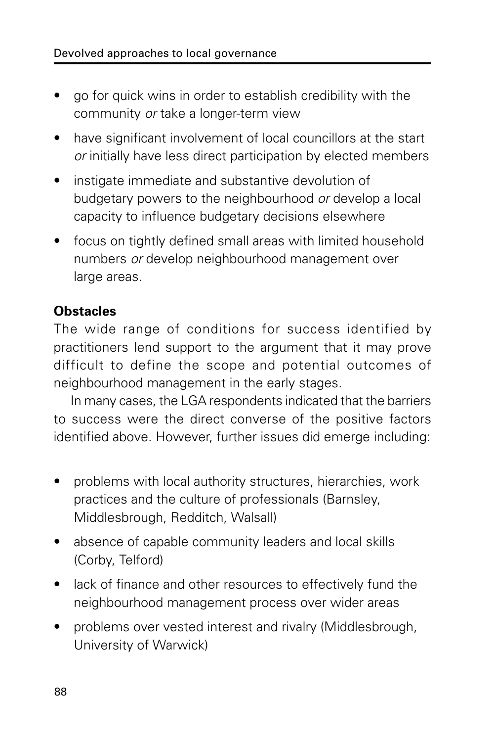- go for quick wins in order to establish credibility with the community *or* take a longer-term view
- have significant involvement of local councillors at the start *or* initially have less direct participation by elected members
- instigate immediate and substantive devolution of budgetary powers to the neighbourhood *or* develop a local capacity to influence budgetary decisions elsewhere
- focus on tightly defined small areas with limited household numbers *or* develop neighbourhood management over large areas.

**Obstacles**

The wide range of conditions for success identified by practitioners lend support to the argument that it may prove difficult to define the scope and potential outcomes of neighbourhood management in the early stages.

In many cases, the LGA respondents indicated that the barriers to success were the direct converse of the positive factors identified above. However, further issues did emerge including:

- problems with local authority structures, hierarchies, work practices and the culture of professionals (Barnsley, Middlesbrough, Redditch, Walsall)
- absence of capable community leaders and local skills (Corby, Telford)
- lack of finance and other resources to effectively fund the neighbourhood management process over wider areas
- problems over vested interest and rivalry (Middlesbrough, University of Warwick)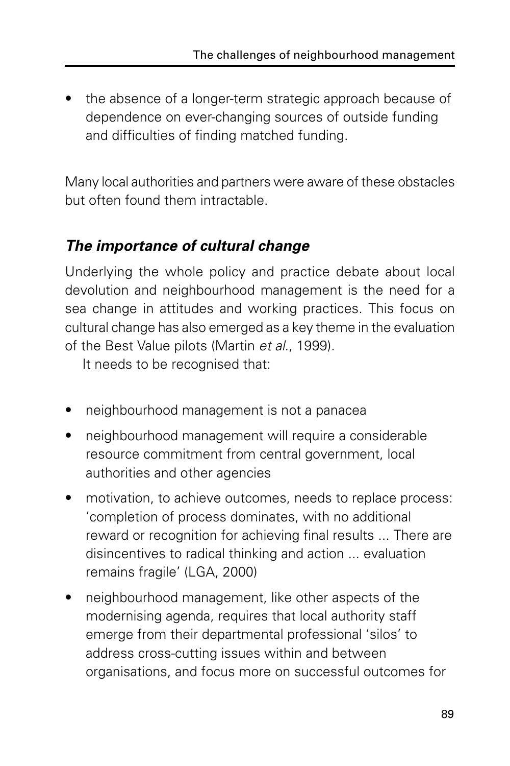- the absence of a longer-term strategic approach because of dependence on ever-changing sources of outside funding and difficulties of finding matched funding.

Many local authorities and partners were aware of these obstacles but often found them intractable.

### *The importance of cultural change*

Underlying the whole policy and practice debate about local devolution and neighbourhood management is the need for a sea change in attitudes and working practices. This focus on cultural change has also emerged as a key theme in the evaluation of the Best Value pilots (Martin *et al.*, 1999).

It needs to be recognised that:

- neighbourhood management is not a panacea
- neighbourhood management will require a considerable resource commitment from central government, local authorities and other agencies
- motivation, to achieve outcomes, needs to replace process: 'completion of process dominates, with no additional reward or recognition for achieving final results ... There are disincentives to radical thinking and action ... evaluation remains fragile' (LGA, 2000)
- neighbourhood management, like other aspects of the modernising agenda, requires that local authority staff emerge from their departmental professional 'silos' to address cross-cutting issues within and between organisations, and focus more on successful outcomes for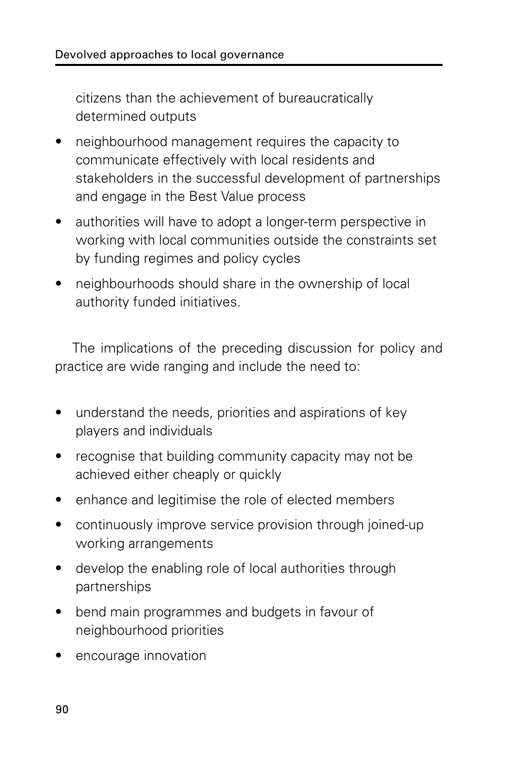citizens than the achievement of bureaucratically determined outputs

- neighbourhood management requires the capacity to communicate effectively with local residents and stakeholders in the successful development of partnerships and engage in the Best Value process
- authorities will have to adopt a longer-term perspective in working with local communities outside the constraints set by funding regimes and policy cycles
- neighbourhoods should share in the ownership of local authority funded initiatives.

The implications of the preceding discussion for policy and practice are wide ranging and include the need to:

- understand the needs, priorities and aspirations of key players and individuals
- recognise that building community capacity may not be achieved either cheaply or quickly
- enhance and legitimise the role of elected members
- continuously improve service provision through joined-up working arrangements
- develop the enabling role of local authorities through partnerships
- bend main programmes and budgets in favour of neighbourhood priorities
- encourage innovation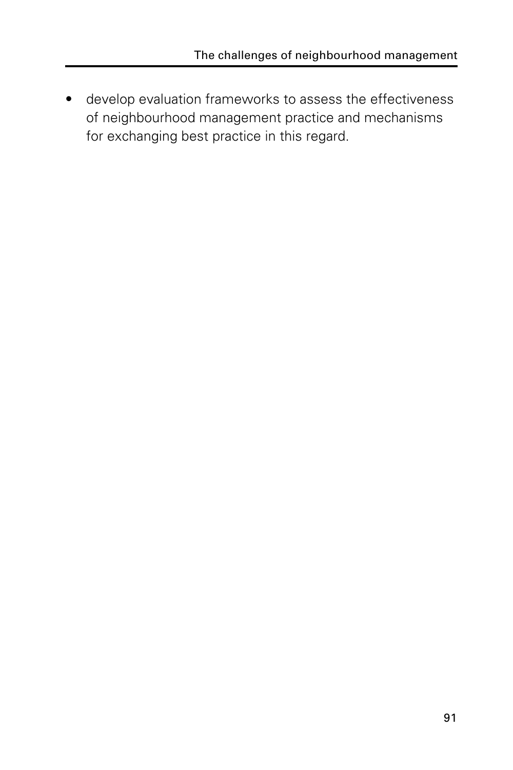- develop evaluation frameworks to assess the effectiveness of neighbourhood management practice and mechanisms for exchanging best practice in this regard.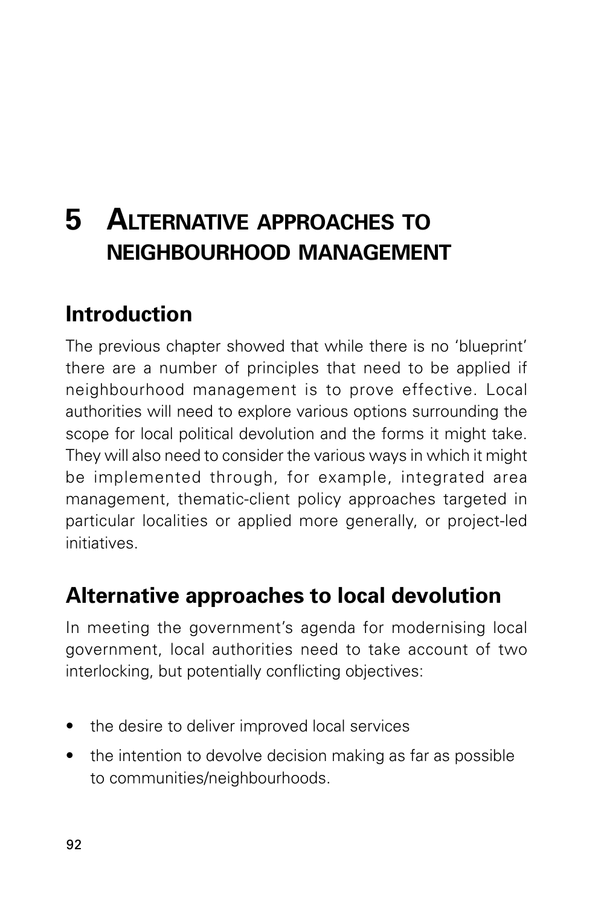# 5 Alternative approaches to neighbourhood management

## Introduction

The previous chapter showed that while there is no 'blueprint' there are a number of principles that need to be applied if neighbourhood management is to prove effective. Local authorities will need to explore various options surrounding the scope for local political devolution and the forms it might take. They will also need to consider the various ways in which it might be implemented through, for example, integrated area management, thematic-client policy approaches targeted in particular localities or applied more generally, or project-led initiatives.

## Alternative approaches to local devolution

In meeting the government's agenda for modernising local government, local authorities need to take account of two interlocking, but potentially conflicting objectives:

- the desire to deliver improved local services
- the intention to devolve decision making as far as possible to communities/neighbourhoods.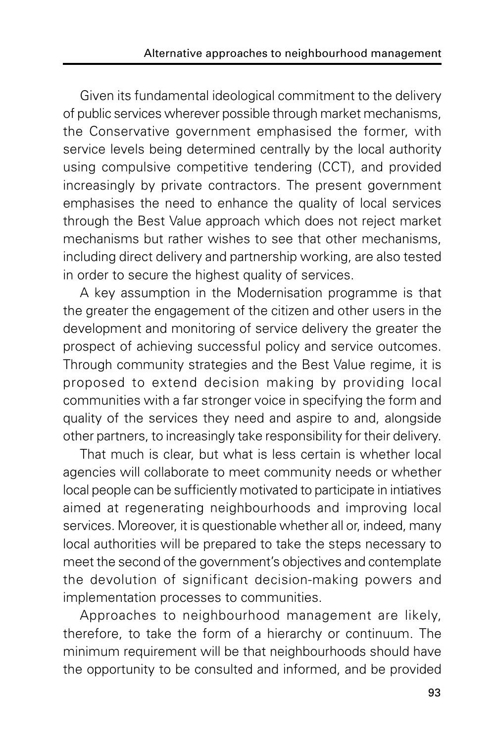Given its fundamental ideological commitment to the delivery of public services wherever possible through market mechanisms, the Conservative government emphasised the former, with service levels being determined centrally by the local authority using compulsive competitive tendering (CCT), and provided increasingly by private contractors. The present government emphasises the need to enhance the quality of local services through the Best Value approach which does not reject market mechanisms but rather wishes to see that other mechanisms, including direct delivery and partnership working, are also tested in order to secure the highest quality of services.

A key assumption in the Modernisation programme is that the greater the engagement of the citizen and other users in the development and monitoring of service delivery the greater the prospect of achieving successful policy and service outcomes. Through community strategies and the Best Value regime, it is proposed to extend decision making by providing local communities with a far stronger voice in specifying the form and quality of the services they need and aspire to and, alongside other partners, to increasingly take responsibility for their delivery.

That much is clear, but what is less certain is whether local agencies will collaborate to meet community needs or whether local people can be sufficiently motivated to participate in intiatives aimed at regenerating neighbourhoods and improving local services. Moreover, it is questionable whether all or, indeed, many local authorities will be prepared to take the steps necessary to meet the second of the government's objectives and contemplate the devolution of significant decision-making powers and implementation processes to communities.

Approaches to neighbourhood management are likely, therefore, to take the form of a hierarchy or continuum. The minimum requirement will be that neighbourhoods should have the opportunity to be consulted and informed, and be provided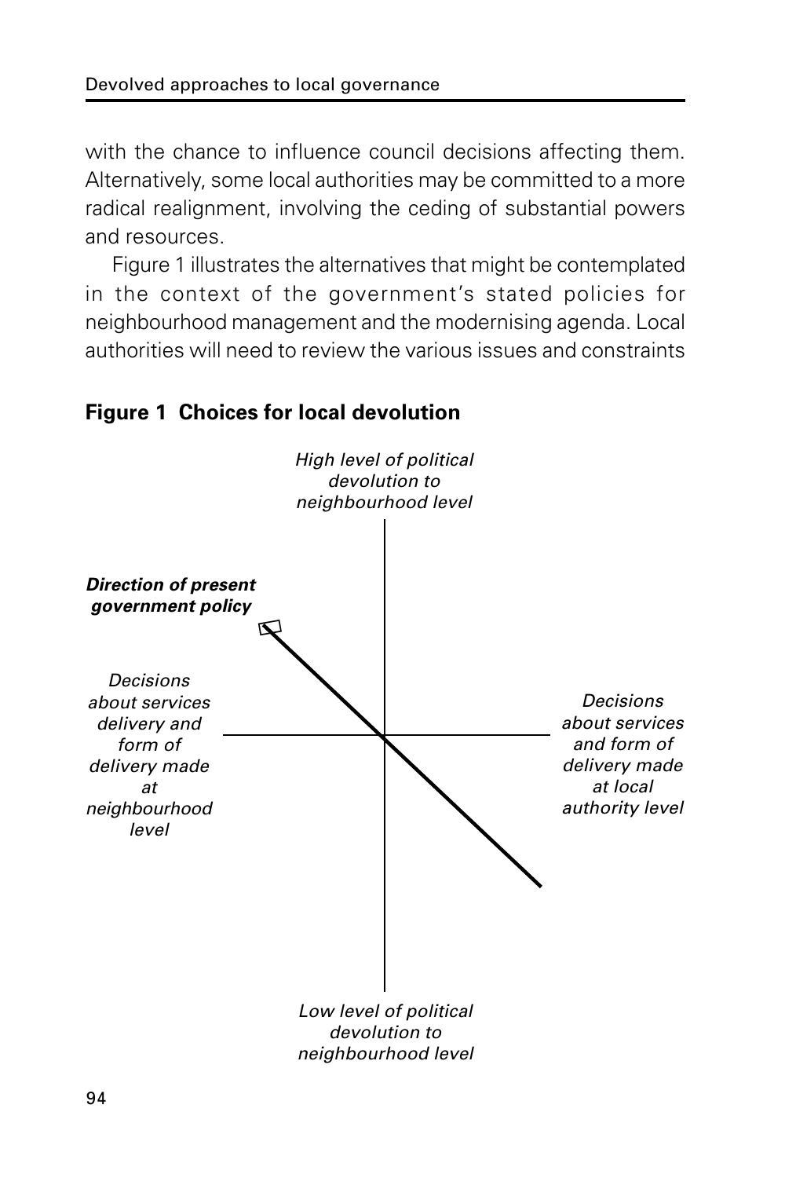with the chance to influence council decisions affecting them. Alternatively, some local authorities may be committed to a more radical realignment, involving the ceding of substantial powers and resources.

Figure 1 illustrates the alternatives that might be contemplated in the context of the government's stated policies for neighbourhood management and the modernising agenda. Local authorities will need to review the various issues and constraints

**Figure 1 Choices for local devolution**

*High level of political devolution to neighbourhood level*

***Direction of present government policy***

*Decisions about services delivery and form of delivery made at neighbourhood level*

*Decisions about services and form of delivery made at local authority level*

*Low level of political devolution to neighbourhood level*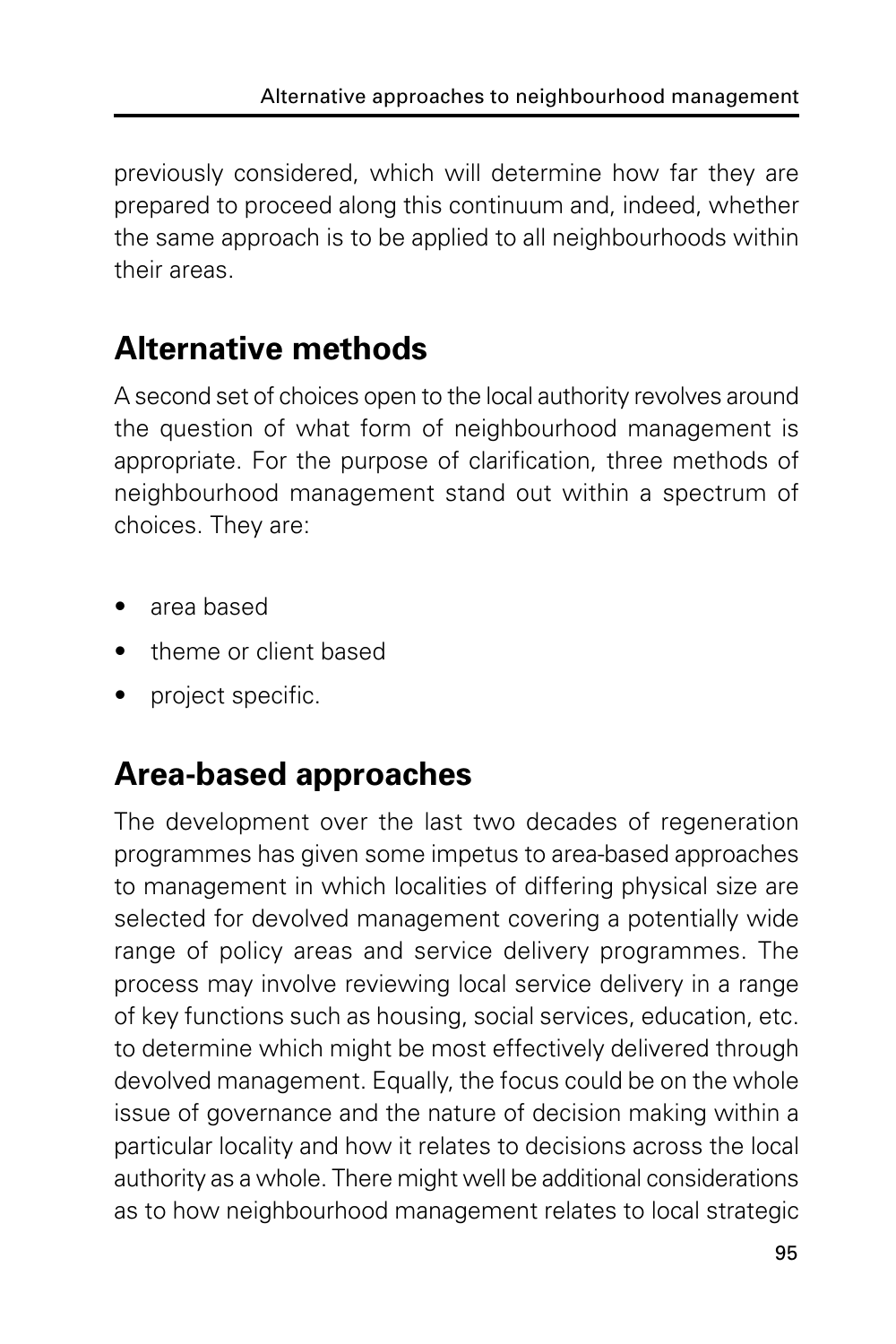previously considered, which will determine how far they are prepared to proceed along this continuum and, indeed, whether the same approach is to be applied to all neighbourhoods within their areas.

## Alternative methods

A second set of choices open to the local authority revolves around the question of what form of neighbourhood management is appropriate. For the purpose of clarification, three methods of neighbourhood management stand out within a spectrum of choices. They are:

- area based
- theme or client based
- project specific.

## Area-based approaches

The development over the last two decades of regeneration programmes has given some impetus to area-based approaches to management in which localities of differing physical size are selected for devolved management covering a potentially wide range of policy areas and service delivery programmes. The process may involve reviewing local service delivery in a range of key functions such as housing, social services, education, etc. to determine which might be most effectively delivered through devolved management. Equally, the focus could be on the whole issue of governance and the nature of decision making within a particular locality and how it relates to decisions across the local authority as a whole. There might well be additional considerations as to how neighbourhood management relates to local strategic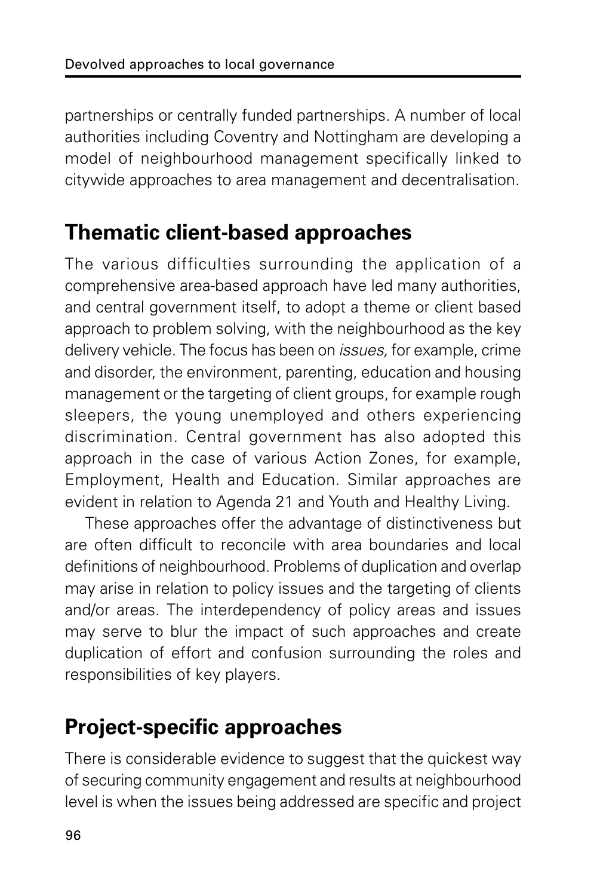partnerships or centrally funded partnerships. A number of local authorities including Coventry and Nottingham are developing a model of neighbourhood management specifically linked to citywide approaches to area management and decentralisation.

## Thematic client-based approaches

The various difficulties surrounding the application of a comprehensive area-based approach have led many authorities, and central government itself, to adopt a theme or client based approach to problem solving, with the neighbourhood as the key delivery vehicle. The focus has been on *issues,* for example, crime and disorder, the environment, parenting, education and housing management or the targeting of client groups, for example rough sleepers, the young unemployed and others experiencing discrimination. Central government has also adopted this approach in the case of various Action Zones, for example, Employment, Health and Education. Similar approaches are evident in relation to Agenda 21 and Youth and Healthy Living.

These approaches offer the advantage of distinctiveness but are often difficult to reconcile with area boundaries and local definitions of neighbourhood. Problems of duplication and overlap may arise in relation to policy issues and the targeting of clients and/or areas. The interdependency of policy areas and issues may serve to blur the impact of such approaches and create duplication of effort and confusion surrounding the roles and responsibilities of key players.

## Project-specific approaches

There is considerable evidence to suggest that the quickest way of securing community engagement and results at neighbourhood level is when the issues being addressed are specific and project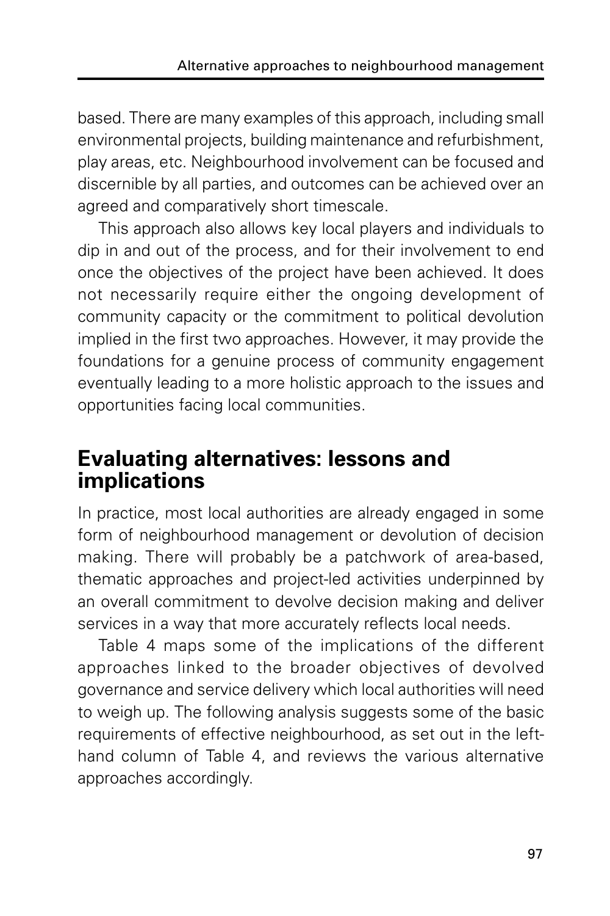based. There are many examples of this approach, including small environmental projects, building maintenance and refurbishment, play areas, etc. Neighbourhood involvement can be focused and discernible by all parties, and outcomes can be achieved over an agreed and comparatively short timescale.

This approach also allows key local players and individuals to dip in and out of the process, and for their involvement to end once the objectives of the project have been achieved. It does not necessarily require either the ongoing development of community capacity or the commitment to political devolution implied in the first two approaches. However, it may provide the foundations for a genuine process of community engagement eventually leading to a more holistic approach to the issues and opportunities facing local communities.

## Evaluating alternatives: lessons and implications

In practice, most local authorities are already engaged in some form of neighbourhood management or devolution of decision making. There will probably be a patchwork of area-based, thematic approaches and project-led activities underpinned by an overall commitment to devolve decision making and deliver services in a way that more accurately reflects local needs.

Table 4 maps some of the implications of the different approaches linked to the broader objectives of devolved governance and service delivery which local authorities will need to weigh up. The following analysis suggests some of the basic requirements of effective neighbourhood, as set out in the left-hand column of Table 4, and reviews the various alternative approaches accordingly.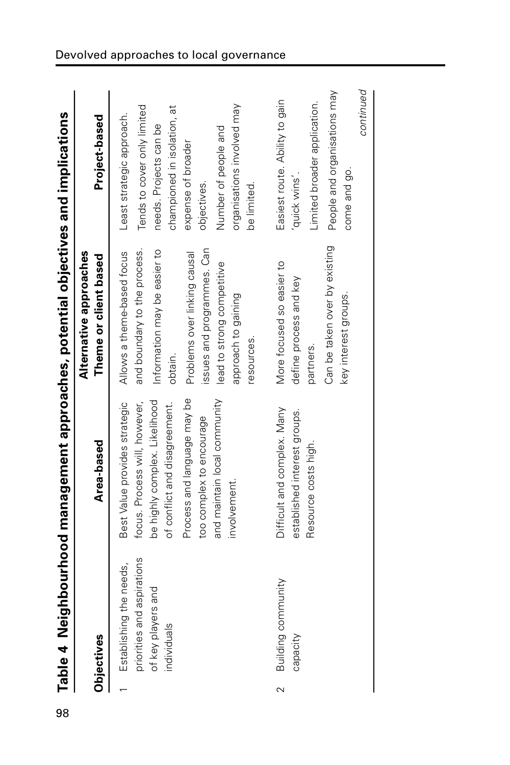**Table 4 Neighbourhood management approaches, potential objectives and implications**

| Objectives | Area-based | Alternative approaches<br>Theme or client based | Project-based |
|---|---|---|---|
| 1 Establishing the needs, priorities and aspirations of key players and individuals | Best Value provides strategic focus. Process will, however, be highly complex. Likelihood of conflict and disagreement.<br>Process and language may be too complex to encourage and maintain local community involvement. | Allows a theme-based focus and boundary to the process.<br>Information may be easier to obtain.<br>Problems over linking causal issues and programmes. Can lead to strong competitive approach to gaining resources. | Least strategic approach.<br>Tends to cover only limited needs. Projects can be championed in isolation, at expense of broader objectives.<br>Number of people and organisations involved may be limited. |
| 2 Building community capacity | Difficult and complex. Many established interest groups.<br>Resource costs high. | More focused so easier to define process and key partners.<br>Can be taken over by existing key interest groups. | Easiest route. Ability to gain 'quick wins'.<br>Limited broader application.<br>People and organisations may come and go. |

*continued*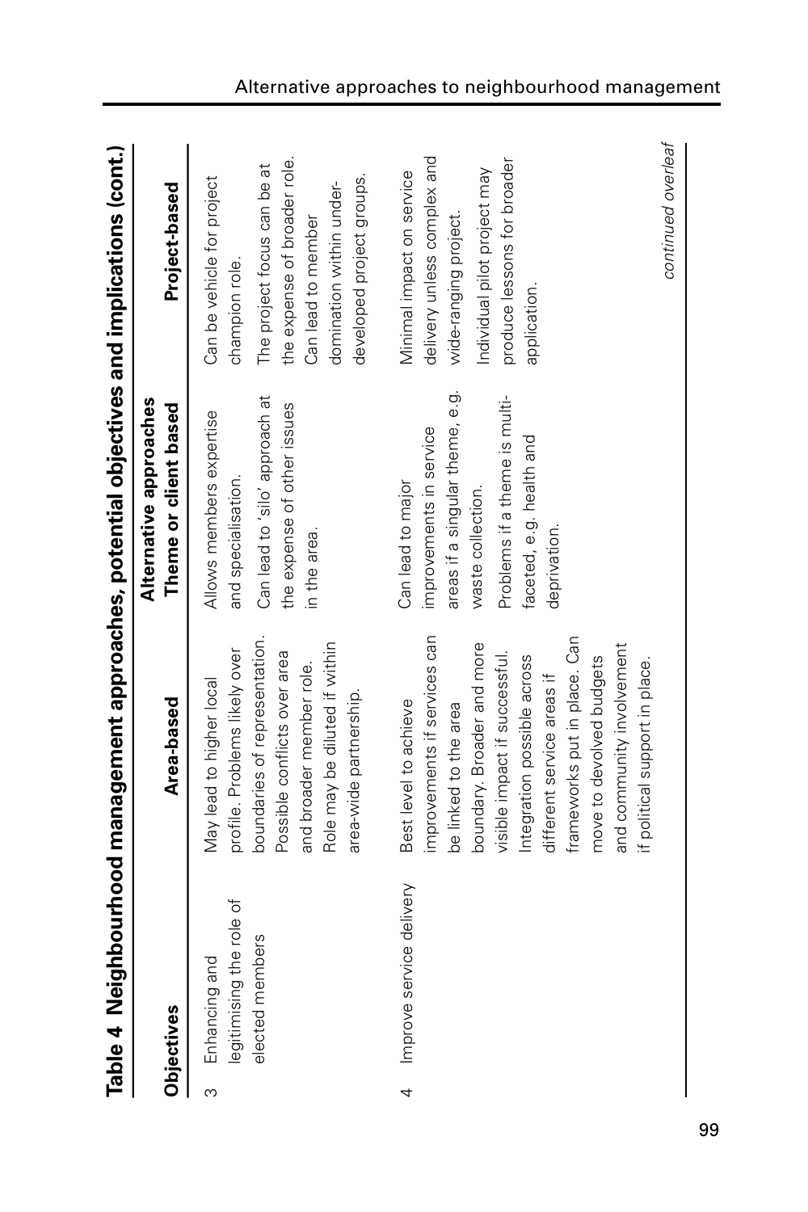**Table 4 Neighbourhood management approaches, potential objectives and implications (cont.)**

| Objectives | Area-based | Theme or client based | Project-based |
|---|---|---|---|
| | | Alternative approaches | |
| 3 Enhancing and legitimising the role of elected members | May lead to higher local profile. Problems likely over boundaries of representation. Possible conflicts over area and broader member role. Role may be diluted if within area-wide partnership. | Allows members expertise and specialisation. Can lead to 'silo' approach at the expense of other issues in the area. | Can be vehicle for project champion role. The project focus can be at the expense of broader role. Can lead to member domination within under-developed project groups. |
| 4 Improve service delivery | Best level to achieve improvements if services can be linked to the area boundary. Broader and more visible impact if successful. Integration possible across different service areas if frameworks put in place. Can move to devolved budgets and community involvement if political support in place. | Can lead to major improvements in service areas if a singular theme, e.g. waste collection. Problems if a theme is multi-faceted, e.g. health and deprivation. | Minimal impact on service delivery unless complex and wide-ranging project. Individual pilot project may produce lessons for broader application. |

*continued overleaf*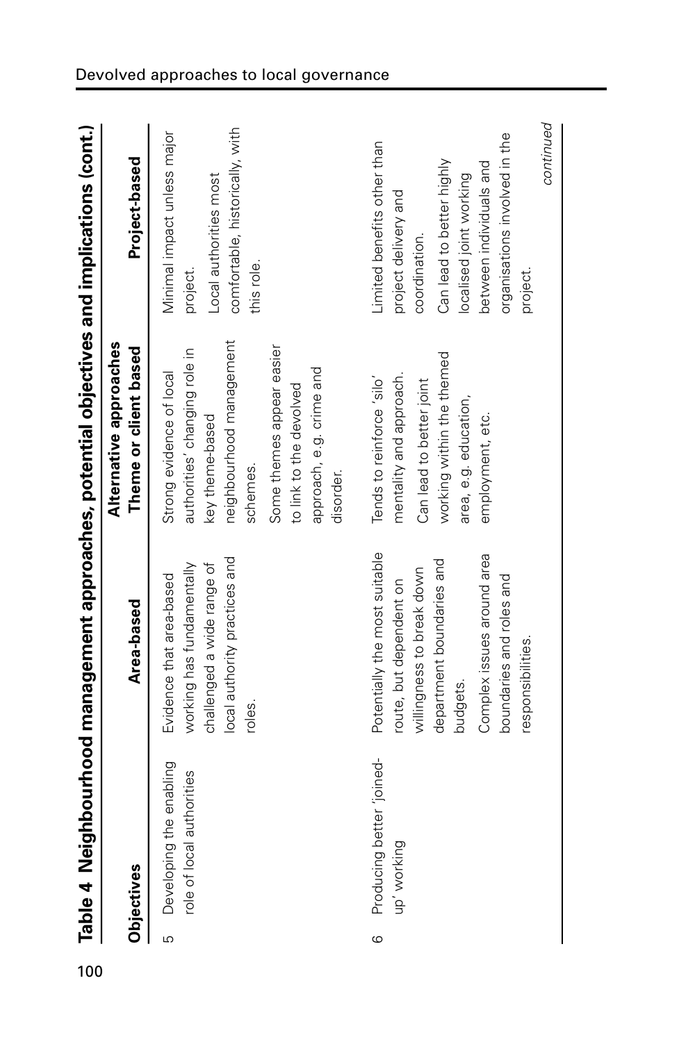**Table 4 Neighbourhood management approaches, potential objectives and implications (cont.)**

| Objectives | Area-based | Alternative approaches<br>Theme or client based | Project-based |
|---|---|---|---|
| 5 Developing the enabling role of local authorities | Evidence that area-based working has fundamentally challenged a wide range of local authority practices and roles. | Strong evidence of local authorities' changing role in key theme-based neighbourhood management schemes.<br>Some themes appear easier to link to the devolved approach, e.g. crime and disorder. | Minimal impact unless major project.<br>Local authorities most comfortable, historically, with this role. |
| 6 Producing better 'joined-up' working | Potentially the most suitable route, but dependent on willingness to break down department boundaries and budgets.<br>Complex issues around area boundaries and roles and responsibilities. | Tends to reinforce 'silo' mentality and approach.<br>Can lead to better joint working within the themed area, e.g. education, employment, etc. | Limited benefits other than project delivery and coordination.<br>Can lead to better highly localised joint working between individuals and organisations involved in the project. |

*continued*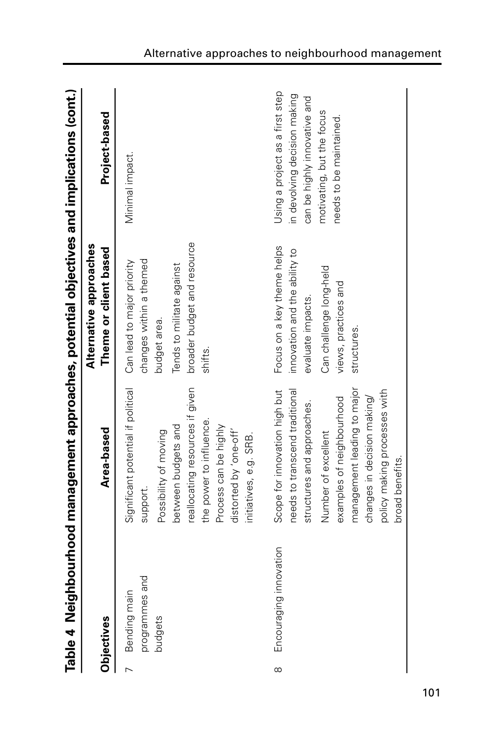**Table 4 Neighbourhood management approaches, potential objectives and implications (cont.)**

| Objectives | Alternative approaches | | |
|---|---|---|---|
| | Area-based | Theme or client based | Project-based |
| 7 Bending main programmes and budgets | Significant potential if political support. Possibility of moving between budgets and reallocating resources if given the power to influence. Process can be highly distorted by 'one-off' initiatives, e.g. SRB. | Can lead to major priority changes within a themed budget area. Tends to militate against broader budget and resource shifts. | Minimal impact. |
| 8 Encouraging innovation | Scope for innovation high but needs to transcend traditional structures and approaches. Number of excellent examples of neighbourhood management leading to major changes in decision making/ policy making processes with broad benefits. | Focus on a key theme helps innovation and the ability to evaluate impacts. Can challenge long-held views, practices and structures. | Using a project as a first step in devolving decision making can be highly innovative and motivating, but the focus needs to be maintained. |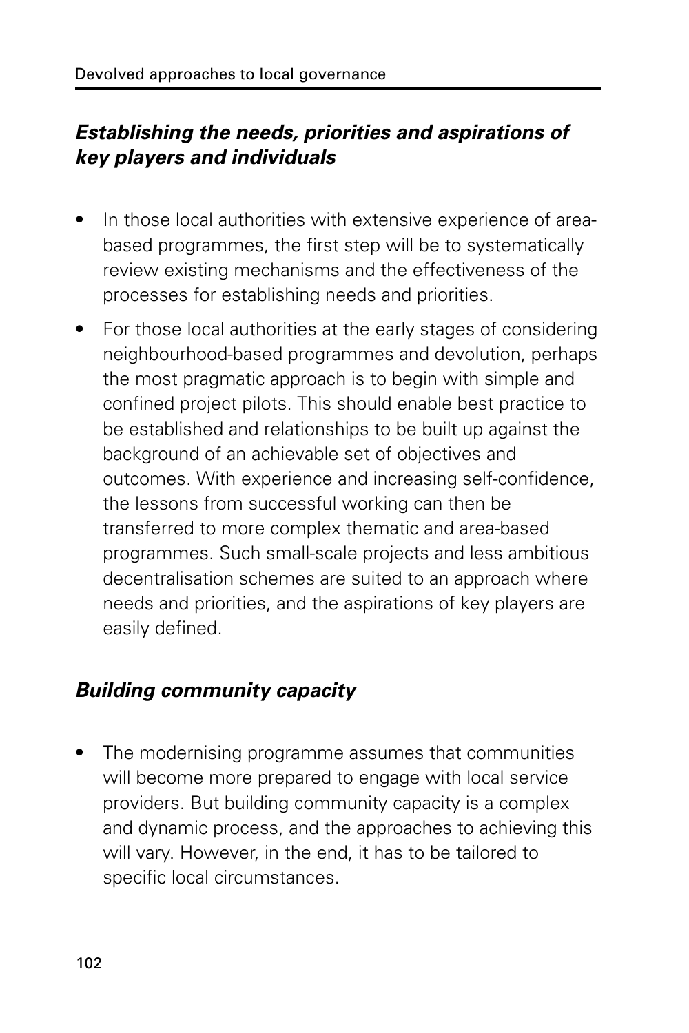### *Establishing the needs, priorities and aspirations of key players and individuals*

- In those local authorities with extensive experience of area-based programmes, the first step will be to systematically review existing mechanisms and the effectiveness of the processes for establishing needs and priorities.
- For those local authorities at the early stages of considering neighbourhood-based programmes and devolution, perhaps the most pragmatic approach is to begin with simple and confined project pilots. This should enable best practice to be established and relationships to be built up against the background of an achievable set of objectives and outcomes. With experience and increasing self-confidence, the lessons from successful working can then be transferred to more complex thematic and area-based programmes. Such small-scale projects and less ambitious decentralisation schemes are suited to an approach where needs and priorities, and the aspirations of key players are easily defined.

### *Building community capacity*

- The modernising programme assumes that communities will become more prepared to engage with local service providers. But building community capacity is a complex and dynamic process, and the approaches to achieving this will vary. However, in the end, it has to be tailored to specific local circumstances.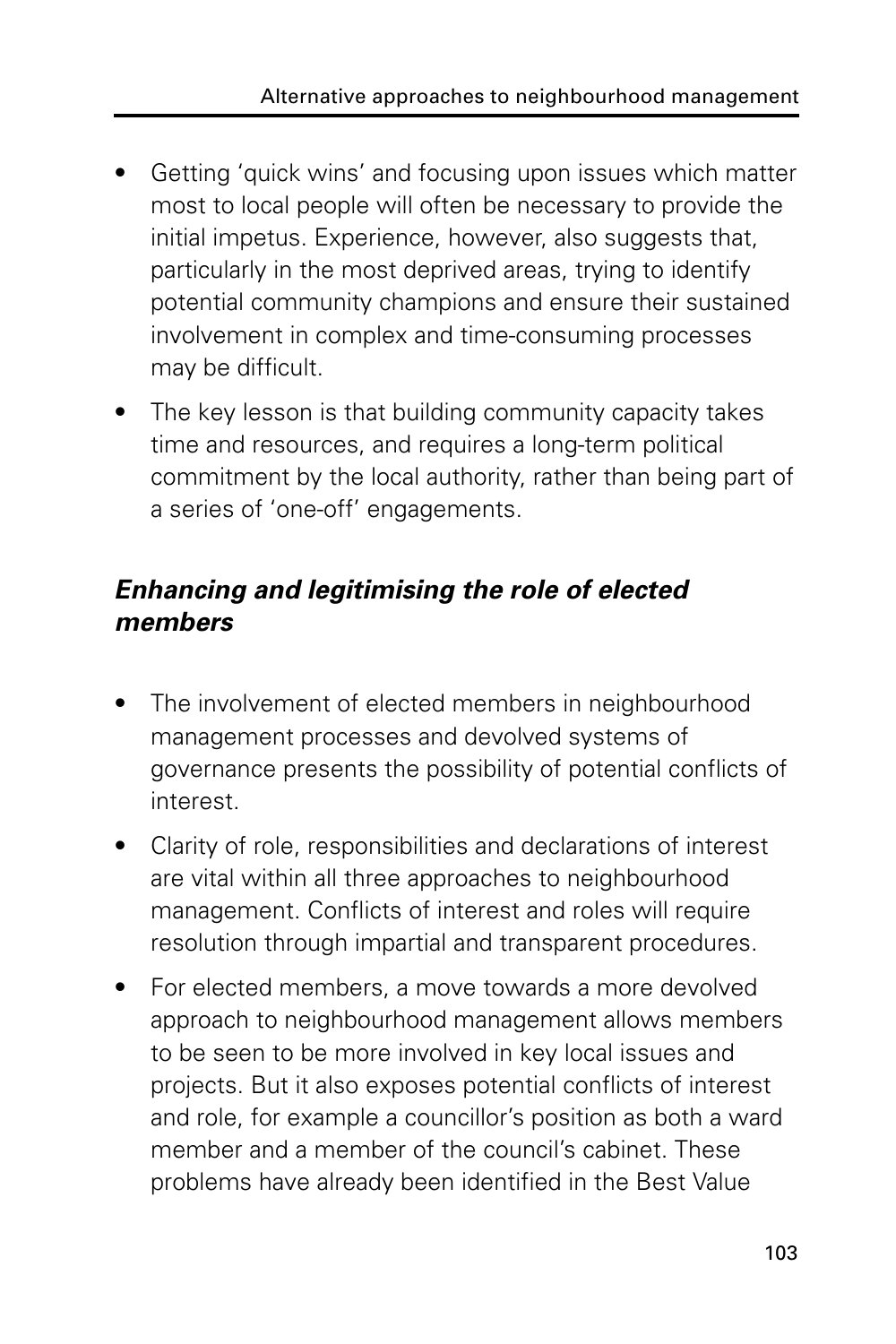- Getting 'quick wins' and focusing upon issues which matter most to local people will often be necessary to provide the initial impetus. Experience, however, also suggests that, particularly in the most deprived areas, trying to identify potential community champions and ensure their sustained involvement in complex and time-consuming processes may be difficult.
- The key lesson is that building community capacity takes time and resources, and requires a long-term political commitment by the local authority, rather than being part of a series of 'one-off' engagements.

### *Enhancing and legitimising the role of elected members*

- The involvement of elected members in neighbourhood management processes and devolved systems of governance presents the possibility of potential conflicts of interest.
- Clarity of role, responsibilities and declarations of interest are vital within all three approaches to neighbourhood management. Conflicts of interest and roles will require resolution through impartial and transparent procedures.
- For elected members, a move towards a more devolved approach to neighbourhood management allows members to be seen to be more involved in key local issues and projects. But it also exposes potential conflicts of interest and role, for example a councillor's position as both a ward member and a member of the council's cabinet. These problems have already been identified in the Best Value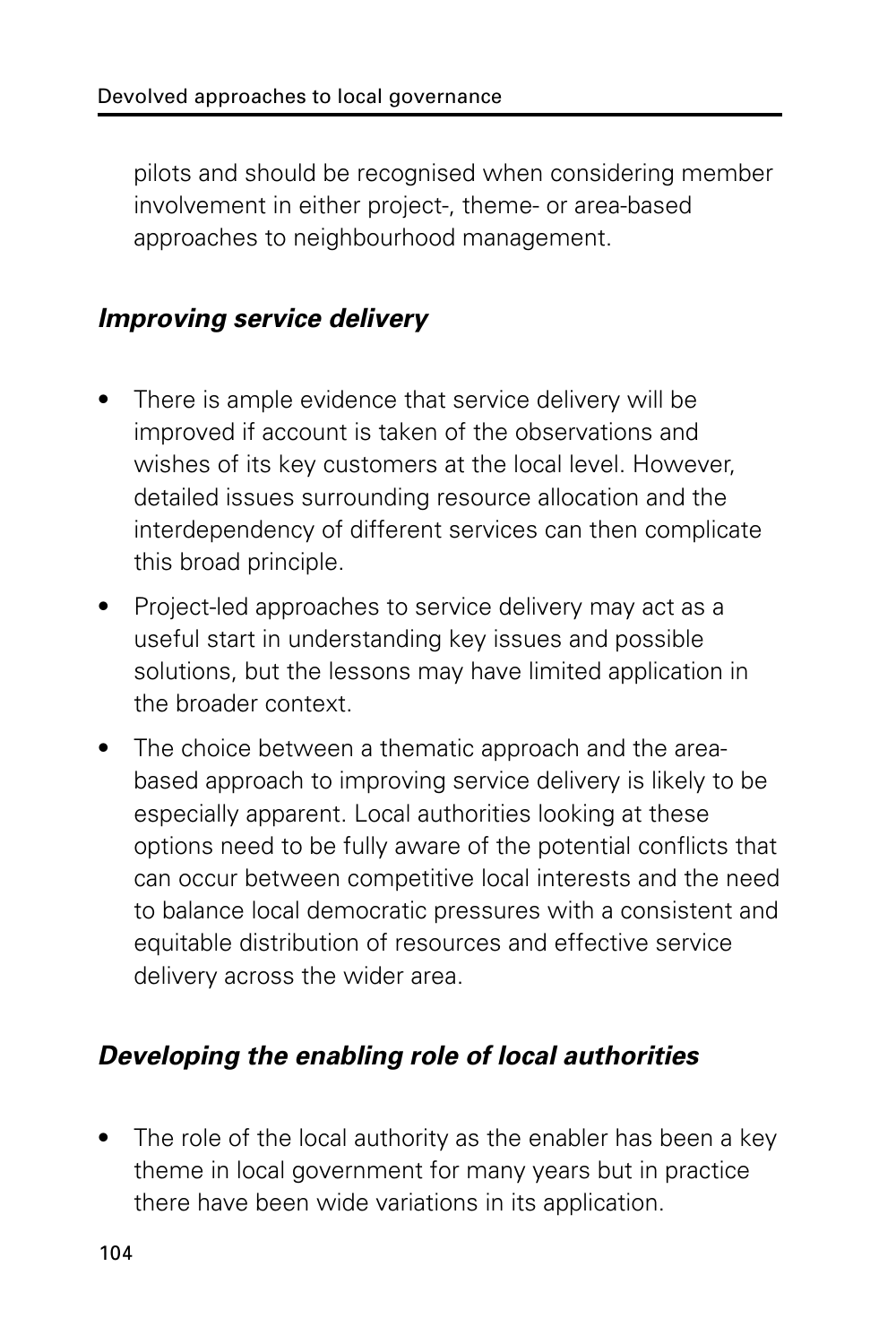pilots and should be recognised when considering member involvement in either project-, theme- or area-based approaches to neighbourhood management.

### *Improving service delivery*

- There is ample evidence that service delivery will be improved if account is taken of the observations and wishes of its key customers at the local level. However, detailed issues surrounding resource allocation and the interdependency of different services can then complicate this broad principle.
- Project-led approaches to service delivery may act as a useful start in understanding key issues and possible solutions, but the lessons may have limited application in the broader context.
- The choice between a thematic approach and the area-based approach to improving service delivery is likely to be especially apparent. Local authorities looking at these options need to be fully aware of the potential conflicts that can occur between competitive local interests and the need to balance local democratic pressures with a consistent and equitable distribution of resources and effective service delivery across the wider area.

### *Developing the enabling role of local authorities*

- The role of the local authority as the enabler has been a key theme in local government for many years but in practice there have been wide variations in its application.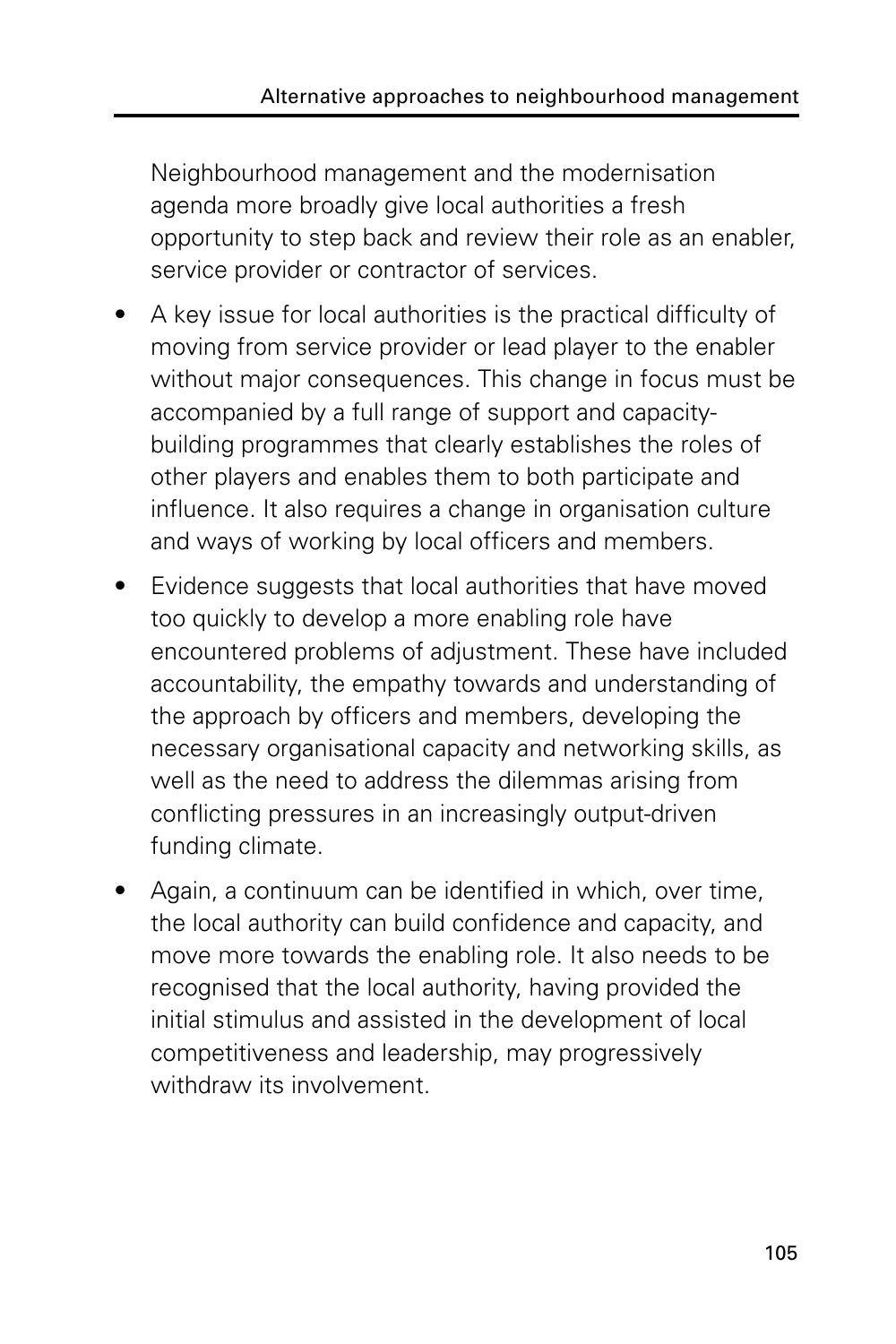Neighbourhood management and the modernisation agenda more broadly give local authorities a fresh opportunity to step back and review their role as an enabler, service provider or contractor of services.

- A key issue for local authorities is the practical difficulty of moving from service provider or lead player to the enabler without major consequences. This change in focus must be accompanied by a full range of support and capacity-building programmes that clearly establishes the roles of other players and enables them to both participate and influence. It also requires a change in organisation culture and ways of working by local officers and members.
- Evidence suggests that local authorities that have moved too quickly to develop a more enabling role have encountered problems of adjustment. These have included accountability, the empathy towards and understanding of the approach by officers and members, developing the necessary organisational capacity and networking skills, as well as the need to address the dilemmas arising from conflicting pressures in an increasingly output-driven funding climate.
- Again, a continuum can be identified in which, over time, the local authority can build confidence and capacity, and move more towards the enabling role. It also needs to be recognised that the local authority, having provided the initial stimulus and assisted in the development of local competitiveness and leadership, may progressively withdraw its involvement.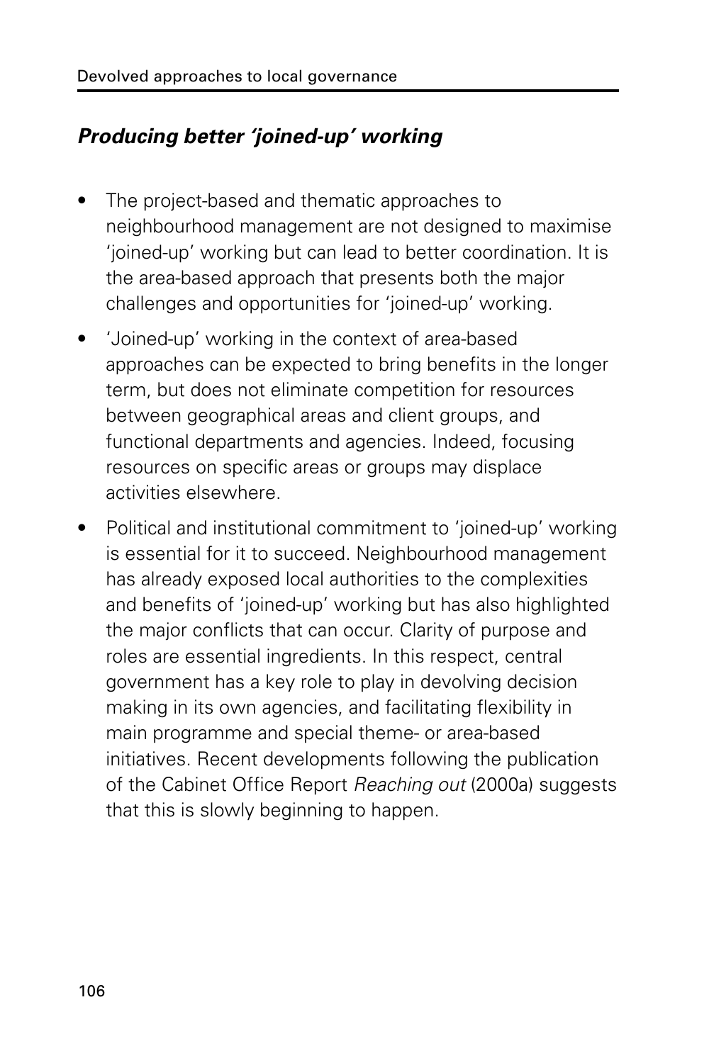### *Producing better 'joined-up' working*

- The project-based and thematic approaches to neighbourhood management are not designed to maximise 'joined-up' working but can lead to better coordination. It is the area-based approach that presents both the major challenges and opportunities for 'joined-up' working.
- 'Joined-up' working in the context of area-based approaches can be expected to bring benefits in the longer term, but does not eliminate competition for resources between geographical areas and client groups, and functional departments and agencies. Indeed, focusing resources on specific areas or groups may displace activities elsewhere.
- Political and institutional commitment to 'joined-up' working is essential for it to succeed. Neighbourhood management has already exposed local authorities to the complexities and benefits of 'joined-up' working but has also highlighted the major conflicts that can occur. Clarity of purpose and roles are essential ingredients. In this respect, central government has a key role to play in devolving decision making in its own agencies, and facilitating flexibility in main programme and special theme- or area-based initiatives. Recent developments following the publication of the Cabinet Office Report *Reaching out* (2000a) suggests that this is slowly beginning to happen.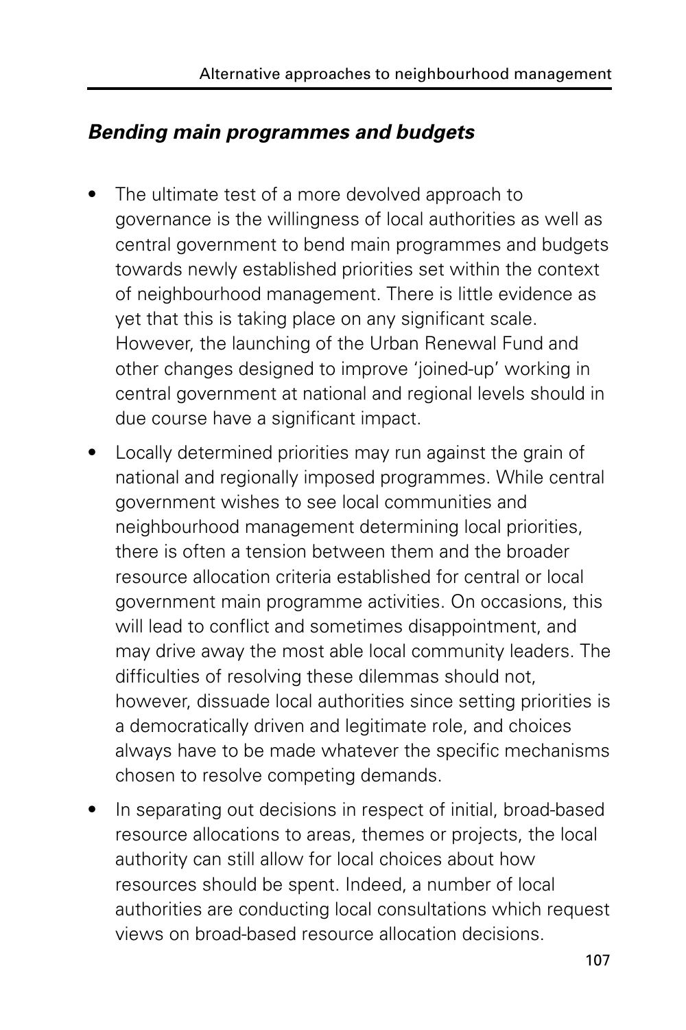### *Bending main programmes and budgets*

- The ultimate test of a more devolved approach to governance is the willingness of local authorities as well as central government to bend main programmes and budgets towards newly established priorities set within the context of neighbourhood management. There is little evidence as yet that this is taking place on any significant scale. However, the launching of the Urban Renewal Fund and other changes designed to improve 'joined-up' working in central government at national and regional levels should in due course have a significant impact.
- Locally determined priorities may run against the grain of national and regionally imposed programmes. While central government wishes to see local communities and neighbourhood management determining local priorities, there is often a tension between them and the broader resource allocation criteria established for central or local government main programme activities. On occasions, this will lead to conflict and sometimes disappointment, and may drive away the most able local community leaders. The difficulties of resolving these dilemmas should not, however, dissuade local authorities since setting priorities is a democratically driven and legitimate role, and choices always have to be made whatever the specific mechanisms chosen to resolve competing demands.
- In separating out decisions in respect of initial, broad-based resource allocations to areas, themes or projects, the local authority can still allow for local choices about how resources should be spent. Indeed, a number of local authorities are conducting local consultations which request views on broad-based resource allocation decisions.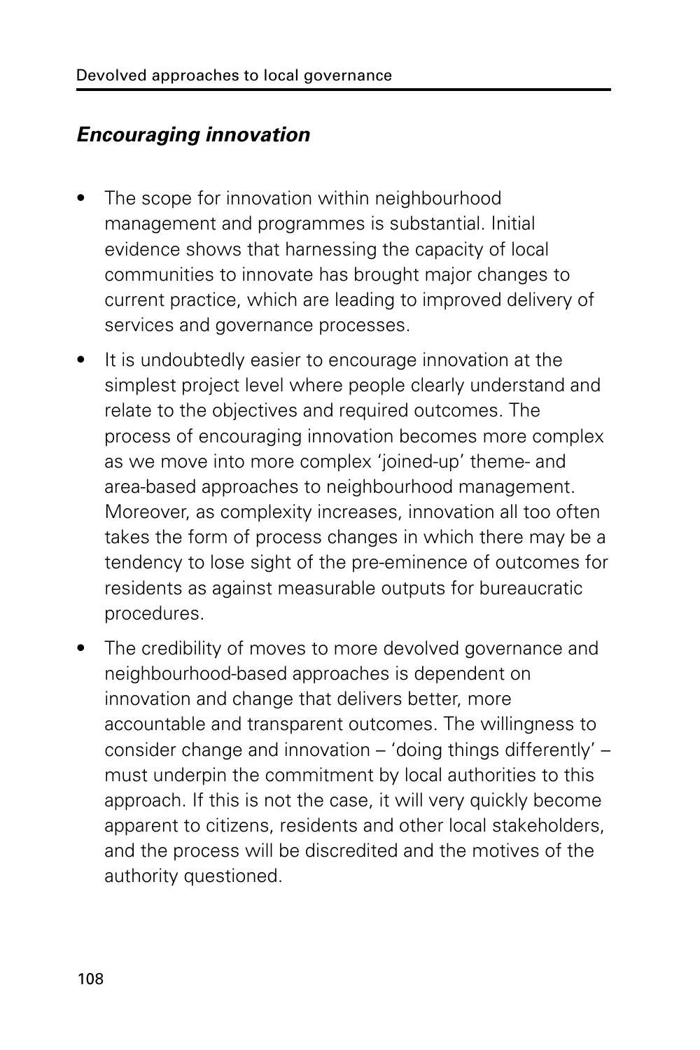### *Encouraging innovation*

- The scope for innovation within neighbourhood management and programmes is substantial. Initial evidence shows that harnessing the capacity of local communities to innovate has brought major changes to current practice, which are leading to improved delivery of services and governance processes.
- It is undoubtedly easier to encourage innovation at the simplest project level where people clearly understand and relate to the objectives and required outcomes. The process of encouraging innovation becomes more complex as we move into more complex 'joined-up' theme- and area-based approaches to neighbourhood management. Moreover, as complexity increases, innovation all too often takes the form of process changes in which there may be a tendency to lose sight of the pre-eminence of outcomes for residents as against measurable outputs for bureaucratic procedures.
- The credibility of moves to more devolved governance and neighbourhood-based approaches is dependent on innovation and change that delivers better, more accountable and transparent outcomes. The willingness to consider change and innovation – 'doing things differently' – must underpin the commitment by local authorities to this approach. If this is not the case, it will very quickly become apparent to citizens, residents and other local stakeholders, and the process will be discredited and the motives of the authority questioned.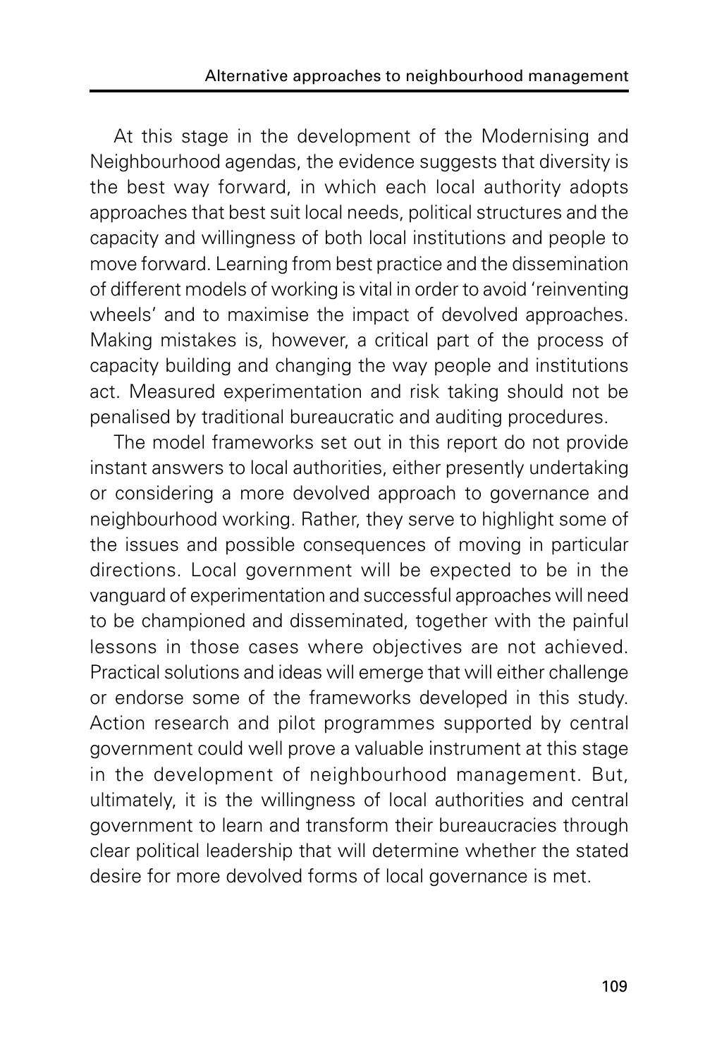At this stage in the development of the Modernising and Neighbourhood agendas, the evidence suggests that diversity is the best way forward, in which each local authority adopts approaches that best suit local needs, political structures and the capacity and willingness of both local institutions and people to move forward. Learning from best practice and the dissemination of different models of working is vital in order to avoid 'reinventing wheels' and to maximise the impact of devolved approaches. Making mistakes is, however, a critical part of the process of capacity building and changing the way people and institutions act. Measured experimentation and risk taking should not be penalised by traditional bureaucratic and auditing procedures.

The model frameworks set out in this report do not provide instant answers to local authorities, either presently undertaking or considering a more devolved approach to governance and neighbourhood working. Rather, they serve to highlight some of the issues and possible consequences of moving in particular directions. Local government will be expected to be in the vanguard of experimentation and successful approaches will need to be championed and disseminated, together with the painful lessons in those cases where objectives are not achieved. Practical solutions and ideas will emerge that will either challenge or endorse some of the frameworks developed in this study. Action research and pilot programmes supported by central government could well prove a valuable instrument at this stage in the development of neighbourhood management. But, ultimately, it is the willingness of local authorities and central government to learn and transform their bureaucracies through clear political leadership that will determine whether the stated desire for more devolved forms of local governance is met.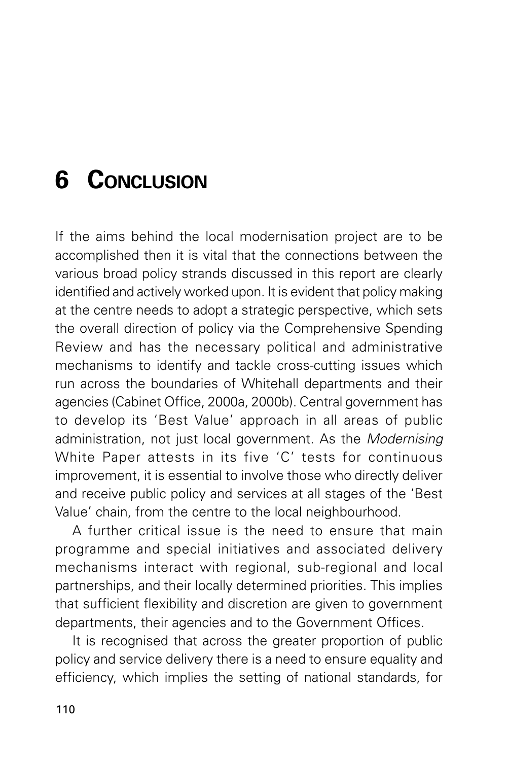# 6 Conclusion

If the aims behind the local modernisation project are to be accomplished then it is vital that the connections between the various broad policy strands discussed in this report are clearly identified and actively worked upon. It is evident that policy making at the centre needs to adopt a strategic perspective, which sets the overall direction of policy via the Comprehensive Spending Review and has the necessary political and administrative mechanisms to identify and tackle cross-cutting issues which run across the boundaries of Whitehall departments and their agencies (Cabinet Office, 2000a, 2000b). Central government has to develop its 'Best Value' approach in all areas of public administration, not just local government. As the *Modernising* White Paper attests in its five 'C' tests for continuous improvement, it is essential to involve those who directly deliver and receive public policy and services at all stages of the 'Best Value' chain, from the centre to the local neighbourhood.

A further critical issue is the need to ensure that main programme and special initiatives and associated delivery mechanisms interact with regional, sub-regional and local partnerships, and their locally determined priorities. This implies that sufficient flexibility and discretion are given to government departments, their agencies and to the Government Offices.

It is recognised that across the greater proportion of public policy and service delivery there is a need to ensure equality and efficiency, which implies the setting of national standards, for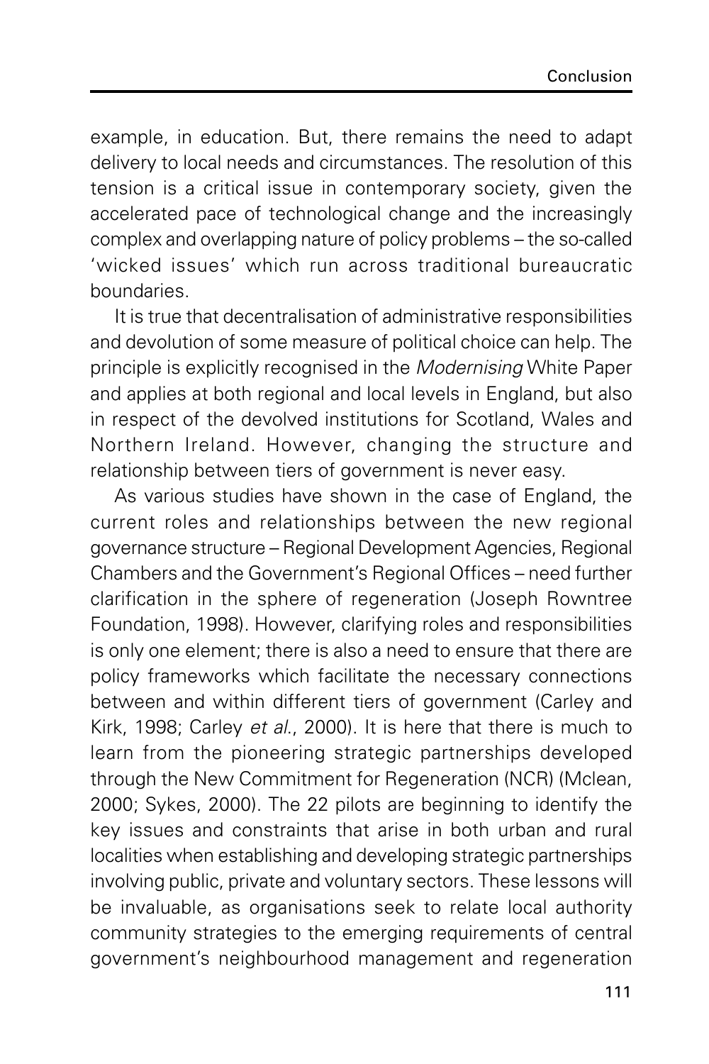example, in education. But, there remains the need to adapt delivery to local needs and circumstances. The resolution of this tension is a critical issue in contemporary society, given the accelerated pace of technological change and the increasingly complex and overlapping nature of policy problems – the so-called 'wicked issues' which run across traditional bureaucratic boundaries.

It is true that decentralisation of administrative responsibilities and devolution of some measure of political choice can help. The principle is explicitly recognised in the *Modernising* White Paper and applies at both regional and local levels in England, but also in respect of the devolved institutions for Scotland, Wales and Northern Ireland. However, changing the structure and relationship between tiers of government is never easy.

As various studies have shown in the case of England, the current roles and relationships between the new regional governance structure – Regional Development Agencies, Regional Chambers and the Government's Regional Offices – need further clarification in the sphere of regeneration (Joseph Rowntree Foundation, 1998). However, clarifying roles and responsibilities is only one element; there is also a need to ensure that there are policy frameworks which facilitate the necessary connections between and within different tiers of government (Carley and Kirk, 1998; Carley *et al.*, 2000). It is here that there is much to learn from the pioneering strategic partnerships developed through the New Commitment for Regeneration (NCR) (Mclean, 2000; Sykes, 2000). The 22 pilots are beginning to identify the key issues and constraints that arise in both urban and rural localities when establishing and developing strategic partnerships involving public, private and voluntary sectors. These lessons will be invaluable, as organisations seek to relate local authority community strategies to the emerging requirements of central government's neighbourhood management and regeneration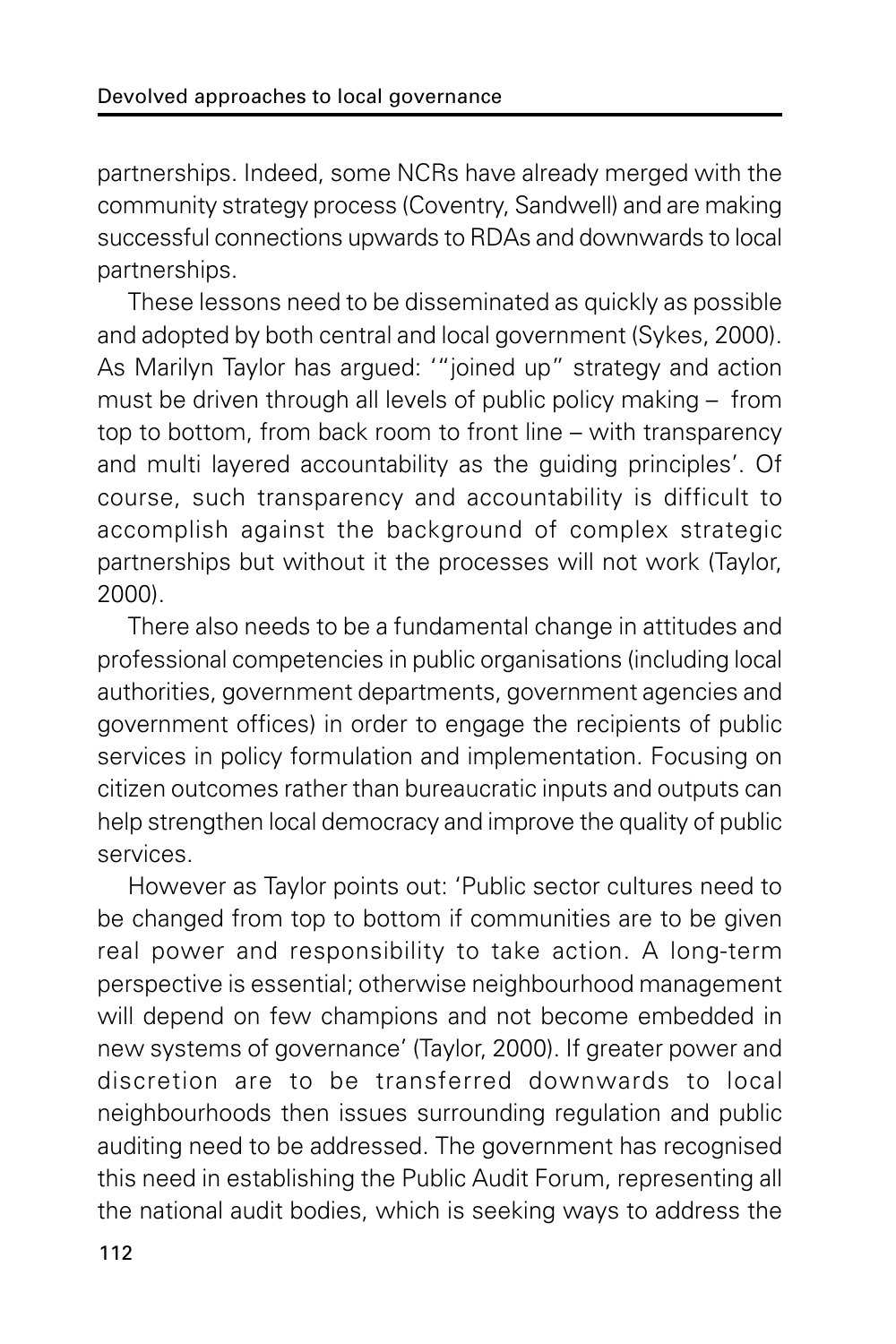partnerships. Indeed, some NCRs have already merged with the community strategy process (Coventry, Sandwell) and are making successful connections upwards to RDAs and downwards to local partnerships.

These lessons need to be disseminated as quickly as possible and adopted by both central and local government (Sykes, 2000). As Marilyn Taylor has argued: '"joined up" strategy and action must be driven through all levels of public policy making – from top to bottom, from back room to front line – with transparency and multi layered accountability as the guiding principles'. Of course, such transparency and accountability is difficult to accomplish against the background of complex strategic partnerships but without it the processes will not work (Taylor, 2000).

There also needs to be a fundamental change in attitudes and professional competencies in public organisations (including local authorities, government departments, government agencies and government offices) in order to engage the recipients of public services in policy formulation and implementation. Focusing on citizen outcomes rather than bureaucratic inputs and outputs can help strengthen local democracy and improve the quality of public services.

However as Taylor points out: 'Public sector cultures need to be changed from top to bottom if communities are to be given real power and responsibility to take action. A long-term perspective is essential; otherwise neighbourhood management will depend on few champions and not become embedded in new systems of governance' (Taylor, 2000). If greater power and discretion are to be transferred downwards to local neighbourhoods then issues surrounding regulation and public auditing need to be addressed. The government has recognised this need in establishing the Public Audit Forum, representing all the national audit bodies, which is seeking ways to address the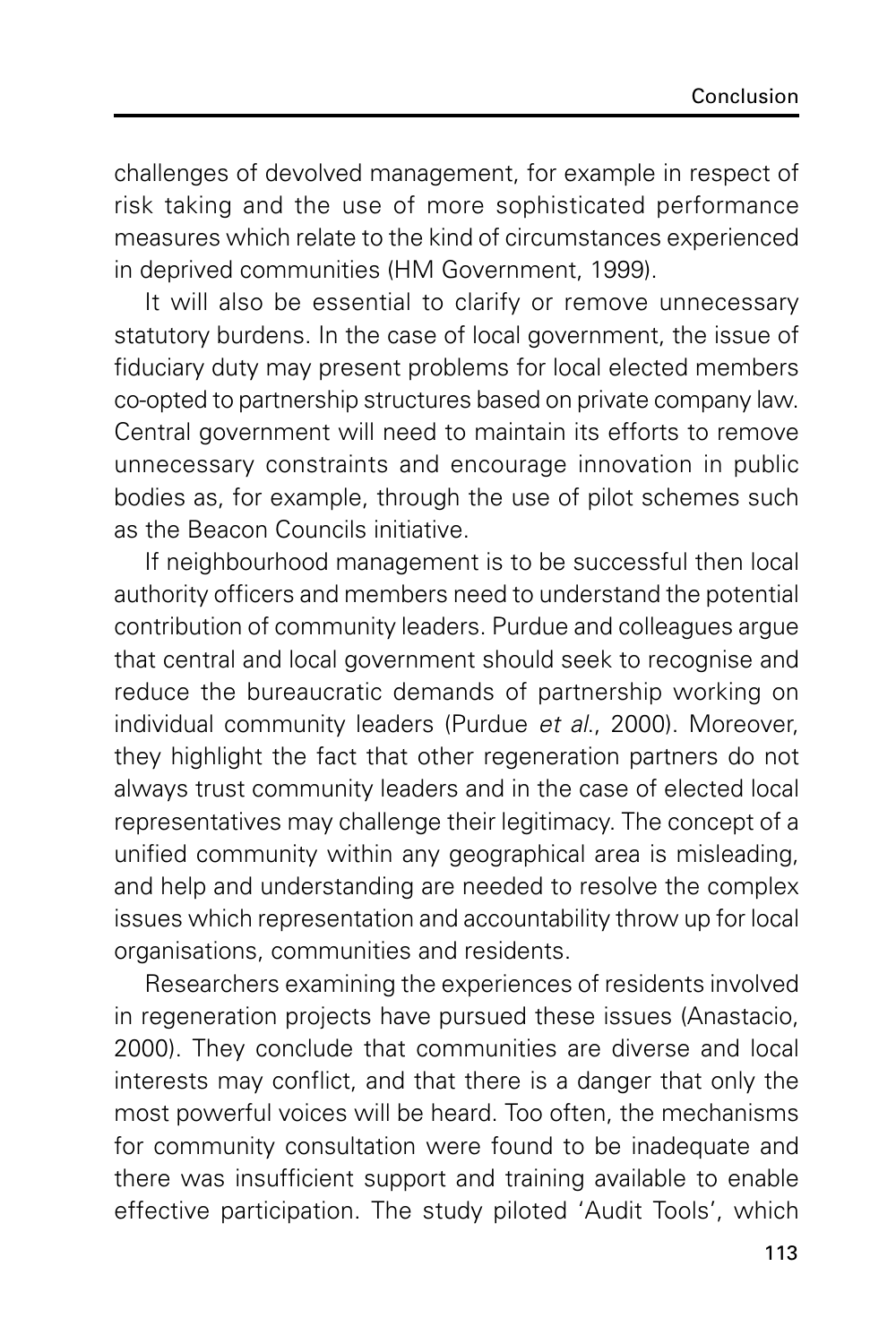challenges of devolved management, for example in respect of risk taking and the use of more sophisticated performance measures which relate to the kind of circumstances experienced in deprived communities (HM Government, 1999).

It will also be essential to clarify or remove unnecessary statutory burdens. In the case of local government, the issue of fiduciary duty may present problems for local elected members co-opted to partnership structures based on private company law. Central government will need to maintain its efforts to remove unnecessary constraints and encourage innovation in public bodies as, for example, through the use of pilot schemes such as the Beacon Councils initiative.

If neighbourhood management is to be successful then local authority officers and members need to understand the potential contribution of community leaders. Purdue and colleagues argue that central and local government should seek to recognise and reduce the bureaucratic demands of partnership working on individual community leaders (Purdue *et al.*, 2000). Moreover, they highlight the fact that other regeneration partners do not always trust community leaders and in the case of elected local representatives may challenge their legitimacy. The concept of a unified community within any geographical area is misleading, and help and understanding are needed to resolve the complex issues which representation and accountability throw up for local organisations, communities and residents.

Researchers examining the experiences of residents involved in regeneration projects have pursued these issues (Anastacio, 2000). They conclude that communities are diverse and local interests may conflict, and that there is a danger that only the most powerful voices will be heard. Too often, the mechanisms for community consultation were found to be inadequate and there was insufficient support and training available to enable effective participation. The study piloted 'Audit Tools', which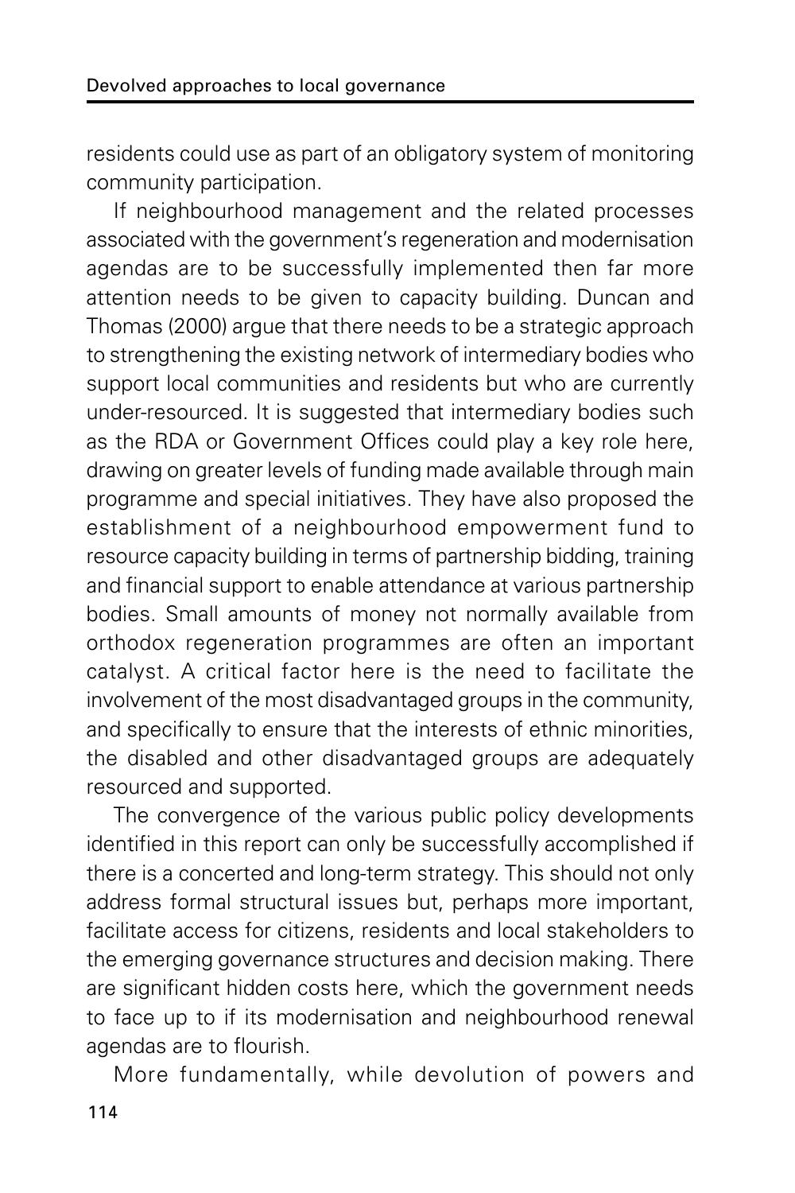residents could use as part of an obligatory system of monitoring community participation.

If neighbourhood management and the related processes associated with the government's regeneration and modernisation agendas are to be successfully implemented then far more attention needs to be given to capacity building. Duncan and Thomas (2000) argue that there needs to be a strategic approach to strengthening the existing network of intermediary bodies who support local communities and residents but who are currently under-resourced. It is suggested that intermediary bodies such as the RDA or Government Offices could play a key role here, drawing on greater levels of funding made available through main programme and special initiatives. They have also proposed the establishment of a neighbourhood empowerment fund to resource capacity building in terms of partnership bidding, training and financial support to enable attendance at various partnership bodies. Small amounts of money not normally available from orthodox regeneration programmes are often an important catalyst. A critical factor here is the need to facilitate the involvement of the most disadvantaged groups in the community, and specifically to ensure that the interests of ethnic minorities, the disabled and other disadvantaged groups are adequately resourced and supported.

The convergence of the various public policy developments identified in this report can only be successfully accomplished if there is a concerted and long-term strategy. This should not only address formal structural issues but, perhaps more important, facilitate access for citizens, residents and local stakeholders to the emerging governance structures and decision making. There are significant hidden costs here, which the government needs to face up to if its modernisation and neighbourhood renewal agendas are to flourish.

More fundamentally, while devolution of powers and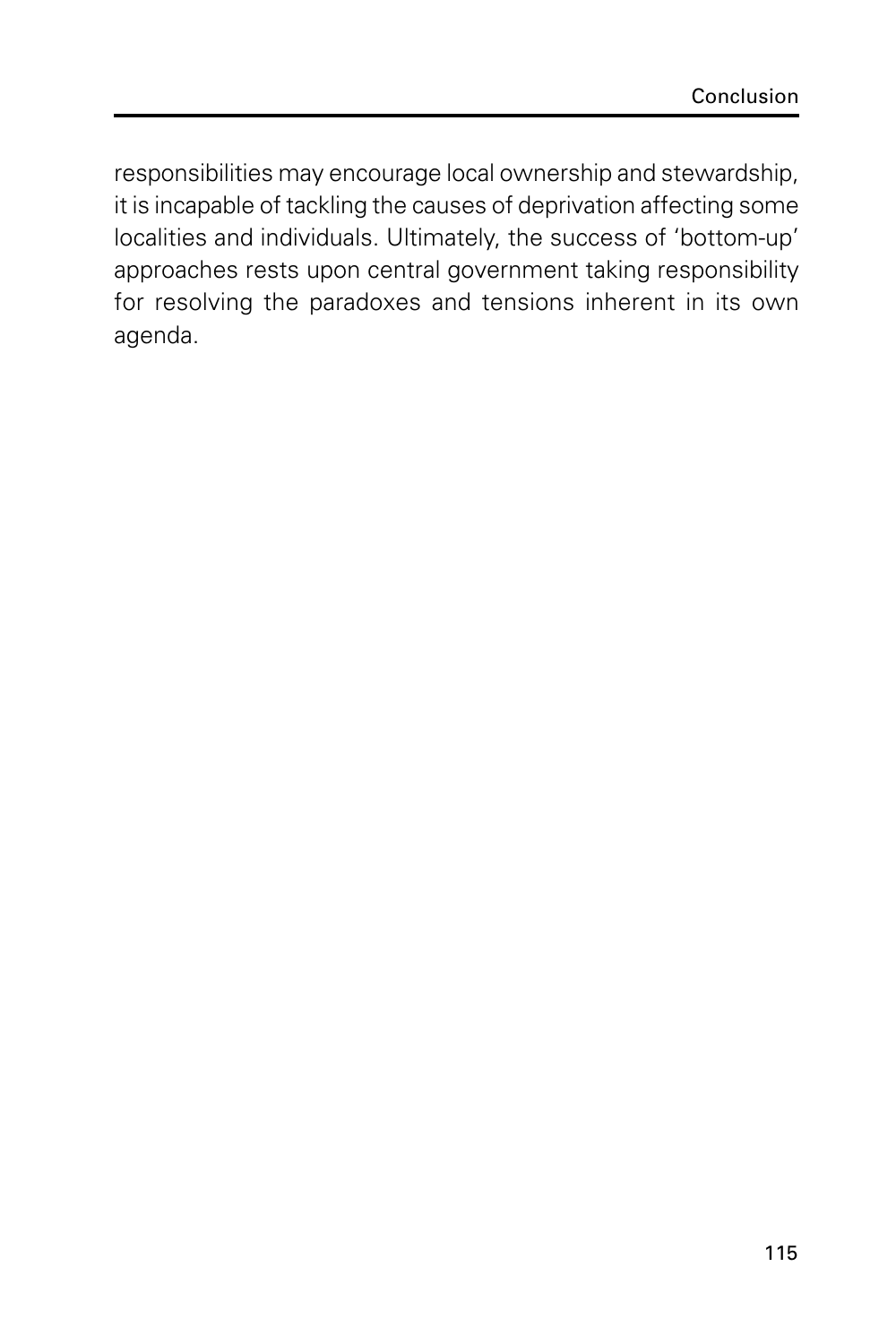responsibilities may encourage local ownership and stewardship, it is incapable of tackling the causes of deprivation affecting some localities and individuals. Ultimately, the success of 'bottom-up' approaches rests upon central government taking responsibility for resolving the paradoxes and tensions inherent in its own agenda.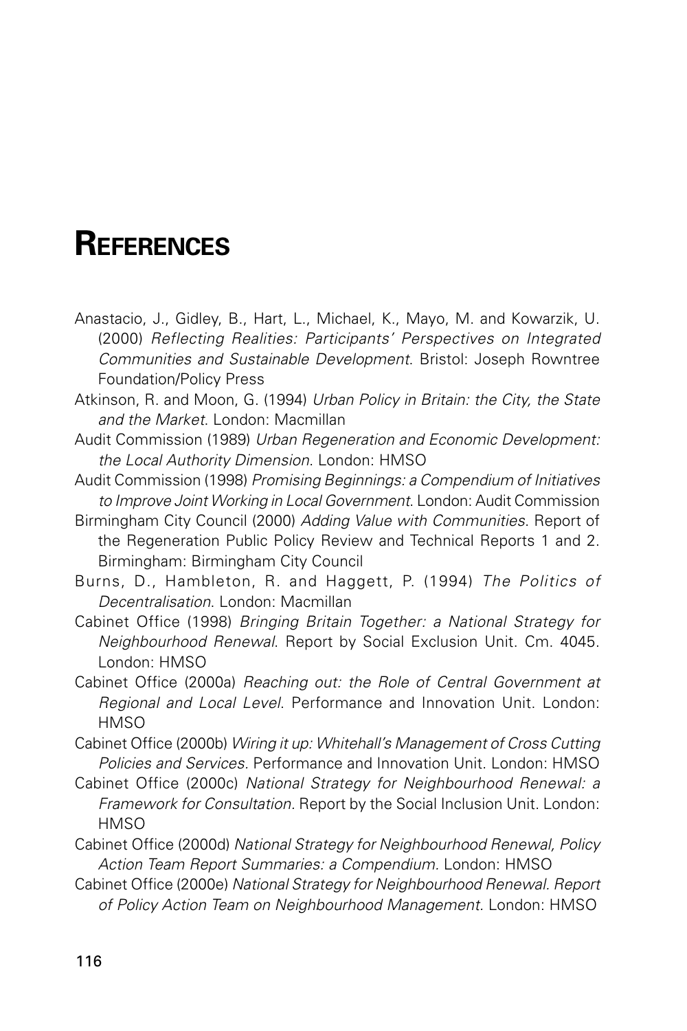# References

Anastacio, J., Gidley, B., Hart, L., Michael, K., Mayo, M. and Kowarzik, U. (2000) *Reflecting Realities: Participants' Perspectives on Integrated Communities and Sustainable Development*. Bristol: Joseph Rowntree Foundation/Policy Press

Atkinson, R. and Moon, G. (1994) *Urban Policy in Britain: the City, the State and the Market*. London: Macmillan

Audit Commission (1989) *Urban Regeneration and Economic Development: the Local Authority Dimension*. London: HMSO

Audit Commission (1998) *Promising Beginnings: a Compendium of Initiatives to Improve Joint Working in Local Government*. London: Audit Commission

Birmingham City Council (2000) *Adding Value with Communities*. Report of the Regeneration Public Policy Review and Technical Reports 1 and 2. Birmingham: Birmingham City Council

Burns, D., Hambleton, R. and Haggett, P. (1994) *The Politics of Decentralisation*. London: Macmillan

Cabinet Office (1998) *Bringing Britain Together: a National Strategy for Neighbourhood Renewal*. Report by Social Exclusion Unit. Cm. 4045. London: HMSO

Cabinet Office (2000a) *Reaching out: the Role of Central Government at Regional and Local Level*. Performance and Innovation Unit. London: HMSO

Cabinet Office (2000b) *Wiring it up: Whitehall's Management of Cross Cutting Policies and Services.* Performance and Innovation Unit. London: HMSO

Cabinet Office (2000c) *National Strategy for Neighbourhood Renewal: a Framework for Consultation.* Report by the Social Inclusion Unit. London: HMSO

Cabinet Office (2000d) *National Strategy for Neighbourhood Renewal, Policy Action Team Report Summaries: a Compendium.* London: HMSO

Cabinet Office (2000e) *National Strategy for Neighbourhood Renewal. Report of Policy Action Team on Neighbourhood Management.* London: HMSO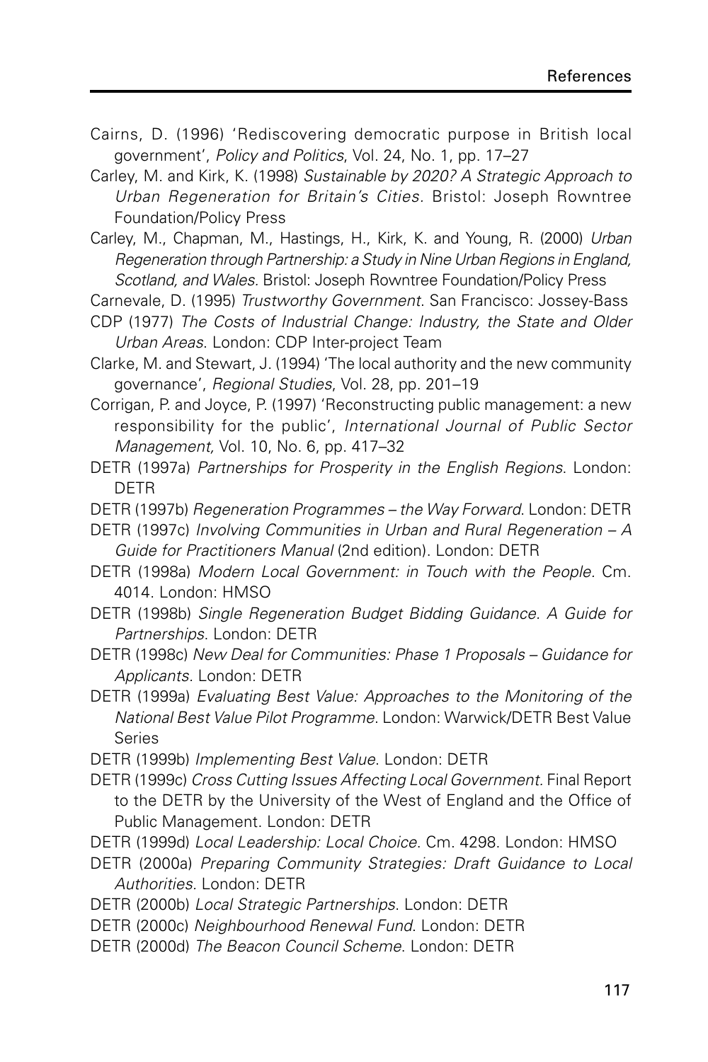Cairns, D. (1996) 'Rediscovering democratic purpose in British local government', *Policy and Politics*, Vol. 24, No. 1, pp. 17–27

Carley, M. and Kirk, K. (1998) *Sustainable by 2020? A Strategic Approach to Urban Regeneration for Britain's Cities*. Bristol: Joseph Rowntree Foundation/Policy Press

Carley, M., Chapman, M., Hastings, H., Kirk, K. and Young, R. (2000) *Urban Regeneration through Partnership: a Study in Nine Urban Regions in England, Scotland, and Wales*. Bristol: Joseph Rowntree Foundation/Policy Press

Carnevale, D. (1995) *Trustworthy Government*. San Francisco: Jossey-Bass

CDP (1977) *The Costs of Industrial Change: Industry, the State and Older Urban Areas*. London: CDP Inter-project Team

Clarke, M. and Stewart, J. (1994) 'The local authority and the new community governance', *Regional Studies*, Vol. 28, pp. 201–19

Corrigan, P. and Joyce, P. (1997) 'Reconstructing public management: a new responsibility for the public', *International Journal of Public Sector Management,* Vol. 10, No. 6, pp. 417–32

DETR (1997a) *Partnerships for Prosperity in the English Regions*. London: DETR

DETR (1997b) *Regeneration Programmes – the Way Forward*. London: DETR

DETR (1997c) *Involving Communities in Urban and Rural Regeneration – A Guide for Practitioners Manual* (2nd edition). London: DETR

DETR (1998a) *Modern Local Government: in Touch with the People.* Cm. 4014. London: HMSO

DETR (1998b) *Single Regeneration Budget Bidding Guidance. A Guide for Partnerships*. London: DETR

DETR (1998c) *New Deal for Communities: Phase 1 Proposals – Guidance for Applicants.* London: DETR

DETR (1999a) *Evaluating Best Value: Approaches to the Monitoring of the National Best Value Pilot Programme*. London: Warwick/DETR Best Value Series

DETR (1999b) *Implementing Best Value*. London: DETR

DETR (1999c) *Cross Cutting Issues Affecting Local Government.* Final Report to the DETR by the University of the West of England and the Office of Public Management. London: DETR

DETR (1999d) *Local Leadership: Local Choice*. Cm. 4298. London: HMSO

DETR (2000a) *Preparing Community Strategies: Draft Guidance to Local Authorities*. London: DETR

DETR (2000b) *Local Strategic Partnerships*. London: DETR

DETR (2000c) *Neighbourhood Renewal Fund*. London: DETR

DETR (2000d) *The Beacon Council Scheme*. London: DETR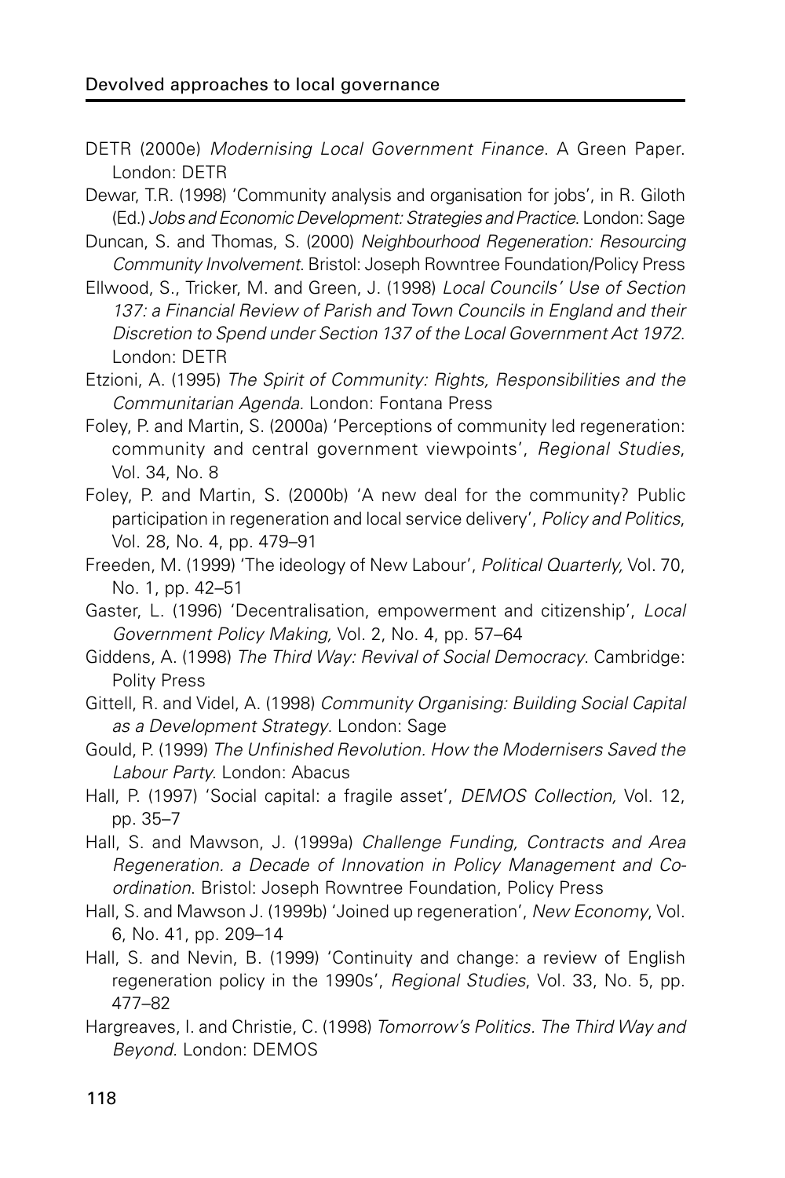DETR (2000e) *Modernising Local Government Finance*. A Green Paper. London: DETR

Dewar, T.R. (1998) 'Community analysis and organisation for jobs', in R. Giloth (Ed.) *Jobs and Economic Development: Strategies and Practice*. London: Sage

Duncan, S. and Thomas, S. (2000) *Neighbourhood Regeneration: Resourcing Community Involvement*. Bristol: Joseph Rowntree Foundation/Policy Press

Ellwood, S., Tricker, M. and Green, J. (1998) *Local Councils' Use of Section 137: a Financial Review of Parish and Town Councils in England and their Discretion to Spend under Section 137 of the Local Government Act 1972*. London: DETR

Etzioni, A. (1995) *The Spirit of Community: Rights, Responsibilities and the Communitarian Agenda.* London: Fontana Press

Foley, P. and Martin, S. (2000a) 'Perceptions of community led regeneration: community and central government viewpoints', *Regional Studies*, Vol. 34, No. 8

Foley, P. and Martin, S. (2000b) 'A new deal for the community? Public participation in regeneration and local service delivery', *Policy and Politics*, Vol. 28, No. 4, pp. 479–91

Freeden, M. (1999) 'The ideology of New Labour', *Political Quarterly,* Vol. 70, No. 1, pp. 42–51

Gaster, L. (1996) 'Decentralisation, empowerment and citizenship', *Local Government Policy Making,* Vol. 2, No. 4, pp. 57–64

Giddens, A. (1998) *The Third Way: Revival of Social Democracy*. Cambridge: Polity Press

Gittell, R. and Videl, A. (1998) *Community Organising: Building Social Capital as a Development Strategy*. London: Sage

Gould, P. (1999) *The Unfinished Revolution. How the Modernisers Saved the Labour Party.* London: Abacus

Hall, P. (1997) 'Social capital: a fragile asset', *DEMOS Collection,* Vol. 12, pp. 35–7

Hall, S. and Mawson, J. (1999a) *Challenge Funding, Contracts and Area Regeneration. a Decade of Innovation in Policy Management and Co-ordination*. Bristol: Joseph Rowntree Foundation, Policy Press

Hall, S. and Mawson J. (1999b) 'Joined up regeneration', *New Economy*, Vol. 6, No. 41, pp. 209–14

Hall, S. and Nevin, B. (1999) 'Continuity and change: a review of English regeneration policy in the 1990s', *Regional Studies*, Vol. 33, No. 5, pp. 477–82

Hargreaves, I. and Christie, C. (1998) *Tomorrow's Politics. The Third Way and Beyond.* London: DEMOS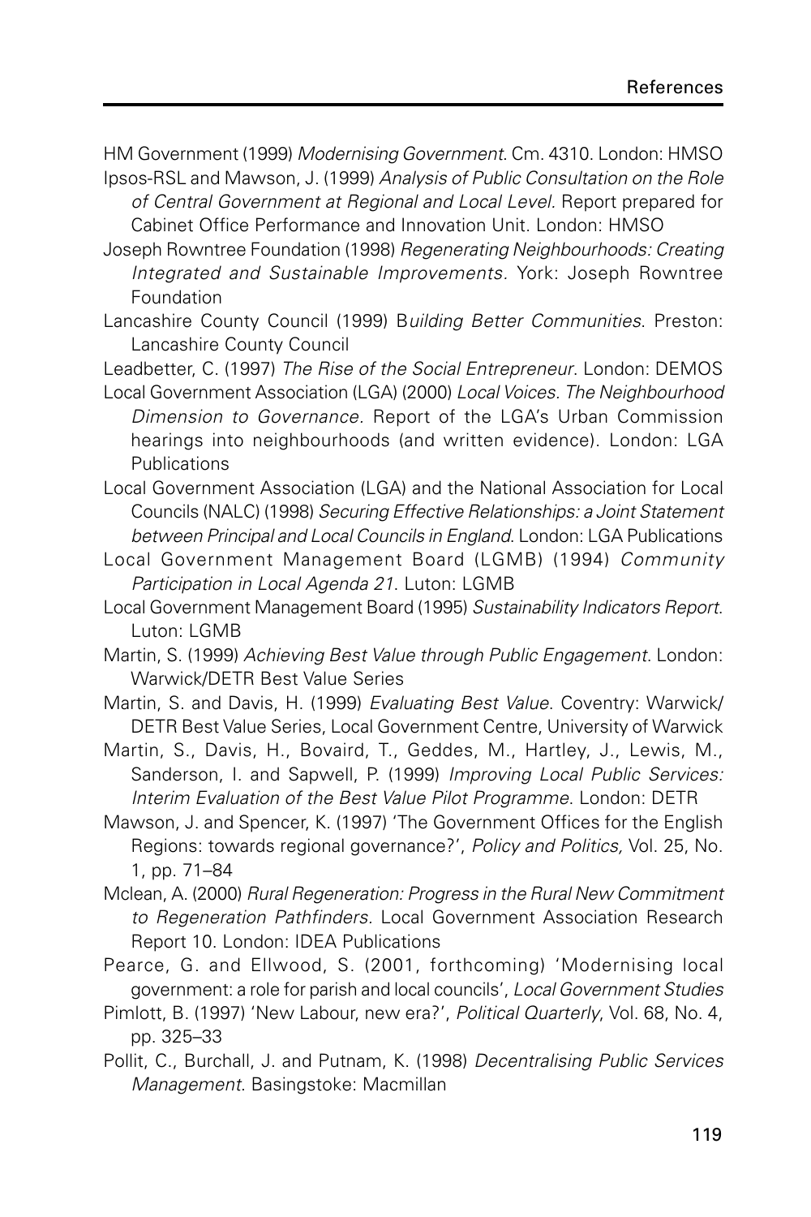HM Government (1999) *Modernising Government*. Cm. 4310. London: HMSO

Ipsos-RSL and Mawson, J. (1999) *Analysis of Public Consultation on the Role of Central Government at Regional and Local Level.* Report prepared for Cabinet Office Performance and Innovation Unit. London: HMSO

Joseph Rowntree Foundation (1998) *Regenerating Neighbourhoods: Creating Integrated and Sustainable Improvements.* York: Joseph Rowntree Foundation

Lancashire County Council (1999) B*uilding Better Communities*. Preston: Lancashire County Council

Leadbetter, C. (1997) *The Rise of the Social Entrepreneur*. London: DEMOS

Local Government Association (LGA) (2000) *Local Voices. The Neighbourhood Dimension to Governance.* Report of the LGA's Urban Commission hearings into neighbourhoods (and written evidence). London: LGA Publications

Local Government Association (LGA) and the National Association for Local Councils (NALC) (1998) *Securing Effective Relationships: a Joint Statement between Principal and Local Councils in England*. London: LGA Publications

Local Government Management Board (LGMB) (1994) *Community Participation in Local Agenda 21*. Luton: LGMB

Local Government Management Board (1995) *Sustainability Indicators Report.* Luton: LGMB

Martin, S. (1999) *Achieving Best Value through Public Engagement*. London: Warwick/DETR Best Value Series

Martin, S. and Davis, H. (1999) *Evaluating Best Value*. Coventry: Warwick/DETR Best Value Series, Local Government Centre, University of Warwick

Martin, S., Davis, H., Bovaird, T., Geddes, M., Hartley, J., Lewis, M., Sanderson, I. and Sapwell, P. (1999) *Improving Local Public Services: Interim Evaluation of the Best Value Pilot Programme*. London: DETR

Mawson, J. and Spencer, K. (1997) 'The Government Offices for the English Regions: towards regional governance?', *Policy and Politics,* Vol. 25, No. 1, pp. 71–84

Mclean, A. (2000) *Rural Regeneration: Progress in the Rural New Commitment to Regeneration Pathfinders.* Local Government Association Research Report 10. London: IDEA Publications

Pearce, G. and Ellwood, S. (2001, forthcoming) 'Modernising local government: a role for parish and local councils', *Local Government Studies*

Pimlott, B. (1997) 'New Labour, new era?', *Political Quarterly*, Vol. 68, No. 4, pp. 325–33

Pollit, C., Burchall, J. and Putnam, K. (1998) *Decentralising Public Services Management*. Basingstoke: Macmillan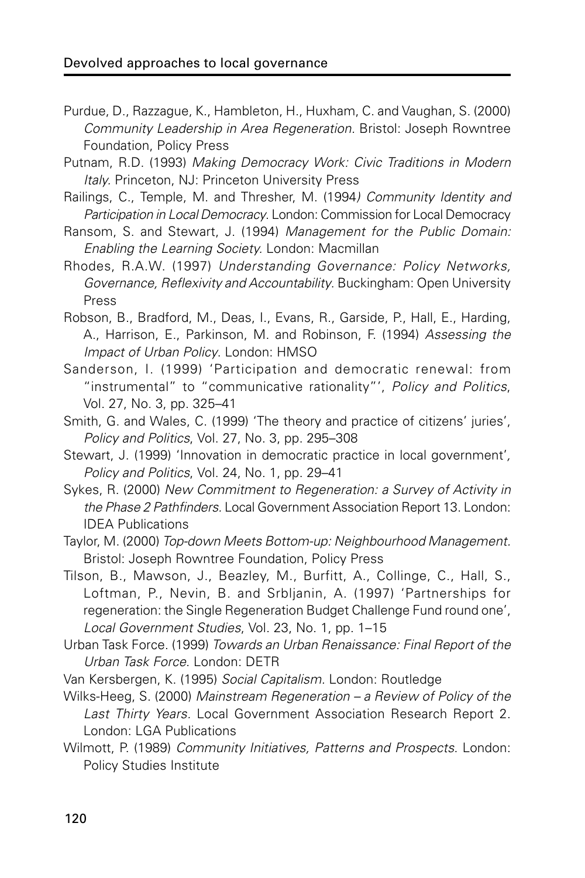Purdue, D., Razzague, K., Hambleton, H., Huxham, C. and Vaughan, S. (2000) *Community Leadership in Area Regeneration*. Bristol: Joseph Rowntree Foundation, Policy Press

Putnam, R.D. (1993) *Making Democracy Work: Civic Traditions in Modern Italy*. Princeton, NJ: Princeton University Press

Railings, C., Temple, M. and Thresher, M. (1994) *Community Identity and Participation in Local Democracy*. London: Commission for Local Democracy

Ransom, S. and Stewart, J. (1994) *Management for the Public Domain: Enabling the Learning Society*. London: Macmillan

Rhodes, R.A.W. (1997) *Understanding Governance: Policy Networks, Governance, Reflexivity and Accountability*. Buckingham: Open University Press

Robson, B., Bradford, M., Deas, I., Evans, R., Garside, P., Hall, E., Harding, A., Harrison, E., Parkinson, M. and Robinson, F. (1994) *Assessing the Impact of Urban Policy*. London: HMSO

Sanderson, I. (1999) 'Participation and democratic renewal: from "instrumental" to "communicative rationality"', *Policy and Politics*, Vol. 27, No. 3, pp. 325–41

Smith, G. and Wales, C. (1999) 'The theory and practice of citizens' juries', *Policy and Politics*, Vol. 27, No. 3, pp. 295–308

Stewart, J. (1999) 'Innovation in democratic practice in local government', *Policy and Politics*, Vol. 24, No. 1, pp. 29–41

Sykes, R. (2000) *New Commitment to Regeneration: a Survey of Activity in the Phase 2 Pathfinders*. Local Government Association Report 13. London: IDEA Publications

Taylor, M. (2000) *Top-down Meets Bottom-up: Neighbourhood Management*. Bristol: Joseph Rowntree Foundation, Policy Press

Tilson, B., Mawson, J., Beazley, M., Burfitt, A., Collinge, C., Hall, S., Loftman, P., Nevin, B. and Srbljanin, A. (1997) 'Partnerships for regeneration: the Single Regeneration Budget Challenge Fund round one', *Local Government Studies*, Vol. 23, No. 1, pp. 1–15

Urban Task Force. (1999) *Towards an Urban Renaissance: Final Report of the Urban Task Force*. London: DETR

Van Kersbergen, K. (1995) *Social Capitalism*. London: Routledge

Wilks-Heeg, S. (2000) *Mainstream Regeneration – a Review of Policy of the Last Thirty Years*. Local Government Association Research Report 2. London: LGA Publications

Wilmott, P. (1989) *Community Initiatives, Patterns and Prospects*. London: Policy Studies Institute